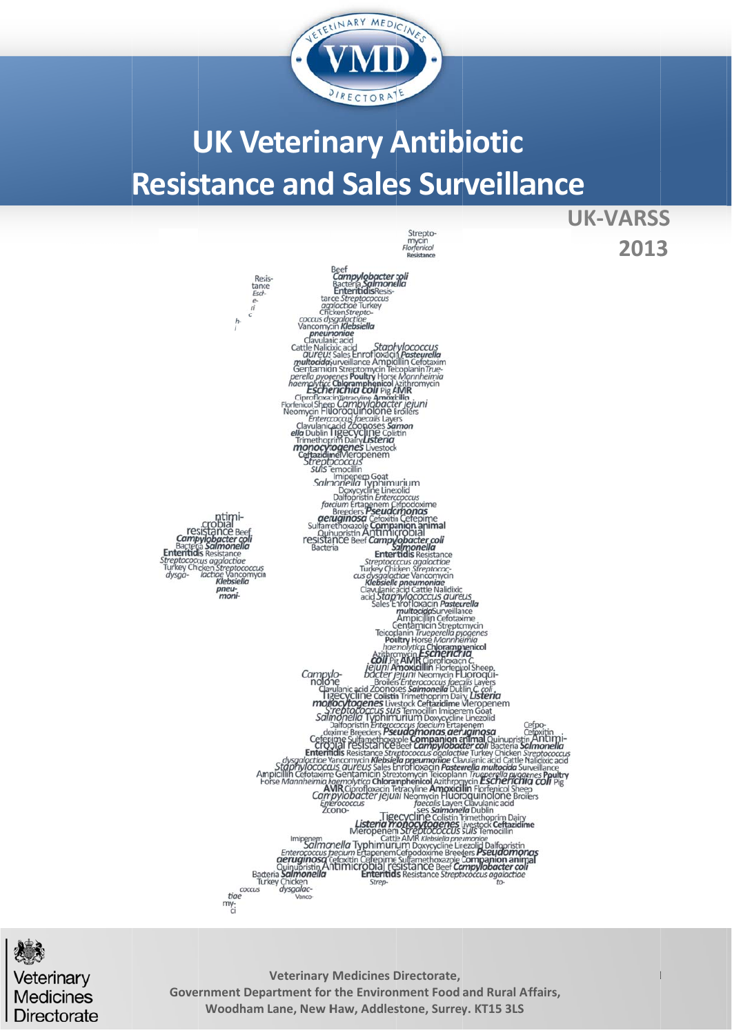# UK Veterinary Antibiotic Resistance and Sales Surveillance

**UK-VARSS**

**2013**

**Veterinary Medicines Directorate,**
**Government Department for the Environment Food and Rural Affairs,**
**Woodham Lane, New Haw, Addlestone, Surrey. KT15 3LS**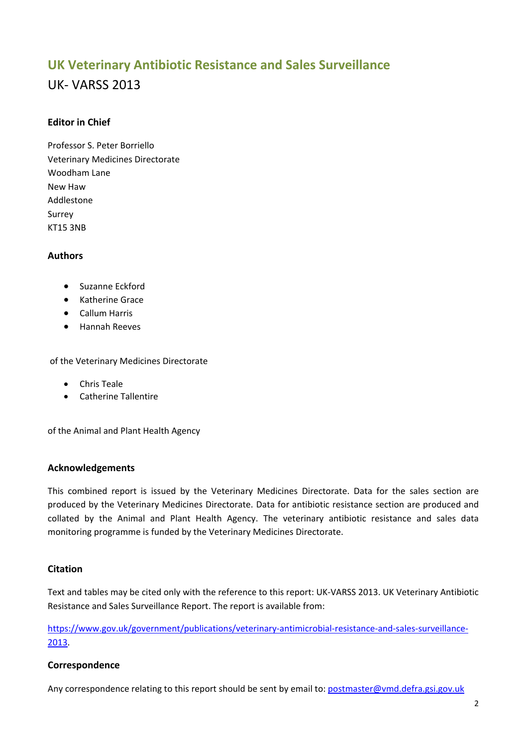# UK Veterinary Antibiotic Resistance and Sales Surveillance

UK- VARSS 2013

### Editor in Chief

Professor S. Peter Borriello
Veterinary Medicines Directorate
Woodham Lane
New Haw
Addlestone
Surrey
KT15 3NB

### Authors

- Suzanne Eckford
- Katherine Grace
- Callum Harris
- Hannah Reeves

of the Veterinary Medicines Directorate

- Chris Teale
- Catherine Tallentire

of the Animal and Plant Health Agency

### Acknowledgements

This combined report is issued by the Veterinary Medicines Directorate. Data for the sales section are produced by the Veterinary Medicines Directorate. Data for antibiotic resistance section are produced and collated by the Animal and Plant Health Agency. The veterinary antibiotic resistance and sales data monitoring programme is funded by the Veterinary Medicines Directorate.

### Citation

Text and tables may be cited only with the reference to this report: UK-VARSS 2013. UK Veterinary Antibiotic Resistance and Sales Surveillance Report. The report is available from:

https://www.gov.uk/government/publications/veterinary-antimicrobial-resistance-and-sales-surveillance-2013.

### Correspondence

Any correspondence relating to this report should be sent by email to: postmaster@vmd.defra.gsi.gov.uk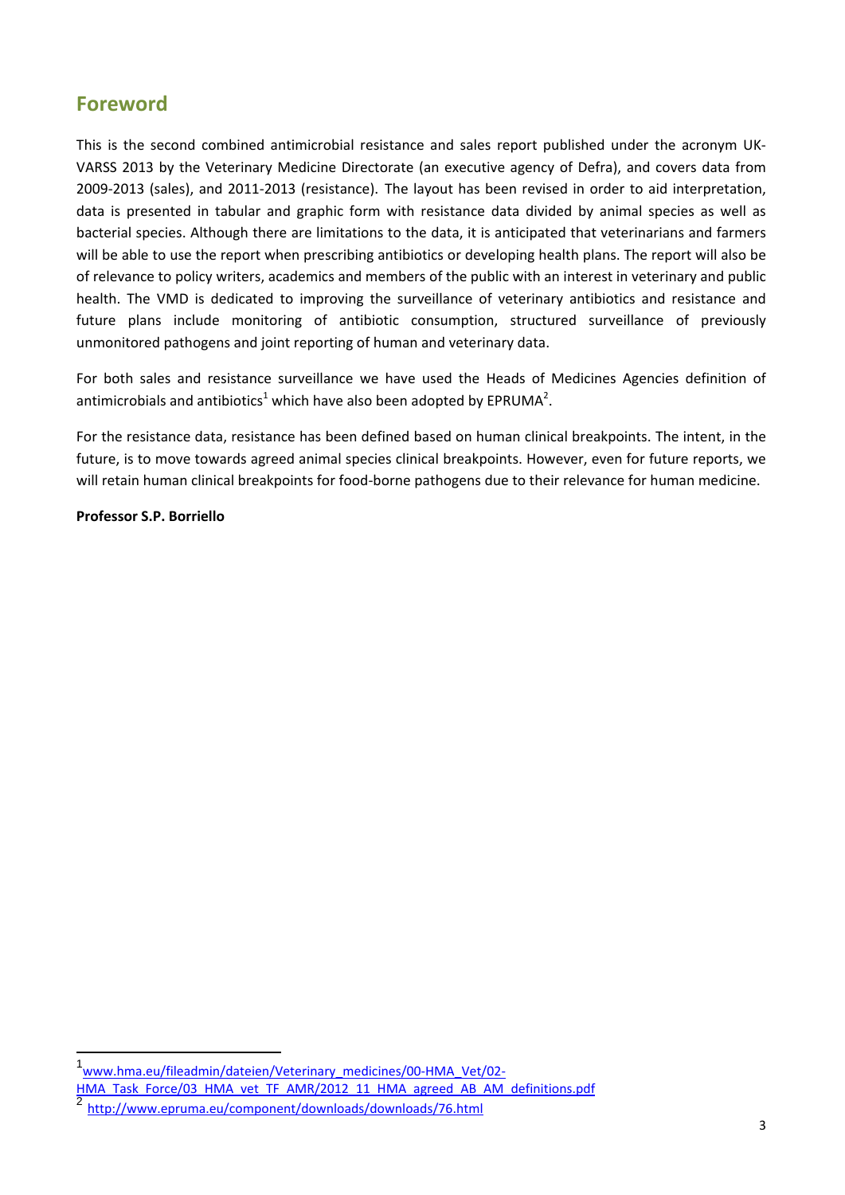## Foreword

This is the second combined antimicrobial resistance and sales report published under the acronym UK-VARSS 2013 by the Veterinary Medicine Directorate (an executive agency of Defra), and covers data from 2009-2013 (sales), and 2011-2013 (resistance). The layout has been revised in order to aid interpretation, data is presented in tabular and graphic form with resistance data divided by animal species as well as bacterial species. Although there are limitations to the data, it is anticipated that veterinarians and farmers will be able to use the report when prescribing antibiotics or developing health plans. The report will also be of relevance to policy writers, academics and members of the public with an interest in veterinary and public health. The VMD is dedicated to improving the surveillance of veterinary antibiotics and resistance and future plans include monitoring of antibiotic consumption, structured surveillance of previously unmonitored pathogens and joint reporting of human and veterinary data.

For both sales and resistance surveillance we have used the Heads of Medicines Agencies definition of antimicrobials and antibiotics[1] which have also been adopted by EPRUMA[2].

For the resistance data, resistance has been defined based on human clinical breakpoints. The intent, in the future, is to move towards agreed animal species clinical breakpoints. However, even for future reports, we will retain human clinical breakpoints for food-borne pathogens due to their relevance for human medicine.

**Professor S.P. Borriello**

---

[1] www.hma.eu/fileadmin/dateien/Veterinary_medicines/00-HMA_Vet/02-HMA_Task_Force/03_HMA_vet_TF_AMR/2012_11_HMA_agreed_AB_AM_definitions.pdf

[2] http://www.epruma.eu/component/downloads/downloads/76.html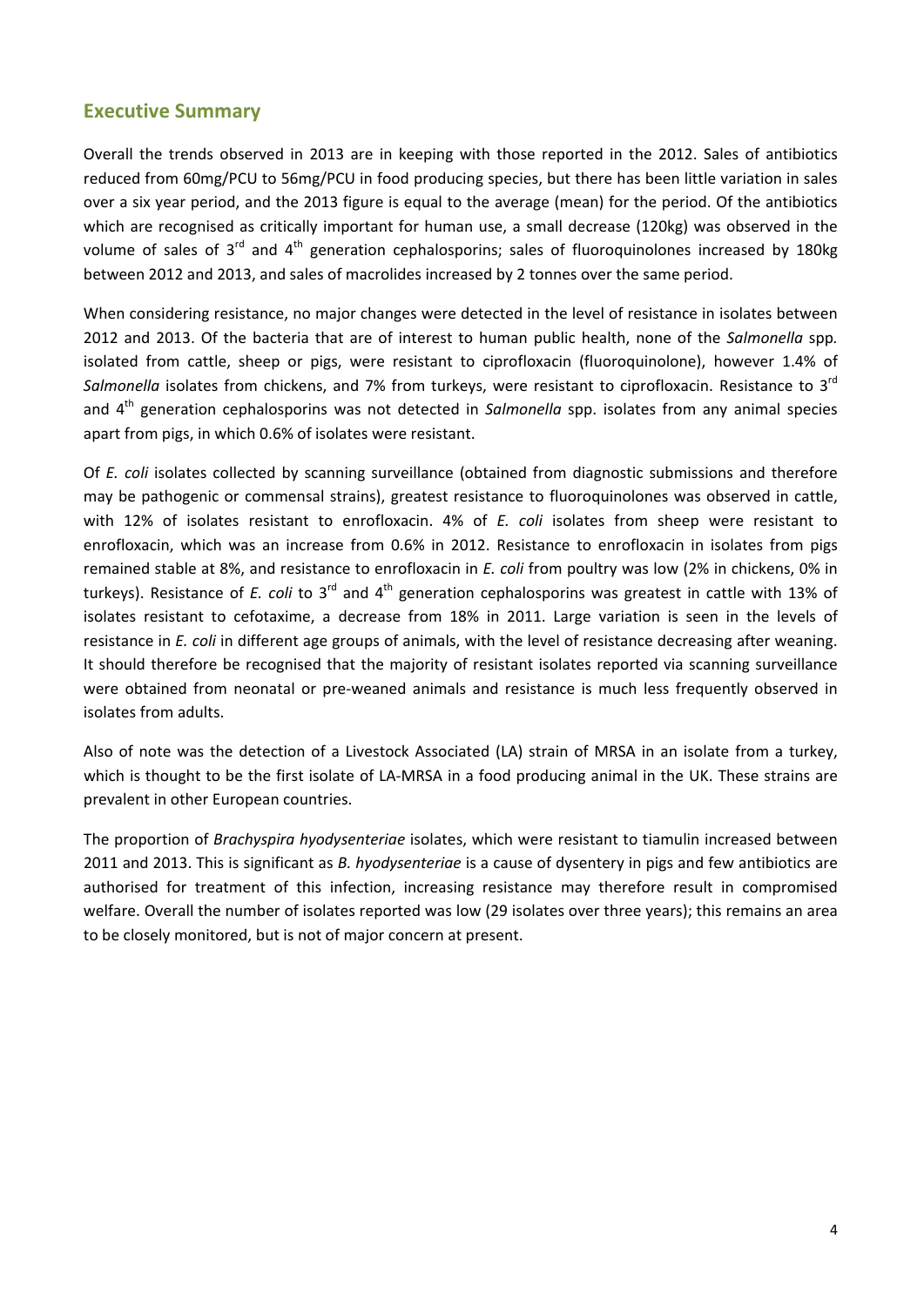## Executive Summary

Overall the trends observed in 2013 are in keeping with those reported in the 2012. Sales of antibiotics reduced from 60mg/PCU to 56mg/PCU in food producing species, but there has been little variation in sales over a six year period, and the 2013 figure is equal to the average (mean) for the period. Of the antibiotics which are recognised as critically important for human use, a small decrease (120kg) was observed in the volume of sales of 3rd and 4th generation cephalosporins; sales of fluoroquinolones increased by 180kg between 2012 and 2013, and sales of macrolides increased by 2 tonnes over the same period.

When considering resistance, no major changes were detected in the level of resistance in isolates between 2012 and 2013. Of the bacteria that are of interest to human public health, none of the *Salmonella* spp*.* isolated from cattle, sheep or pigs, were resistant to ciprofloxacin (fluoroquinolone), however 1.4% of *Salmonella* isolates from chickens, and 7% from turkeys, were resistant to ciprofloxacin. Resistance to 3rd and 4th generation cephalosporins was not detected in *Salmonella* spp. isolates from any animal species apart from pigs, in which 0.6% of isolates were resistant.

Of *E. coli* isolates collected by scanning surveillance (obtained from diagnostic submissions and therefore may be pathogenic or commensal strains), greatest resistance to fluoroquinolones was observed in cattle, with 12% of isolates resistant to enrofloxacin. 4% of *E. coli* isolates from sheep were resistant to enrofloxacin, which was an increase from 0.6% in 2012. Resistance to enrofloxacin in isolates from pigs remained stable at 8%, and resistance to enrofloxacin in *E. coli* from poultry was low (2% in chickens, 0% in turkeys). Resistance of *E. coli* to 3rd and 4th generation cephalosporins was greatest in cattle with 13% of isolates resistant to cefotaxime, a decrease from 18% in 2011. Large variation is seen in the levels of resistance in *E. coli* in different age groups of animals, with the level of resistance decreasing after weaning. It should therefore be recognised that the majority of resistant isolates reported via scanning surveillance were obtained from neonatal or pre-weaned animals and resistance is much less frequently observed in isolates from adults.

Also of note was the detection of a Livestock Associated (LA) strain of MRSA in an isolate from a turkey, which is thought to be the first isolate of LA-MRSA in a food producing animal in the UK. These strains are prevalent in other European countries.

The proportion of *Brachyspira hyodysenteriae* isolates, which were resistant to tiamulin increased between 2011 and 2013. This is significant as *B. hyodysenteriae* is a cause of dysentery in pigs and few antibiotics are authorised for treatment of this infection, increasing resistance may therefore result in compromised welfare. Overall the number of isolates reported was low (29 isolates over three years); this remains an area to be closely monitored, but is not of major concern at present.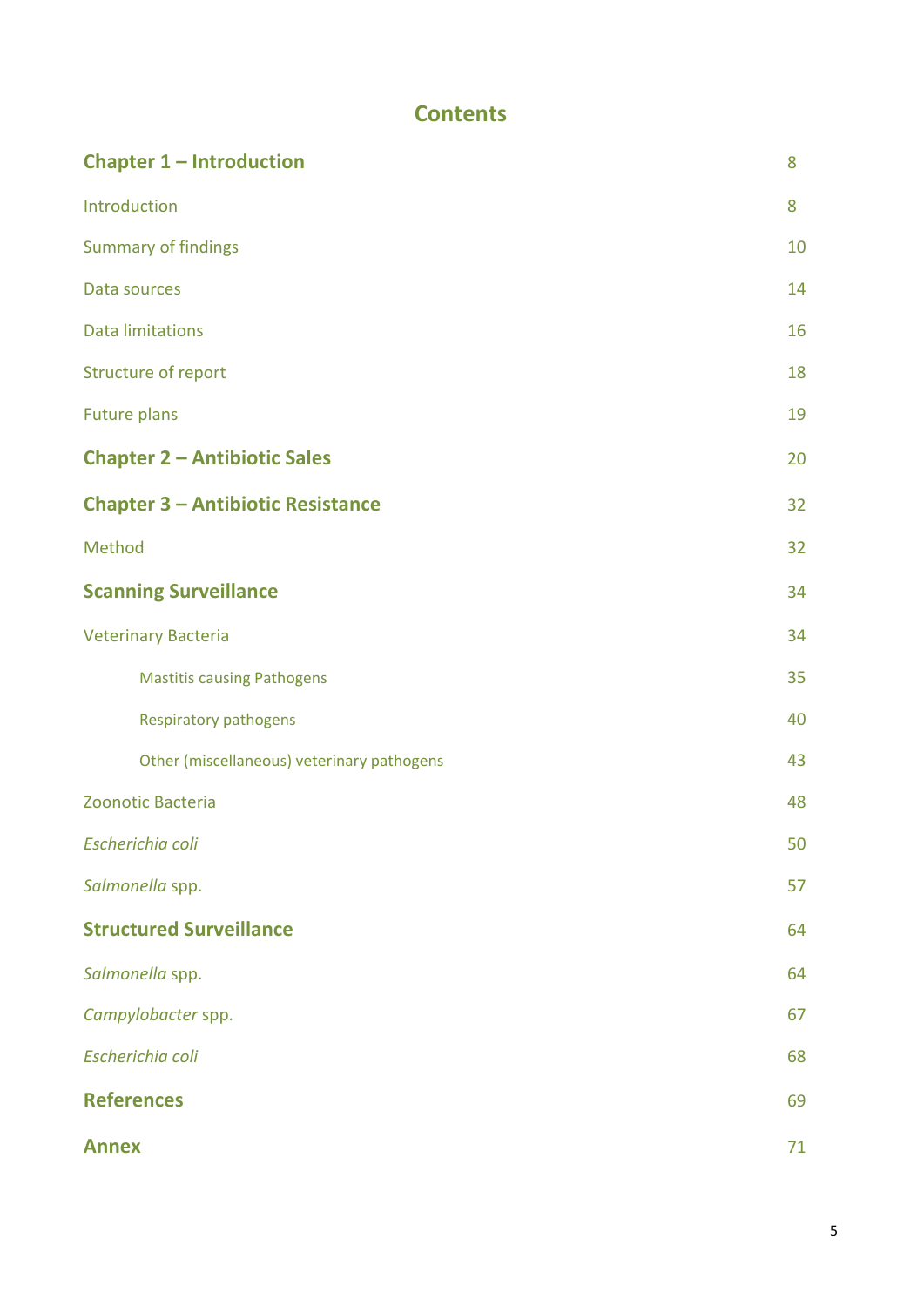# Contents

| | |
|---|---|
| **Chapter 1 – Introduction** | 8 |
| Introduction | 8 |
| Summary of findings | 10 |
| Data sources | 14 |
| Data limitations | 16 |
| Structure of report | 18 |
| Future plans | 19 |
| **Chapter 2 – Antibiotic Sales** | 20 |
| **Chapter 3 – Antibiotic Resistance** | 32 |
| Method | 32 |
| **Scanning Surveillance** | 34 |
| Veterinary Bacteria | 34 |
| Mastitis causing Pathogens | 35 |
| Respiratory pathogens | 40 |
| Other (miscellaneous) veterinary pathogens | 43 |
| Zoonotic Bacteria | 48 |
| *Escherichia coli* | 50 |
| *Salmonella* spp. | 57 |
| **Structured Surveillance** | 64 |
| *Salmonella* spp. | 64 |
| *Campylobacter* spp. | 67 |
| *Escherichia coli* | 68 |
| **References** | 69 |
| **Annex** | 71 |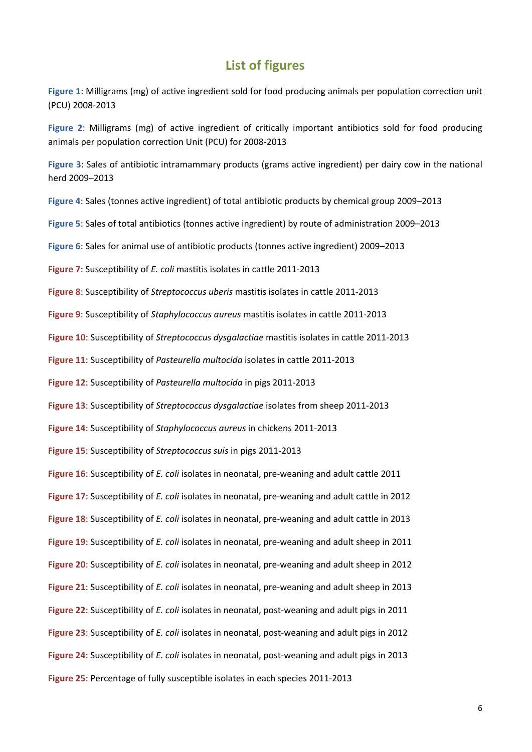# List of figures

**Figure 1**: Milligrams (mg) of active ingredient sold for food producing animals per population correction unit (PCU) 2008-2013

**Figure 2**: Milligrams (mg) of active ingredient of critically important antibiotics sold for food producing animals per population correction Unit (PCU) for 2008-2013

**Figure 3**: Sales of antibiotic intramammary products (grams active ingredient) per dairy cow in the national herd 2009–2013

**Figure 4**: Sales (tonnes active ingredient) of total antibiotic products by chemical group 2009–2013

**Figure 5**: Sales of total antibiotics (tonnes active ingredient) by route of administration 2009–2013

**Figure 6**: Sales for animal use of antibiotic products (tonnes active ingredient) 2009–2013

**Figure 7**: Susceptibility of *E. coli* mastitis isolates in cattle 2011-2013

**Figure 8**: Susceptibility of *Streptococcus uberis* mastitis isolates in cattle 2011-2013

**Figure 9**: Susceptibility of *Staphylococcus aureus* mastitis isolates in cattle 2011-2013

**Figure 10**: Susceptibility of *Streptococcus dysgalactiae* mastitis isolates in cattle 2011-2013

**Figure 11**: Susceptibility of *Pasteurella multocida* isolates in cattle 2011-2013

**Figure 12**: Susceptibility of *Pasteurella multocida* in pigs 2011-2013

**Figure 13**: Susceptibility of *Streptococcus dysgalactiae* isolates from sheep 2011-2013

**Figure 14**: Susceptibility of *Staphylococcus aureus* in chickens 2011-2013

**Figure 15**: Susceptibility of *Streptococcus suis* in pigs 2011-2013

**Figure 16**: Susceptibility of *E. coli* isolates in neonatal, pre-weaning and adult cattle 2011

**Figure 17**: Susceptibility of *E. coli* isolates in neonatal, pre-weaning and adult cattle in 2012

**Figure 18**: Susceptibility of *E. coli* isolates in neonatal, pre-weaning and adult cattle in 2013

**Figure 19**: Susceptibility of *E. coli* isolates in neonatal, pre-weaning and adult sheep in 2011

**Figure 20**: Susceptibility of *E. coli* isolates in neonatal, pre-weaning and adult sheep in 2012

**Figure 21**: Susceptibility of *E. coli* isolates in neonatal, pre-weaning and adult sheep in 2013

**Figure 22**: Susceptibility of *E. coli* isolates in neonatal, post-weaning and adult pigs in 2011

**Figure 23**: Susceptibility of *E. coli* isolates in neonatal, post-weaning and adult pigs in 2012

**Figure 24**: Susceptibility of *E. coli* isolates in neonatal, post-weaning and adult pigs in 2013

**Figure 25**: Percentage of fully susceptible isolates in each species 2011-2013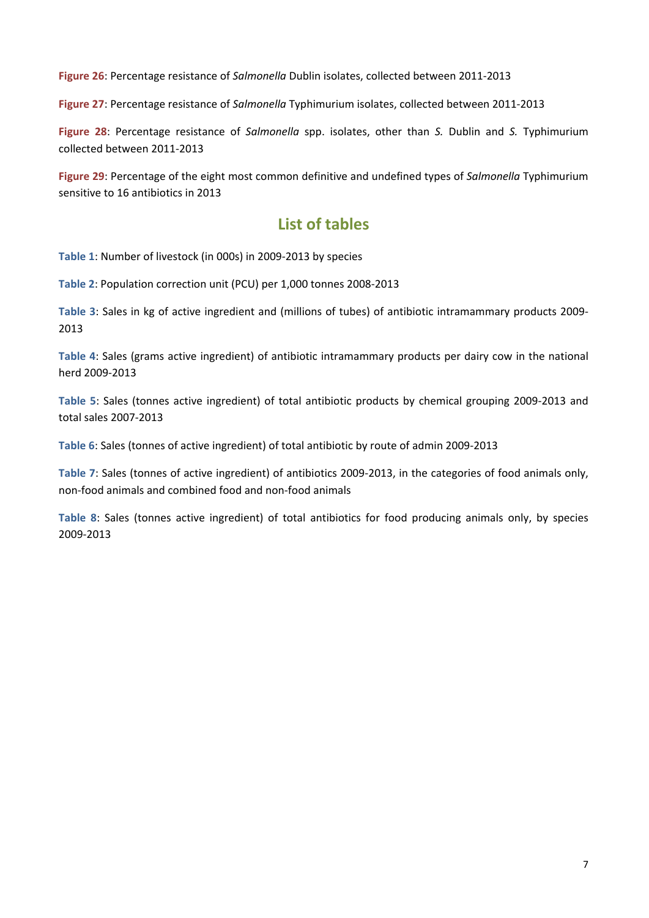**Figure 26**: Percentage resistance of *Salmonella* Dublin isolates, collected between 2011-2013

**Figure 27**: Percentage resistance of *Salmonella* Typhimurium isolates, collected between 2011-2013

**Figure 28**: Percentage resistance of *Salmonella* spp. isolates, other than *S.* Dublin and *S.* Typhimurium collected between 2011-2013

**Figure 29**: Percentage of the eight most common definitive and undefined types of *Salmonella* Typhimurium sensitive to 16 antibiotics in 2013

## List of tables

**Table 1**: Number of livestock (in 000s) in 2009-2013 by species

**Table 2**: Population correction unit (PCU) per 1,000 tonnes 2008-2013

**Table 3**: Sales in kg of active ingredient and (millions of tubes) of antibiotic intramammary products 2009-2013

**Table 4**: Sales (grams active ingredient) of antibiotic intramammary products per dairy cow in the national herd 2009-2013

**Table 5**: Sales (tonnes active ingredient) of total antibiotic products by chemical grouping 2009-2013 and total sales 2007-2013

**Table 6**: Sales (tonnes of active ingredient) of total antibiotic by route of admin 2009-2013

**Table 7**: Sales (tonnes of active ingredient) of antibiotics 2009-2013, in the categories of food animals only, non-food animals and combined food and non-food animals

**Table 8**: Sales (tonnes active ingredient) of total antibiotics for food producing animals only, by species 2009-2013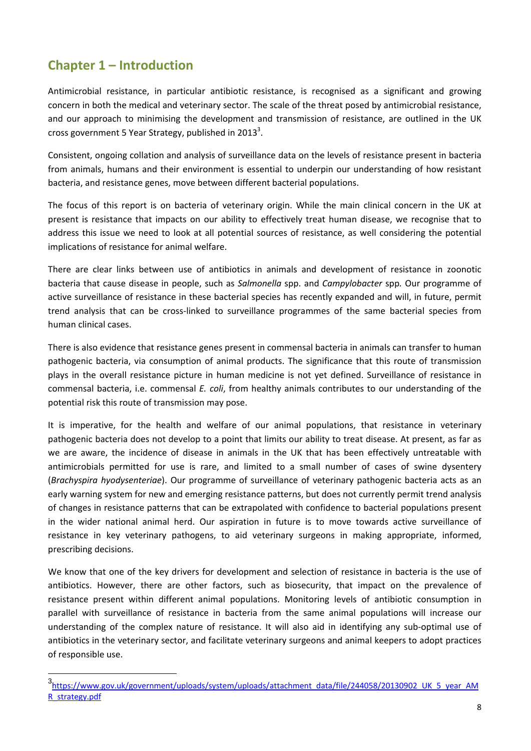## Chapter 1 – Introduction

Antimicrobial resistance, in particular antibiotic resistance, is recognised as a significant and growing concern in both the medical and veterinary sector. The scale of the threat posed by antimicrobial resistance, and our approach to minimising the development and transmission of resistance, are outlined in the UK cross government 5 Year Strategy, published in 2013[3].

Consistent, ongoing collation and analysis of surveillance data on the levels of resistance present in bacteria from animals, humans and their environment is essential to underpin our understanding of how resistant bacteria, and resistance genes, move between different bacterial populations.

The focus of this report is on bacteria of veterinary origin. While the main clinical concern in the UK at present is resistance that impacts on our ability to effectively treat human disease, we recognise that to address this issue we need to look at all potential sources of resistance, as well considering the potential implications of resistance for animal welfare.

There are clear links between use of antibiotics in animals and development of resistance in zoonotic bacteria that cause disease in people, such as *Salmonella* spp. and *Campylobacter* spp*.* Our programme of active surveillance of resistance in these bacterial species has recently expanded and will, in future, permit trend analysis that can be cross-linked to surveillance programmes of the same bacterial species from human clinical cases.

There is also evidence that resistance genes present in commensal bacteria in animals can transfer to human pathogenic bacteria, via consumption of animal products. The significance that this route of transmission plays in the overall resistance picture in human medicine is not yet defined. Surveillance of resistance in commensal bacteria, i.e. commensal *E. coli*, from healthy animals contributes to our understanding of the potential risk this route of transmission may pose.

It is imperative, for the health and welfare of our animal populations, that resistance in veterinary pathogenic bacteria does not develop to a point that limits our ability to treat disease. At present, as far as we are aware, the incidence of disease in animals in the UK that has been effectively untreatable with antimicrobials permitted for use is rare, and limited to a small number of cases of swine dysentery (*Brachyspira hyodysenteriae*). Our programme of surveillance of veterinary pathogenic bacteria acts as an early warning system for new and emerging resistance patterns, but does not currently permit trend analysis of changes in resistance patterns that can be extrapolated with confidence to bacterial populations present in the wider national animal herd. Our aspiration in future is to move towards active surveillance of resistance in key veterinary pathogens, to aid veterinary surgeons in making appropriate, informed, prescribing decisions.

We know that one of the key drivers for development and selection of resistance in bacteria is the use of antibiotics. However, there are other factors, such as biosecurity, that impact on the prevalence of resistance present within different animal populations. Monitoring levels of antibiotic consumption in parallel with surveillance of resistance in bacteria from the same animal populations will increase our understanding of the complex nature of resistance. It will also aid in identifying any sub-optimal use of antibiotics in the veterinary sector, and facilitate veterinary surgeons and animal keepers to adopt practices of responsible use.

---

[3] https://www.gov.uk/government/uploads/system/uploads/attachment_data/file/244058/20130902_UK_5_year_AMR_strategy.pdf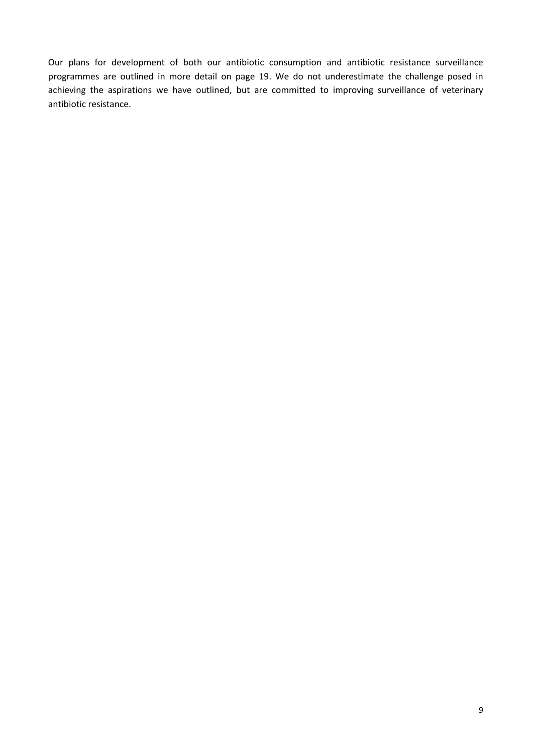Our plans for development of both our antibiotic consumption and antibiotic resistance surveillance programmes are outlined in more detail on page 19. We do not underestimate the challenge posed in achieving the aspirations we have outlined, but are committed to improving surveillance of veterinary antibiotic resistance.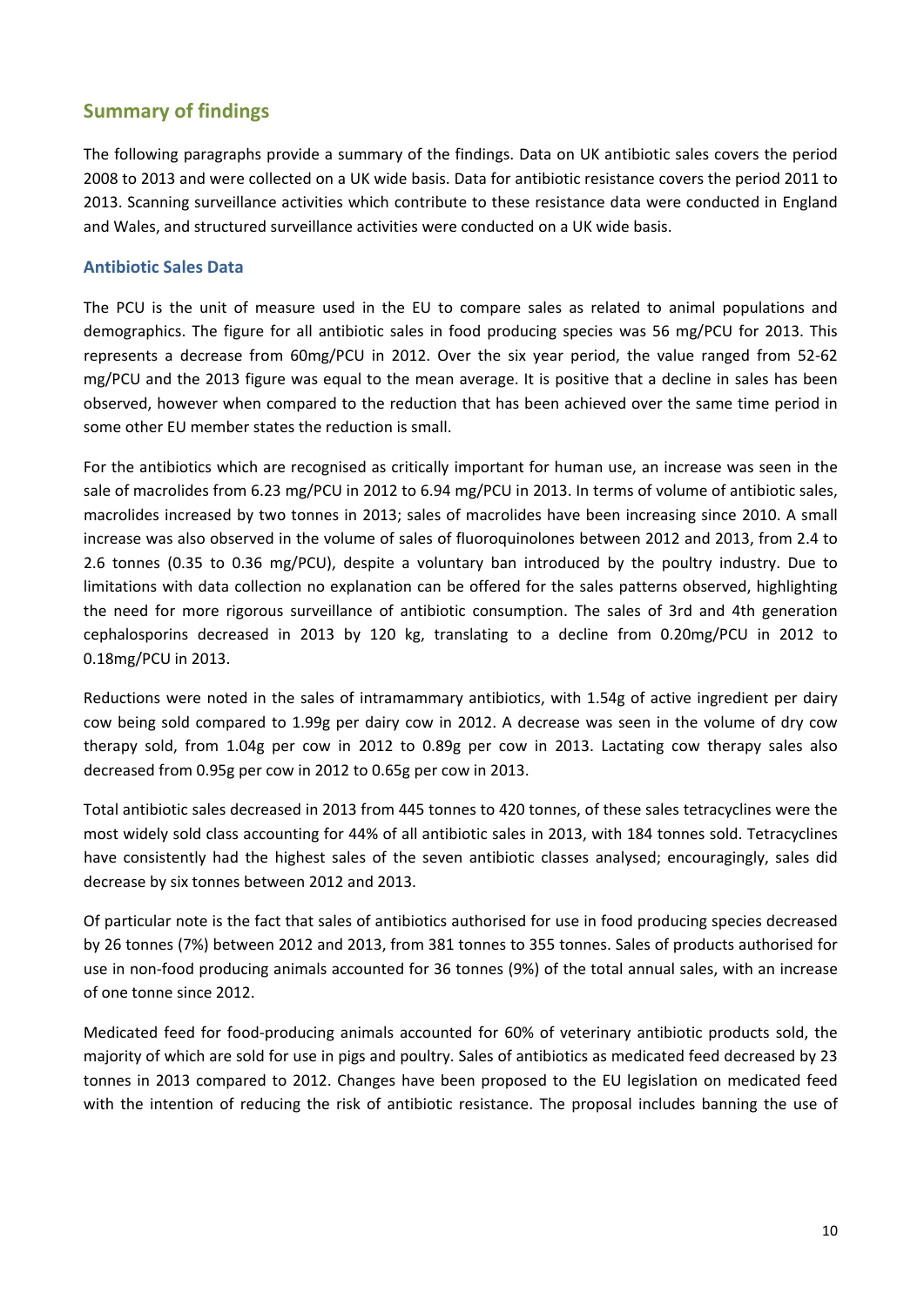## Summary of findings

The following paragraphs provide a summary of the findings. Data on UK antibiotic sales covers the period 2008 to 2013 and were collected on a UK wide basis. Data for antibiotic resistance covers the period 2011 to 2013. Scanning surveillance activities which contribute to these resistance data were conducted in England and Wales, and structured surveillance activities were conducted on a UK wide basis.

### Antibiotic Sales Data

The PCU is the unit of measure used in the EU to compare sales as related to animal populations and demographics. The figure for all antibiotic sales in food producing species was 56 mg/PCU for 2013. This represents a decrease from 60mg/PCU in 2012. Over the six year period, the value ranged from 52-62 mg/PCU and the 2013 figure was equal to the mean average. It is positive that a decline in sales has been observed, however when compared to the reduction that has been achieved over the same time period in some other EU member states the reduction is small.

For the antibiotics which are recognised as critically important for human use, an increase was seen in the sale of macrolides from 6.23 mg/PCU in 2012 to 6.94 mg/PCU in 2013. In terms of volume of antibiotic sales, macrolides increased by two tonnes in 2013; sales of macrolides have been increasing since 2010. A small increase was also observed in the volume of sales of fluoroquinolones between 2012 and 2013, from 2.4 to 2.6 tonnes (0.35 to 0.36 mg/PCU), despite a voluntary ban introduced by the poultry industry. Due to limitations with data collection no explanation can be offered for the sales patterns observed, highlighting the need for more rigorous surveillance of antibiotic consumption. The sales of 3rd and 4th generation cephalosporins decreased in 2013 by 120 kg, translating to a decline from 0.20mg/PCU in 2012 to 0.18mg/PCU in 2013.

Reductions were noted in the sales of intramammary antibiotics, with 1.54g of active ingredient per dairy cow being sold compared to 1.99g per dairy cow in 2012. A decrease was seen in the volume of dry cow therapy sold, from 1.04g per cow in 2012 to 0.89g per cow in 2013. Lactating cow therapy sales also decreased from 0.95g per cow in 2012 to 0.65g per cow in 2013.

Total antibiotic sales decreased in 2013 from 445 tonnes to 420 tonnes, of these sales tetracyclines were the most widely sold class accounting for 44% of all antibiotic sales in 2013, with 184 tonnes sold. Tetracyclines have consistently had the highest sales of the seven antibiotic classes analysed; encouragingly, sales did decrease by six tonnes between 2012 and 2013.

Of particular note is the fact that sales of antibiotics authorised for use in food producing species decreased by 26 tonnes (7%) between 2012 and 2013, from 381 tonnes to 355 tonnes. Sales of products authorised for use in non-food producing animals accounted for 36 tonnes (9%) of the total annual sales, with an increase of one tonne since 2012.

Medicated feed for food-producing animals accounted for 60% of veterinary antibiotic products sold, the majority of which are sold for use in pigs and poultry. Sales of antibiotics as medicated feed decreased by 23 tonnes in 2013 compared to 2012. Changes have been proposed to the EU legislation on medicated feed with the intention of reducing the risk of antibiotic resistance. The proposal includes banning the use of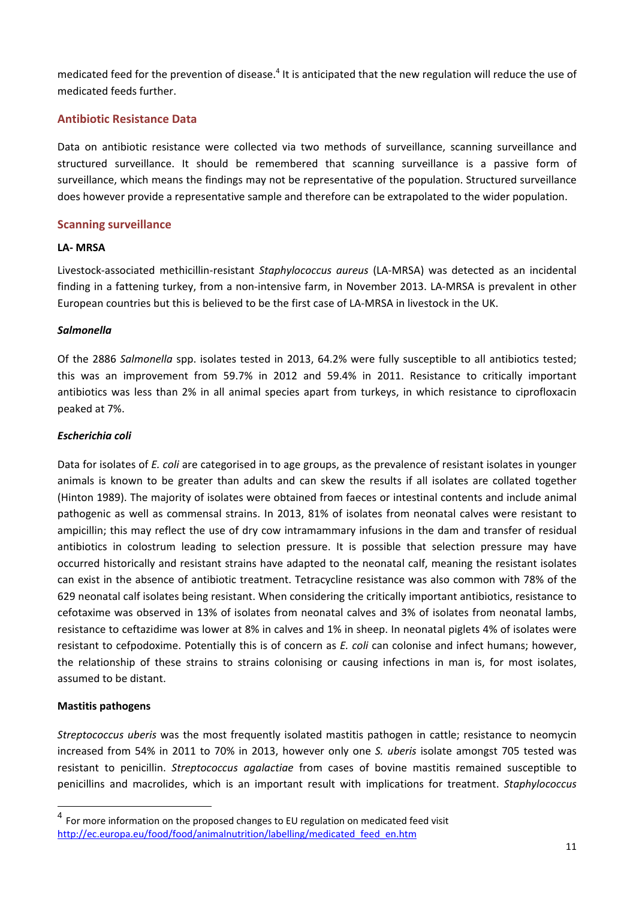medicated feed for the prevention of disease.[4] It is anticipated that the new regulation will reduce the use of medicated feeds further.

## Antibiotic Resistance Data

Data on antibiotic resistance were collected via two methods of surveillance, scanning surveillance and structured surveillance. It should be remembered that scanning surveillance is a passive form of surveillance, which means the findings may not be representative of the population. Structured surveillance does however provide a representative sample and therefore can be extrapolated to the wider population.

## Scanning surveillance

**LA- MRSA**

Livestock-associated methicillin-resistant *Staphylococcus aureus* (LA-MRSA) was detected as an incidental finding in a fattening turkey, from a non-intensive farm, in November 2013. LA-MRSA is prevalent in other European countries but this is believed to be the first case of LA-MRSA in livestock in the UK.

***Salmonella***

Of the 2886 *Salmonella* spp. isolates tested in 2013, 64.2% were fully susceptible to all antibiotics tested; this was an improvement from 59.7% in 2012 and 59.4% in 2011. Resistance to critically important antibiotics was less than 2% in all animal species apart from turkeys, in which resistance to ciprofloxacin peaked at 7%.

***Escherichia coli***

Data for isolates of *E. coli* are categorised in to age groups, as the prevalence of resistant isolates in younger animals is known to be greater than adults and can skew the results if all isolates are collated together (Hinton 1989). The majority of isolates were obtained from faeces or intestinal contents and include animal pathogenic as well as commensal strains. In 2013, 81% of isolates from neonatal calves were resistant to ampicillin; this may reflect the use of dry cow intramammary infusions in the dam and transfer of residual antibiotics in colostrum leading to selection pressure. It is possible that selection pressure may have occurred historically and resistant strains have adapted to the neonatal calf, meaning the resistant isolates can exist in the absence of antibiotic treatment. Tetracycline resistance was also common with 78% of the 629 neonatal calf isolates being resistant. When considering the critically important antibiotics, resistance to cefotaxime was observed in 13% of isolates from neonatal calves and 3% of isolates from neonatal lambs, resistance to ceftazidime was lower at 8% in calves and 1% in sheep. In neonatal piglets 4% of isolates were resistant to cefpodoxime. Potentially this is of concern as *E. coli* can colonise and infect humans; however, the relationship of these strains to strains colonising or causing infections in man is, for most isolates, assumed to be distant.

**Mastitis pathogens**

*Streptococcus uberis* was the most frequently isolated mastitis pathogen in cattle; resistance to neomycin increased from 54% in 2011 to 70% in 2013, however only one *S. uberis* isolate amongst 705 tested was resistant to penicillin. *Streptococcus agalactiae* from cases of bovine mastitis remained susceptible to penicillins and macrolides, which is an important result with implications for treatment. *Staphylococcus*

---

[4] For more information on the proposed changes to EU regulation on medicated feed visit http://ec.europa.eu/food/food/animalnutrition/labelling/medicated_feed_en.htm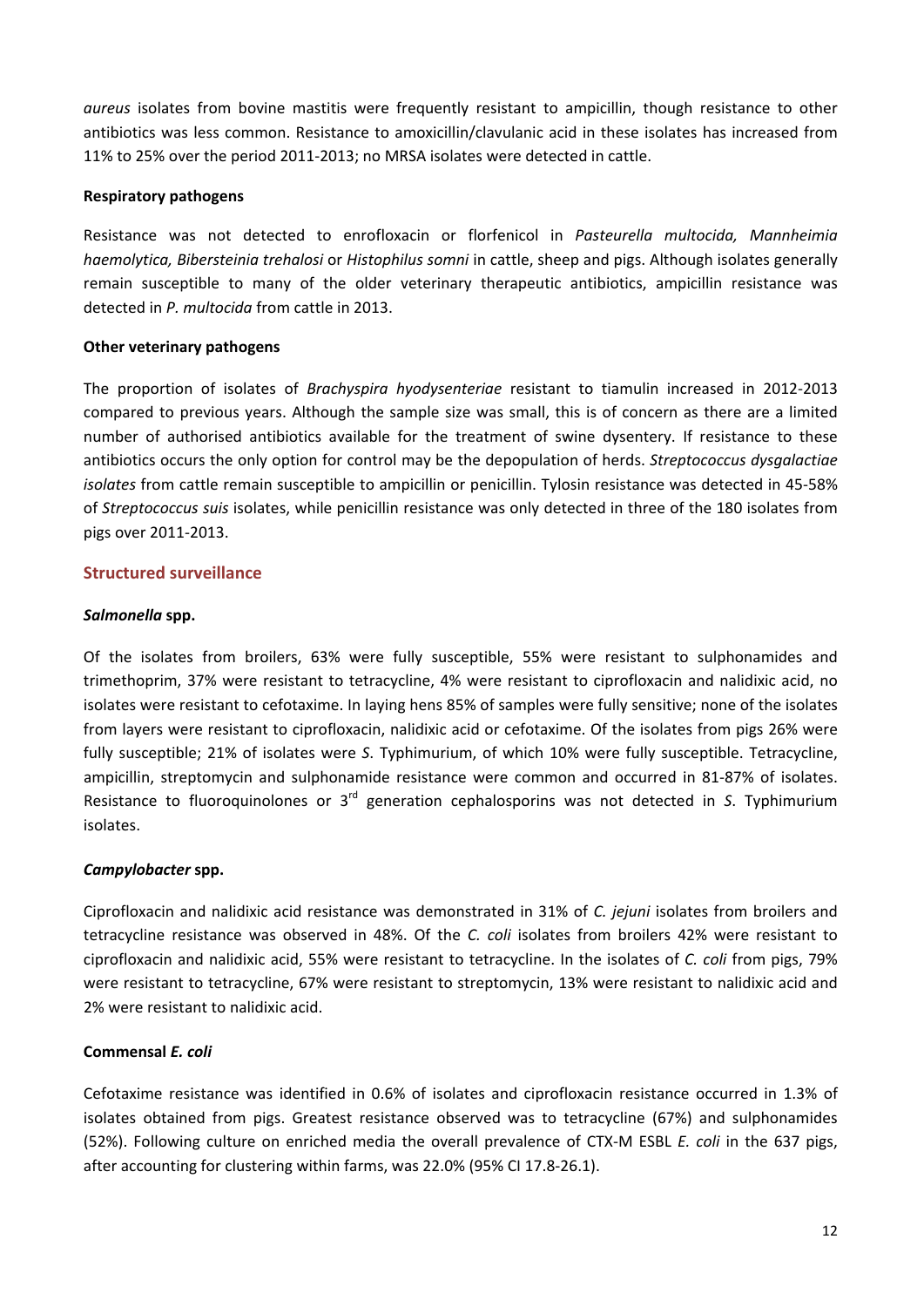*aureus* isolates from bovine mastitis were frequently resistant to ampicillin, though resistance to other antibiotics was less common. Resistance to amoxicillin/clavulanic acid in these isolates has increased from 11% to 25% over the period 2011-2013; no MRSA isolates were detected in cattle.

**Respiratory pathogens**

Resistance was not detected to enrofloxacin or florfenicol in *Pasteurella multocida, Mannheimia haemolytica, Bibersteinia trehalosi* or *Histophilus somni* in cattle, sheep and pigs. Although isolates generally remain susceptible to many of the older veterinary therapeutic antibiotics, ampicillin resistance was detected in *P. multocida* from cattle in 2013.

**Other veterinary pathogens**

The proportion of isolates of *Brachyspira hyodysenteriae* resistant to tiamulin increased in 2012-2013 compared to previous years. Although the sample size was small, this is of concern as there are a limited number of authorised antibiotics available for the treatment of swine dysentery. If resistance to these antibiotics occurs the only option for control may be the depopulation of herds. *Streptococcus dysgalactiae isolates* from cattle remain susceptible to ampicillin or penicillin. Tylosin resistance was detected in 45-58% of *Streptococcus suis* isolates, while penicillin resistance was only detected in three of the 180 isolates from pigs over 2011-2013.

## Structured surveillance

***Salmonella* spp.**

Of the isolates from broilers, 63% were fully susceptible, 55% were resistant to sulphonamides and trimethoprim, 37% were resistant to tetracycline, 4% were resistant to ciprofloxacin and nalidixic acid, no isolates were resistant to cefotaxime. In laying hens 85% of samples were fully sensitive; none of the isolates from layers were resistant to ciprofloxacin, nalidixic acid or cefotaxime. Of the isolates from pigs 26% were fully susceptible; 21% of isolates were *S*. Typhimurium, of which 10% were fully susceptible. Tetracycline, ampicillin, streptomycin and sulphonamide resistance were common and occurred in 81-87% of isolates. Resistance to fluoroquinolones or 3rd generation cephalosporins was not detected in *S*. Typhimurium isolates.

***Campylobacter* spp.**

Ciprofloxacin and nalidixic acid resistance was demonstrated in 31% of *C. jejuni* isolates from broilers and tetracycline resistance was observed in 48%. Of the *C. coli* isolates from broilers 42% were resistant to ciprofloxacin and nalidixic acid, 55% were resistant to tetracycline. In the isolates of *C. coli* from pigs, 79% were resistant to tetracycline, 67% were resistant to streptomycin, 13% were resistant to nalidixic acid and 2% were resistant to nalidixic acid.

**Commensal *E. coli***

Cefotaxime resistance was identified in 0.6% of isolates and ciprofloxacin resistance occurred in 1.3% of isolates obtained from pigs. Greatest resistance observed was to tetracycline (67%) and sulphonamides (52%). Following culture on enriched media the overall prevalence of CTX-M ESBL *E. coli* in the 637 pigs, after accounting for clustering within farms, was 22.0% (95% CI 17.8-26.1).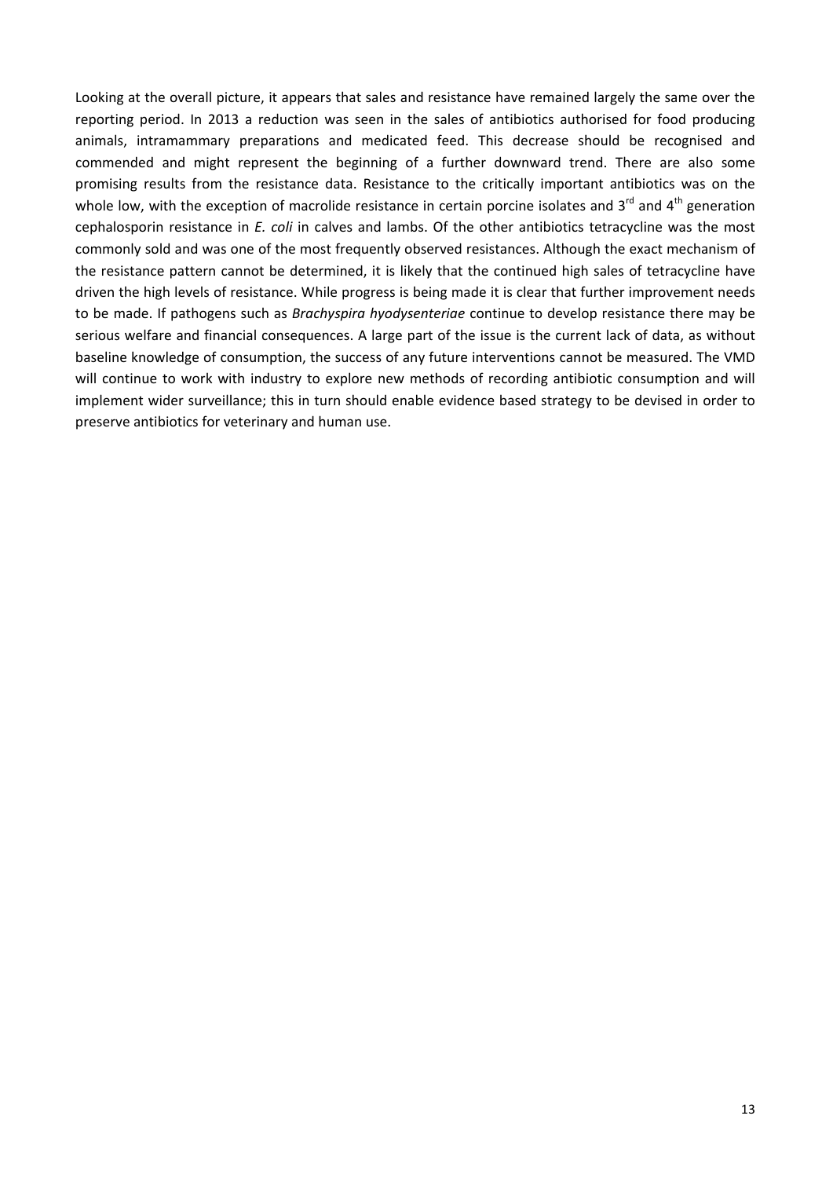Looking at the overall picture, it appears that sales and resistance have remained largely the same over the reporting period. In 2013 a reduction was seen in the sales of antibiotics authorised for food producing animals, intramammary preparations and medicated feed. This decrease should be recognised and commended and might represent the beginning of a further downward trend. There are also some promising results from the resistance data. Resistance to the critically important antibiotics was on the whole low, with the exception of macrolide resistance in certain porcine isolates and 3rd and 4th generation cephalosporin resistance in *E. coli* in calves and lambs. Of the other antibiotics tetracycline was the most commonly sold and was one of the most frequently observed resistances. Although the exact mechanism of the resistance pattern cannot be determined, it is likely that the continued high sales of tetracycline have driven the high levels of resistance. While progress is being made it is clear that further improvement needs to be made. If pathogens such as *Brachyspira hyodysenteriae* continue to develop resistance there may be serious welfare and financial consequences. A large part of the issue is the current lack of data, as without baseline knowledge of consumption, the success of any future interventions cannot be measured. The VMD will continue to work with industry to explore new methods of recording antibiotic consumption and will implement wider surveillance; this in turn should enable evidence based strategy to be devised in order to preserve antibiotics for veterinary and human use.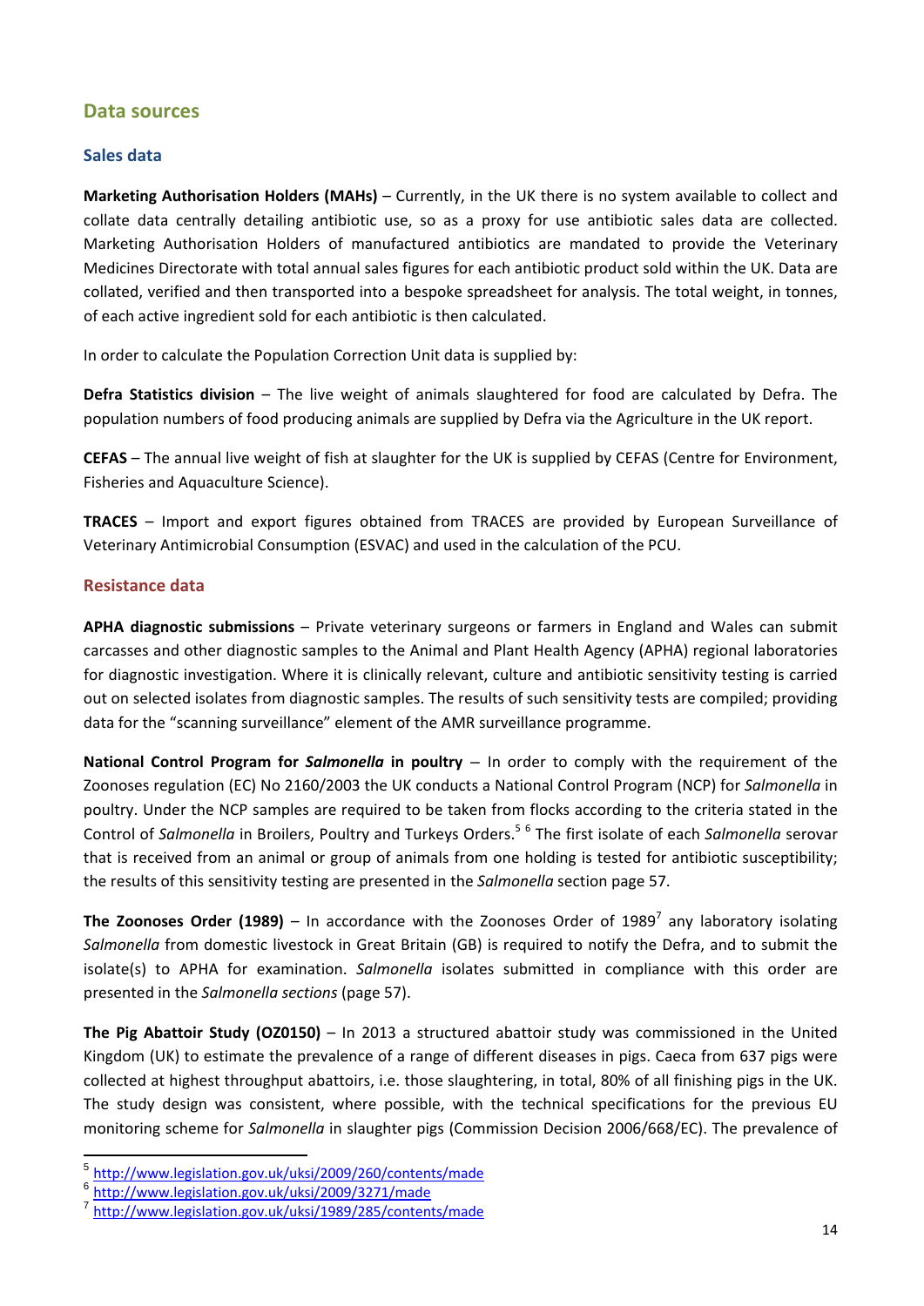## Data sources

### Sales data

**Marketing Authorisation Holders (MAHs)** – Currently, in the UK there is no system available to collect and collate data centrally detailing antibiotic use, so as a proxy for use antibiotic sales data are collected. Marketing Authorisation Holders of manufactured antibiotics are mandated to provide the Veterinary Medicines Directorate with total annual sales figures for each antibiotic product sold within the UK. Data are collated, verified and then transported into a bespoke spreadsheet for analysis. The total weight, in tonnes, of each active ingredient sold for each antibiotic is then calculated.

In order to calculate the Population Correction Unit data is supplied by:

**Defra Statistics division** – The live weight of animals slaughtered for food are calculated by Defra. The population numbers of food producing animals are supplied by Defra via the Agriculture in the UK report.

**CEFAS** – The annual live weight of fish at slaughter for the UK is supplied by CEFAS (Centre for Environment, Fisheries and Aquaculture Science).

**TRACES** – Import and export figures obtained from TRACES are provided by European Surveillance of Veterinary Antimicrobial Consumption (ESVAC) and used in the calculation of the PCU.

### Resistance data

**APHA diagnostic submissions** – Private veterinary surgeons or farmers in England and Wales can submit carcasses and other diagnostic samples to the Animal and Plant Health Agency (APHA) regional laboratories for diagnostic investigation. Where it is clinically relevant, culture and antibiotic sensitivity testing is carried out on selected isolates from diagnostic samples. The results of such sensitivity tests are compiled; providing data for the "scanning surveillance" element of the AMR surveillance programme.

**National Control Program for *Salmonella* in poultry** – In order to comply with the requirement of the Zoonoses regulation (EC) No 2160/2003 the UK conducts a National Control Program (NCP) for *Salmonella* in poultry. Under the NCP samples are required to be taken from flocks according to the criteria stated in the Control of *Salmonella* in Broilers, Poultry and Turkeys Orders.[5] [6] The first isolate of each *Salmonella* serovar that is received from an animal or group of animals from one holding is tested for antibiotic susceptibility; the results of this sensitivity testing are presented in the *Salmonella* section page 57.

**The Zoonoses Order (1989)** – In accordance with the Zoonoses Order of 1989[7] any laboratory isolating *Salmonella* from domestic livestock in Great Britain (GB) is required to notify the Defra, and to submit the isolate(s) to APHA for examination. *Salmonella* isolates submitted in compliance with this order are presented in the *Salmonella sections* (page 57).

**The Pig Abattoir Study (OZ0150)** – In 2013 a structured abattoir study was commissioned in the United Kingdom (UK) to estimate the prevalence of a range of different diseases in pigs. Caeca from 637 pigs were collected at highest throughput abattoirs, i.e. those slaughtering, in total, 80% of all finishing pigs in the UK. The study design was consistent, where possible, with the technical specifications for the previous EU monitoring scheme for *Salmonella* in slaughter pigs (Commission Decision 2006/668/EC). The prevalence of

[5] http://www.legislation.gov.uk/uksi/2009/260/contents/made
[6] http://www.legislation.gov.uk/uksi/2009/3271/made
[7] http://www.legislation.gov.uk/uksi/1989/285/contents/made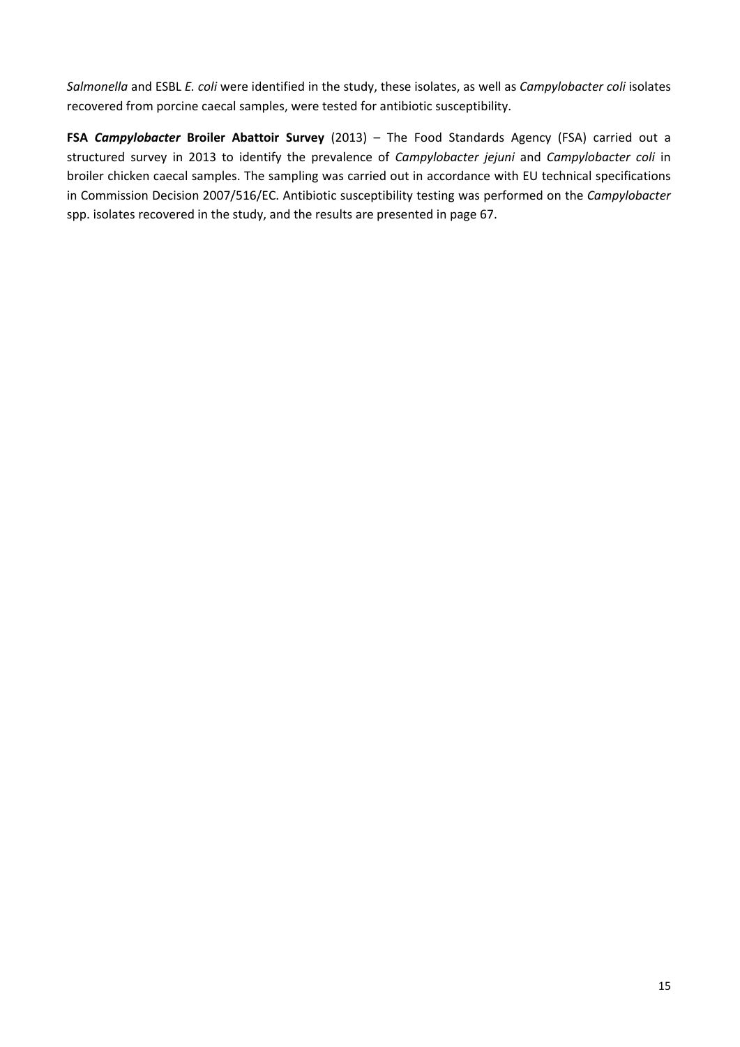*Salmonella* and ESBL *E. coli* were identified in the study, these isolates, as well as *Campylobacter coli* isolates recovered from porcine caecal samples, were tested for antibiotic susceptibility.

**FSA *Campylobacter* Broiler Abattoir Survey** (2013) – The Food Standards Agency (FSA) carried out a structured survey in 2013 to identify the prevalence of *Campylobacter jejuni* and *Campylobacter coli* in broiler chicken caecal samples. The sampling was carried out in accordance with EU technical specifications in Commission Decision 2007/516/EC. Antibiotic susceptibility testing was performed on the *Campylobacter* spp. isolates recovered in the study, and the results are presented in page 67.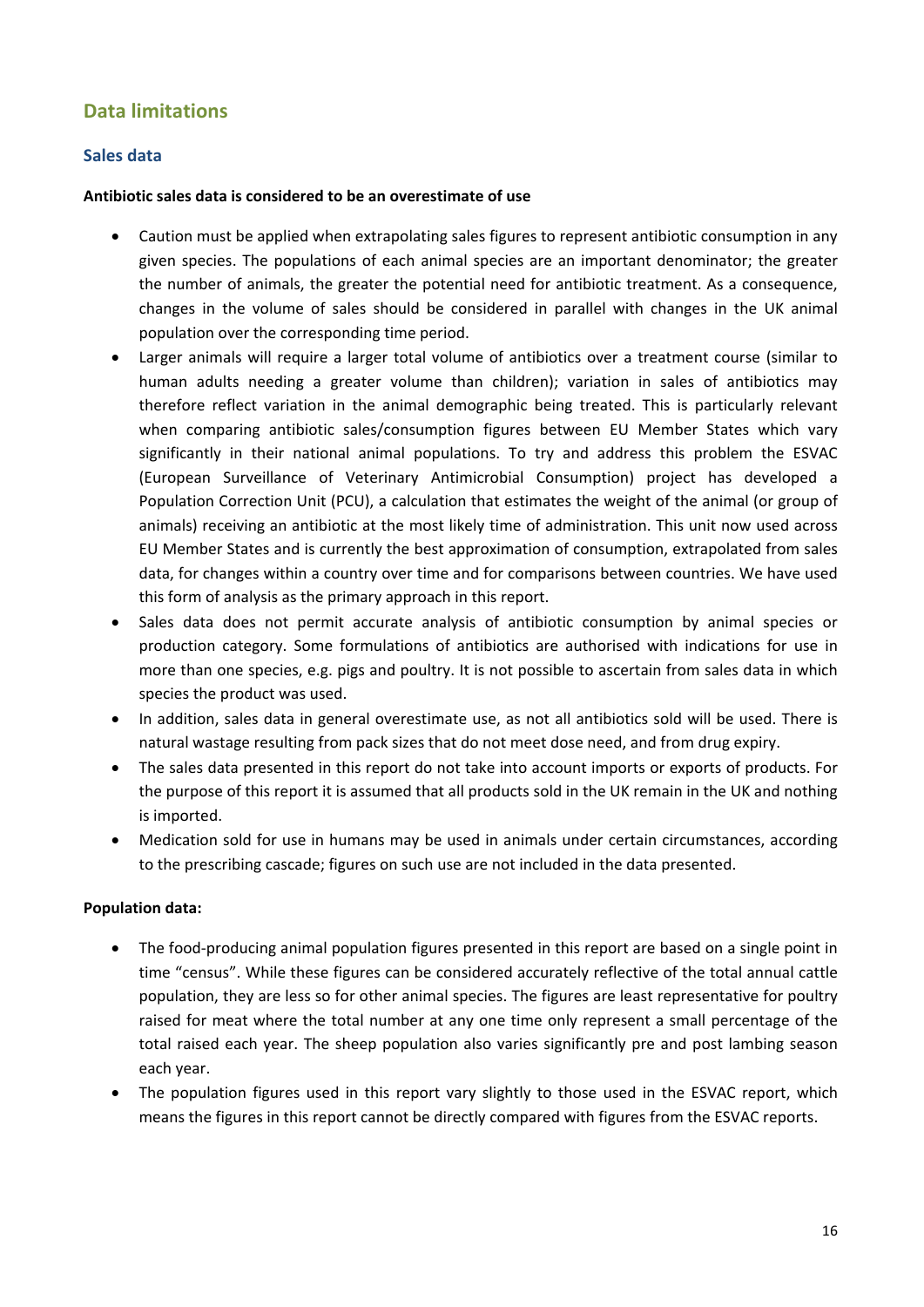## Data limitations

### Sales data

**Antibiotic sales data is considered to be an overestimate of use**

- Caution must be applied when extrapolating sales figures to represent antibiotic consumption in any given species. The populations of each animal species are an important denominator; the greater the number of animals, the greater the potential need for antibiotic treatment. As a consequence, changes in the volume of sales should be considered in parallel with changes in the UK animal population over the corresponding time period.
- Larger animals will require a larger total volume of antibiotics over a treatment course (similar to human adults needing a greater volume than children); variation in sales of antibiotics may therefore reflect variation in the animal demographic being treated. This is particularly relevant when comparing antibiotic sales/consumption figures between EU Member States which vary significantly in their national animal populations. To try and address this problem the ESVAC (European Surveillance of Veterinary Antimicrobial Consumption) project has developed a Population Correction Unit (PCU), a calculation that estimates the weight of the animal (or group of animals) receiving an antibiotic at the most likely time of administration. This unit now used across EU Member States and is currently the best approximation of consumption, extrapolated from sales data, for changes within a country over time and for comparisons between countries. We have used this form of analysis as the primary approach in this report.
- Sales data does not permit accurate analysis of antibiotic consumption by animal species or production category. Some formulations of antibiotics are authorised with indications for use in more than one species, e.g. pigs and poultry. It is not possible to ascertain from sales data in which species the product was used.
- In addition, sales data in general overestimate use, as not all antibiotics sold will be used. There is natural wastage resulting from pack sizes that do not meet dose need, and from drug expiry.
- The sales data presented in this report do not take into account imports or exports of products. For the purpose of this report it is assumed that all products sold in the UK remain in the UK and nothing is imported.
- Medication sold for use in humans may be used in animals under certain circumstances, according to the prescribing cascade; figures on such use are not included in the data presented.

**Population data:**

- The food-producing animal population figures presented in this report are based on a single point in time "census". While these figures can be considered accurately reflective of the total annual cattle population, they are less so for other animal species. The figures are least representative for poultry raised for meat where the total number at any one time only represent a small percentage of the total raised each year. The sheep population also varies significantly pre and post lambing season each year.
- The population figures used in this report vary slightly to those used in the ESVAC report, which means the figures in this report cannot be directly compared with figures from the ESVAC reports.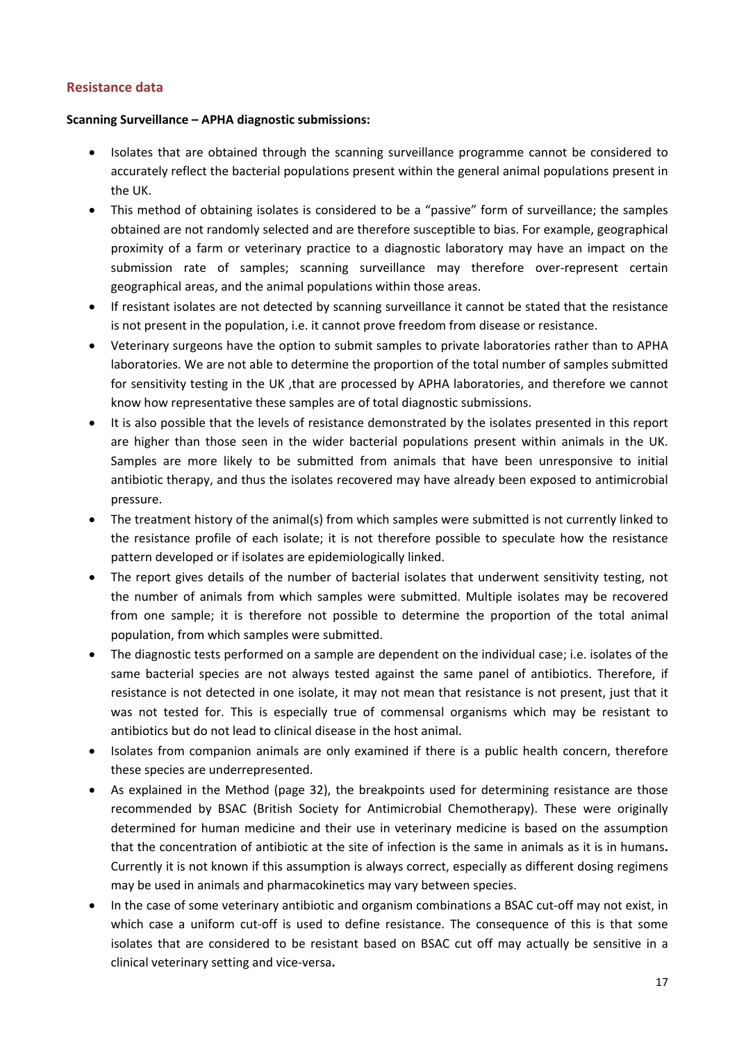## Resistance data

**Scanning Surveillance – APHA diagnostic submissions:**

- Isolates that are obtained through the scanning surveillance programme cannot be considered to accurately reflect the bacterial populations present within the general animal populations present in the UK.
- This method of obtaining isolates is considered to be a "passive" form of surveillance; the samples obtained are not randomly selected and are therefore susceptible to bias. For example, geographical proximity of a farm or veterinary practice to a diagnostic laboratory may have an impact on the submission rate of samples; scanning surveillance may therefore over-represent certain geographical areas, and the animal populations within those areas.
- If resistant isolates are not detected by scanning surveillance it cannot be stated that the resistance is not present in the population, i.e. it cannot prove freedom from disease or resistance.
- Veterinary surgeons have the option to submit samples to private laboratories rather than to APHA laboratories. We are not able to determine the proportion of the total number of samples submitted for sensitivity testing in the UK ,that are processed by APHA laboratories, and therefore we cannot know how representative these samples are of total diagnostic submissions.
- It is also possible that the levels of resistance demonstrated by the isolates presented in this report are higher than those seen in the wider bacterial populations present within animals in the UK. Samples are more likely to be submitted from animals that have been unresponsive to initial antibiotic therapy, and thus the isolates recovered may have already been exposed to antimicrobial pressure.
- The treatment history of the animal(s) from which samples were submitted is not currently linked to the resistance profile of each isolate; it is not therefore possible to speculate how the resistance pattern developed or if isolates are epidemiologically linked.
- The report gives details of the number of bacterial isolates that underwent sensitivity testing, not the number of animals from which samples were submitted. Multiple isolates may be recovered from one sample; it is therefore not possible to determine the proportion of the total animal population, from which samples were submitted.
- The diagnostic tests performed on a sample are dependent on the individual case; i.e. isolates of the same bacterial species are not always tested against the same panel of antibiotics. Therefore, if resistance is not detected in one isolate, it may not mean that resistance is not present, just that it was not tested for. This is especially true of commensal organisms which may be resistant to antibiotics but do not lead to clinical disease in the host animal.
- Isolates from companion animals are only examined if there is a public health concern, therefore these species are underrepresented.
- As explained in the Method (page 32), the breakpoints used for determining resistance are those recommended by BSAC (British Society for Antimicrobial Chemotherapy). These were originally determined for human medicine and their use in veterinary medicine is based on the assumption that the concentration of antibiotic at the site of infection is the same in animals as it is in humans**.** Currently it is not known if this assumption is always correct, especially as different dosing regimens may be used in animals and pharmacokinetics may vary between species.
- In the case of some veterinary antibiotic and organism combinations a BSAC cut-off may not exist, in which case a uniform cut-off is used to define resistance. The consequence of this is that some isolates that are considered to be resistant based on BSAC cut off may actually be sensitive in a clinical veterinary setting and vice-versa**.**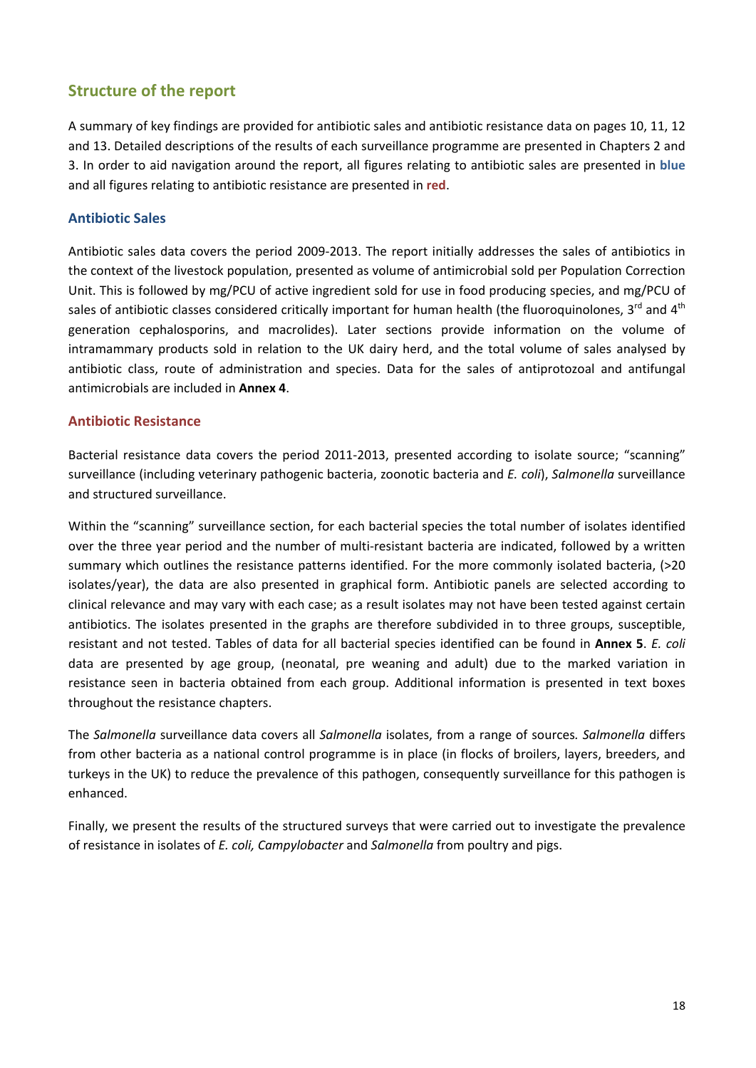## Structure of the report

A summary of key findings are provided for antibiotic sales and antibiotic resistance data on pages 10, 11, 12 and 13. Detailed descriptions of the results of each surveillance programme are presented in Chapters 2 and 3. In order to aid navigation around the report, all figures relating to antibiotic sales are presented in **blue** and all figures relating to antibiotic resistance are presented in **red**.

### Antibiotic Sales

Antibiotic sales data covers the period 2009-2013. The report initially addresses the sales of antibiotics in the context of the livestock population, presented as volume of antimicrobial sold per Population Correction Unit. This is followed by mg/PCU of active ingredient sold for use in food producing species, and mg/PCU of sales of antibiotic classes considered critically important for human health (the fluoroquinolones, 3rd and 4th generation cephalosporins, and macrolides). Later sections provide information on the volume of intramammary products sold in relation to the UK dairy herd, and the total volume of sales analysed by antibiotic class, route of administration and species. Data for the sales of antiprotozoal and antifungal antimicrobials are included in **Annex 4**.

### Antibiotic Resistance

Bacterial resistance data covers the period 2011-2013, presented according to isolate source; "scanning" surveillance (including veterinary pathogenic bacteria, zoonotic bacteria and *E. coli*), *Salmonella* surveillance and structured surveillance.

Within the "scanning" surveillance section, for each bacterial species the total number of isolates identified over the three year period and the number of multi-resistant bacteria are indicated, followed by a written summary which outlines the resistance patterns identified. For the more commonly isolated bacteria, (>20 isolates/year), the data are also presented in graphical form. Antibiotic panels are selected according to clinical relevance and may vary with each case; as a result isolates may not have been tested against certain antibiotics. The isolates presented in the graphs are therefore subdivided in to three groups, susceptible, resistant and not tested. Tables of data for all bacterial species identified can be found in **Annex 5**. *E. coli* data are presented by age group, (neonatal, pre weaning and adult) due to the marked variation in resistance seen in bacteria obtained from each group. Additional information is presented in text boxes throughout the resistance chapters.

The *Salmonella* surveillance data covers all *Salmonella* isolates, from a range of sources. *Salmonella* differs from other bacteria as a national control programme is in place (in flocks of broilers, layers, breeders, and turkeys in the UK) to reduce the prevalence of this pathogen, consequently surveillance for this pathogen is enhanced.

Finally, we present the results of the structured surveys that were carried out to investigate the prevalence of resistance in isolates of *E. coli, Campylobacter* and *Salmonella* from poultry and pigs.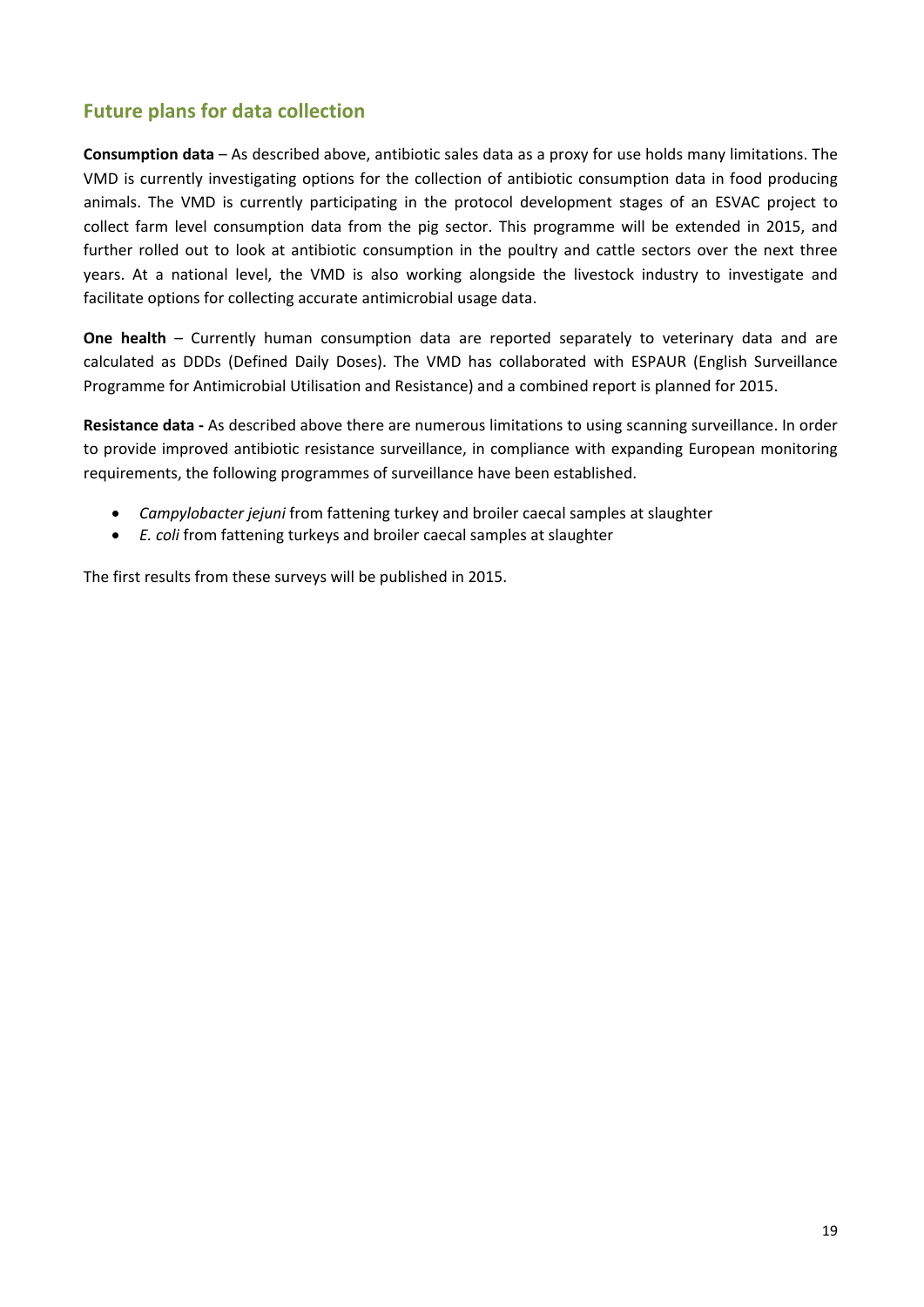## Future plans for data collection

**Consumption data** – As described above, antibiotic sales data as a proxy for use holds many limitations. The VMD is currently investigating options for the collection of antibiotic consumption data in food producing animals. The VMD is currently participating in the protocol development stages of an ESVAC project to collect farm level consumption data from the pig sector. This programme will be extended in 2015, and further rolled out to look at antibiotic consumption in the poultry and cattle sectors over the next three years. At a national level, the VMD is also working alongside the livestock industry to investigate and facilitate options for collecting accurate antimicrobial usage data.

**One health** – Currently human consumption data are reported separately to veterinary data and are calculated as DDDs (Defined Daily Doses). The VMD has collaborated with ESPAUR (English Surveillance Programme for Antimicrobial Utilisation and Resistance) and a combined report is planned for 2015.

**Resistance data -** As described above there are numerous limitations to using scanning surveillance. In order to provide improved antibiotic resistance surveillance, in compliance with expanding European monitoring requirements, the following programmes of surveillance have been established.

- *Campylobacter jejuni* from fattening turkey and broiler caecal samples at slaughter
- *E. coli* from fattening turkeys and broiler caecal samples at slaughter

The first results from these surveys will be published in 2015.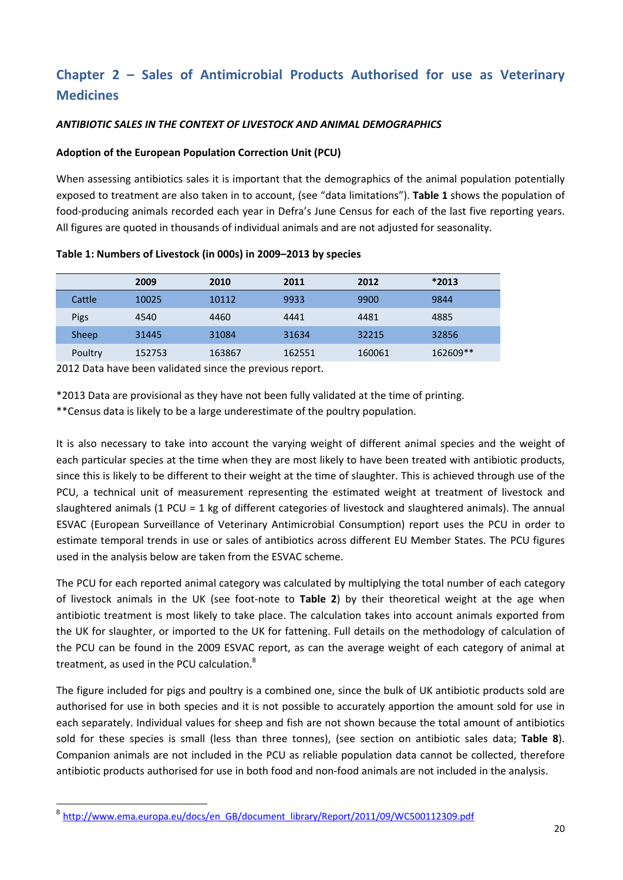## Chapter 2 – Sales of Antimicrobial Products Authorised for use as Veterinary Medicines

***ANTIBIOTIC SALES IN THE CONTEXT OF LIVESTOCK AND ANIMAL DEMOGRAPHICS***

**Adoption of the European Population Correction Unit (PCU)**

When assessing antibiotics sales it is important that the demographics of the animal population potentially exposed to treatment are also taken in to account, (see "data limitations"). **Table 1** shows the population of food-producing animals recorded each year in Defra's June Census for each of the last five reporting years. All figures are quoted in thousands of individual animals and are not adjusted for seasonality.

**Table 1: Numbers of Livestock (in 000s) in 2009–2013 by species**

| | 2009 | 2010 | 2011 | 2012 | *2013 |
|---|---|---|---|---|---|
| Cattle | 10025 | 10112 | 9933 | 9900 | 9844 |
| Pigs | 4540 | 4460 | 4441 | 4481 | 4885 |
| Sheep | 31445 | 31084 | 31634 | 32215 | 32856 |
| Poultry | 152753 | 163867 | 162551 | 160061 | 162609** |

2012 Data have been validated since the previous report.

*2013 Data are provisional as they have not been fully validated at the time of printing.
**Census data is likely to be a large underestimate of the poultry population.

It is also necessary to take into account the varying weight of different animal species and the weight of each particular species at the time when they are most likely to have been treated with antibiotic products, since this is likely to be different to their weight at the time of slaughter. This is achieved through use of the PCU, a technical unit of measurement representing the estimated weight at treatment of livestock and slaughtered animals (1 PCU = 1 kg of different categories of livestock and slaughtered animals). The annual ESVAC (European Surveillance of Veterinary Antimicrobial Consumption) report uses the PCU in order to estimate temporal trends in use or sales of antibiotics across different EU Member States. The PCU figures used in the analysis below are taken from the ESVAC scheme.

The PCU for each reported animal category was calculated by multiplying the total number of each category of livestock animals in the UK (see foot-note to **Table 2**) by their theoretical weight at the age when antibiotic treatment is most likely to take place. The calculation takes into account animals exported from the UK for slaughter, or imported to the UK for fattening. Full details on the methodology of calculation of the PCU can be found in the 2009 ESVAC report, as can the average weight of each category of animal at treatment, as used in the PCU calculation.[8]

The figure included for pigs and poultry is a combined one, since the bulk of UK antibiotic products sold are authorised for use in both species and it is not possible to accurately apportion the amount sold for use in each separately. Individual values for sheep and fish are not shown because the total amount of antibiotics sold for these species is small (less than three tonnes), (see section on antibiotic sales data; **Table 8**). Companion animals are not included in the PCU as reliable population data cannot be collected, therefore antibiotic products authorised for use in both food and non-food animals are not included in the analysis.

[8] http://www.ema.europa.eu/docs/en_GB/document_library/Report/2011/09/WC500112309.pdf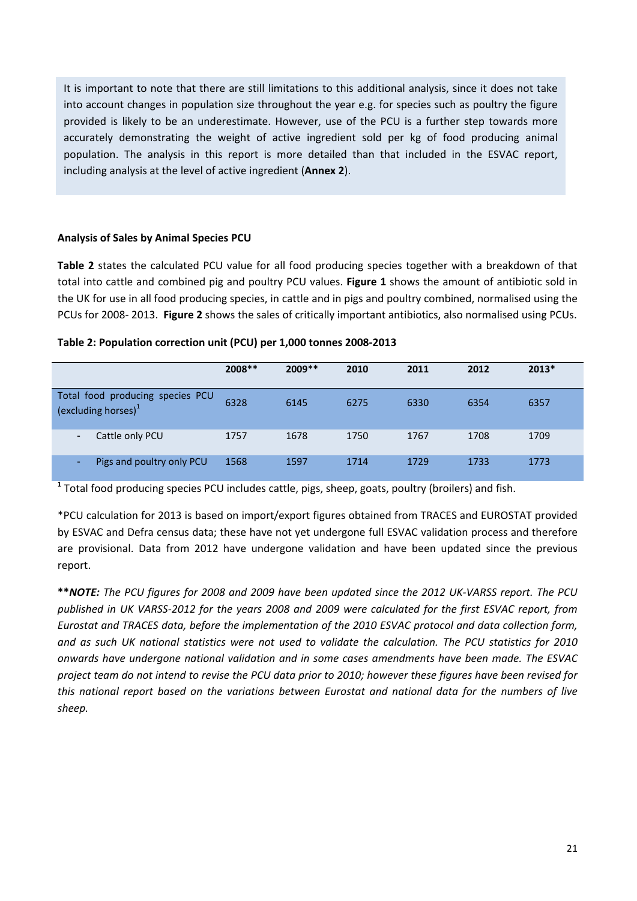It is important to note that there are still limitations to this additional analysis, since it does not take into account changes in population size throughout the year e.g. for species such as poultry the figure provided is likely to be an underestimate. However, use of the PCU is a further step towards more accurately demonstrating the weight of active ingredient sold per kg of food producing animal population. The analysis in this report is more detailed than that included in the ESVAC report, including analysis at the level of active ingredient (**Annex 2**).

**Analysis of Sales by Animal Species PCU**

**Table 2** states the calculated PCU value for all food producing species together with a breakdown of that total into cattle and combined pig and poultry PCU values. **Figure 1** shows the amount of antibiotic sold in the UK for use in all food producing species, in cattle and in pigs and poultry combined, normalised using the PCUs for 2008- 2013. **Figure 2** shows the sales of critically important antibiotics, also normalised using PCUs.

**Table 2: Population correction unit (PCU) per 1,000 tonnes 2008-2013**

| | 2008** | 2009** | 2010 | 2011 | 2012 | 2013* |
|---|---|---|---|---|---|---|
| Total food producing species PCU (excluding horses)[1] | 6328 | 6145 | 6275 | 6330 | 6354 | 6357 |
| - Cattle only PCU | 1757 | 1678 | 1750 | 1767 | 1708 | 1709 |
| - Pigs and poultry only PCU | 1568 | 1597 | 1714 | 1729 | 1733 | 1773 |

[1] Total food producing species PCU includes cattle, pigs, sheep, goats, poultry (broilers) and fish.

*PCU calculation for 2013 is based on import/export figures obtained from TRACES and EUROSTAT provided by ESVAC and Defra census data; these have not yet undergone full ESVAC validation process and therefore are provisional. Data from 2012 have undergone validation and have been updated since the previous report.

***\*NOTE:** The PCU figures for 2008 and 2009 have been updated since the 2012 UK-VARSS report. The PCU published in UK VARSS-2012 for the years 2008 and 2009 were calculated for the first ESVAC report, from Eurostat and TRACES data, before the implementation of the 2010 ESVAC protocol and data collection form, and as such UK national statistics were not used to validate the calculation. The PCU statistics for 2010 onwards have undergone national validation and in some cases amendments have been made. The ESVAC project team do not intend to revise the PCU data prior to 2010; however these figures have been revised for this national report based on the variations between Eurostat and national data for the numbers of live sheep.*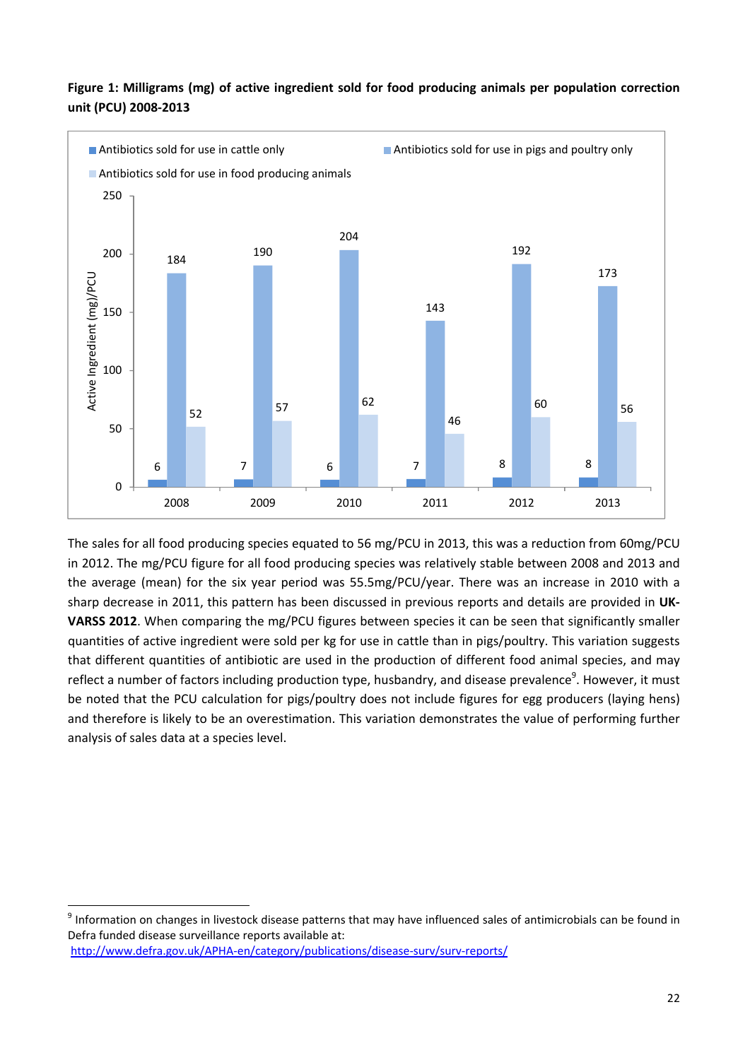**Figure 1: Milligrams (mg) of active ingredient sold for food producing animals per population correction unit (PCU) 2008-2013**

| Active Ingredient (mg)/PCU | 2008 | 2009 | 2010 | 2011 | 2012 | 2013 |
|---|---|---|---|---|---|---|
| Antibiotics sold for use in cattle only | 6 | 7 | 6 | 7 | 8 | 8 |
| Antibiotics sold for use in pigs and poultry only | 184 | 190 | 204 | 143 | 192 | 173 |
| Antibiotics sold for use in food producing animals | 52 | 57 | 62 | 46 | 60 | 56 |

The sales for all food producing species equated to 56 mg/PCU in 2013, this was a reduction from 60mg/PCU in 2012. The mg/PCU figure for all food producing species was relatively stable between 2008 and 2013 and the average (mean) for the six year period was 55.5mg/PCU/year. There was an increase in 2010 with a sharp decrease in 2011, this pattern has been discussed in previous reports and details are provided in **UK-VARSS 2012**. When comparing the mg/PCU figures between species it can be seen that significantly smaller quantities of active ingredient were sold per kg for use in cattle than in pigs/poultry. This variation suggests that different quantities of antibiotic are used in the production of different food animal species, and may reflect a number of factors including production type, husbandry, and disease prevalence[9]. However, it must be noted that the PCU calculation for pigs/poultry does not include figures for egg producers (laying hens) and therefore is likely to be an overestimation. This variation demonstrates the value of performing further analysis of sales data at a species level.

---

[9] Information on changes in livestock disease patterns that may have influenced sales of antimicrobials can be found in Defra funded disease surveillance reports available at: http://www.defra.gov.uk/APHA-en/category/publications/disease-surv/surv-reports/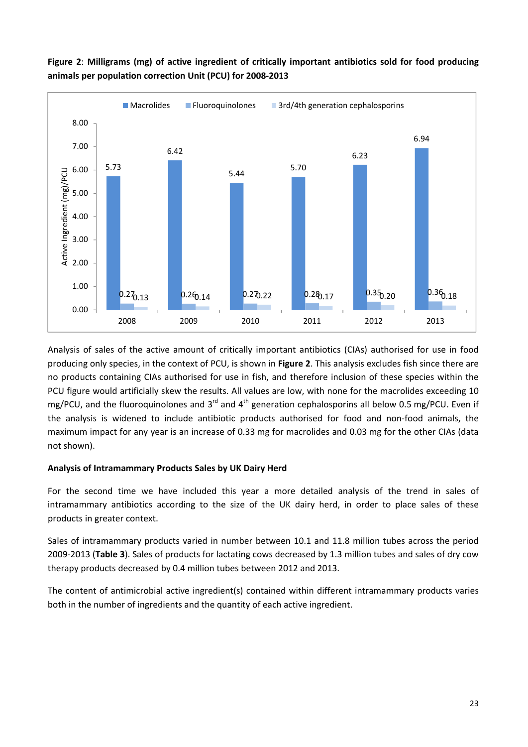**Figure 2**: **Milligrams (mg) of active ingredient of critically important antibiotics sold for food producing animals per population correction Unit (PCU) for 2008-2013**

| Year | Macrolides | Fluoroquinolones | 3rd/4th generation cephalosporins |
|---|---|---|---|
| 2008 | 5.73 | 0.27 | 0.13 |
| 2009 | 6.42 | 0.26 | 0.14 |
| 2010 | 5.44 | 0.27 | 0.22 |
| 2011 | 5.70 | 0.28 | 0.17 |
| 2012 | 6.23 | 0.35 | 0.20 |
| 2013 | 6.94 | 0.36 | 0.18 |

Active Ingredient (mg)/PCU

Analysis of sales of the active amount of critically important antibiotics (CIAs) authorised for use in food producing only species, in the context of PCU, is shown in **Figure 2**. This analysis excludes fish since there are no products containing CIAs authorised for use in fish, and therefore inclusion of these species within the PCU figure would artificially skew the results. All values are low, with none for the macrolides exceeding 10 mg/PCU, and the fluoroquinolones and 3rd and 4th generation cephalosporins all below 0.5 mg/PCU. Even if the analysis is widened to include antibiotic products authorised for food and non-food animals, the maximum impact for any year is an increase of 0.33 mg for macrolides and 0.03 mg for the other CIAs (data not shown).

**Analysis of Intramammary Products Sales by UK Dairy Herd**

For the second time we have included this year a more detailed analysis of the trend in sales of intramammary antibiotics according to the size of the UK dairy herd, in order to place sales of these products in greater context.

Sales of intramammary products varied in number between 10.1 and 11.8 million tubes across the period 2009-2013 (**Table 3**). Sales of products for lactating cows decreased by 1.3 million tubes and sales of dry cow therapy products decreased by 0.4 million tubes between 2012 and 2013.

The content of antimicrobial active ingredient(s) contained within different intramammary products varies both in the number of ingredients and the quantity of each active ingredient.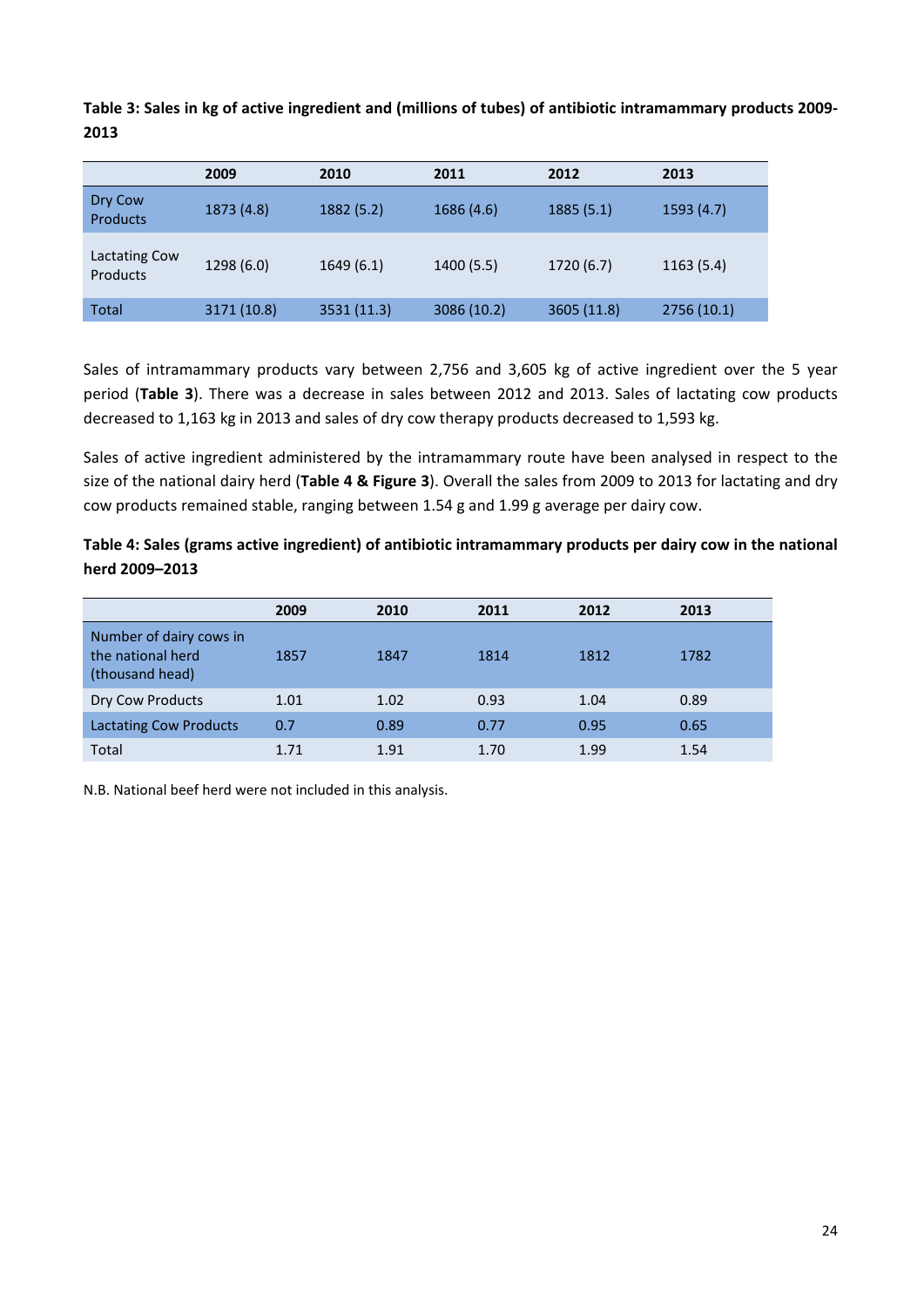**Table 3: Sales in kg of active ingredient and (millions of tubes) of antibiotic intramammary products 2009-2013**

| | 2009 | 2010 | 2011 | 2012 | 2013 |
|---|---|---|---|---|---|
| Dry Cow Products | 1873 (4.8) | 1882 (5.2) | 1686 (4.6) | 1885 (5.1) | 1593 (4.7) |
| Lactating Cow Products | 1298 (6.0) | 1649 (6.1) | 1400 (5.5) | 1720 (6.7) | 1163 (5.4) |
| Total | 3171 (10.8) | 3531 (11.3) | 3086 (10.2) | 3605 (11.8) | 2756 (10.1) |

Sales of intramammary products vary between 2,756 and 3,605 kg of active ingredient over the 5 year period (**Table 3**). There was a decrease in sales between 2012 and 2013. Sales of lactating cow products decreased to 1,163 kg in 2013 and sales of dry cow therapy products decreased to 1,593 kg.

Sales of active ingredient administered by the intramammary route have been analysed in respect to the size of the national dairy herd (**Table 4 & Figure 3**). Overall the sales from 2009 to 2013 for lactating and dry cow products remained stable, ranging between 1.54 g and 1.99 g average per dairy cow.

**Table 4: Sales (grams active ingredient) of antibiotic intramammary products per dairy cow in the national herd 2009–2013**

| | 2009 | 2010 | 2011 | 2012 | 2013 |
|---|---|---|---|---|---|
| Number of dairy cows in the national herd (thousand head) | 1857 | 1847 | 1814 | 1812 | 1782 |
| Dry Cow Products | 1.01 | 1.02 | 0.93 | 1.04 | 0.89 |
| Lactating Cow Products | 0.7 | 0.89 | 0.77 | 0.95 | 0.65 |
| Total | 1.71 | 1.91 | 1.70 | 1.99 | 1.54 |

N.B. National beef herd were not included in this analysis.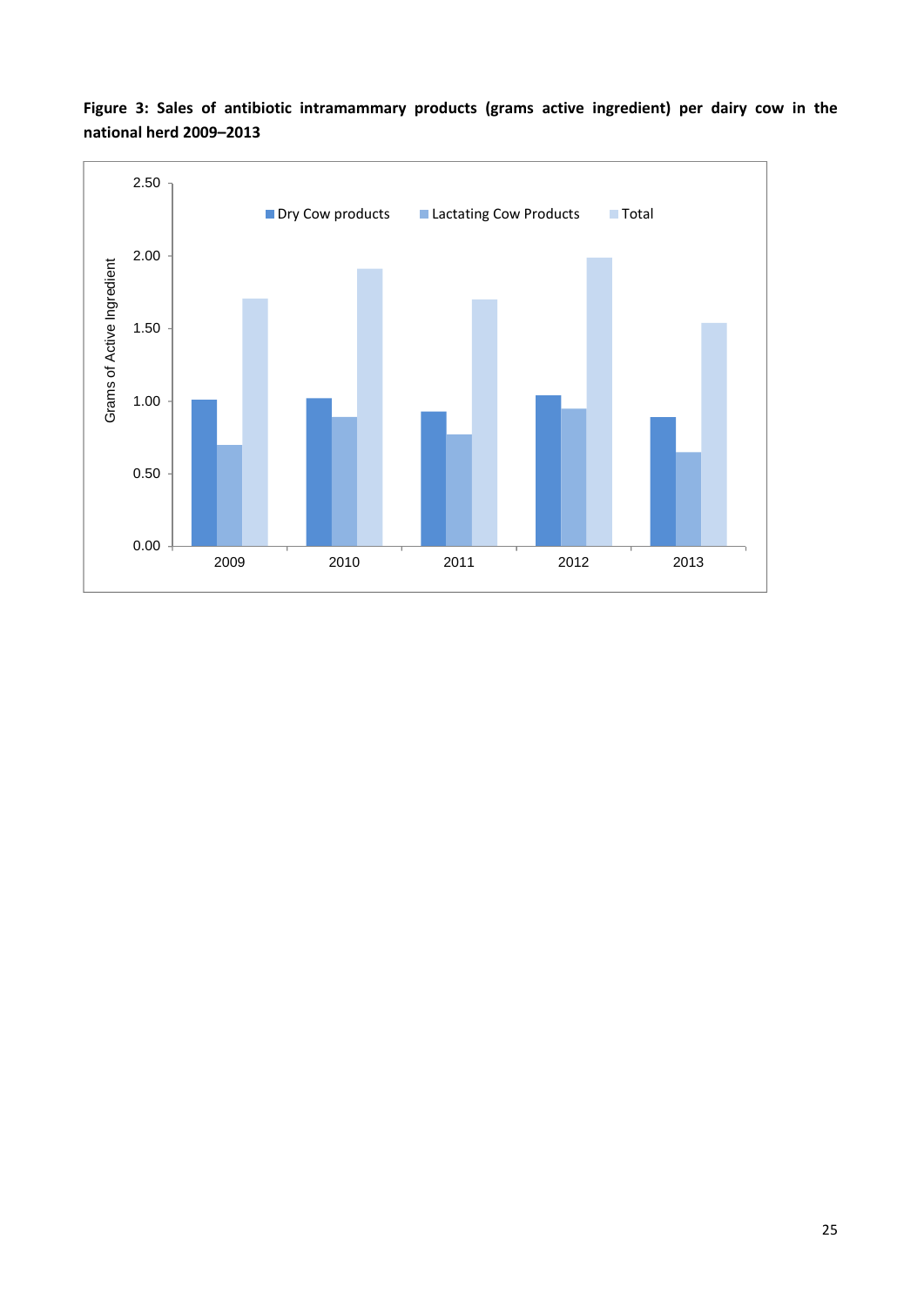**Figure 3: Sales of antibiotic intramammary products (grams active ingredient) per dairy cow in the national herd 2009–2013**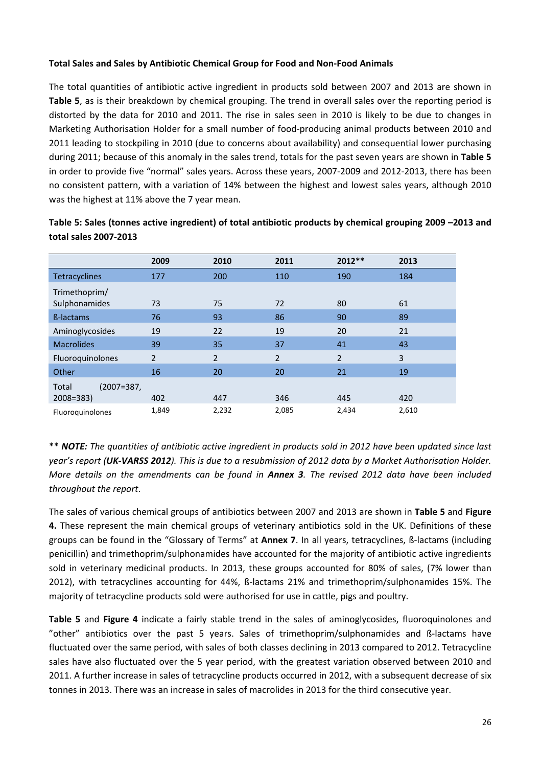**Total Sales and Sales by Antibiotic Chemical Group for Food and Non-Food Animals**

The total quantities of antibiotic active ingredient in products sold between 2007 and 2013 are shown in **Table 5**, as is their breakdown by chemical grouping. The trend in overall sales over the reporting period is distorted by the data for 2010 and 2011. The rise in sales seen in 2010 is likely to be due to changes in Marketing Authorisation Holder for a small number of food-producing animal products between 2010 and 2011 leading to stockpiling in 2010 (due to concerns about availability) and consequential lower purchasing during 2011; because of this anomaly in the sales trend, totals for the past seven years are shown in **Table 5** in order to provide five "normal" sales years. Across these years, 2007-2009 and 2012-2013, there has been no consistent pattern, with a variation of 14% between the highest and lowest sales years, although 2010 was the highest at 11% above the 7 year mean.

**Table 5: Sales (tonnes active ingredient) of total antibiotic products by chemical grouping 2009 –2013 and total sales 2007-2013**

| | 2009 | 2010 | 2011 | 2012** | 2013 |
|---|---|---|---|---|---|
| Tetracyclines | 177 | 200 | 110 | 190 | 184 |
| Trimethoprim/ Sulphonamides | 73 | 75 | 72 | 80 | 61 |
| ß-lactams | 76 | 93 | 86 | 90 | 89 |
| Aminoglycosides | 19 | 22 | 19 | 20 | 21 |
| Macrolides | 39 | 35 | 37 | 41 | 43 |
| Fluoroquinolones | 2 | 2 | 2 | 2 | 3 |
| Other | 16 | 20 | 20 | 21 | 19 |
| Total (2007=387, 2008=383) | 402 | 447 | 346 | 445 | 420 |
| Fluoroquinolones | 1,849 | 2,232 | 2,085 | 2,434 | 2,610 |

** ***NOTE:*** *The quantities of antibiotic active ingredient in products sold in 2012 have been updated since last year's report (**UK-VARSS 2012**). This is due to a resubmission of 2012 data by a Market Authorisation Holder. More details on the amendments can be found in **Annex 3**. The revised 2012 data have been included throughout the report.*

The sales of various chemical groups of antibiotics between 2007 and 2013 are shown in **Table 5** and **Figure 4.** These represent the main chemical groups of veterinary antibiotics sold in the UK. Definitions of these groups can be found in the "Glossary of Terms" at **Annex 7**. In all years, tetracyclines, ß-lactams (including penicillin) and trimethoprim/sulphonamides have accounted for the majority of antibiotic active ingredients sold in veterinary medicinal products. In 2013, these groups accounted for 80% of sales, (7% lower than 2012), with tetracyclines accounting for 44%, ß-lactams 21% and trimethoprim/sulphonamides 15%. The majority of tetracycline products sold were authorised for use in cattle, pigs and poultry.

**Table 5** and **Figure 4** indicate a fairly stable trend in the sales of aminoglycosides, fluoroquinolones and "other" antibiotics over the past 5 years. Sales of trimethoprim/sulphonamides and ß-lactams have fluctuated over the same period, with sales of both classes declining in 2013 compared to 2012. Tetracycline sales have also fluctuated over the 5 year period, with the greatest variation observed between 2010 and 2011. A further increase in sales of tetracycline products occurred in 2012, with a subsequent decrease of six tonnes in 2013. There was an increase in sales of macrolides in 2013 for the third consecutive year.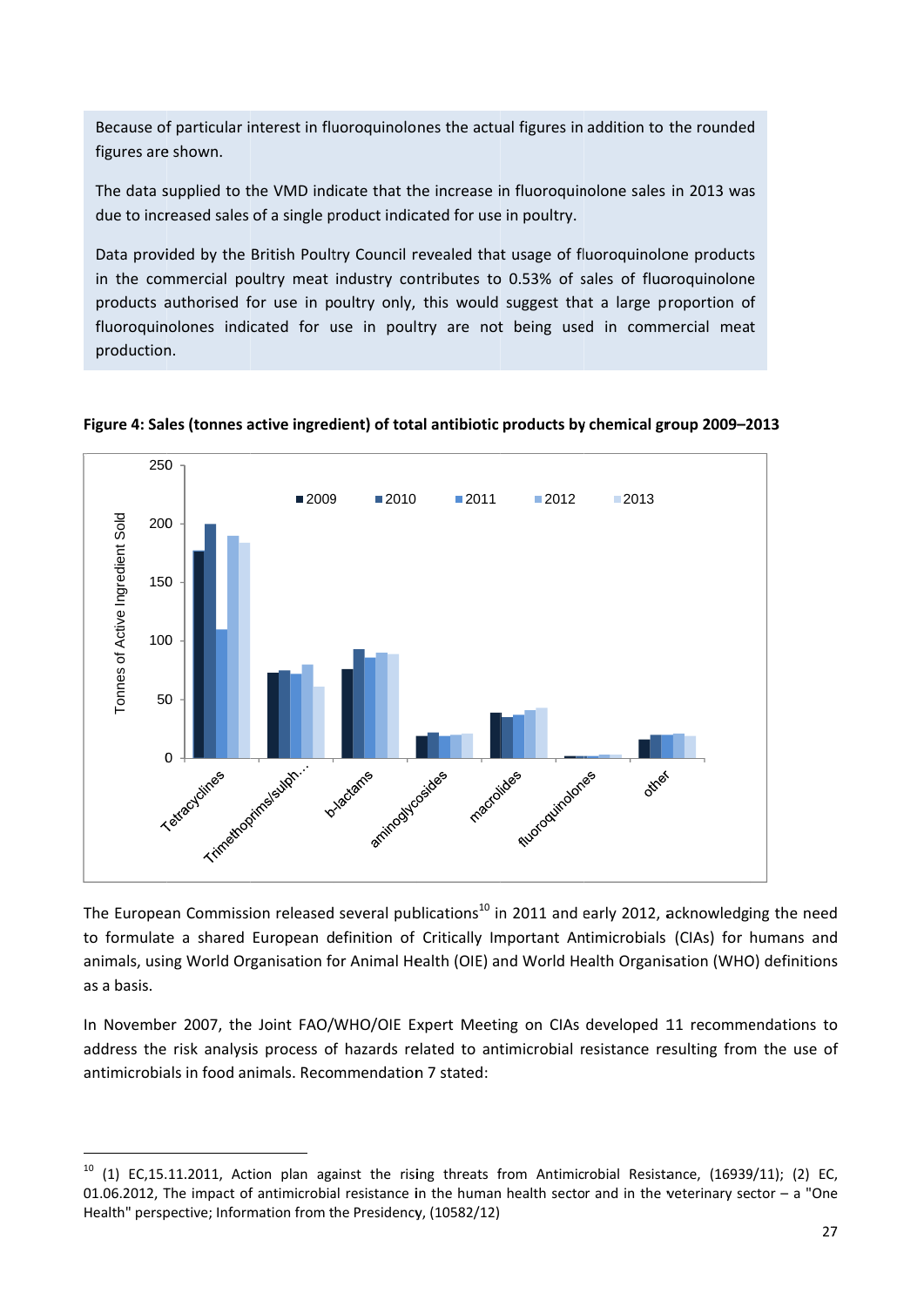Because of particular interest in fluoroquinolones the actual figures in addition to the rounded figures are shown.

The data supplied to the VMD indicate that the increase in fluoroquinolone sales in 2013 was due to increased sales of a single product indicated for use in poultry.

Data provided by the British Poultry Council revealed that usage of fluoroquinolone products in the commercial poultry meat industry contributes to 0.53% of sales of fluoroquinolone products authorised for use in poultry only, this would suggest that a large proportion of fluoroquinolones indicated for use in poultry are not being used in commercial meat production.

**Figure 4: Sales (tonnes active ingredient) of total antibiotic products by chemical group 2009–2013**

The European Commission released several publications[10] in 2011 and early 2012, acknowledging the need to formulate a shared European definition of Critically Important Antimicrobials (CIAs) for humans and animals, using World Organisation for Animal Health (OIE) and World Health Organisation (WHO) definitions as a basis.

In November 2007, the Joint FAO/WHO/OIE Expert Meeting on CIAs developed 11 recommendations to address the risk analysis process of hazards related to antimicrobial resistance resulting from the use of antimicrobials in food animals. Recommendation 7 stated:

[10] (1) EC,15.11.2011, Action plan against the rising threats from Antimicrobial Resistance, (16939/11); (2) EC, 01.06.2012, The impact of antimicrobial resistance in the human health sector and in the veterinary sector – a "One Health" perspective; Information from the Presidency, (10582/12)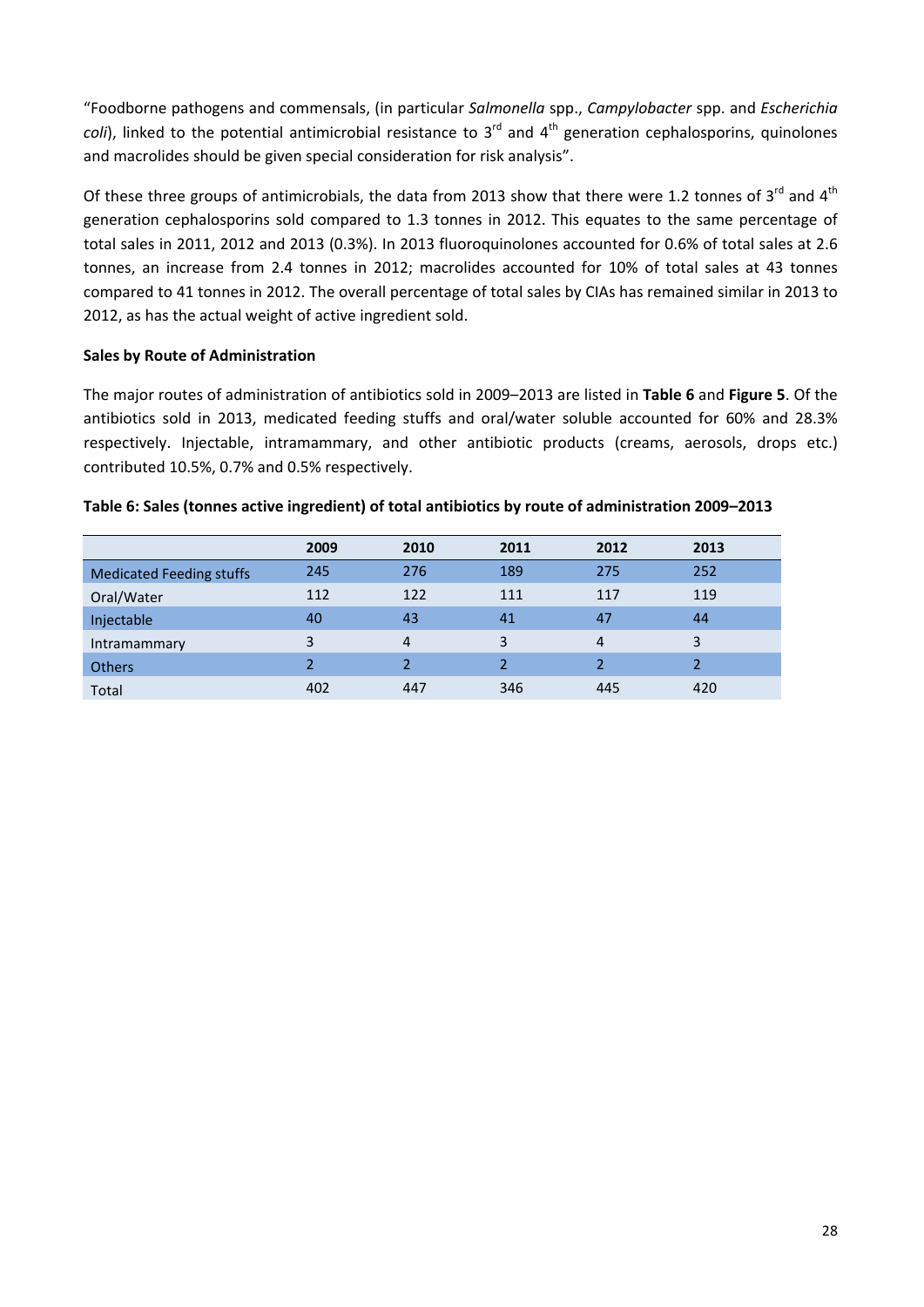"Foodborne pathogens and commensals, (in particular *Salmonella* spp., *Campylobacter* spp. and *Escherichia coli*), linked to the potential antimicrobial resistance to 3rd and 4th generation cephalosporins, quinolones and macrolides should be given special consideration for risk analysis".

Of these three groups of antimicrobials, the data from 2013 show that there were 1.2 tonnes of 3rd and 4th generation cephalosporins sold compared to 1.3 tonnes in 2012. This equates to the same percentage of total sales in 2011, 2012 and 2013 (0.3%). In 2013 fluoroquinolones accounted for 0.6% of total sales at 2.6 tonnes, an increase from 2.4 tonnes in 2012; macrolides accounted for 10% of total sales at 43 tonnes compared to 41 tonnes in 2012. The overall percentage of total sales by CIAs has remained similar in 2013 to 2012, as has the actual weight of active ingredient sold.

**Sales by Route of Administration**

The major routes of administration of antibiotics sold in 2009–2013 are listed in **Table 6** and **Figure 5**. Of the antibiotics sold in 2013, medicated feeding stuffs and oral/water soluble accounted for 60% and 28.3% respectively. Injectable, intramammary, and other antibiotic products (creams, aerosols, drops etc.) contributed 10.5%, 0.7% and 0.5% respectively.

**Table 6: Sales (tonnes active ingredient) of total antibiotics by route of administration 2009–2013**

| | 2009 | 2010 | 2011 | 2012 | 2013 |
|---|---|---|---|---|---|
| Medicated Feeding stuffs | 245 | 276 | 189 | 275 | 252 |
| Oral/Water | 112 | 122 | 111 | 117 | 119 |
| Injectable | 40 | 43 | 41 | 47 | 44 |
| Intramammary | 3 | 4 | 3 | 4 | 3 |
| Others | 2 | 2 | 2 | 2 | 2 |
| Total | 402 | 447 | 346 | 445 | 420 |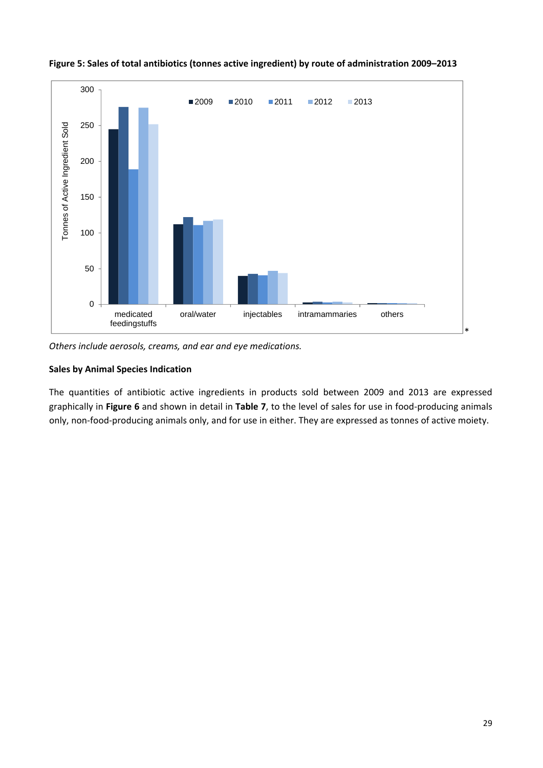**Figure 5: Sales of total antibiotics (tonnes active ingredient) by route of administration 2009–2013**

*Others include aerosols, creams, and ear and eye medications.*

**Sales by Animal Species Indication**

The quantities of antibiotic active ingredients in products sold between 2009 and 2013 are expressed graphically in **Figure 6** and shown in detail in **Table 7**, to the level of sales for use in food-producing animals only, non-food-producing animals only, and for use in either. They are expressed as tonnes of active moiety.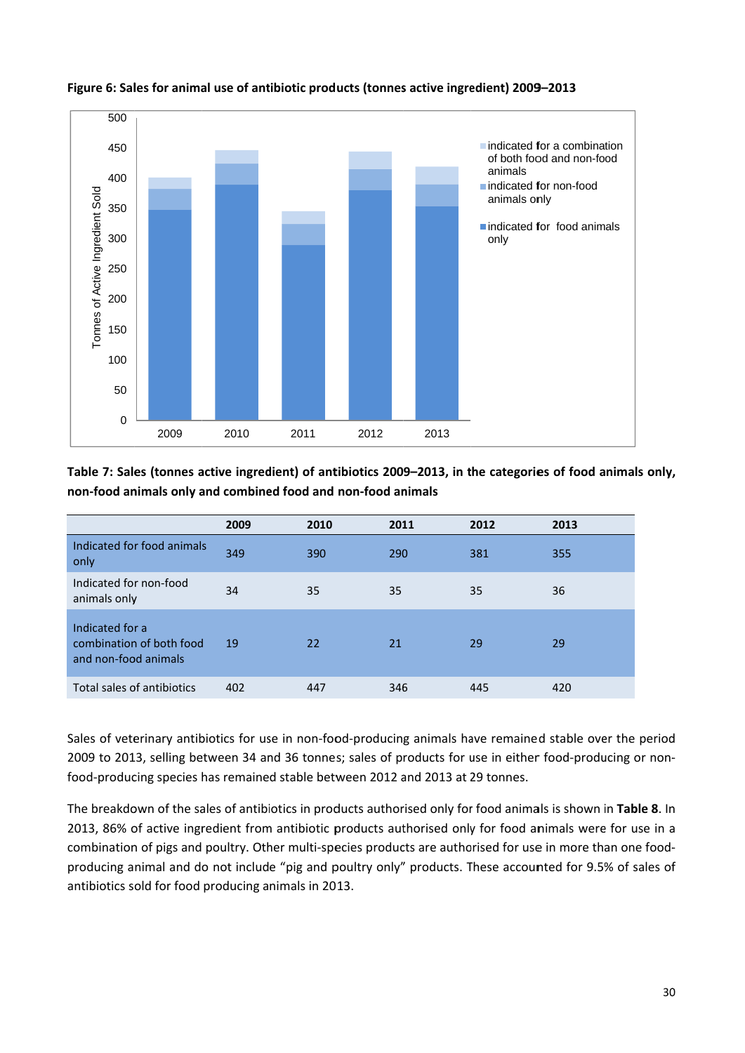**Figure 6: Sales for animal use of antibiotic products (tonnes active ingredient) 2009–2013**

**Table 7: Sales (tonnes active ingredient) of antibiotics 2009–2013, in the categories of food animals only, non-food animals only and combined food and non-food animals**

| | 2009 | 2010 | 2011 | 2012 | 2013 |
|---|---|---|---|---|---|
| Indicated for food animals only | 349 | 390 | 290 | 381 | 355 |
| Indicated for non-food animals only | 34 | 35 | 35 | 35 | 36 |
| Indicated for a combination of both food and non-food animals | 19 | 22 | 21 | 29 | 29 |
| Total sales of antibiotics | 402 | 447 | 346 | 445 | 420 |

Sales of veterinary antibiotics for use in non-food-producing animals have remained stable over the period 2009 to 2013, selling between 34 and 36 tonnes; sales of products for use in either food-producing or non-food-producing species has remained stable between 2012 and 2013 at 29 tonnes.

The breakdown of the sales of antibiotics in products authorised only for food animals is shown in **Table 8**. In 2013, 86% of active ingredient from antibiotic products authorised only for food animals were for use in a combination of pigs and poultry. Other multi-species products are authorised for use in more than one food-producing animal and do not include "pig and poultry only" products. These accounted for 9.5% of sales of antibiotics sold for food producing animals in 2013.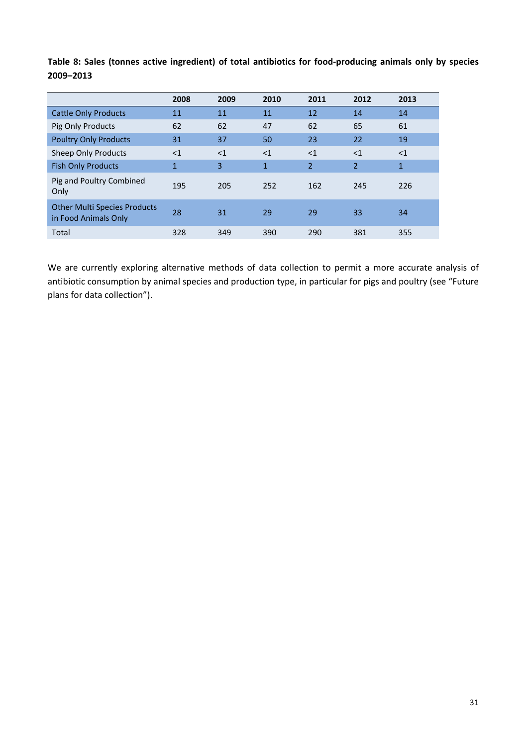**Table 8: Sales (tonnes active ingredient) of total antibiotics for food-producing animals only by species 2009–2013**

| | 2008 | 2009 | 2010 | 2011 | 2012 | 2013 |
|---|---|---|---|---|---|---|
| Cattle Only Products | 11 | 11 | 11 | 12 | 14 | 14 |
| Pig Only Products | 62 | 62 | 47 | 62 | 65 | 61 |
| Poultry Only Products | 31 | 37 | 50 | 23 | 22 | 19 |
| Sheep Only Products | <1 | <1 | <1 | <1 | <1 | <1 |
| Fish Only Products | 1 | 3 | 1 | 2 | 2 | 1 |
| Pig and Poultry Combined Only | 195 | 205 | 252 | 162 | 245 | 226 |
| Other Multi Species Products in Food Animals Only | 28 | 31 | 29 | 29 | 33 | 34 |
| Total | 328 | 349 | 390 | 290 | 381 | 355 |

We are currently exploring alternative methods of data collection to permit a more accurate analysis of antibiotic consumption by animal species and production type, in particular for pigs and poultry (see "Future plans for data collection").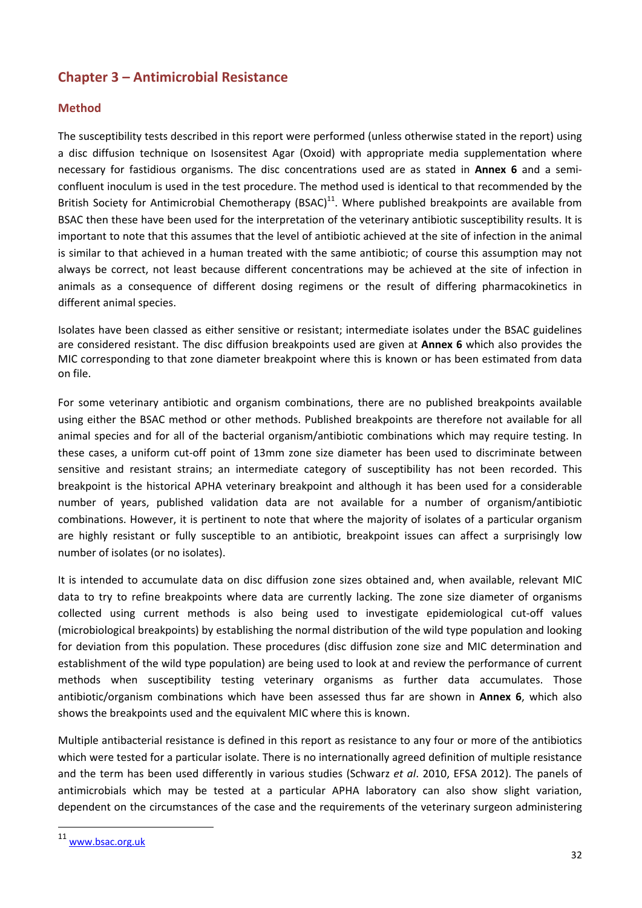## Chapter 3 – Antimicrobial Resistance

### Method

The susceptibility tests described in this report were performed (unless otherwise stated in the report) using a disc diffusion technique on Isosensitest Agar (Oxoid) with appropriate media supplementation where necessary for fastidious organisms. The disc concentrations used are as stated in **Annex 6** and a semi-confluent inoculum is used in the test procedure. The method used is identical to that recommended by the British Society for Antimicrobial Chemotherapy (BSAC)[11]. Where published breakpoints are available from BSAC then these have been used for the interpretation of the veterinary antibiotic susceptibility results. It is important to note that this assumes that the level of antibiotic achieved at the site of infection in the animal is similar to that achieved in a human treated with the same antibiotic; of course this assumption may not always be correct, not least because different concentrations may be achieved at the site of infection in animals as a consequence of different dosing regimens or the result of differing pharmacokinetics in different animal species.

Isolates have been classed as either sensitive or resistant; intermediate isolates under the BSAC guidelines are considered resistant. The disc diffusion breakpoints used are given at **Annex 6** which also provides the MIC corresponding to that zone diameter breakpoint where this is known or has been estimated from data on file.

For some veterinary antibiotic and organism combinations, there are no published breakpoints available using either the BSAC method or other methods. Published breakpoints are therefore not available for all animal species and for all of the bacterial organism/antibiotic combinations which may require testing. In these cases, a uniform cut-off point of 13mm zone size diameter has been used to discriminate between sensitive and resistant strains; an intermediate category of susceptibility has not been recorded. This breakpoint is the historical APHA veterinary breakpoint and although it has been used for a considerable number of years, published validation data are not available for a number of organism/antibiotic combinations. However, it is pertinent to note that where the majority of isolates of a particular organism are highly resistant or fully susceptible to an antibiotic, breakpoint issues can affect a surprisingly low number of isolates (or no isolates).

It is intended to accumulate data on disc diffusion zone sizes obtained and, when available, relevant MIC data to try to refine breakpoints where data are currently lacking. The zone size diameter of organisms collected using current methods is also being used to investigate epidemiological cut-off values (microbiological breakpoints) by establishing the normal distribution of the wild type population and looking for deviation from this population. These procedures (disc diffusion zone size and MIC determination and establishment of the wild type population) are being used to look at and review the performance of current methods when susceptibility testing veterinary organisms as further data accumulates. Those antibiotic/organism combinations which have been assessed thus far are shown in **Annex 6**, which also shows the breakpoints used and the equivalent MIC where this is known.

Multiple antibacterial resistance is defined in this report as resistance to any four or more of the antibiotics which were tested for a particular isolate. There is no internationally agreed definition of multiple resistance and the term has been used differently in various studies (Schwarz *et al*. 2010, EFSA 2012). The panels of antimicrobials which may be tested at a particular APHA laboratory can also show slight variation, dependent on the circumstances of the case and the requirements of the veterinary surgeon administering

[11] www.bsac.org.uk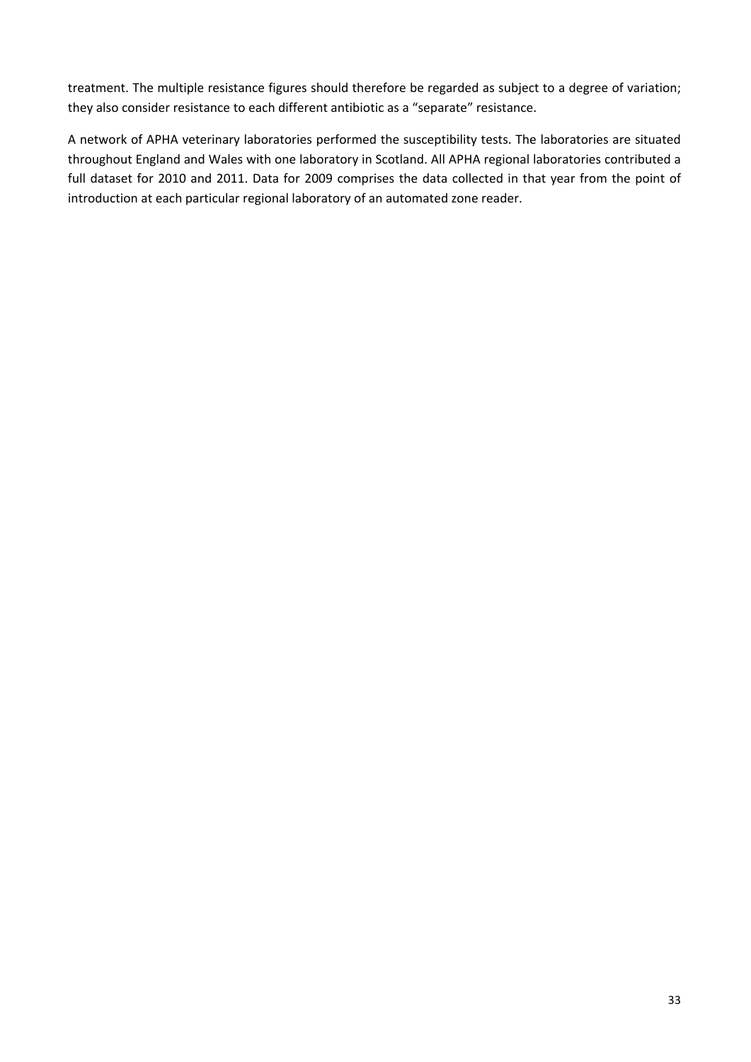treatment. The multiple resistance figures should therefore be regarded as subject to a degree of variation; they also consider resistance to each different antibiotic as a "separate" resistance.

A network of APHA veterinary laboratories performed the susceptibility tests. The laboratories are situated throughout England and Wales with one laboratory in Scotland. All APHA regional laboratories contributed a full dataset for 2010 and 2011. Data for 2009 comprises the data collected in that year from the point of introduction at each particular regional laboratory of an automated zone reader.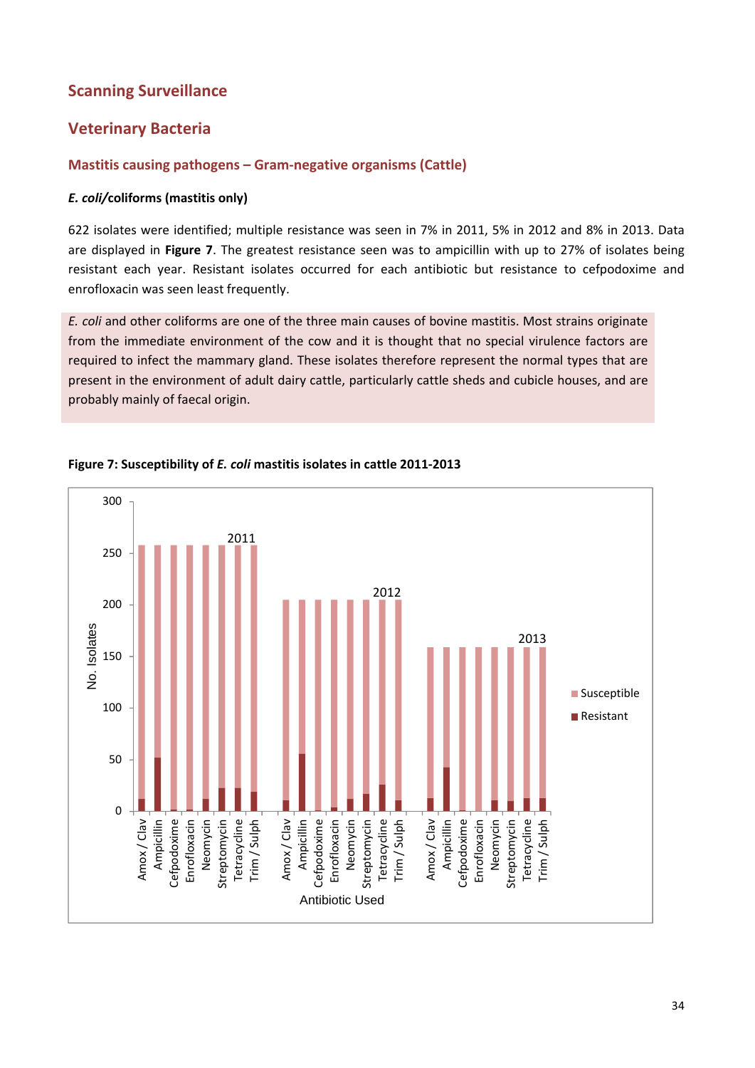## Scanning Surveillance

## Veterinary Bacteria

### Mastitis causing pathogens – Gram-negative organisms (Cattle)

#### *E. coli*/coliforms (mastitis only)

622 isolates were identified; multiple resistance was seen in 7% in 2011, 5% in 2012 and 8% in 2013. Data are displayed in **Figure 7**. The greatest resistance seen was to ampicillin with up to 27% of isolates being resistant each year. Resistant isolates occurred for each antibiotic but resistance to cefpodoxime and enrofloxacin was seen least frequently.

*E. coli* and other coliforms are one of the three main causes of bovine mastitis. Most strains originate from the immediate environment of the cow and it is thought that no special virulence factors are required to infect the mammary gland. These isolates therefore represent the normal types that are present in the environment of adult dairy cattle, particularly cattle sheds and cubicle houses, and are probably mainly of faecal origin.

**Figure 7: Susceptibility of *E. coli* mastitis isolates in cattle 2011-2013**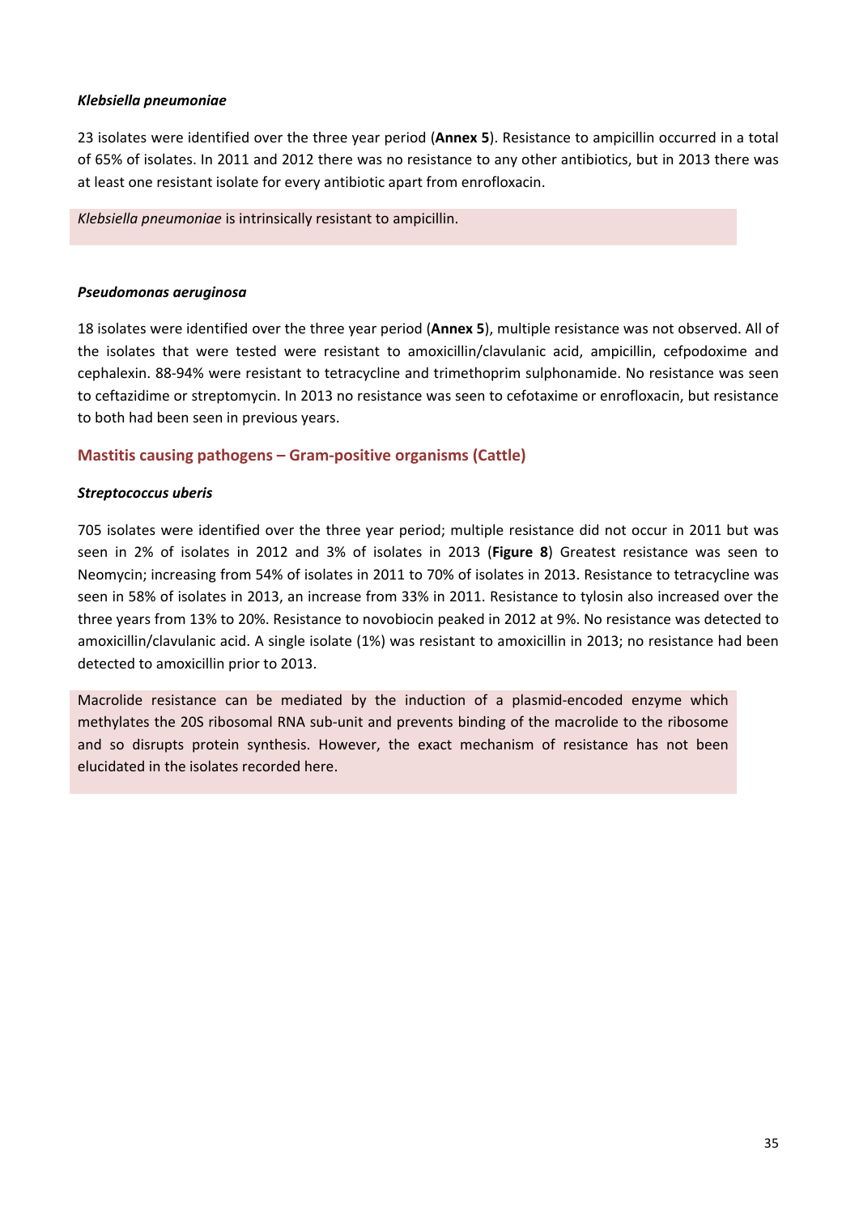***Klebsiella pneumoniae***

23 isolates were identified over the three year period (**Annex 5**). Resistance to ampicillin occurred in a total of 65% of isolates. In 2011 and 2012 there was no resistance to any other antibiotics, but in 2013 there was at least one resistant isolate for every antibiotic apart from enrofloxacin.

> *Klebsiella pneumoniae* is intrinsically resistant to ampicillin.

***Pseudomonas aeruginosa***

18 isolates were identified over the three year period (**Annex 5**), multiple resistance was not observed. All of the isolates that were tested were resistant to amoxicillin/clavulanic acid, ampicillin, cefpodoxime and cephalexin. 88-94% were resistant to tetracycline and trimethoprim sulphonamide. No resistance was seen to ceftazidime or streptomycin. In 2013 no resistance was seen to cefotaxime or enrofloxacin, but resistance to both had been seen in previous years.

## Mastitis causing pathogens – Gram-positive organisms (Cattle)

***Streptococcus uberis***

705 isolates were identified over the three year period; multiple resistance did not occur in 2011 but was seen in 2% of isolates in 2012 and 3% of isolates in 2013 (**Figure 8**) Greatest resistance was seen to Neomycin; increasing from 54% of isolates in 2011 to 70% of isolates in 2013. Resistance to tetracycline was seen in 58% of isolates in 2013, an increase from 33% in 2011. Resistance to tylosin also increased over the three years from 13% to 20%. Resistance to novobiocin peaked in 2012 at 9%. No resistance was detected to amoxicillin/clavulanic acid. A single isolate (1%) was resistant to amoxicillin in 2013; no resistance had been detected to amoxicillin prior to 2013.

> Macrolide resistance can be mediated by the induction of a plasmid-encoded enzyme which methylates the 20S ribosomal RNA sub-unit and prevents binding of the macrolide to the ribosome and so disrupts protein synthesis. However, the exact mechanism of resistance has not been elucidated in the isolates recorded here.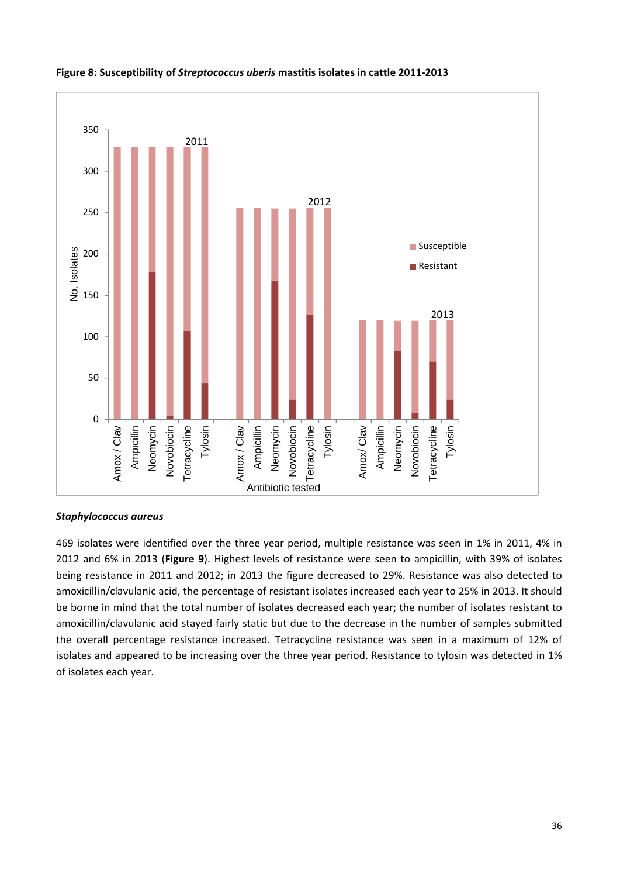**Figure 8: Susceptibility of *Streptococcus uberis* mastitis isolates in cattle 2011-2013**

### *Staphylococcus aureus*

469 isolates were identified over the three year period, multiple resistance was seen in 1% in 2011, 4% in 2012 and 6% in 2013 (**Figure 9**). Highest levels of resistance were seen to ampicillin, with 39% of isolates being resistance in 2011 and 2012; in 2013 the figure decreased to 29%. Resistance was also detected to amoxicillin/clavulanic acid, the percentage of resistant isolates increased each year to 25% in 2013. It should be borne in mind that the total number of isolates decreased each year; the number of isolates resistant to amoxicillin/clavulanic acid stayed fairly static but due to the decrease in the number of samples submitted the overall percentage resistance increased. Tetracycline resistance was seen in a maximum of 12% of isolates and appeared to be increasing over the three year period. Resistance to tylosin was detected in 1% of isolates each year.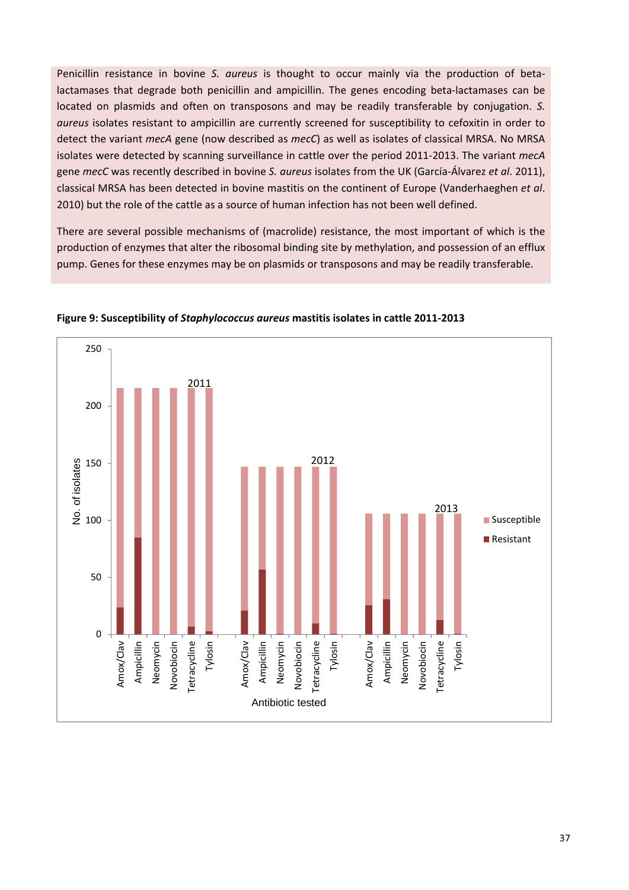Penicillin resistance in bovine *S. aureus* is thought to occur mainly via the production of beta-lactamases that degrade both penicillin and ampicillin. The genes encoding beta-lactamases can be located on plasmids and often on transposons and may be readily transferable by conjugation. *S. aureus* isolates resistant to ampicillin are currently screened for susceptibility to cefoxitin in order to detect the variant *mecA* gene (now described as *mecC*) as well as isolates of classical MRSA. No MRSA isolates were detected by scanning surveillance in cattle over the period 2011-2013. The variant *mecA* gene *mecC* was recently described in bovine *S. aureus* isolates from the UK (García-Álvarez *et al*. 2011), classical MRSA has been detected in bovine mastitis on the continent of Europe (Vanderhaeghen *et al*. 2010) but the role of the cattle as a source of human infection has not been well defined.

There are several possible mechanisms of (macrolide) resistance, the most important of which is the production of enzymes that alter the ribosomal binding site by methylation, and possession of an efflux pump. Genes for these enzymes may be on plasmids or transposons and may be readily transferable.

**Figure 9: Susceptibility of *Staphylococcus aureus* mastitis isolates in cattle 2011-2013**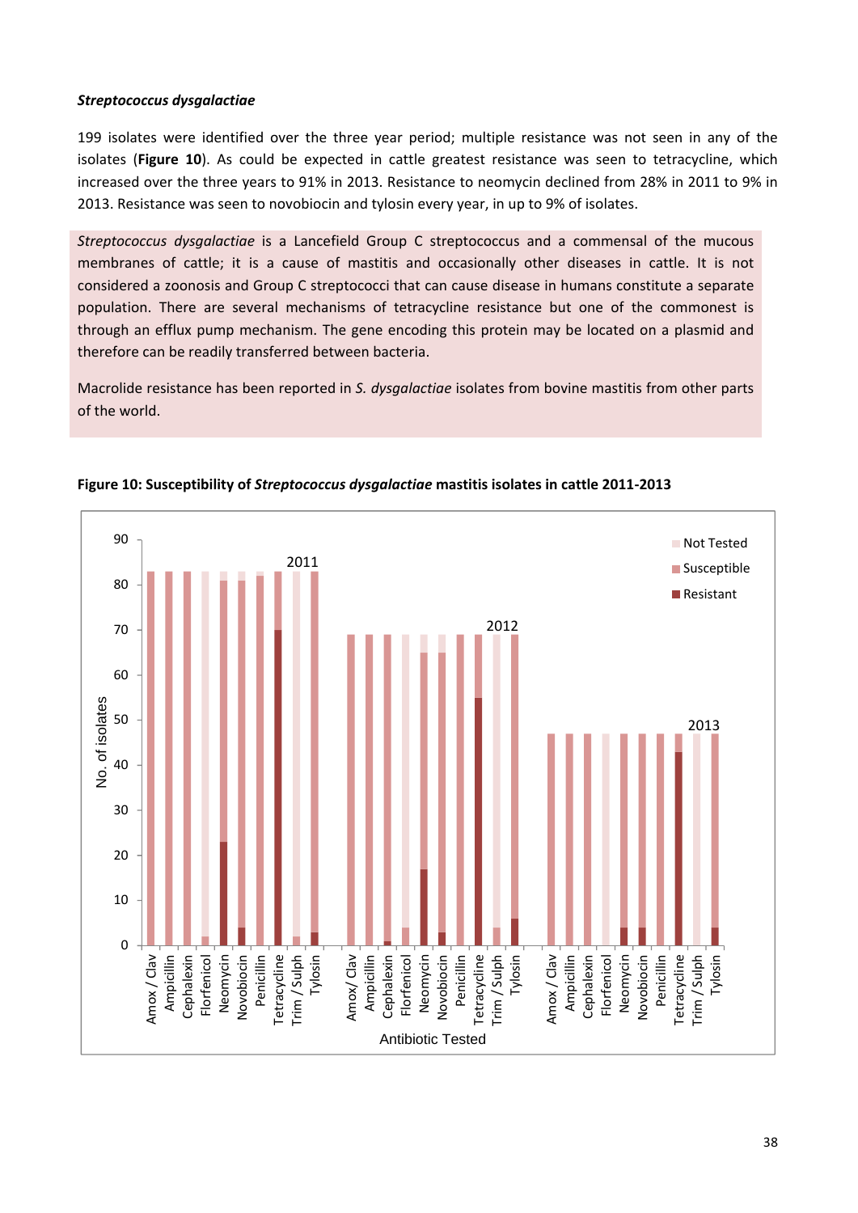***Streptococcus dysgalactiae***

199 isolates were identified over the three year period; multiple resistance was not seen in any of the isolates (**Figure 10**). As could be expected in cattle greatest resistance was seen to tetracycline, which increased over the three years to 91% in 2013. Resistance to neomycin declined from 28% in 2011 to 9% in 2013. Resistance was seen to novobiocin and tylosin every year, in up to 9% of isolates.

*Streptococcus dysgalactiae* is a Lancefield Group C streptococcus and a commensal of the mucous membranes of cattle; it is a cause of mastitis and occasionally other diseases in cattle. It is not considered a zoonosis and Group C streptococci that can cause disease in humans constitute a separate population. There are several mechanisms of tetracycline resistance but one of the commonest is through an efflux pump mechanism. The gene encoding this protein may be located on a plasmid and therefore can be readily transferred between bacteria.

Macrolide resistance has been reported in *S. dysgalactiae* isolates from bovine mastitis from other parts of the world.

**Figure 10: Susceptibility of *Streptococcus dysgalactiae* mastitis isolates in cattle 2011-2013**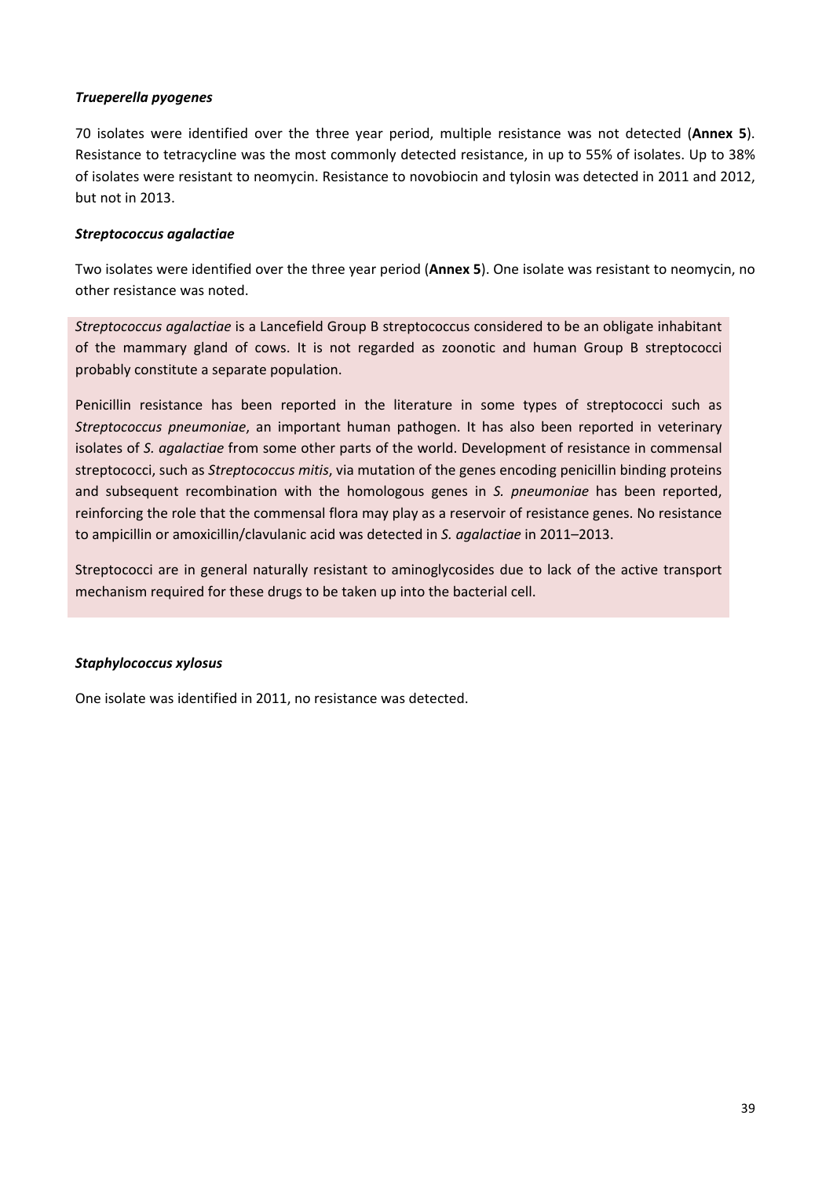### *Trueperella pyogenes*

70 isolates were identified over the three year period, multiple resistance was not detected (**Annex 5**). Resistance to tetracycline was the most commonly detected resistance, in up to 55% of isolates. Up to 38% of isolates were resistant to neomycin. Resistance to novobiocin and tylosin was detected in 2011 and 2012, but not in 2013.

### *Streptococcus agalactiae*

Two isolates were identified over the three year period (**Annex 5**). One isolate was resistant to neomycin, no other resistance was noted.

*Streptococcus agalactiae* is a Lancefield Group B streptococcus considered to be an obligate inhabitant of the mammary gland of cows. It is not regarded as zoonotic and human Group B streptococci probably constitute a separate population.

Penicillin resistance has been reported in the literature in some types of streptococci such as *Streptococcus pneumoniae*, an important human pathogen. It has also been reported in veterinary isolates of *S. agalactiae* from some other parts of the world. Development of resistance in commensal streptococci, such as *Streptococcus mitis*, via mutation of the genes encoding penicillin binding proteins and subsequent recombination with the homologous genes in *S. pneumoniae* has been reported, reinforcing the role that the commensal flora may play as a reservoir of resistance genes. No resistance to ampicillin or amoxicillin/clavulanic acid was detected in *S. agalactiae* in 2011–2013.

Streptococci are in general naturally resistant to aminoglycosides due to lack of the active transport mechanism required for these drugs to be taken up into the bacterial cell.

### *Staphylococcus xylosus*

One isolate was identified in 2011, no resistance was detected.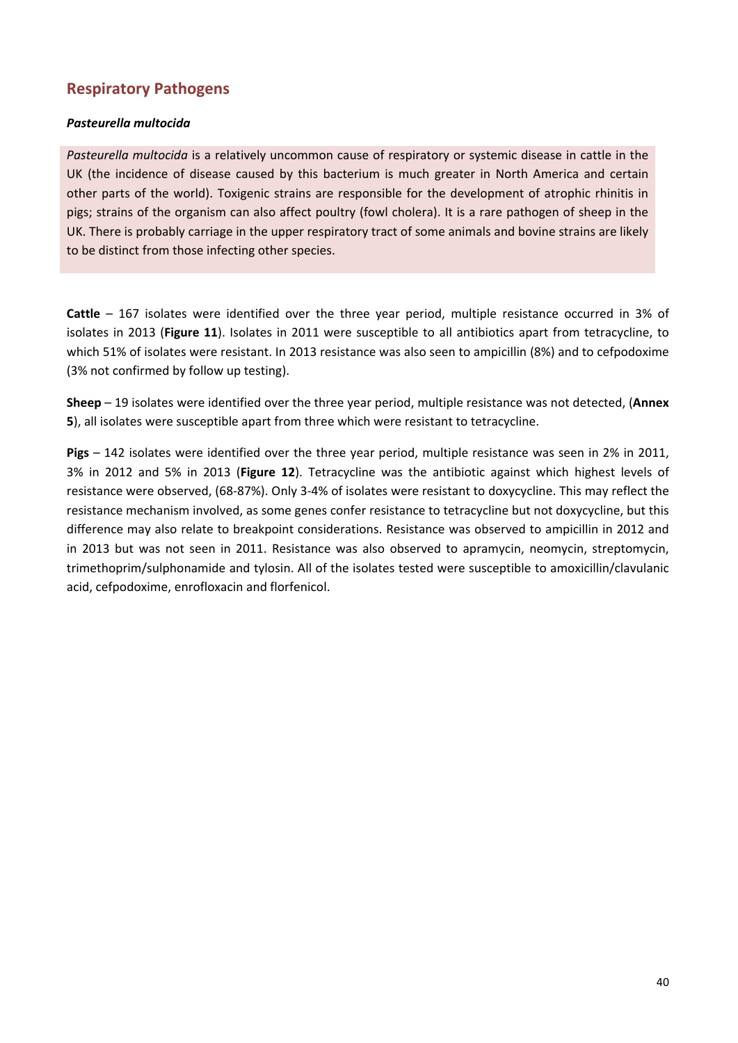## Respiratory Pathogens

### *Pasteurella multocida*

*Pasteurella multocida* is a relatively uncommon cause of respiratory or systemic disease in cattle in the UK (the incidence of disease caused by this bacterium is much greater in North America and certain other parts of the world). Toxigenic strains are responsible for the development of atrophic rhinitis in pigs; strains of the organism can also affect poultry (fowl cholera). It is a rare pathogen of sheep in the UK. There is probably carriage in the upper respiratory tract of some animals and bovine strains are likely to be distinct from those infecting other species.

**Cattle** – 167 isolates were identified over the three year period, multiple resistance occurred in 3% of isolates in 2013 (**Figure 11**). Isolates in 2011 were susceptible to all antibiotics apart from tetracycline, to which 51% of isolates were resistant. In 2013 resistance was also seen to ampicillin (8%) and to cefpodoxime (3% not confirmed by follow up testing).

**Sheep** – 19 isolates were identified over the three year period, multiple resistance was not detected, (**Annex 5**), all isolates were susceptible apart from three which were resistant to tetracycline.

**Pigs** – 142 isolates were identified over the three year period, multiple resistance was seen in 2% in 2011, 3% in 2012 and 5% in 2013 (**Figure 12**). Tetracycline was the antibiotic against which highest levels of resistance were observed, (68-87%). Only 3-4% of isolates were resistant to doxycycline. This may reflect the resistance mechanism involved, as some genes confer resistance to tetracycline but not doxycycline, but this difference may also relate to breakpoint considerations. Resistance was observed to ampicillin in 2012 and in 2013 but was not seen in 2011. Resistance was also observed to apramycin, neomycin, streptomycin, trimethoprim/sulphonamide and tylosin. All of the isolates tested were susceptible to amoxicillin/clavulanic acid, cefpodoxime, enrofloxacin and florfenicol.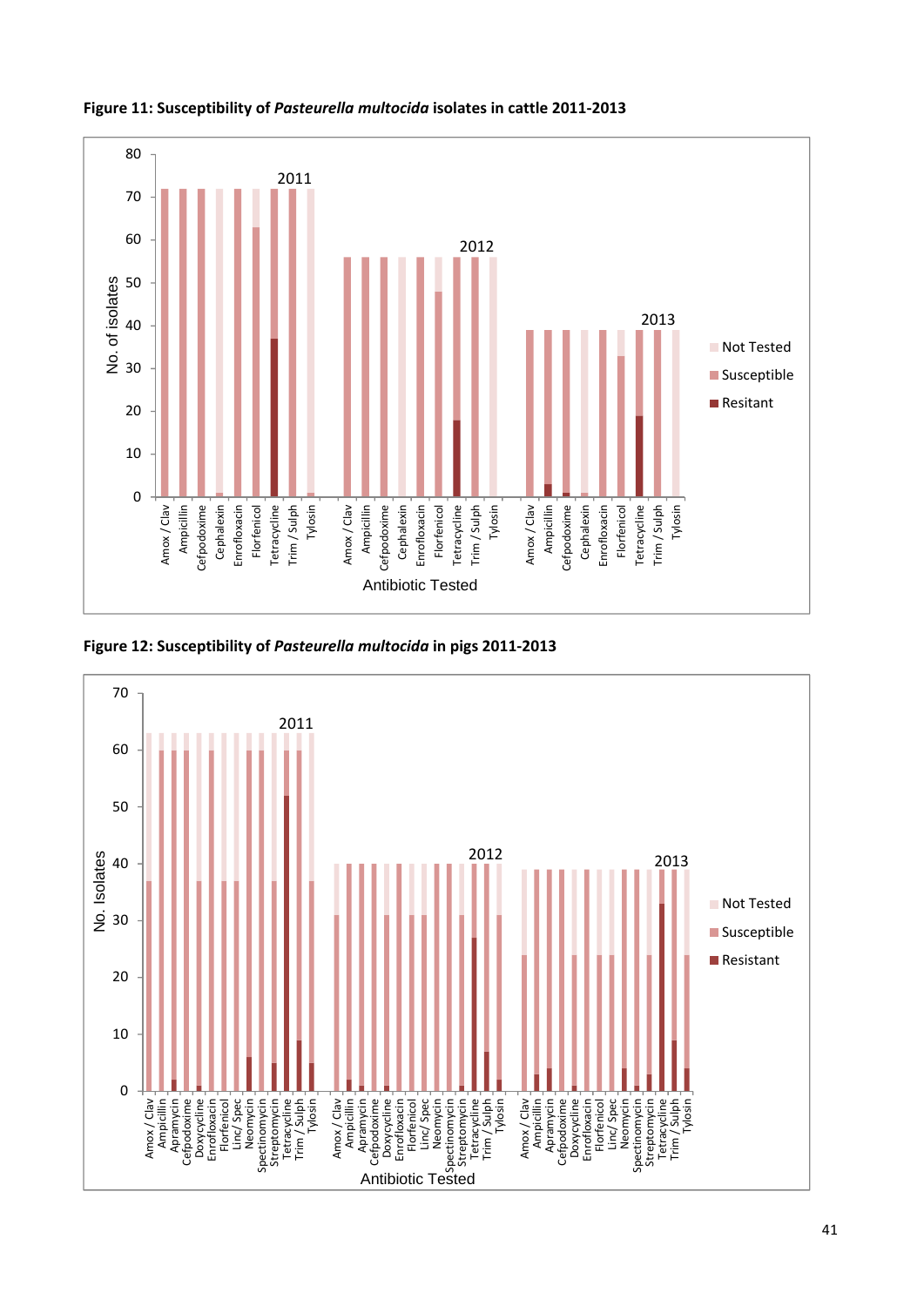**Figure 11: Susceptibility of *Pasteurella multocida* isolates in cattle 2011-2013**

**Figure 12: Susceptibility of *Pasteurella multocida* in pigs 2011-2013**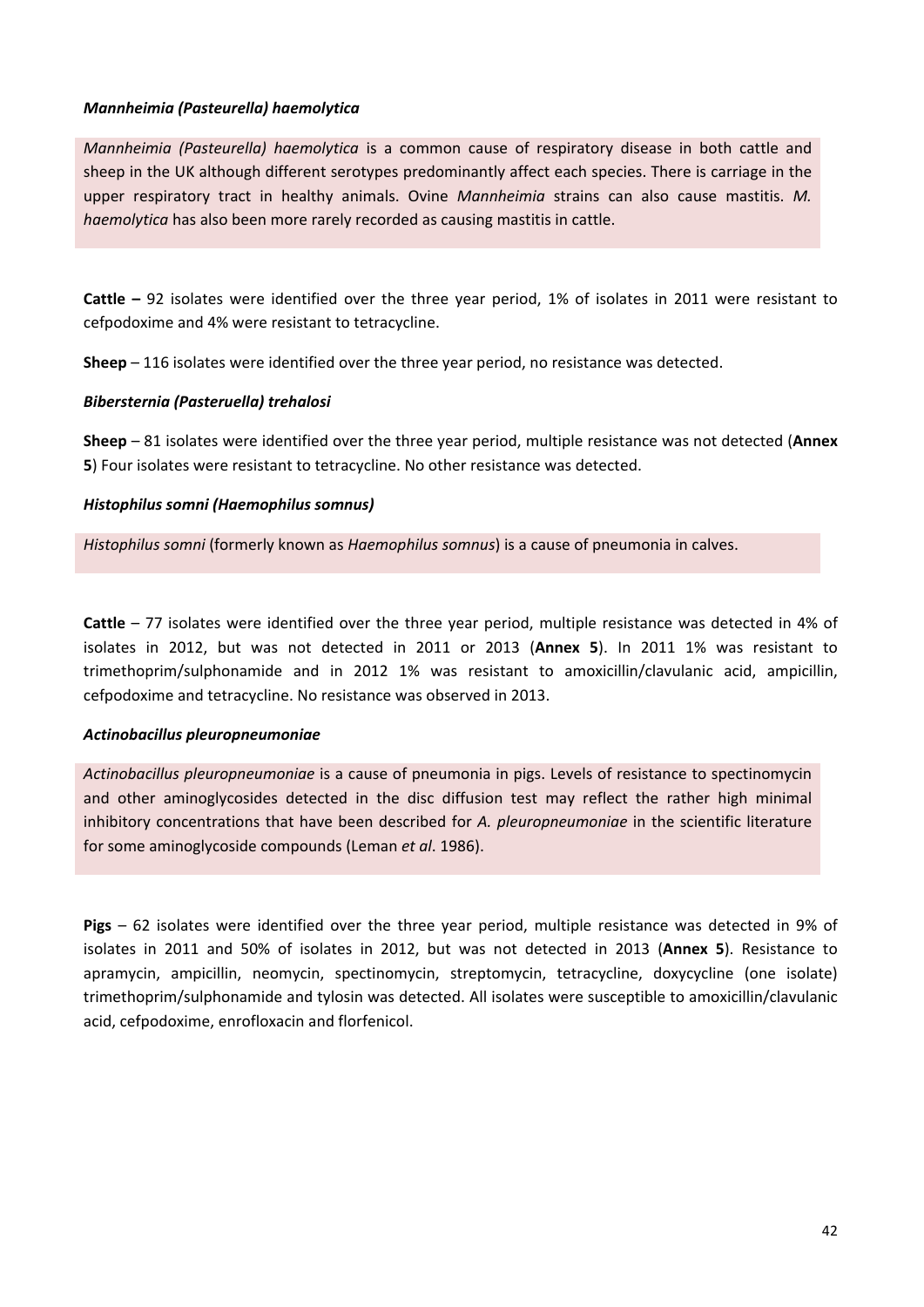***Mannheimia (Pasteurella) haemolytica***

*Mannheimia (Pasteurella) haemolytica* is a common cause of respiratory disease in both cattle and sheep in the UK although different serotypes predominantly affect each species. There is carriage in the upper respiratory tract in healthy animals. Ovine *Mannheimia* strains can also cause mastitis. *M. haemolytica* has also been more rarely recorded as causing mastitis in cattle.

**Cattle –** 92 isolates were identified over the three year period, 1% of isolates in 2011 were resistant to cefpodoxime and 4% were resistant to tetracycline.

**Sheep** – 116 isolates were identified over the three year period, no resistance was detected.

***Bibersternia (Pasteruella) trehalosi***

**Sheep** – 81 isolates were identified over the three year period, multiple resistance was not detected (**Annex 5**) Four isolates were resistant to tetracycline. No other resistance was detected.

***Histophilus somni (Haemophilus somnus)***

*Histophilus somni* (formerly known as *Haemophilus somnus*) is a cause of pneumonia in calves.

**Cattle** – 77 isolates were identified over the three year period, multiple resistance was detected in 4% of isolates in 2012, but was not detected in 2011 or 2013 (**Annex 5**). In 2011 1% was resistant to trimethoprim/sulphonamide and in 2012 1% was resistant to amoxicillin/clavulanic acid, ampicillin, cefpodoxime and tetracycline. No resistance was observed in 2013.

***Actinobacillus pleuropneumoniae***

*Actinobacillus pleuropneumoniae* is a cause of pneumonia in pigs. Levels of resistance to spectinomycin and other aminoglycosides detected in the disc diffusion test may reflect the rather high minimal inhibitory concentrations that have been described for *A. pleuropneumoniae* in the scientific literature for some aminoglycoside compounds (Leman *et al*. 1986).

**Pigs** – 62 isolates were identified over the three year period, multiple resistance was detected in 9% of isolates in 2011 and 50% of isolates in 2012, but was not detected in 2013 (**Annex 5**). Resistance to apramycin, ampicillin, neomycin, spectinomycin, streptomycin, tetracycline, doxycycline (one isolate) trimethoprim/sulphonamide and tylosin was detected. All isolates were susceptible to amoxicillin/clavulanic acid, cefpodoxime, enrofloxacin and florfenicol.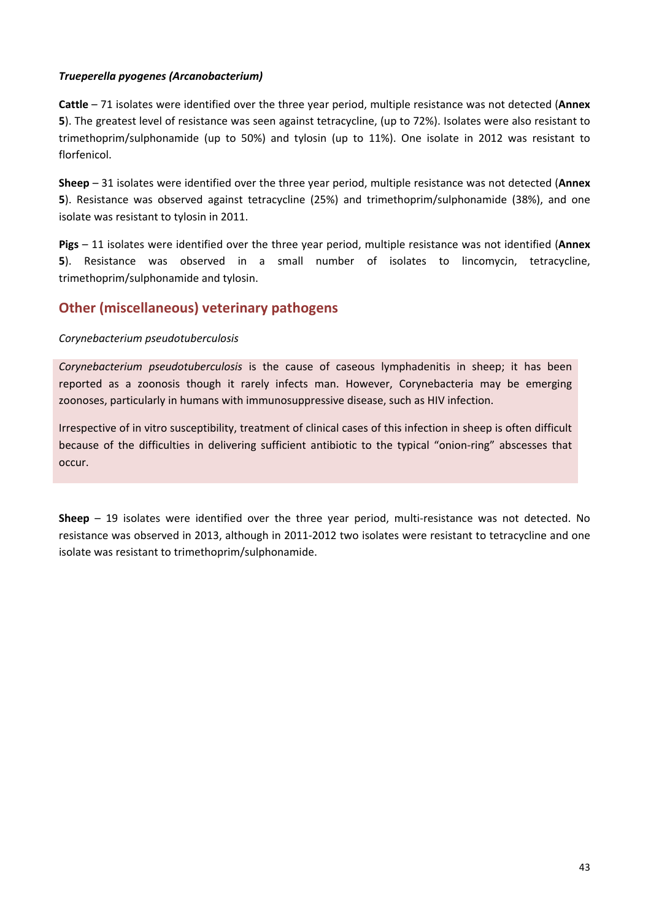***Trueperella pyogenes (Arcanobacterium)***

**Cattle** – 71 isolates were identified over the three year period, multiple resistance was not detected (**Annex 5**). The greatest level of resistance was seen against tetracycline, (up to 72%). Isolates were also resistant to trimethoprim/sulphonamide (up to 50%) and tylosin (up to 11%). One isolate in 2012 was resistant to florfenicol.

**Sheep** – 31 isolates were identified over the three year period, multiple resistance was not detected (**Annex 5**). Resistance was observed against tetracycline (25%) and trimethoprim/sulphonamide (38%), and one isolate was resistant to tylosin in 2011.

**Pigs** – 11 isolates were identified over the three year period, multiple resistance was not identified (**Annex 5**). Resistance was observed in a small number of isolates to lincomycin, tetracycline, trimethoprim/sulphonamide and tylosin.

## Other (miscellaneous) veterinary pathogens

*Corynebacterium pseudotuberculosis*

*Corynebacterium pseudotuberculosis* is the cause of caseous lymphadenitis in sheep; it has been reported as a zoonosis though it rarely infects man. However, Corynebacteria may be emerging zoonoses, particularly in humans with immunosuppressive disease, such as HIV infection.

Irrespective of in vitro susceptibility, treatment of clinical cases of this infection in sheep is often difficult because of the difficulties in delivering sufficient antibiotic to the typical "onion-ring" abscesses that occur.

**Sheep** – 19 isolates were identified over the three year period, multi-resistance was not detected. No resistance was observed in 2013, although in 2011-2012 two isolates were resistant to tetracycline and one isolate was resistant to trimethoprim/sulphonamide.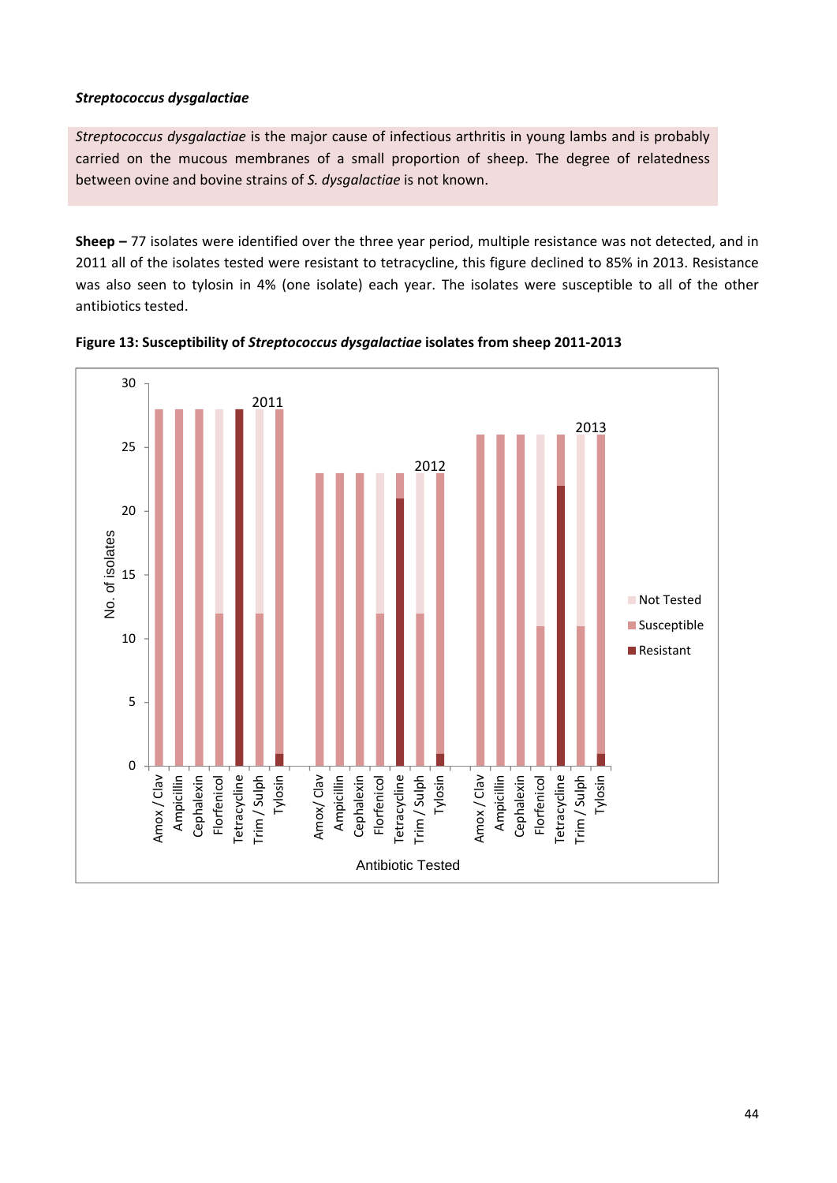***Streptococcus dysgalactiae***

*Streptococcus dysgalactiae* is the major cause of infectious arthritis in young lambs and is probably carried on the mucous membranes of a small proportion of sheep. The degree of relatedness between ovine and bovine strains of *S. dysgalactiae* is not known.

**Sheep –** 77 isolates were identified over the three year period, multiple resistance was not detected, and in 2011 all of the isolates tested were resistant to tetracycline, this figure declined to 85% in 2013. Resistance was also seen to tylosin in 4% (one isolate) each year. The isolates were susceptible to all of the other antibiotics tested.

**Figure 13: Susceptibility of *Streptococcus dysgalactiae* isolates from sheep 2011-2013**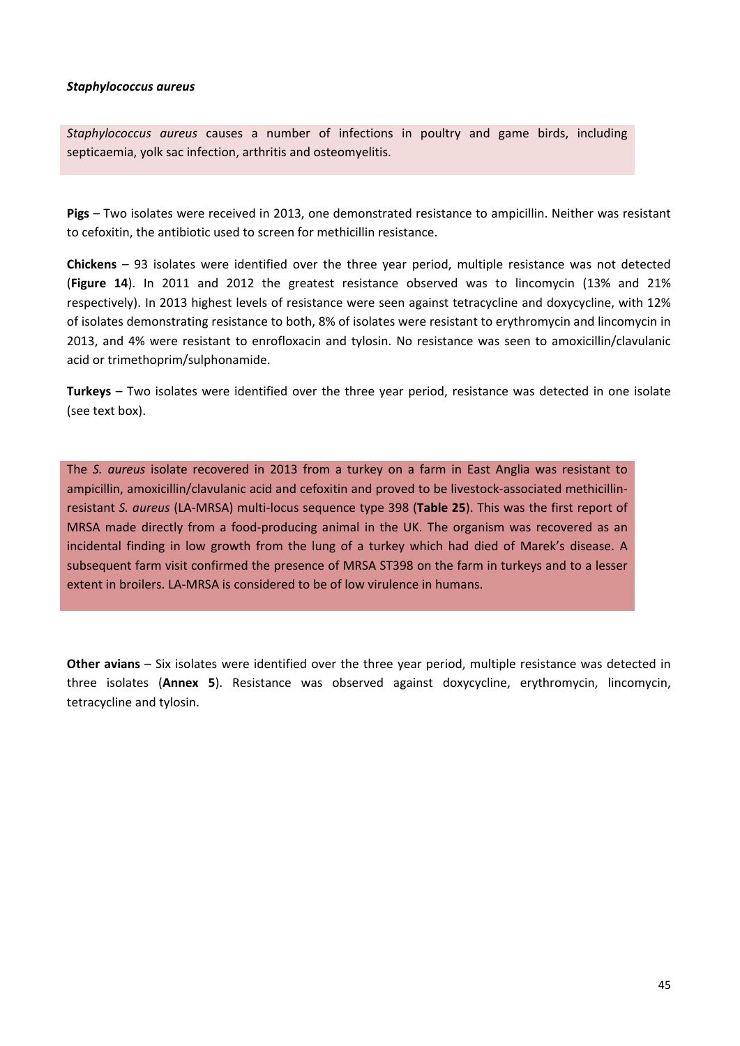### *Staphylococcus aureus*

*Staphylococcus aureus* causes a number of infections in poultry and game birds, including septicaemia, yolk sac infection, arthritis and osteomyelitis.

**Pigs** – Two isolates were received in 2013, one demonstrated resistance to ampicillin. Neither was resistant to cefoxitin, the antibiotic used to screen for methicillin resistance.

**Chickens** – 93 isolates were identified over the three year period, multiple resistance was not detected (**Figure 14**). In 2011 and 2012 the greatest resistance observed was to lincomycin (13% and 21% respectively). In 2013 highest levels of resistance were seen against tetracycline and doxycycline, with 12% of isolates demonstrating resistance to both, 8% of isolates were resistant to erythromycin and lincomycin in 2013, and 4% were resistant to enrofloxacin and tylosin. No resistance was seen to amoxicillin/clavulanic acid or trimethoprim/sulphonamide.

**Turkeys** – Two isolates were identified over the three year period, resistance was detected in one isolate (see text box).

The *S. aureus* isolate recovered in 2013 from a turkey on a farm in East Anglia was resistant to ampicillin, amoxicillin/clavulanic acid and cefoxitin and proved to be livestock-associated methicillin-resistant *S. aureus* (LA-MRSA) multi-locus sequence type 398 (**Table 25**). This was the first report of MRSA made directly from a food-producing animal in the UK. The organism was recovered as an incidental finding in low growth from the lung of a turkey which had died of Marek's disease. A subsequent farm visit confirmed the presence of MRSA ST398 on the farm in turkeys and to a lesser extent in broilers. LA-MRSA is considered to be of low virulence in humans.

**Other avians** – Six isolates were identified over the three year period, multiple resistance was detected in three isolates (**Annex 5**). Resistance was observed against doxycycline, erythromycin, lincomycin, tetracycline and tylosin.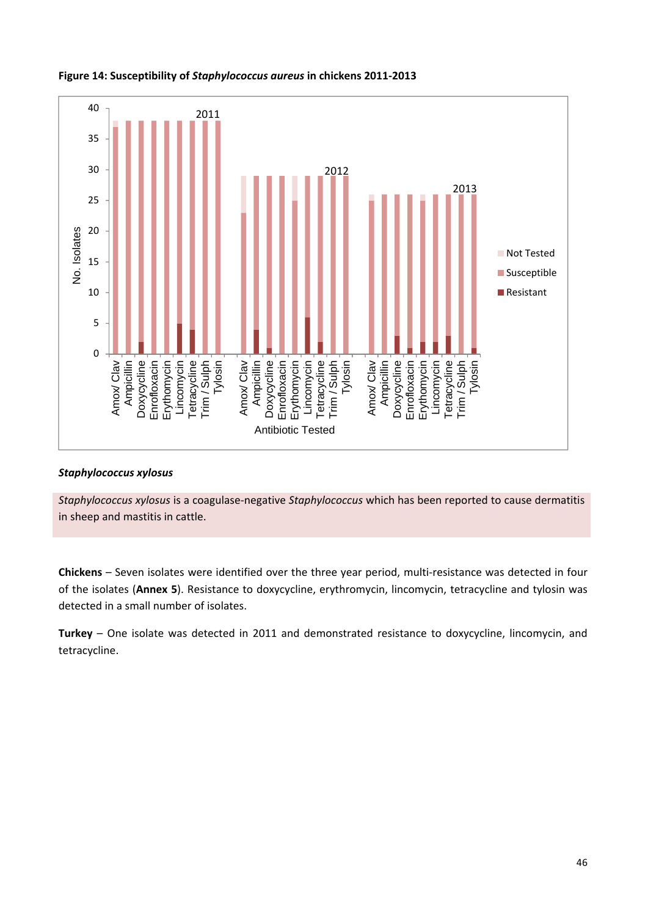**Figure 14: Susceptibility of *Staphylococcus aureus* in chickens 2011-2013**

### *Staphylococcus xylosus*

*Staphylococcus xylosus* is a coagulase-negative *Staphylococcus* which has been reported to cause dermatitis in sheep and mastitis in cattle.

**Chickens** – Seven isolates were identified over the three year period, multi-resistance was detected in four of the isolates (**Annex 5**). Resistance to doxycycline, erythromycin, lincomycin, tetracycline and tylosin was detected in a small number of isolates.

**Turkey** – One isolate was detected in 2011 and demonstrated resistance to doxycycline, lincomycin, and tetracycline.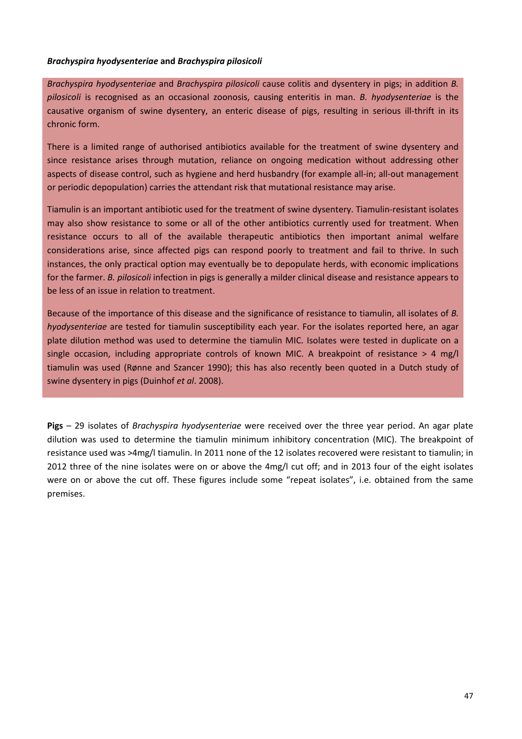***Brachyspira hyodysenteriae* and *Brachyspira pilosicoli***

*Brachyspira hyodysenteriae* and *Brachyspira pilosicoli* cause colitis and dysentery in pigs; in addition *B. pilosicoli* is recognised as an occasional zoonosis, causing enteritis in man. *B. hyodysenteriae* is the causative organism of swine dysentery, an enteric disease of pigs, resulting in serious ill-thrift in its chronic form.

There is a limited range of authorised antibiotics available for the treatment of swine dysentery and since resistance arises through mutation, reliance on ongoing medication without addressing other aspects of disease control, such as hygiene and herd husbandry (for example all-in; all-out management or periodic depopulation) carries the attendant risk that mutational resistance may arise.

Tiamulin is an important antibiotic used for the treatment of swine dysentery. Tiamulin-resistant isolates may also show resistance to some or all of the other antibiotics currently used for treatment. When resistance occurs to all of the available therapeutic antibiotics then important animal welfare considerations arise, since affected pigs can respond poorly to treatment and fail to thrive. In such instances, the only practical option may eventually be to depopulate herds, with economic implications for the farmer. *B. pilosicoli* infection in pigs is generally a milder clinical disease and resistance appears to be less of an issue in relation to treatment.

Because of the importance of this disease and the significance of resistance to tiamulin, all isolates of *B. hyodysenteriae* are tested for tiamulin susceptibility each year. For the isolates reported here, an agar plate dilution method was used to determine the tiamulin MIC. Isolates were tested in duplicate on a single occasion, including appropriate controls of known MIC. A breakpoint of resistance > 4 mg/l tiamulin was used (Rønne and Szancer 1990); this has also recently been quoted in a Dutch study of swine dysentery in pigs (Duinhof *et al*. 2008).

**Pigs** – 29 isolates of *Brachyspira hyodysenteriae* were received over the three year period. An agar plate dilution was used to determine the tiamulin minimum inhibitory concentration (MIC). The breakpoint of resistance used was >4mg/l tiamulin. In 2011 none of the 12 isolates recovered were resistant to tiamulin; in 2012 three of the nine isolates were on or above the 4mg/l cut off; and in 2013 four of the eight isolates were on or above the cut off. These figures include some "repeat isolates", i.e. obtained from the same premises.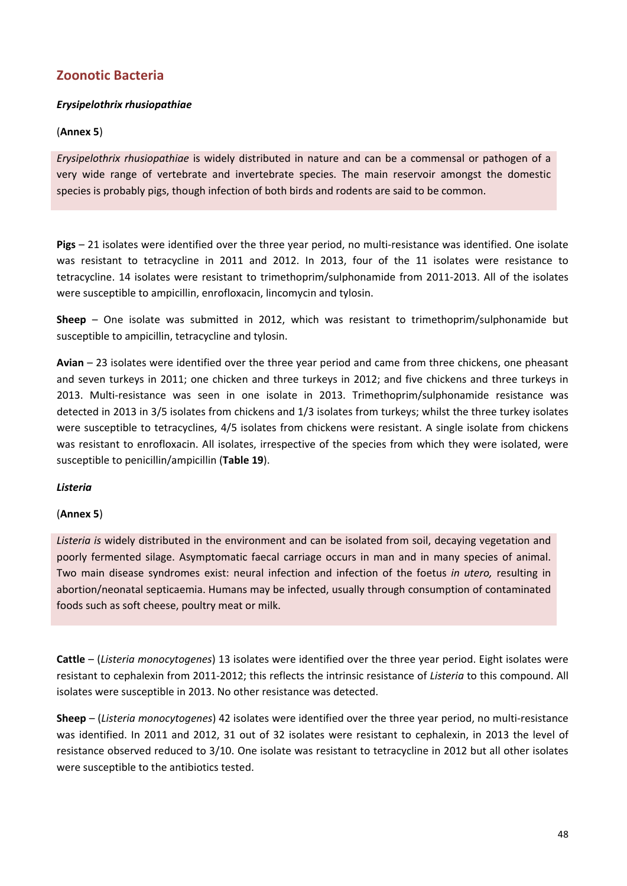## Zoonotic Bacteria

***Erysipelothrix rhusiopathiae***

(**Annex 5**)

*Erysipelothrix rhusiopathiae* is widely distributed in nature and can be a commensal or pathogen of a very wide range of vertebrate and invertebrate species. The main reservoir amongst the domestic species is probably pigs, though infection of both birds and rodents are said to be common.

**Pigs** – 21 isolates were identified over the three year period, no multi-resistance was identified. One isolate was resistant to tetracycline in 2011 and 2012. In 2013, four of the 11 isolates were resistance to tetracycline. 14 isolates were resistant to trimethoprim/sulphonamide from 2011-2013. All of the isolates were susceptible to ampicillin, enrofloxacin, lincomycin and tylosin.

**Sheep** – One isolate was submitted in 2012, which was resistant to trimethoprim/sulphonamide but susceptible to ampicillin, tetracycline and tylosin.

**Avian** – 23 isolates were identified over the three year period and came from three chickens, one pheasant and seven turkeys in 2011; one chicken and three turkeys in 2012; and five chickens and three turkeys in 2013. Multi-resistance was seen in one isolate in 2013. Trimethoprim/sulphonamide resistance was detected in 2013 in 3/5 isolates from chickens and 1/3 isolates from turkeys; whilst the three turkey isolates were susceptible to tetracyclines, 4/5 isolates from chickens were resistant. A single isolate from chickens was resistant to enrofloxacin. All isolates, irrespective of the species from which they were isolated, were susceptible to penicillin/ampicillin (**Table 19**).

***Listeria***

(**Annex 5**)

*Listeria is* widely distributed in the environment and can be isolated from soil, decaying vegetation and poorly fermented silage. Asymptomatic faecal carriage occurs in man and in many species of animal. Two main disease syndromes exist: neural infection and infection of the foetus *in utero,* resulting in abortion/neonatal septicaemia. Humans may be infected, usually through consumption of contaminated foods such as soft cheese, poultry meat or milk.

**Cattle** – (*Listeria monocytogenes*) 13 isolates were identified over the three year period. Eight isolates were resistant to cephalexin from 2011-2012; this reflects the intrinsic resistance of *Listeria* to this compound. All isolates were susceptible in 2013. No other resistance was detected.

**Sheep** – (*Listeria monocytogenes*) 42 isolates were identified over the three year period, no multi-resistance was identified. In 2011 and 2012, 31 out of 32 isolates were resistant to cephalexin, in 2013 the level of resistance observed reduced to 3/10. One isolate was resistant to tetracycline in 2012 but all other isolates were susceptible to the antibiotics tested.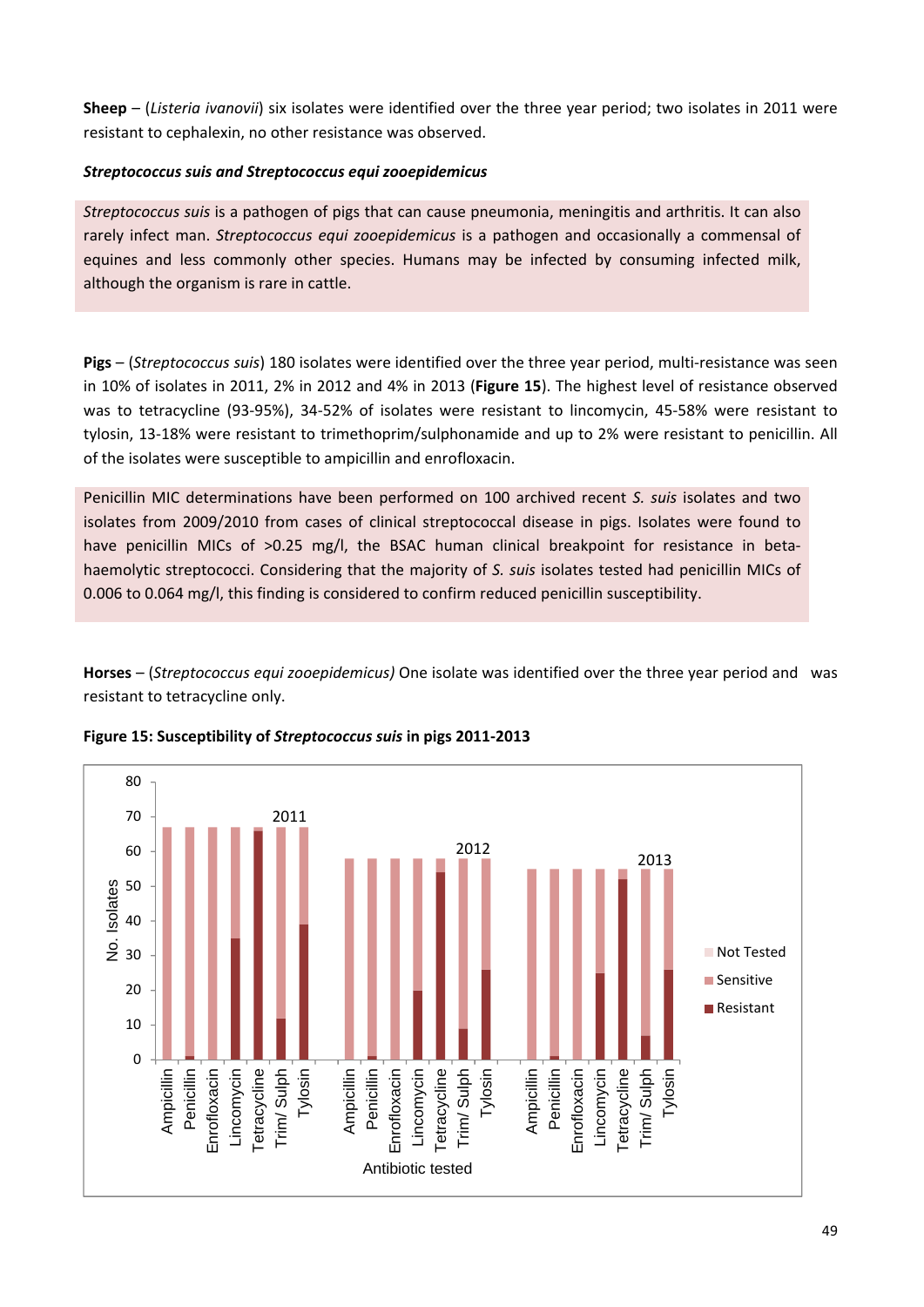**Sheep** – (*Listeria ivanovii*) six isolates were identified over the three year period; two isolates in 2011 were resistant to cephalexin, no other resistance was observed.

***Streptococcus suis and Streptococcus equi zooepidemicus***

*Streptococcus suis* is a pathogen of pigs that can cause pneumonia, meningitis and arthritis. It can also rarely infect man. *Streptococcus equi zooepidemicus* is a pathogen and occasionally a commensal of equines and less commonly other species. Humans may be infected by consuming infected milk, although the organism is rare in cattle.

**Pigs** – (*Streptococcus suis*) 180 isolates were identified over the three year period, multi-resistance was seen in 10% of isolates in 2011, 2% in 2012 and 4% in 2013 (**Figure 15**). The highest level of resistance observed was to tetracycline (93-95%), 34-52% of isolates were resistant to lincomycin, 45-58% were resistant to tylosin, 13-18% were resistant to trimethoprim/sulphonamide and up to 2% were resistant to penicillin. All of the isolates were susceptible to ampicillin and enrofloxacin.

Penicillin MIC determinations have been performed on 100 archived recent *S. suis* isolates and two isolates from 2009/2010 from cases of clinical streptococcal disease in pigs. Isolates were found to have penicillin MICs of >0.25 mg/l, the BSAC human clinical breakpoint for resistance in beta-haemolytic streptococci. Considering that the majority of *S. suis* isolates tested had penicillin MICs of 0.006 to 0.064 mg/l, this finding is considered to confirm reduced penicillin susceptibility.

**Horses** – (*Streptococcus equi zooepidemicus)* One isolate was identified over the three year period and was resistant to tetracycline only.

**Figure 15: Susceptibility of *Streptococcus suis* in pigs 2011-2013**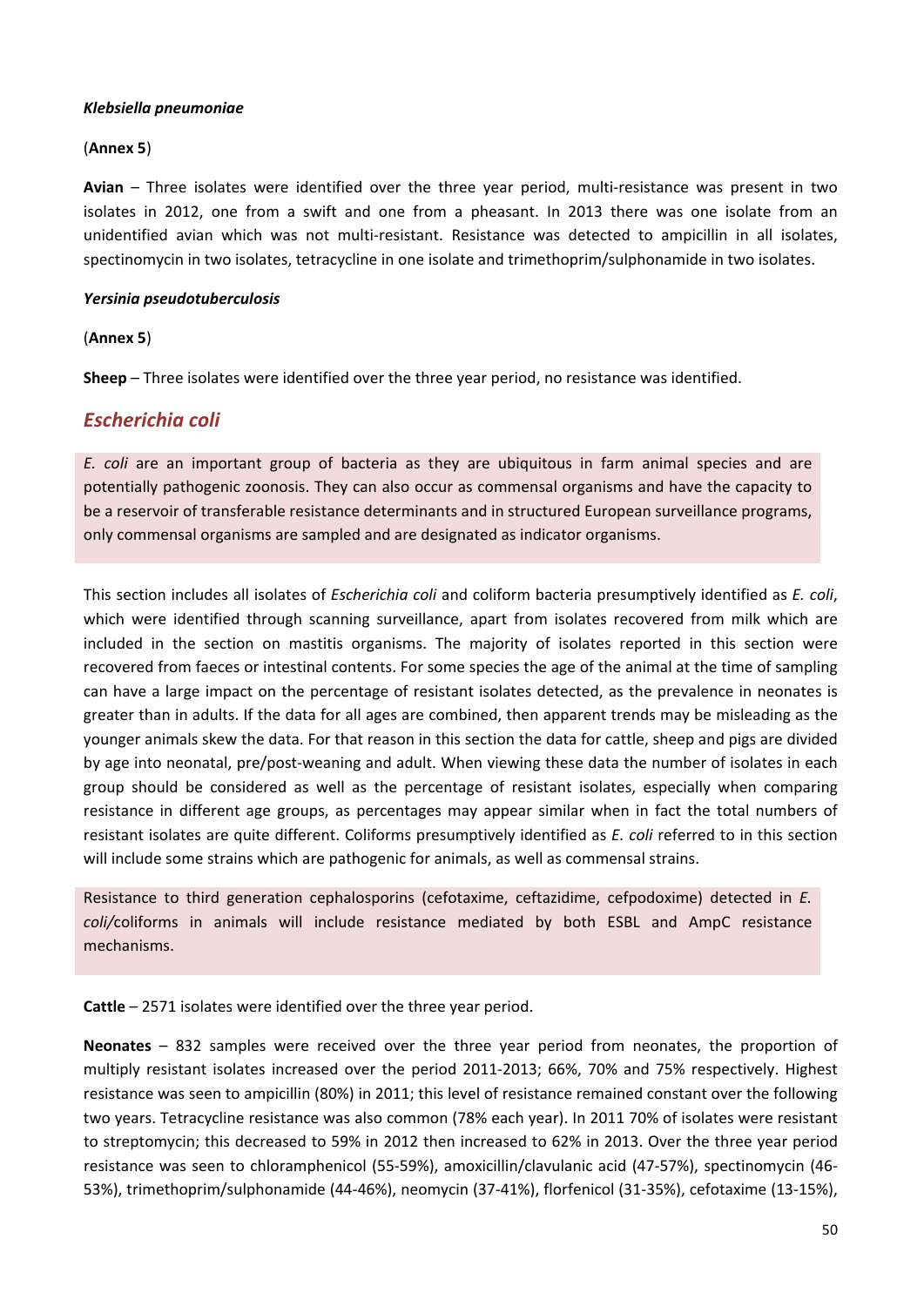#### *Klebsiella pneumoniae*

(**Annex 5**)

**Avian** – Three isolates were identified over the three year period, multi-resistance was present in two isolates in 2012, one from a swift and one from a pheasant. In 2013 there was one isolate from an unidentified avian which was not multi-resistant. Resistance was detected to ampicillin in all isolates, spectinomycin in two isolates, tetracycline in one isolate and trimethoprim/sulphonamide in two isolates.

#### *Yersinia pseudotuberculosis*

(**Annex 5**)

**Sheep** – Three isolates were identified over the three year period, no resistance was identified.

## *Escherichia coli*

*E. coli* are an important group of bacteria as they are ubiquitous in farm animal species and are potentially pathogenic zoonosis. They can also occur as commensal organisms and have the capacity to be a reservoir of transferable resistance determinants and in structured European surveillance programs, only commensal organisms are sampled and are designated as indicator organisms.

This section includes all isolates of *Escherichia coli* and coliform bacteria presumptively identified as *E. coli*, which were identified through scanning surveillance, apart from isolates recovered from milk which are included in the section on mastitis organisms. The majority of isolates reported in this section were recovered from faeces or intestinal contents. For some species the age of the animal at the time of sampling can have a large impact on the percentage of resistant isolates detected, as the prevalence in neonates is greater than in adults. If the data for all ages are combined, then apparent trends may be misleading as the younger animals skew the data. For that reason in this section the data for cattle, sheep and pigs are divided by age into neonatal, pre/post-weaning and adult. When viewing these data the number of isolates in each group should be considered as well as the percentage of resistant isolates, especially when comparing resistance in different age groups, as percentages may appear similar when in fact the total numbers of resistant isolates are quite different. Coliforms presumptively identified as *E. coli* referred to in this section will include some strains which are pathogenic for animals, as well as commensal strains.

Resistance to third generation cephalosporins (cefotaxime, ceftazidime, cefpodoxime) detected in *E. coli*/coliforms in animals will include resistance mediated by both ESBL and AmpC resistance mechanisms.

**Cattle** – 2571 isolates were identified over the three year period.

**Neonates** – 832 samples were received over the three year period from neonates, the proportion of multiply resistant isolates increased over the period 2011-2013; 66%, 70% and 75% respectively. Highest resistance was seen to ampicillin (80%) in 2011; this level of resistance remained constant over the following two years. Tetracycline resistance was also common (78% each year). In 2011 70% of isolates were resistant to streptomycin; this decreased to 59% in 2012 then increased to 62% in 2013. Over the three year period resistance was seen to chloramphenicol (55-59%), amoxicillin/clavulanic acid (47-57%), spectinomycin (46-53%), trimethoprim/sulphonamide (44-46%), neomycin (37-41%), florfenicol (31-35%), cefotaxime (13-15%),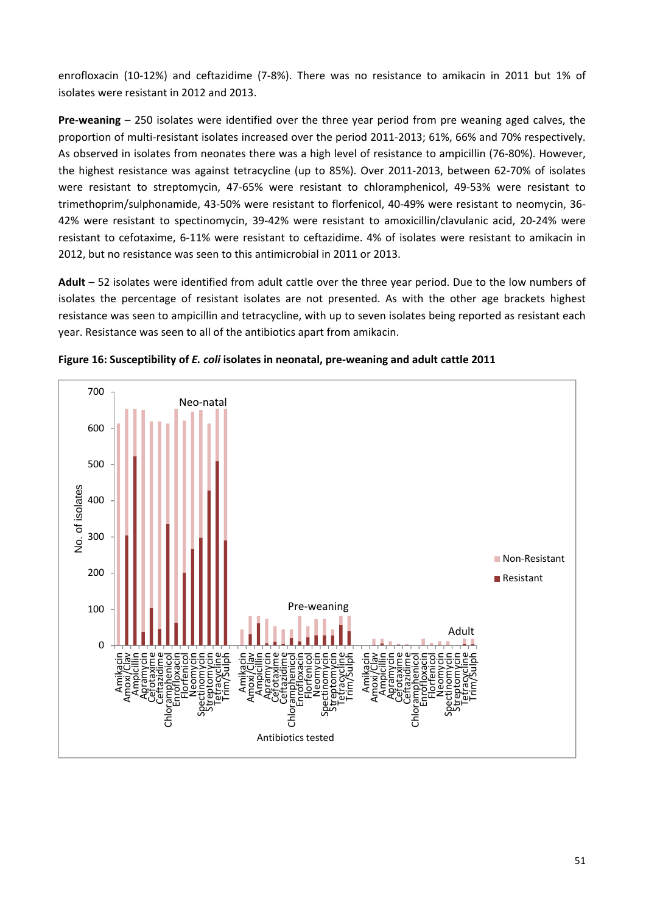enrofloxacin (10-12%) and ceftazidime (7-8%). There was no resistance to amikacin in 2011 but 1% of isolates were resistant in 2012 and 2013.

**Pre-weaning** – 250 isolates were identified over the three year period from pre weaning aged calves, the proportion of multi-resistant isolates increased over the period 2011-2013; 61%, 66% and 70% respectively. As observed in isolates from neonates there was a high level of resistance to ampicillin (76-80%). However, the highest resistance was against tetracycline (up to 85%). Over 2011-2013, between 62-70% of isolates were resistant to streptomycin, 47-65% were resistant to chloramphenicol, 49-53% were resistant to trimethoprim/sulphonamide, 43-50% were resistant to florfenicol, 40-49% were resistant to neomycin, 36-42% were resistant to spectinomycin, 39-42% were resistant to amoxicillin/clavulanic acid, 20-24% were resistant to cefotaxime, 6-11% were resistant to ceftazidime. 4% of isolates were resistant to amikacin in 2012, but no resistance was seen to this antimicrobial in 2011 or 2013.

**Adult** – 52 isolates were identified from adult cattle over the three year period. Due to the low numbers of isolates the percentage of resistant isolates are not presented. As with the other age brackets highest resistance was seen to ampicillin and tetracycline, with up to seven isolates being reported as resistant each year. Resistance was seen to all of the antibiotics apart from amikacin.

**Figure 16: Susceptibility of *E. coli* isolates in neonatal, pre-weaning and adult cattle 2011**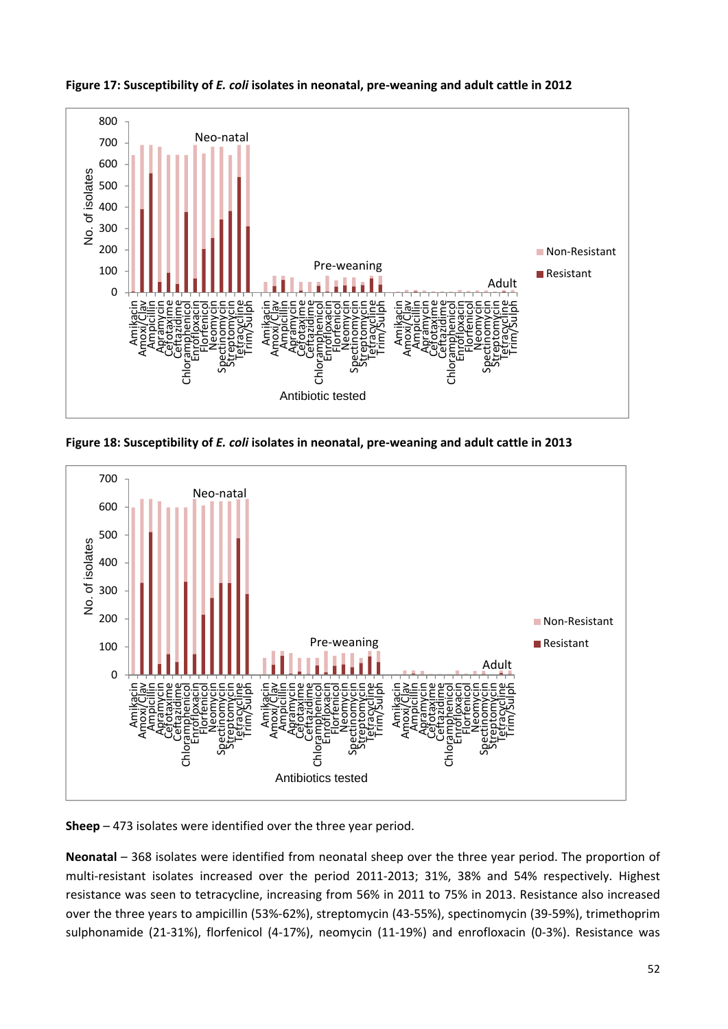**Figure 17: Susceptibility of *E. coli* isolates in neonatal, pre-weaning and adult cattle in 2012**

**Figure 18: Susceptibility of *E. coli* isolates in neonatal, pre-weaning and adult cattle in 2013**

**Sheep** – 473 isolates were identified over the three year period.

**Neonatal** – 368 isolates were identified from neonatal sheep over the three year period. The proportion of multi-resistant isolates increased over the period 2011-2013; 31%, 38% and 54% respectively. Highest resistance was seen to tetracycline, increasing from 56% in 2011 to 75% in 2013. Resistance also increased over the three years to ampicillin (53%-62%), streptomycin (43-55%), spectinomycin (39-59%), trimethoprim sulphonamide (21-31%), florfenicol (4-17%), neomycin (11-19%) and enrofloxacin (0-3%). Resistance was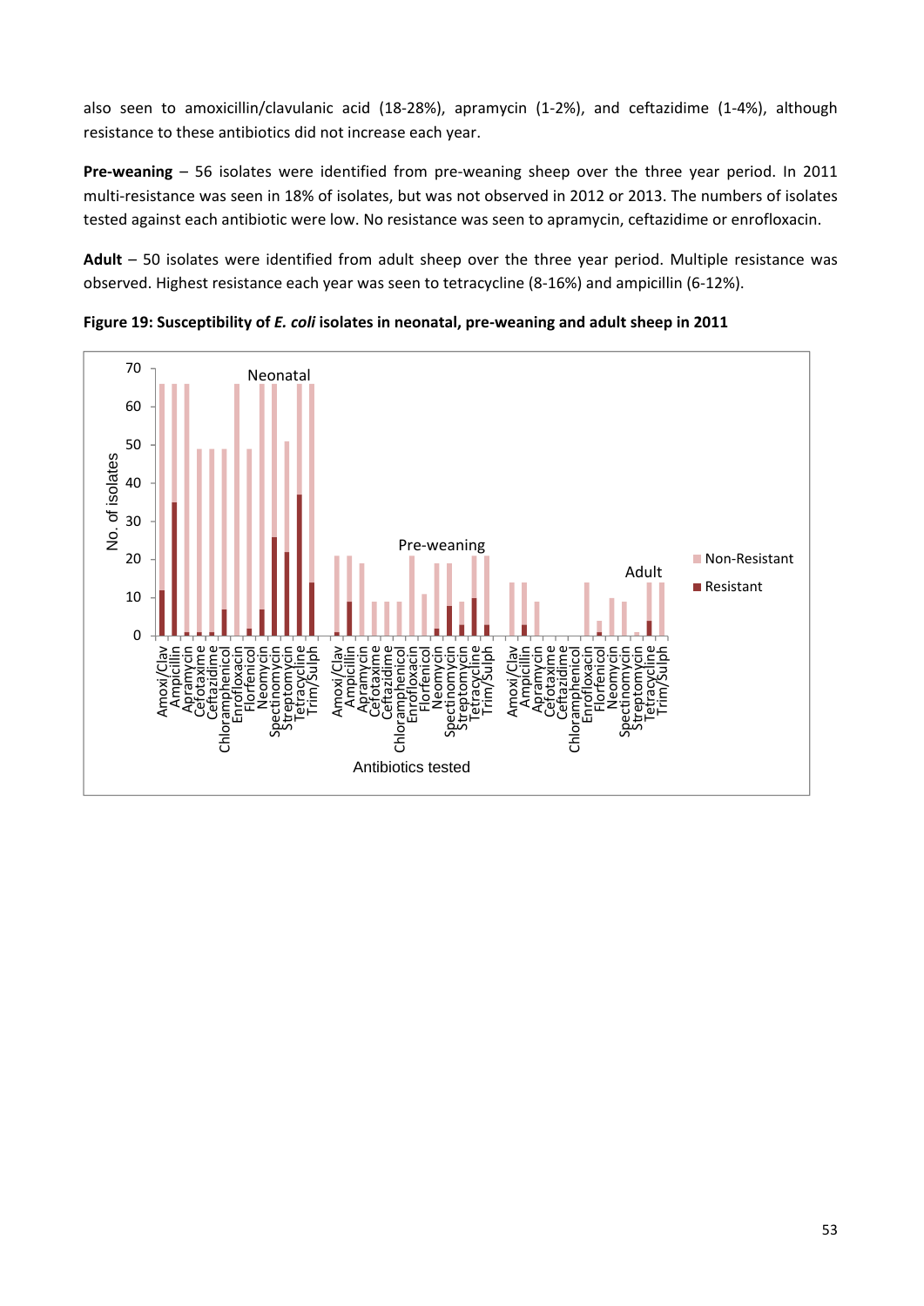also seen to amoxicillin/clavulanic acid (18-28%), apramycin (1-2%), and ceftazidime (1-4%), although resistance to these antibiotics did not increase each year.

**Pre-weaning** – 56 isolates were identified from pre-weaning sheep over the three year period. In 2011 multi-resistance was seen in 18% of isolates, but was not observed in 2012 or 2013. The numbers of isolates tested against each antibiotic were low. No resistance was seen to apramycin, ceftazidime or enrofloxacin.

**Adult** – 50 isolates were identified from adult sheep over the three year period. Multiple resistance was observed. Highest resistance each year was seen to tetracycline (8-16%) and ampicillin (6-12%).

**Figure 19: Susceptibility of *E. coli* isolates in neonatal, pre-weaning and adult sheep in 2011**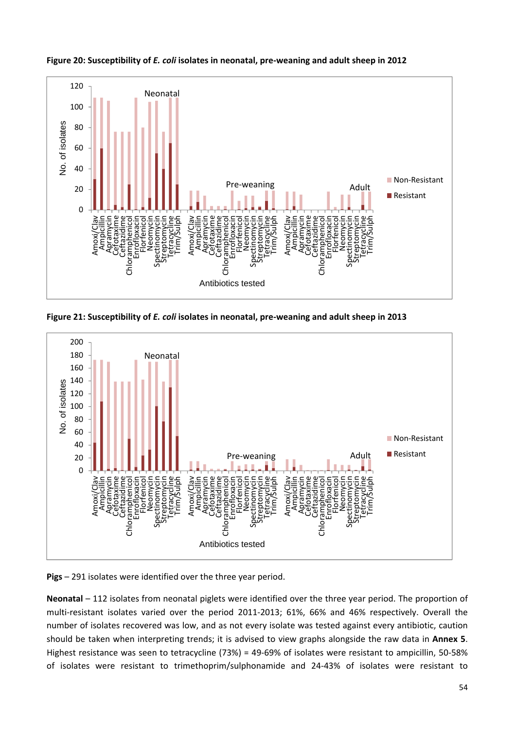**Figure 20: Susceptibility of *E. coli* isolates in neonatal, pre-weaning and adult sheep in 2012**

**Figure 21: Susceptibility of *E. coli* isolates in neonatal, pre-weaning and adult sheep in 2013**

**Pigs** – 291 isolates were identified over the three year period.

**Neonatal** – 112 isolates from neonatal piglets were identified over the three year period. The proportion of multi-resistant isolates varied over the period 2011-2013; 61%, 66% and 46% respectively. Overall the number of isolates recovered was low, and as not every isolate was tested against every antibiotic, caution should be taken when interpreting trends; it is advised to view graphs alongside the raw data in **Annex 5**. Highest resistance was seen to tetracycline (73%) = 49-69% of isolates were resistant to ampicillin, 50-58% of isolates were resistant to trimethoprim/sulphonamide and 24-43% of isolates were resistant to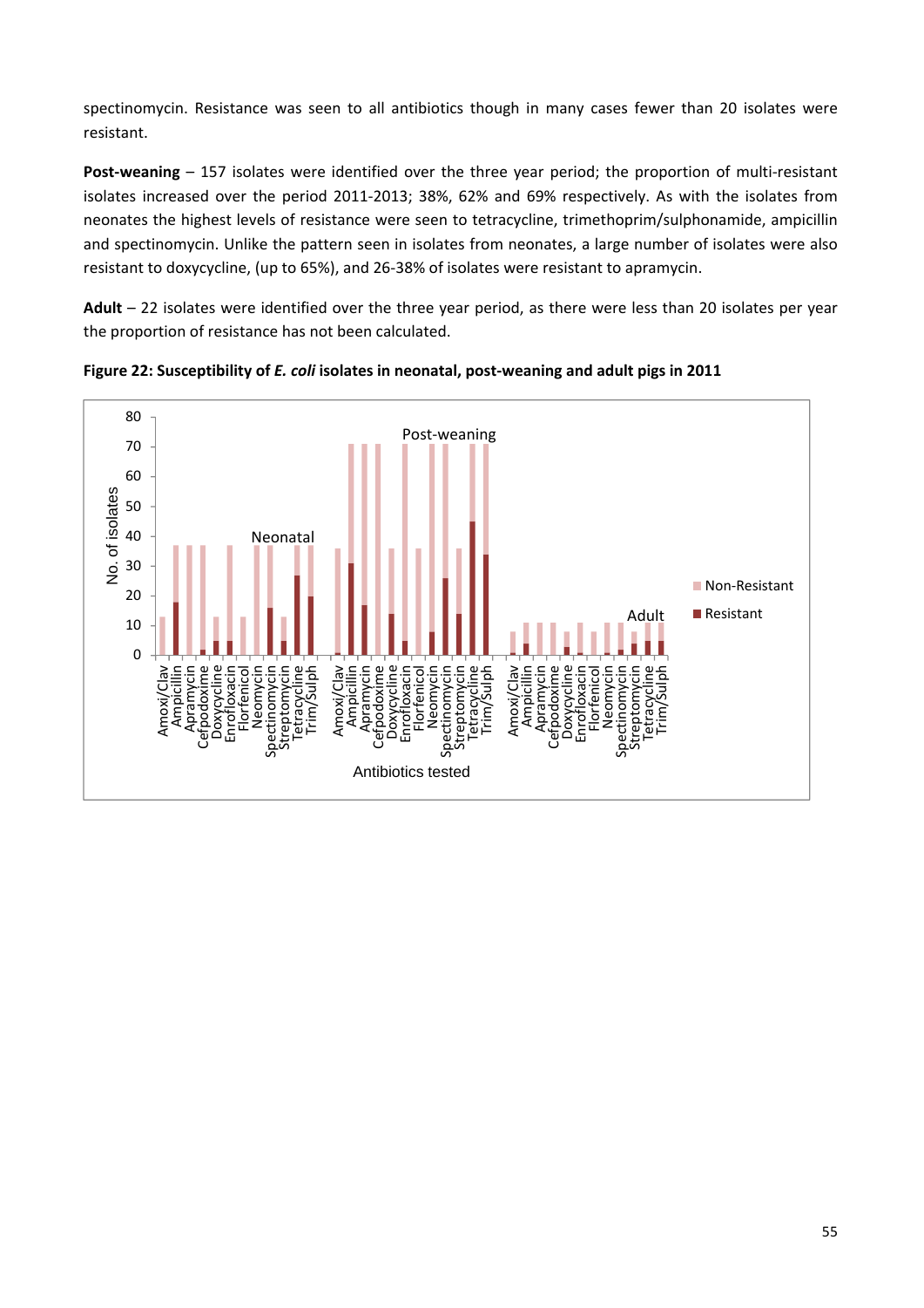spectinomycin. Resistance was seen to all antibiotics though in many cases fewer than 20 isolates were resistant.

**Post-weaning** – 157 isolates were identified over the three year period; the proportion of multi-resistant isolates increased over the period 2011-2013; 38%, 62% and 69% respectively. As with the isolates from neonates the highest levels of resistance were seen to tetracycline, trimethoprim/sulphonamide, ampicillin and spectinomycin. Unlike the pattern seen in isolates from neonates, a large number of isolates were also resistant to doxycycline, (up to 65%), and 26-38% of isolates were resistant to apramycin.

**Adult** – 22 isolates were identified over the three year period, as there were less than 20 isolates per year the proportion of resistance has not been calculated.

**Figure 22: Susceptibility of *E. coli* isolates in neonatal, post-weaning and adult pigs in 2011**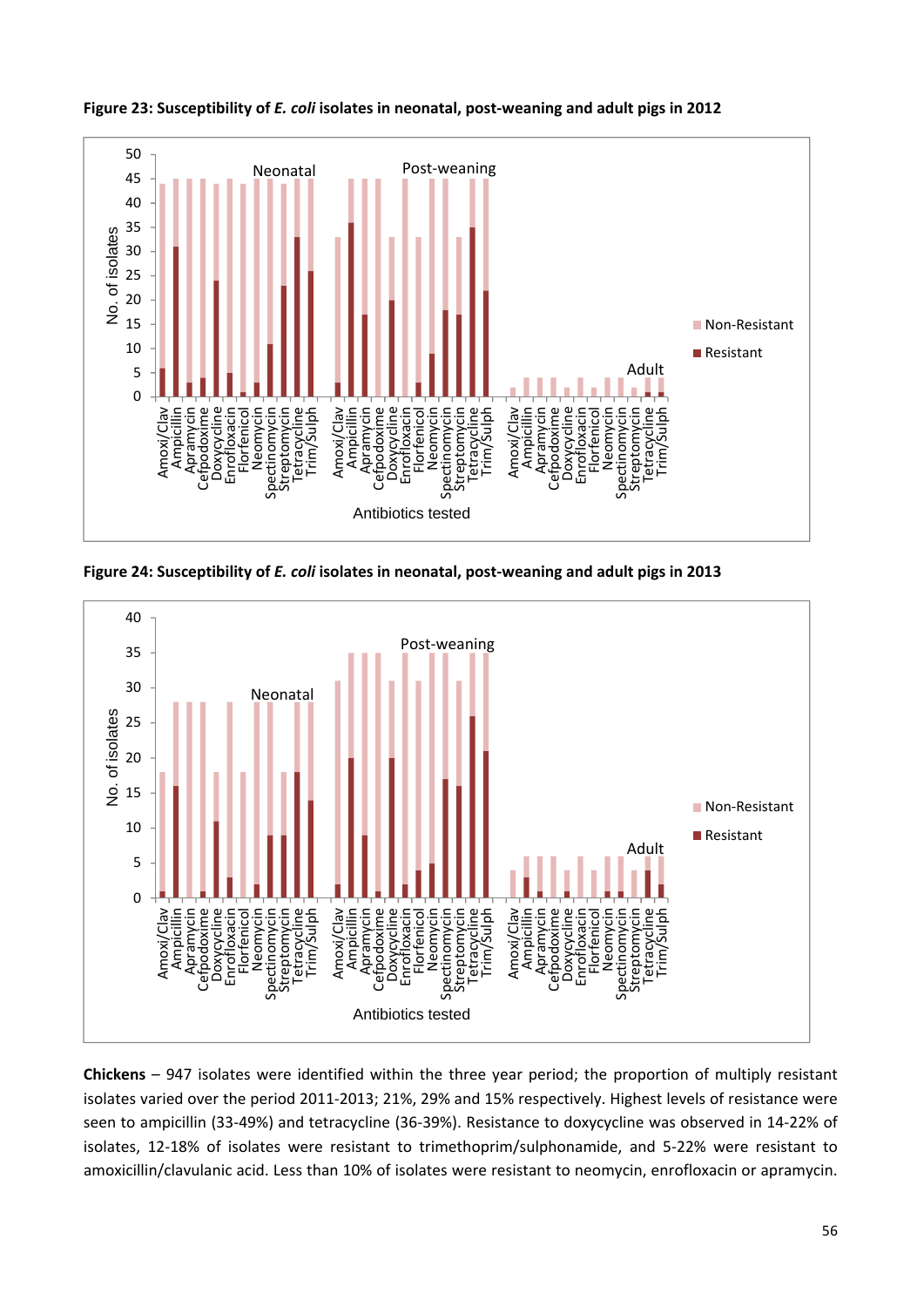**Figure 23: Susceptibility of *E. coli* isolates in neonatal, post-weaning and adult pigs in 2012**

**Figure 24: Susceptibility of *E. coli* isolates in neonatal, post-weaning and adult pigs in 2013**

**Chickens** – 947 isolates were identified within the three year period; the proportion of multiply resistant isolates varied over the period 2011-2013; 21%, 29% and 15% respectively. Highest levels of resistance were seen to ampicillin (33-49%) and tetracycline (36-39%). Resistance to doxycycline was observed in 14-22% of isolates, 12-18% of isolates were resistant to trimethoprim/sulphonamide, and 5-22% were resistant to amoxicillin/clavulanic acid. Less than 10% of isolates were resistant to neomycin, enrofloxacin or apramycin.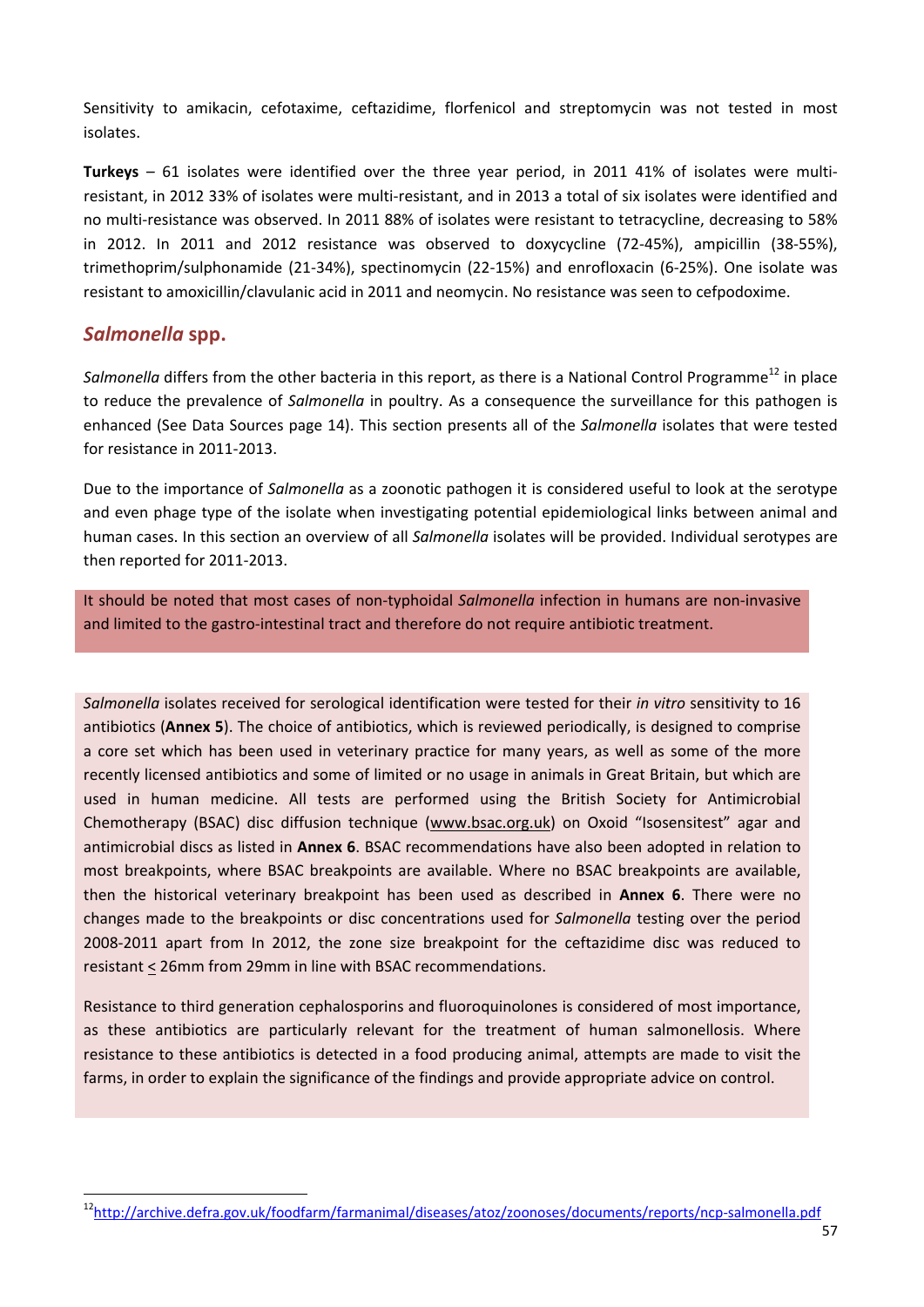Sensitivity to amikacin, cefotaxime, ceftazidime, florfenicol and streptomycin was not tested in most isolates.

**Turkeys** – 61 isolates were identified over the three year period, in 2011 41% of isolates were multi-resistant, in 2012 33% of isolates were multi-resistant, and in 2013 a total of six isolates were identified and no multi-resistance was observed. In 2011 88% of isolates were resistant to tetracycline, decreasing to 58% in 2012. In 2011 and 2012 resistance was observed to doxycycline (72-45%), ampicillin (38-55%), trimethoprim/sulphonamide (21-34%), spectinomycin (22-15%) and enrofloxacin (6-25%). One isolate was resistant to amoxicillin/clavulanic acid in 2011 and neomycin. No resistance was seen to cefpodoxime.

## *Salmonella* spp.

*Salmonella* differs from the other bacteria in this report, as there is a National Control Programme[12] in place to reduce the prevalence of *Salmonella* in poultry. As a consequence the surveillance for this pathogen is enhanced (See Data Sources page 14). This section presents all of the *Salmonella* isolates that were tested for resistance in 2011-2013.

Due to the importance of *Salmonella* as a zoonotic pathogen it is considered useful to look at the serotype and even phage type of the isolate when investigating potential epidemiological links between animal and human cases. In this section an overview of all *Salmonella* isolates will be provided. Individual serotypes are then reported for 2011-2013.

It should be noted that most cases of non-typhoidal *Salmonella* infection in humans are non-invasive and limited to the gastro-intestinal tract and therefore do not require antibiotic treatment.

*Salmonella* isolates received for serological identification were tested for their *in vitro* sensitivity to 16 antibiotics (**Annex 5**). The choice of antibiotics, which is reviewed periodically, is designed to comprise a core set which has been used in veterinary practice for many years, as well as some of the more recently licensed antibiotics and some of limited or no usage in animals in Great Britain, but which are used in human medicine. All tests are performed using the British Society for Antimicrobial Chemotherapy (BSAC) disc diffusion technique (www.bsac.org.uk) on Oxoid "Isosensitest" agar and antimicrobial discs as listed in **Annex 6**. BSAC recommendations have also been adopted in relation to most breakpoints, where BSAC breakpoints are available. Where no BSAC breakpoints are available, then the historical veterinary breakpoint has been used as described in **Annex 6**. There were no changes made to the breakpoints or disc concentrations used for *Salmonella* testing over the period 2008-2011 apart from In 2012, the zone size breakpoint for the ceftazidime disc was reduced to resistant $\leq$ 26mm from 29mm in line with BSAC recommendations.

Resistance to third generation cephalosporins and fluoroquinolones is considered of most importance, as these antibiotics are particularly relevant for the treatment of human salmonellosis. Where resistance to these antibiotics is detected in a food producing animal, attempts are made to visit the farms, in order to explain the significance of the findings and provide appropriate advice on control.

[12] http://archive.defra.gov.uk/foodfarm/farmanimal/diseases/atoz/zoonoses/documents/reports/ncp-salmonella.pdf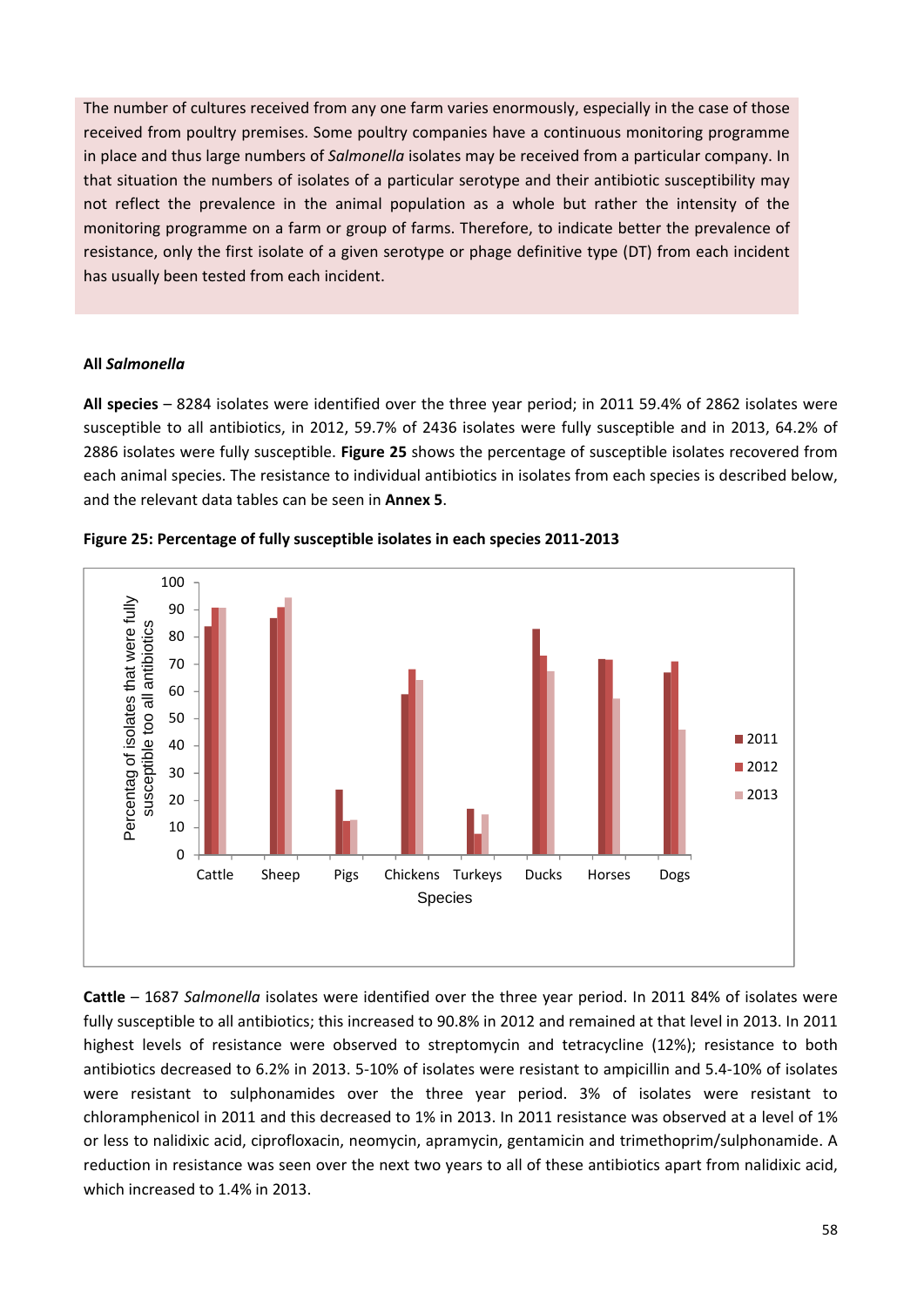The number of cultures received from any one farm varies enormously, especially in the case of those received from poultry premises. Some poultry companies have a continuous monitoring programme in place and thus large numbers of *Salmonella* isolates may be received from a particular company. In that situation the numbers of isolates of a particular serotype and their antibiotic susceptibility may not reflect the prevalence in the animal population as a whole but rather the intensity of the monitoring programme on a farm or group of farms. Therefore, to indicate better the prevalence of resistance, only the first isolate of a given serotype or phage definitive type (DT) from each incident has usually been tested from each incident.

### All *Salmonella*

**All species** – 8284 isolates were identified over the three year period; in 2011 59.4% of 2862 isolates were susceptible to all antibiotics, in 2012, 59.7% of 2436 isolates were fully susceptible and in 2013, 64.2% of 2886 isolates were fully susceptible. **Figure 25** shows the percentage of susceptible isolates recovered from each animal species. The resistance to individual antibiotics in isolates from each species is described below, and the relevant data tables can be seen in **Annex 5**.

**Figure 25: Percentage of fully susceptible isolates in each species 2011-2013**

**Cattle** – 1687 *Salmonella* isolates were identified over the three year period. In 2011 84% of isolates were fully susceptible to all antibiotics; this increased to 90.8% in 2012 and remained at that level in 2013. In 2011 highest levels of resistance were observed to streptomycin and tetracycline (12%); resistance to both antibiotics decreased to 6.2% in 2013. 5-10% of isolates were resistant to ampicillin and 5.4-10% of isolates were resistant to sulphonamides over the three year period. 3% of isolates were resistant to chloramphenicol in 2011 and this decreased to 1% in 2013. In 2011 resistance was observed at a level of 1% or less to nalidixic acid, ciprofloxacin, neomycin, apramycin, gentamicin and trimethoprim/sulphonamide. A reduction in resistance was seen over the next two years to all of these antibiotics apart from nalidixic acid, which increased to 1.4% in 2013.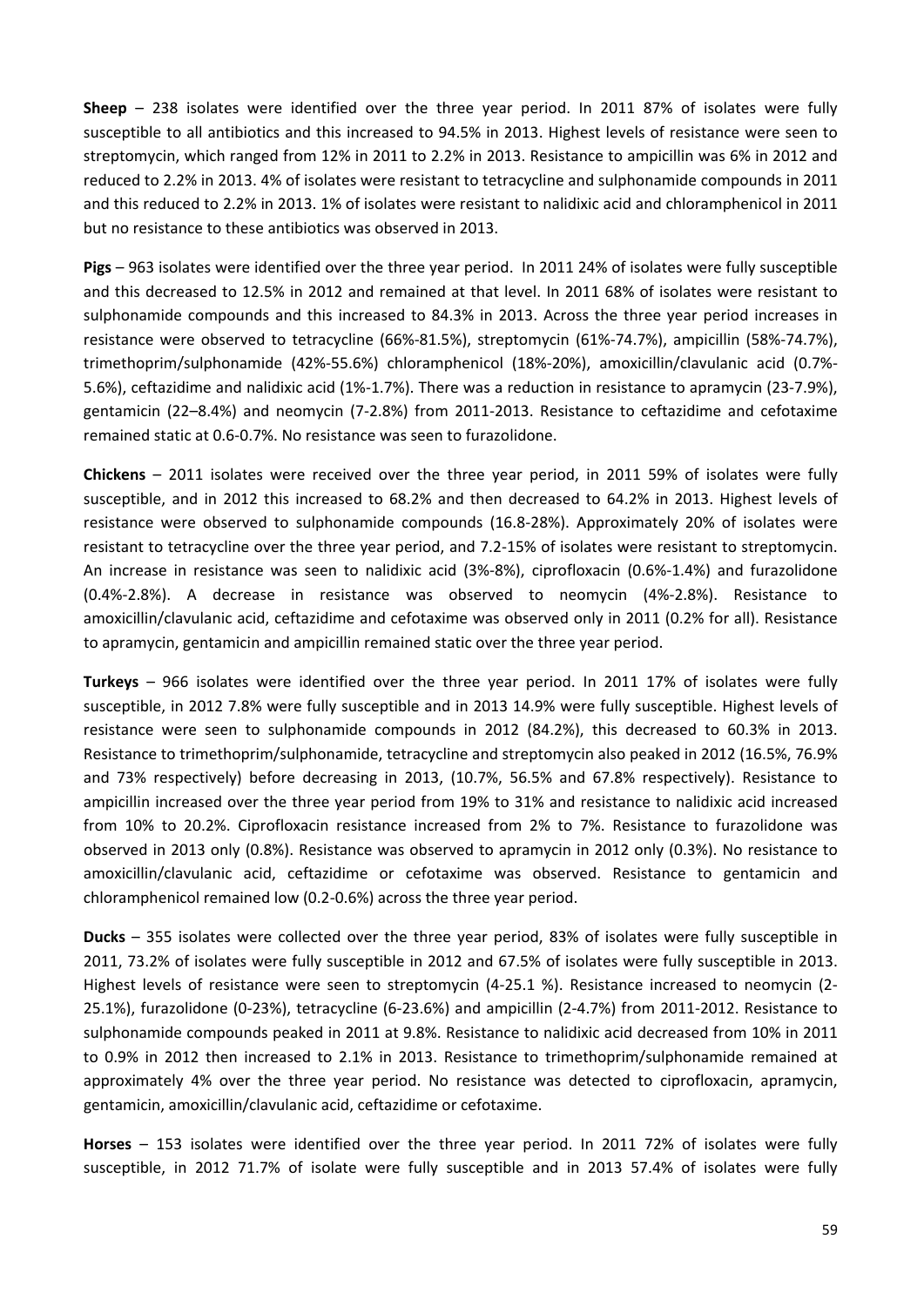**Sheep** – 238 isolates were identified over the three year period. In 2011 87% of isolates were fully susceptible to all antibiotics and this increased to 94.5% in 2013. Highest levels of resistance were seen to streptomycin, which ranged from 12% in 2011 to 2.2% in 2013. Resistance to ampicillin was 6% in 2012 and reduced to 2.2% in 2013. 4% of isolates were resistant to tetracycline and sulphonamide compounds in 2011 and this reduced to 2.2% in 2013. 1% of isolates were resistant to nalidixic acid and chloramphenicol in 2011 but no resistance to these antibiotics was observed in 2013.

**Pigs** – 963 isolates were identified over the three year period. In 2011 24% of isolates were fully susceptible and this decreased to 12.5% in 2012 and remained at that level. In 2011 68% of isolates were resistant to sulphonamide compounds and this increased to 84.3% in 2013. Across the three year period increases in resistance were observed to tetracycline (66%-81.5%), streptomycin (61%-74.7%), ampicillin (58%-74.7%), trimethoprim/sulphonamide (42%-55.6%) chloramphenicol (18%-20%), amoxicillin/clavulanic acid (0.7%-5.6%), ceftazidime and nalidixic acid (1%-1.7%). There was a reduction in resistance to apramycin (23-7.9%), gentamicin (22–8.4%) and neomycin (7-2.8%) from 2011-2013. Resistance to ceftazidime and cefotaxime remained static at 0.6-0.7%. No resistance was seen to furazolidone.

**Chickens** – 2011 isolates were received over the three year period, in 2011 59% of isolates were fully susceptible, and in 2012 this increased to 68.2% and then decreased to 64.2% in 2013. Highest levels of resistance were observed to sulphonamide compounds (16.8-28%). Approximately 20% of isolates were resistant to tetracycline over the three year period, and 7.2-15% of isolates were resistant to streptomycin. An increase in resistance was seen to nalidixic acid (3%-8%), ciprofloxacin (0.6%-1.4%) and furazolidone (0.4%-2.8%). A decrease in resistance was observed to neomycin (4%-2.8%). Resistance to amoxicillin/clavulanic acid, ceftazidime and cefotaxime was observed only in 2011 (0.2% for all). Resistance to apramycin, gentamicin and ampicillin remained static over the three year period.

**Turkeys** – 966 isolates were identified over the three year period. In 2011 17% of isolates were fully susceptible, in 2012 7.8% were fully susceptible and in 2013 14.9% were fully susceptible. Highest levels of resistance were seen to sulphonamide compounds in 2012 (84.2%), this decreased to 60.3% in 2013. Resistance to trimethoprim/sulphonamide, tetracycline and streptomycin also peaked in 2012 (16.5%, 76.9% and 73% respectively) before decreasing in 2013, (10.7%, 56.5% and 67.8% respectively). Resistance to ampicillin increased over the three year period from 19% to 31% and resistance to nalidixic acid increased from 10% to 20.2%. Ciprofloxacin resistance increased from 2% to 7%. Resistance to furazolidone was observed in 2013 only (0.8%). Resistance was observed to apramycin in 2012 only (0.3%). No resistance to amoxicillin/clavulanic acid, ceftazidime or cefotaxime was observed. Resistance to gentamicin and chloramphenicol remained low (0.2-0.6%) across the three year period.

**Ducks** – 355 isolates were collected over the three year period, 83% of isolates were fully susceptible in 2011, 73.2% of isolates were fully susceptible in 2012 and 67.5% of isolates were fully susceptible in 2013. Highest levels of resistance were seen to streptomycin (4-25.1 %). Resistance increased to neomycin (2-25.1%), furazolidone (0-23%), tetracycline (6-23.6%) and ampicillin (2-4.7%) from 2011-2012. Resistance to sulphonamide compounds peaked in 2011 at 9.8%. Resistance to nalidixic acid decreased from 10% in 2011 to 0.9% in 2012 then increased to 2.1% in 2013. Resistance to trimethoprim/sulphonamide remained at approximately 4% over the three year period. No resistance was detected to ciprofloxacin, apramycin, gentamicin, amoxicillin/clavulanic acid, ceftazidime or cefotaxime.

**Horses** – 153 isolates were identified over the three year period. In 2011 72% of isolates were fully susceptible, in 2012 71.7% of isolate were fully susceptible and in 2013 57.4% of isolates were fully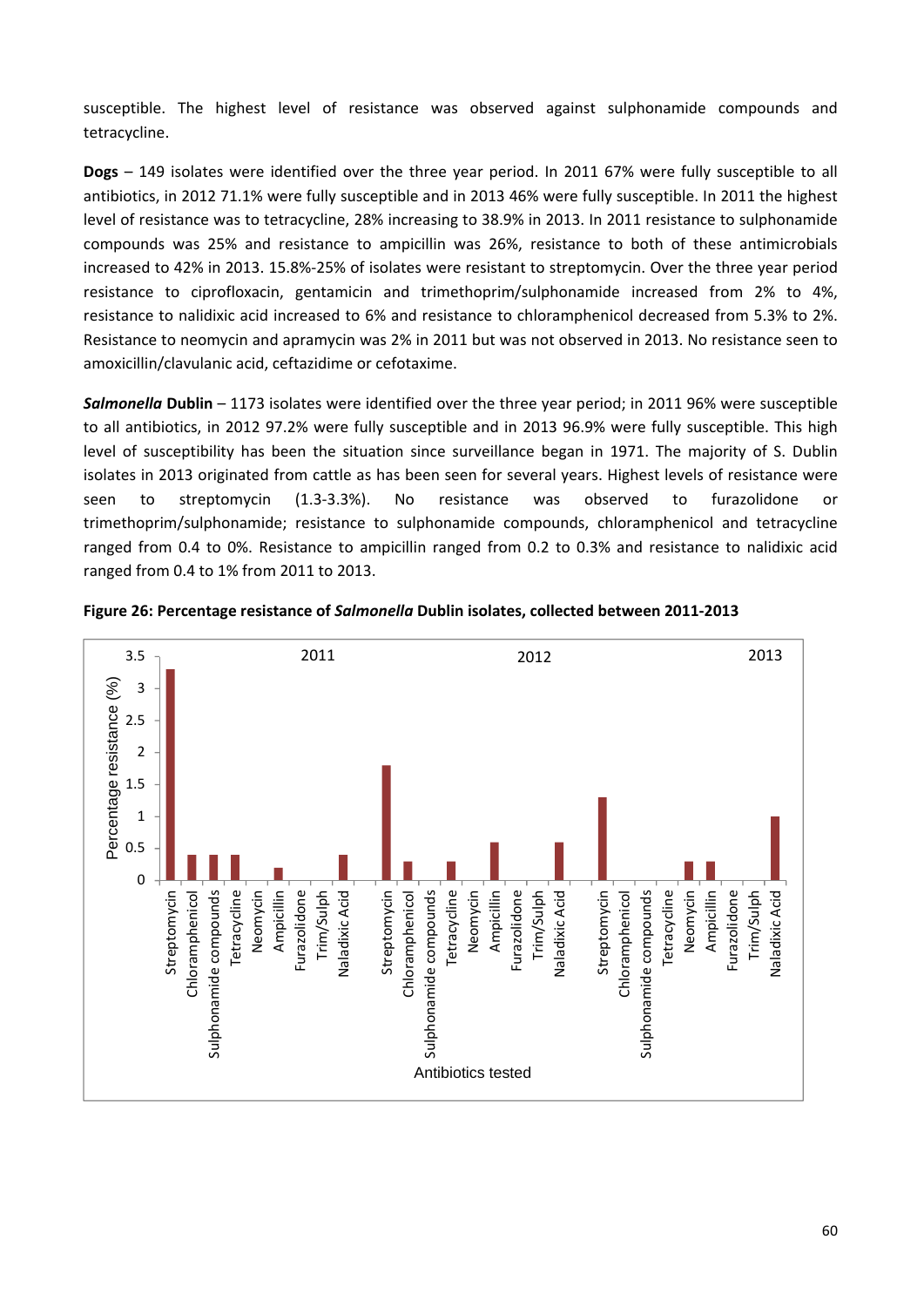susceptible. The highest level of resistance was observed against sulphonamide compounds and tetracycline.

**Dogs** – 149 isolates were identified over the three year period. In 2011 67% were fully susceptible to all antibiotics, in 2012 71.1% were fully susceptible and in 2013 46% were fully susceptible. In 2011 the highest level of resistance was to tetracycline, 28% increasing to 38.9% in 2013. In 2011 resistance to sulphonamide compounds was 25% and resistance to ampicillin was 26%, resistance to both of these antimicrobials increased to 42% in 2013. 15.8%-25% of isolates were resistant to streptomycin. Over the three year period resistance to ciprofloxacin, gentamicin and trimethoprim/sulphonamide increased from 2% to 4%, resistance to nalidixic acid increased to 6% and resistance to chloramphenicol decreased from 5.3% to 2%. Resistance to neomycin and apramycin was 2% in 2011 but was not observed in 2013. No resistance seen to amoxicillin/clavulanic acid, ceftazidime or cefotaxime.

***Salmonella* Dublin** – 1173 isolates were identified over the three year period; in 2011 96% were susceptible to all antibiotics, in 2012 97.2% were fully susceptible and in 2013 96.9% were fully susceptible. This high level of susceptibility has been the situation since surveillance began in 1971. The majority of S. Dublin isolates in 2013 originated from cattle as has been seen for several years. Highest levels of resistance were seen to streptomycin (1.3-3.3%). No resistance was observed to furazolidone or trimethoprim/sulphonamide; resistance to sulphonamide compounds, chloramphenicol and tetracycline ranged from 0.4 to 0%. Resistance to ampicillin ranged from 0.2 to 0.3% and resistance to nalidixic acid ranged from 0.4 to 1% from 2011 to 2013.

**Figure 26: Percentage resistance of *Salmonella* Dublin isolates, collected between 2011-2013**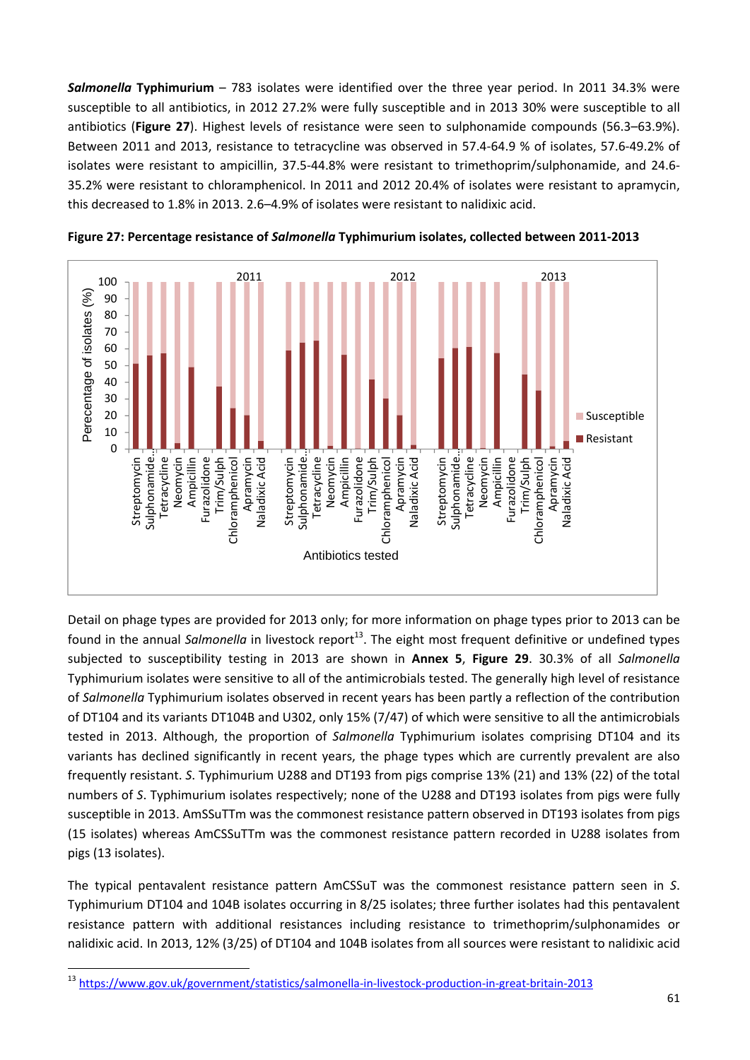***Salmonella* Typhimurium** – 783 isolates were identified over the three year period. In 2011 34.3% were susceptible to all antibiotics, in 2012 27.2% were fully susceptible and in 2013 30% were susceptible to all antibiotics (**Figure 27**). Highest levels of resistance were seen to sulphonamide compounds (56.3–63.9%). Between 2011 and 2013, resistance to tetracycline was observed in 57.4-64.9 % of isolates, 57.6-49.2% of isolates were resistant to ampicillin, 37.5-44.8% were resistant to trimethoprim/sulphonamide, and 24.6-35.2% were resistant to chloramphenicol. In 2011 and 2012 20.4% of isolates were resistant to apramycin, this decreased to 1.8% in 2013. 2.6–4.9% of isolates were resistant to nalidixic acid.

**Figure 27: Percentage resistance of *Salmonella* Typhimurium isolates, collected between 2011-2013**

Detail on phage types are provided for 2013 only; for more information on phage types prior to 2013 can be found in the annual *Salmonella* in livestock report[13]. The eight most frequent definitive or undefined types subjected to susceptibility testing in 2013 are shown in **Annex 5**, **Figure 29**. 30.3% of all *Salmonella* Typhimurium isolates were sensitive to all of the antimicrobials tested. The generally high level of resistance of *Salmonella* Typhimurium isolates observed in recent years has been partly a reflection of the contribution of DT104 and its variants DT104B and U302, only 15% (7/47) of which were sensitive to all the antimicrobials tested in 2013. Although, the proportion of *Salmonella* Typhimurium isolates comprising DT104 and its variants has declined significantly in recent years, the phage types which are currently prevalent are also frequently resistant. *S*. Typhimurium U288 and DT193 from pigs comprise 13% (21) and 13% (22) of the total numbers of *S*. Typhimurium isolates respectively; none of the U288 and DT193 isolates from pigs were fully susceptible in 2013. AmSSuTTm was the commonest resistance pattern observed in DT193 isolates from pigs (15 isolates) whereas AmCSSuTTm was the commonest resistance pattern recorded in U288 isolates from pigs (13 isolates).

The typical pentavalent resistance pattern AmCSSuT was the commonest resistance pattern seen in *S*. Typhimurium DT104 and 104B isolates occurring in 8/25 isolates; three further isolates had this pentavalent resistance pattern with additional resistances including resistance to trimethoprim/sulphonamides or nalidixic acid. In 2013, 12% (3/25) of DT104 and 104B isolates from all sources were resistant to nalidixic acid

[13] https://www.gov.uk/government/statistics/salmonella-in-livestock-production-in-great-britain-2013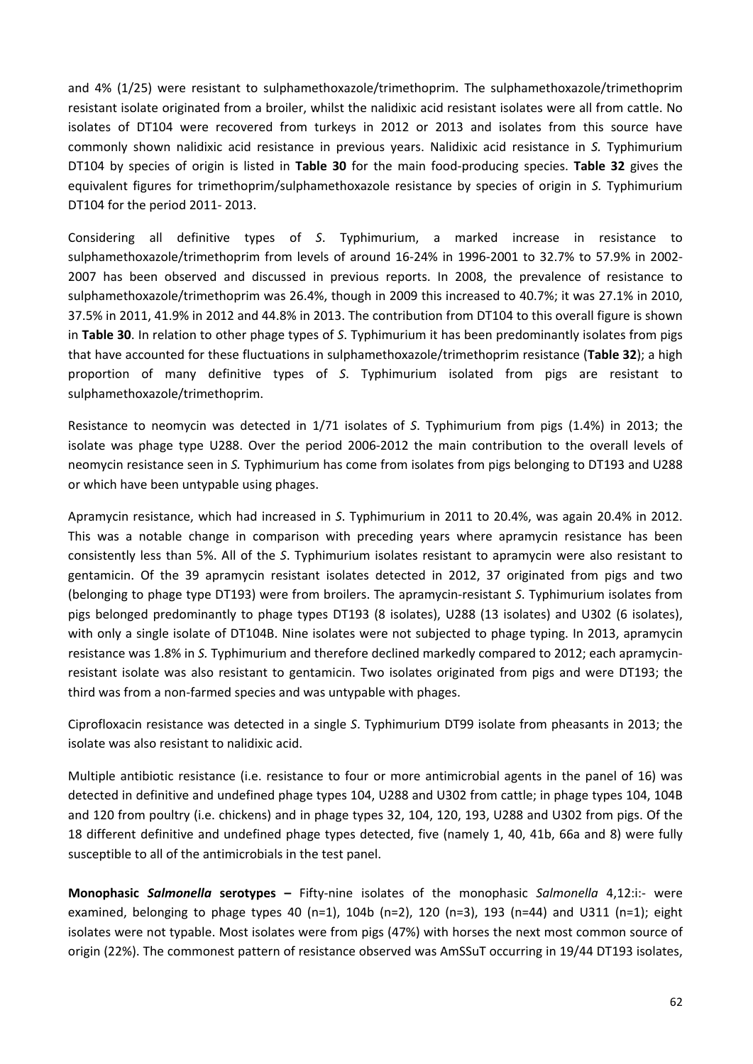and 4% (1/25) were resistant to sulphamethoxazole/trimethoprim. The sulphamethoxazole/trimethoprim resistant isolate originated from a broiler, whilst the nalidixic acid resistant isolates were all from cattle. No isolates of DT104 were recovered from turkeys in 2012 or 2013 and isolates from this source have commonly shown nalidixic acid resistance in previous years. Nalidixic acid resistance in *S.* Typhimurium DT104 by species of origin is listed in **Table 30** for the main food-producing species. **Table 32** gives the equivalent figures for trimethoprim/sulphamethoxazole resistance by species of origin in *S.* Typhimurium DT104 for the period 2011- 2013.

Considering all definitive types of *S*. Typhimurium, a marked increase in resistance to sulphamethoxazole/trimethoprim from levels of around 16-24% in 1996-2001 to 32.7% to 57.9% in 2002-2007 has been observed and discussed in previous reports. In 2008, the prevalence of resistance to sulphamethoxazole/trimethoprim was 26.4%, though in 2009 this increased to 40.7%; it was 27.1% in 2010, 37.5% in 2011, 41.9% in 2012 and 44.8% in 2013. The contribution from DT104 to this overall figure is shown in **Table 30**. In relation to other phage types of *S*. Typhimurium it has been predominantly isolates from pigs that have accounted for these fluctuations in sulphamethoxazole/trimethoprim resistance (**Table 32**); a high proportion of many definitive types of *S*. Typhimurium isolated from pigs are resistant to sulphamethoxazole/trimethoprim.

Resistance to neomycin was detected in 1/71 isolates of *S*. Typhimurium from pigs (1.4%) in 2013; the isolate was phage type U288. Over the period 2006-2012 the main contribution to the overall levels of neomycin resistance seen in *S.* Typhimurium has come from isolates from pigs belonging to DT193 and U288 or which have been untypable using phages.

Apramycin resistance, which had increased in *S*. Typhimurium in 2011 to 20.4%, was again 20.4% in 2012. This was a notable change in comparison with preceding years where apramycin resistance has been consistently less than 5%. All of the *S*. Typhimurium isolates resistant to apramycin were also resistant to gentamicin. Of the 39 apramycin resistant isolates detected in 2012, 37 originated from pigs and two (belonging to phage type DT193) were from broilers. The apramycin-resistant *S*. Typhimurium isolates from pigs belonged predominantly to phage types DT193 (8 isolates), U288 (13 isolates) and U302 (6 isolates), with only a single isolate of DT104B. Nine isolates were not subjected to phage typing. In 2013, apramycin resistance was 1.8% in *S.* Typhimurium and therefore declined markedly compared to 2012; each apramycin-resistant isolate was also resistant to gentamicin. Two isolates originated from pigs and were DT193; the third was from a non-farmed species and was untypable with phages.

Ciprofloxacin resistance was detected in a single *S*. Typhimurium DT99 isolate from pheasants in 2013; the isolate was also resistant to nalidixic acid.

Multiple antibiotic resistance (i.e. resistance to four or more antimicrobial agents in the panel of 16) was detected in definitive and undefined phage types 104, U288 and U302 from cattle; in phage types 104, 104B and 120 from poultry (i.e. chickens) and in phage types 32, 104, 120, 193, U288 and U302 from pigs. Of the 18 different definitive and undefined phage types detected, five (namely 1, 40, 41b, 66a and 8) were fully susceptible to all of the antimicrobials in the test panel.

**Monophasic *Salmonella* serotypes –** Fifty-nine isolates of the monophasic *Salmonella* 4,12:i:- were examined, belonging to phage types 40 (n=1), 104b (n=2), 120 (n=3), 193 (n=44) and U311 (n=1); eight isolates were not typable. Most isolates were from pigs (47%) with horses the next most common source of origin (22%). The commonest pattern of resistance observed was AmSSuT occurring in 19/44 DT193 isolates,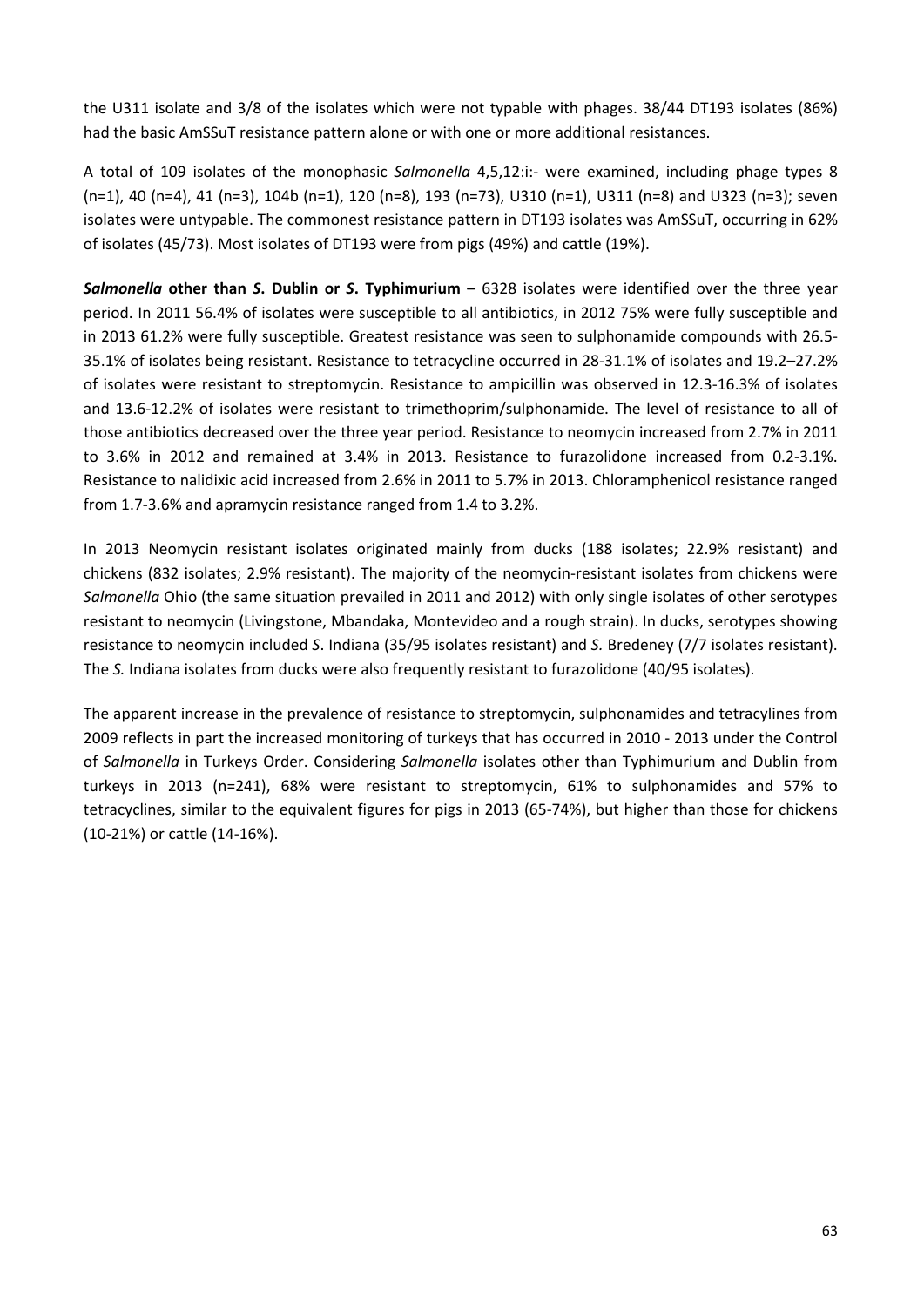the U311 isolate and 3/8 of the isolates which were not typable with phages. 38/44 DT193 isolates (86%) had the basic AmSSuT resistance pattern alone or with one or more additional resistances.

A total of 109 isolates of the monophasic *Salmonella* 4,5,12:i:- were examined, including phage types 8 (n=1), 40 (n=4), 41 (n=3), 104b (n=1), 120 (n=8), 193 (n=73), U310 (n=1), U311 (n=8) and U323 (n=3); seven isolates were untypable. The commonest resistance pattern in DT193 isolates was AmSSuT, occurring in 62% of isolates (45/73). Most isolates of DT193 were from pigs (49%) and cattle (19%).

***Salmonella* other than *S*. Dublin or *S*. Typhimurium** – 6328 isolates were identified over the three year period. In 2011 56.4% of isolates were susceptible to all antibiotics, in 2012 75% were fully susceptible and in 2013 61.2% were fully susceptible. Greatest resistance was seen to sulphonamide compounds with 26.5-35.1% of isolates being resistant. Resistance to tetracycline occurred in 28-31.1% of isolates and 19.2–27.2% of isolates were resistant to streptomycin. Resistance to ampicillin was observed in 12.3-16.3% of isolates and 13.6-12.2% of isolates were resistant to trimethoprim/sulphonamide. The level of resistance to all of those antibiotics decreased over the three year period. Resistance to neomycin increased from 2.7% in 2011 to 3.6% in 2012 and remained at 3.4% in 2013. Resistance to furazolidone increased from 0.2-3.1%. Resistance to nalidixic acid increased from 2.6% in 2011 to 5.7% in 2013. Chloramphenicol resistance ranged from 1.7-3.6% and apramycin resistance ranged from 1.4 to 3.2%.

In 2013 Neomycin resistant isolates originated mainly from ducks (188 isolates; 22.9% resistant) and chickens (832 isolates; 2.9% resistant). The majority of the neomycin-resistant isolates from chickens were *Salmonella* Ohio (the same situation prevailed in 2011 and 2012) with only single isolates of other serotypes resistant to neomycin (Livingstone, Mbandaka, Montevideo and a rough strain). In ducks, serotypes showing resistance to neomycin included *S*. Indiana (35/95 isolates resistant) and *S.* Bredeney (7/7 isolates resistant). The *S.* Indiana isolates from ducks were also frequently resistant to furazolidone (40/95 isolates).

The apparent increase in the prevalence of resistance to streptomycin, sulphonamides and tetracylines from 2009 reflects in part the increased monitoring of turkeys that has occurred in 2010 - 2013 under the Control of *Salmonella* in Turkeys Order. Considering *Salmonella* isolates other than Typhimurium and Dublin from turkeys in 2013 (n=241), 68% were resistant to streptomycin, 61% to sulphonamides and 57% to tetracyclines, similar to the equivalent figures for pigs in 2013 (65-74%), but higher than those for chickens (10-21%) or cattle (14-16%).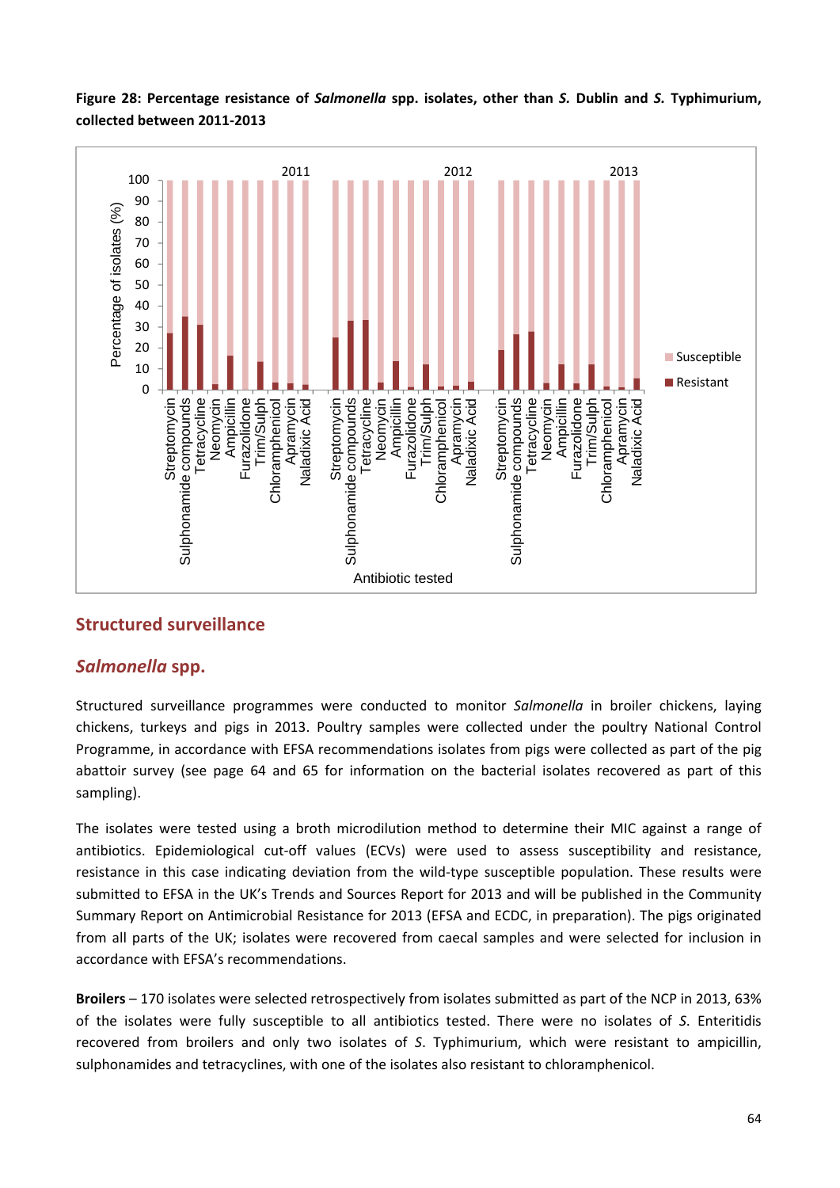**Figure 28: Percentage resistance of *Salmonella* spp. isolates, other than *S.* Dublin and *S.* Typhimurium, collected between 2011-2013**

## Structured surveillance

### *Salmonella* spp.

Structured surveillance programmes were conducted to monitor *Salmonella* in broiler chickens, laying chickens, turkeys and pigs in 2013. Poultry samples were collected under the poultry National Control Programme, in accordance with EFSA recommendations isolates from pigs were collected as part of the pig abattoir survey (see page 64 and 65 for information on the bacterial isolates recovered as part of this sampling).

The isolates were tested using a broth microdilution method to determine their MIC against a range of antibiotics. Epidemiological cut-off values (ECVs) were used to assess susceptibility and resistance, resistance in this case indicating deviation from the wild-type susceptible population. These results were submitted to EFSA in the UK's Trends and Sources Report for 2013 and will be published in the Community Summary Report on Antimicrobial Resistance for 2013 (EFSA and ECDC, in preparation). The pigs originated from all parts of the UK; isolates were recovered from caecal samples and were selected for inclusion in accordance with EFSA's recommendations.

**Broilers** – 170 isolates were selected retrospectively from isolates submitted as part of the NCP in 2013, 63% of the isolates were fully susceptible to all antibiotics tested. There were no isolates of *S.* Enteritidis recovered from broilers and only two isolates of *S.* Typhimurium, which were resistant to ampicillin, sulphonamides and tetracyclines, with one of the isolates also resistant to chloramphenicol.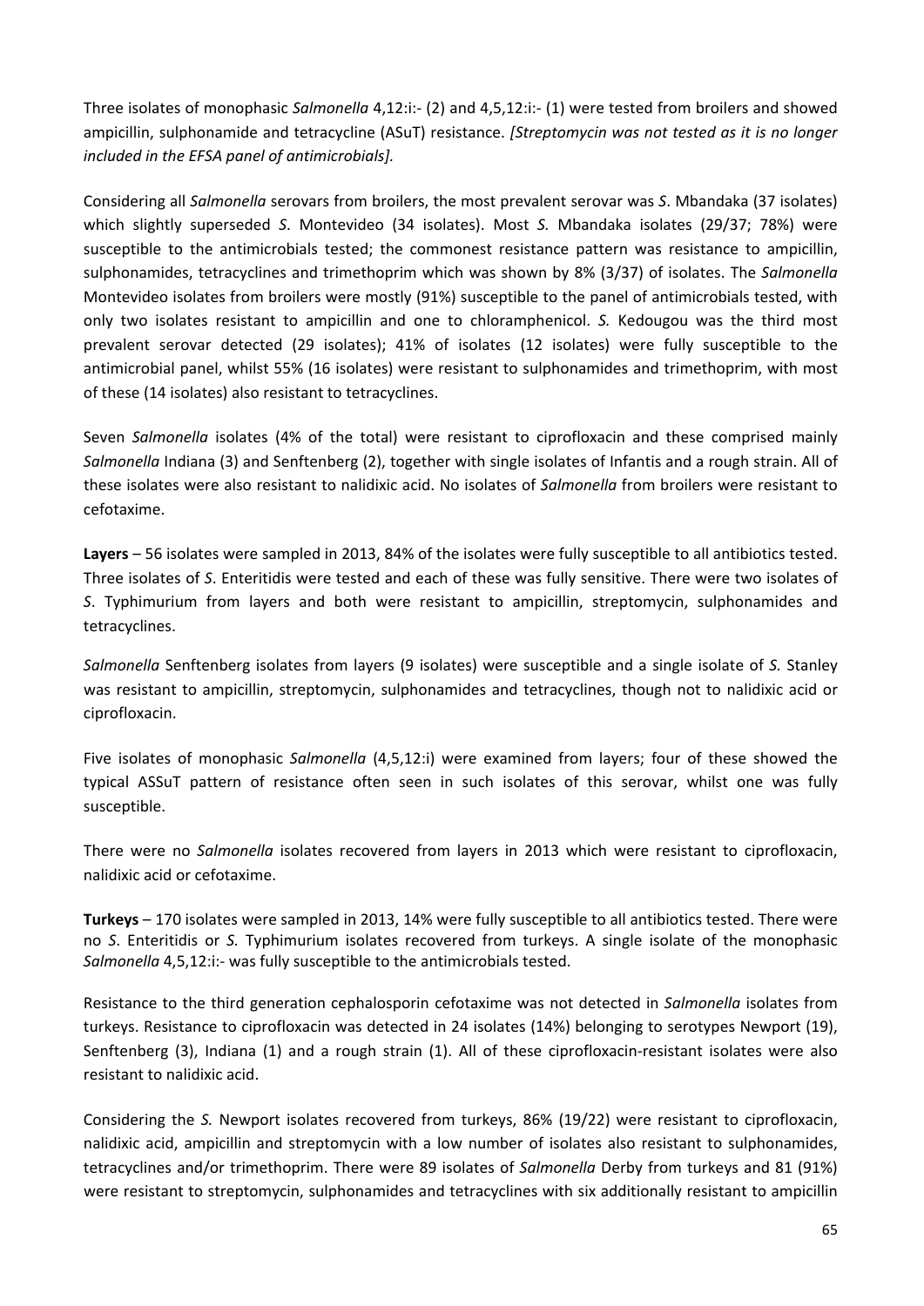Three isolates of monophasic *Salmonella* 4,12:i:- (2) and 4,5,12:i:- (1) were tested from broilers and showed ampicillin, sulphonamide and tetracycline (ASuT) resistance. *[Streptomycin was not tested as it is no longer included in the EFSA panel of antimicrobials].*

Considering all *Salmonella* serovars from broilers, the most prevalent serovar was *S*. Mbandaka (37 isolates) which slightly superseded *S*. Montevideo (34 isolates). Most *S.* Mbandaka isolates (29/37; 78%) were susceptible to the antimicrobials tested; the commonest resistance pattern was resistance to ampicillin, sulphonamides, tetracyclines and trimethoprim which was shown by 8% (3/37) of isolates. The *Salmonella* Montevideo isolates from broilers were mostly (91%) susceptible to the panel of antimicrobials tested, with only two isolates resistant to ampicillin and one to chloramphenicol. *S.* Kedougou was the third most prevalent serovar detected (29 isolates); 41% of isolates (12 isolates) were fully susceptible to the antimicrobial panel, whilst 55% (16 isolates) were resistant to sulphonamides and trimethoprim, with most of these (14 isolates) also resistant to tetracyclines.

Seven *Salmonella* isolates (4% of the total) were resistant to ciprofloxacin and these comprised mainly *Salmonella* Indiana (3) and Senftenberg (2), together with single isolates of Infantis and a rough strain. All of these isolates were also resistant to nalidixic acid. No isolates of *Salmonella* from broilers were resistant to cefotaxime.

**Layers** – 56 isolates were sampled in 2013, 84% of the isolates were fully susceptible to all antibiotics tested. Three isolates of *S*. Enteritidis were tested and each of these was fully sensitive. There were two isolates of *S*. Typhimurium from layers and both were resistant to ampicillin, streptomycin, sulphonamides and tetracyclines.

*Salmonella* Senftenberg isolates from layers (9 isolates) were susceptible and a single isolate of *S.* Stanley was resistant to ampicillin, streptomycin, sulphonamides and tetracyclines, though not to nalidixic acid or ciprofloxacin.

Five isolates of monophasic *Salmonella* (4,5,12:i) were examined from layers; four of these showed the typical ASSuT pattern of resistance often seen in such isolates of this serovar, whilst one was fully susceptible.

There were no *Salmonella* isolates recovered from layers in 2013 which were resistant to ciprofloxacin, nalidixic acid or cefotaxime.

**Turkeys** – 170 isolates were sampled in 2013, 14% were fully susceptible to all antibiotics tested. There were no *S*. Enteritidis or *S.* Typhimurium isolates recovered from turkeys. A single isolate of the monophasic *Salmonella* 4,5,12:i:- was fully susceptible to the antimicrobials tested.

Resistance to the third generation cephalosporin cefotaxime was not detected in *Salmonella* isolates from turkeys. Resistance to ciprofloxacin was detected in 24 isolates (14%) belonging to serotypes Newport (19), Senftenberg (3), Indiana (1) and a rough strain (1). All of these ciprofloxacin-resistant isolates were also resistant to nalidixic acid.

Considering the *S.* Newport isolates recovered from turkeys, 86% (19/22) were resistant to ciprofloxacin, nalidixic acid, ampicillin and streptomycin with a low number of isolates also resistant to sulphonamides, tetracyclines and/or trimethoprim. There were 89 isolates of *Salmonella* Derby from turkeys and 81 (91%) were resistant to streptomycin, sulphonamides and tetracyclines with six additionally resistant to ampicillin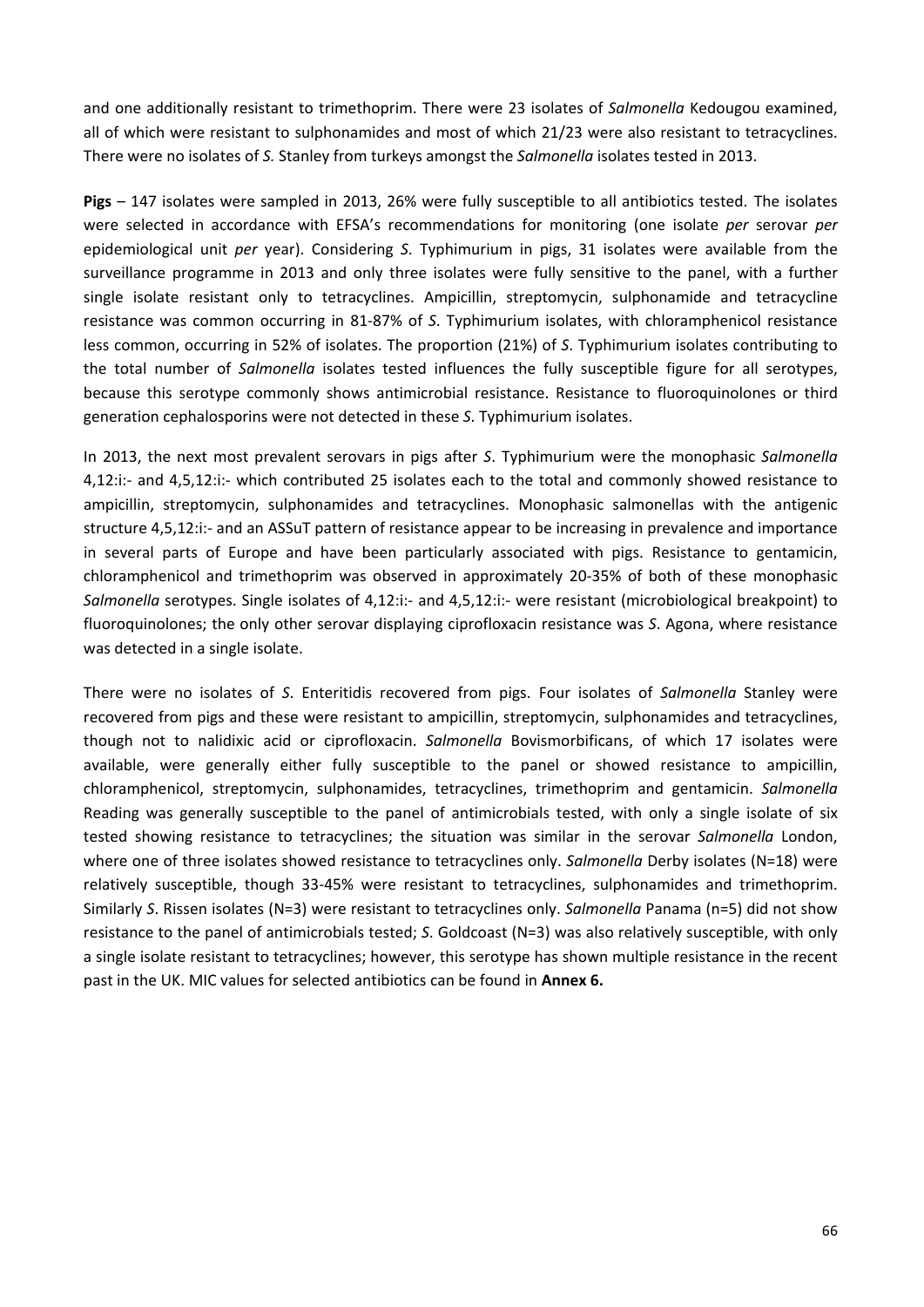and one additionally resistant to trimethoprim. There were 23 isolates of *Salmonella* Kedougou examined, all of which were resistant to sulphonamides and most of which 21/23 were also resistant to tetracyclines. There were no isolates of *S.* Stanley from turkeys amongst the *Salmonella* isolates tested in 2013.

**Pigs** – 147 isolates were sampled in 2013, 26% were fully susceptible to all antibiotics tested. The isolates were selected in accordance with EFSA's recommendations for monitoring (one isolate *per* serovar *per* epidemiological unit *per* year). Considering *S*. Typhimurium in pigs, 31 isolates were available from the surveillance programme in 2013 and only three isolates were fully sensitive to the panel, with a further single isolate resistant only to tetracyclines. Ampicillin, streptomycin, sulphonamide and tetracycline resistance was common occurring in 81-87% of *S*. Typhimurium isolates, with chloramphenicol resistance less common, occurring in 52% of isolates. The proportion (21%) of *S*. Typhimurium isolates contributing to the total number of *Salmonella* isolates tested influences the fully susceptible figure for all serotypes, because this serotype commonly shows antimicrobial resistance. Resistance to fluoroquinolones or third generation cephalosporins were not detected in these *S*. Typhimurium isolates.

In 2013, the next most prevalent serovars in pigs after *S*. Typhimurium were the monophasic *Salmonella* 4,12:i:- and 4,5,12:i:- which contributed 25 isolates each to the total and commonly showed resistance to ampicillin, streptomycin, sulphonamides and tetracyclines. Monophasic salmonellas with the antigenic structure 4,5,12:i:- and an ASSuT pattern of resistance appear to be increasing in prevalence and importance in several parts of Europe and have been particularly associated with pigs. Resistance to gentamicin, chloramphenicol and trimethoprim was observed in approximately 20-35% of both of these monophasic *Salmonella* serotypes. Single isolates of 4,12:i:- and 4,5,12:i:- were resistant (microbiological breakpoint) to fluoroquinolones; the only other serovar displaying ciprofloxacin resistance was *S*. Agona, where resistance was detected in a single isolate.

There were no isolates of *S*. Enteritidis recovered from pigs. Four isolates of *Salmonella* Stanley were recovered from pigs and these were resistant to ampicillin, streptomycin, sulphonamides and tetracyclines, though not to nalidixic acid or ciprofloxacin. *Salmonella* Bovismorbificans, of which 17 isolates were available, were generally either fully susceptible to the panel or showed resistance to ampicillin, chloramphenicol, streptomycin, sulphonamides, tetracyclines, trimethoprim and gentamicin. *Salmonella* Reading was generally susceptible to the panel of antimicrobials tested, with only a single isolate of six tested showing resistance to tetracyclines; the situation was similar in the serovar *Salmonella* London, where one of three isolates showed resistance to tetracyclines only. *Salmonella* Derby isolates (N=18) were relatively susceptible, though 33-45% were resistant to tetracyclines, sulphonamides and trimethoprim. Similarly *S*. Rissen isolates (N=3) were resistant to tetracyclines only. *Salmonella* Panama (n=5) did not show resistance to the panel of antimicrobials tested; *S*. Goldcoast (N=3) was also relatively susceptible, with only a single isolate resistant to tetracyclines; however, this serotype has shown multiple resistance in the recent past in the UK. MIC values for selected antibiotics can be found in **Annex 6.**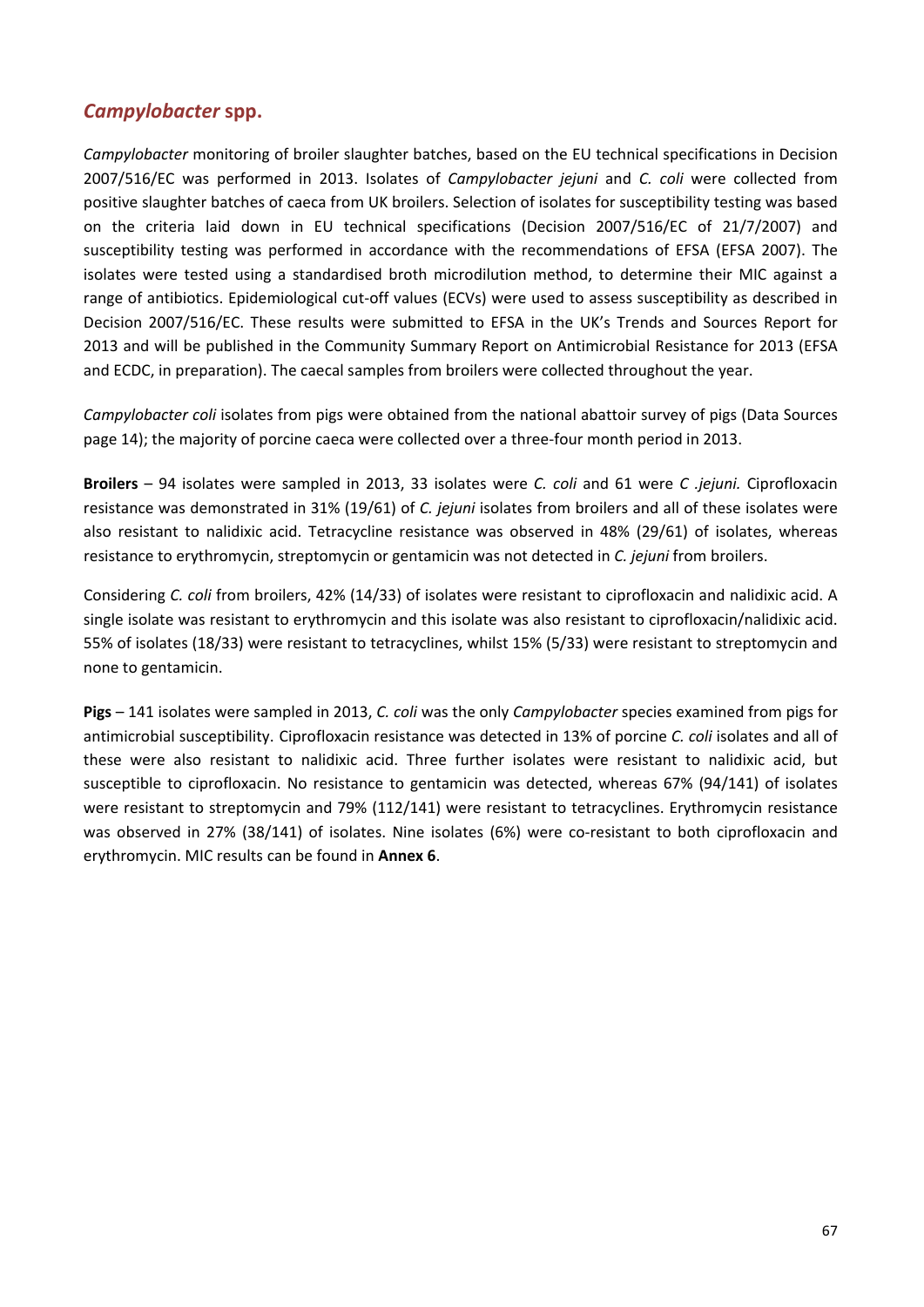## *Campylobacter* spp.

*Campylobacter* monitoring of broiler slaughter batches, based on the EU technical specifications in Decision 2007/516/EC was performed in 2013. Isolates of *Campylobacter jejuni* and *C. coli* were collected from positive slaughter batches of caeca from UK broilers. Selection of isolates for susceptibility testing was based on the criteria laid down in EU technical specifications (Decision 2007/516/EC of 21/7/2007) and susceptibility testing was performed in accordance with the recommendations of EFSA (EFSA 2007). The isolates were tested using a standardised broth microdilution method, to determine their MIC against a range of antibiotics. Epidemiological cut-off values (ECVs) were used to assess susceptibility as described in Decision 2007/516/EC. These results were submitted to EFSA in the UK's Trends and Sources Report for 2013 and will be published in the Community Summary Report on Antimicrobial Resistance for 2013 (EFSA and ECDC, in preparation). The caecal samples from broilers were collected throughout the year.

*Campylobacter coli* isolates from pigs were obtained from the national abattoir survey of pigs (Data Sources page 14); the majority of porcine caeca were collected over a three-four month period in 2013.

**Broilers** – 94 isolates were sampled in 2013, 33 isolates were *C. coli* and 61 were *C .jejuni.* Ciprofloxacin resistance was demonstrated in 31% (19/61) of *C. jejuni* isolates from broilers and all of these isolates were also resistant to nalidixic acid. Tetracycline resistance was observed in 48% (29/61) of isolates, whereas resistance to erythromycin, streptomycin or gentamicin was not detected in *C. jejuni* from broilers.

Considering *C. coli* from broilers, 42% (14/33) of isolates were resistant to ciprofloxacin and nalidixic acid. A single isolate was resistant to erythromycin and this isolate was also resistant to ciprofloxacin/nalidixic acid. 55% of isolates (18/33) were resistant to tetracyclines, whilst 15% (5/33) were resistant to streptomycin and none to gentamicin.

**Pigs** – 141 isolates were sampled in 2013, *C. coli* was the only *Campylobacter* species examined from pigs for antimicrobial susceptibility. Ciprofloxacin resistance was detected in 13% of porcine *C. coli* isolates and all of these were also resistant to nalidixic acid. Three further isolates were resistant to nalidixic acid, but susceptible to ciprofloxacin. No resistance to gentamicin was detected, whereas 67% (94/141) of isolates were resistant to streptomycin and 79% (112/141) were resistant to tetracyclines. Erythromycin resistance was observed in 27% (38/141) of isolates. Nine isolates (6%) were co-resistant to both ciprofloxacin and erythromycin. MIC results can be found in **Annex 6**.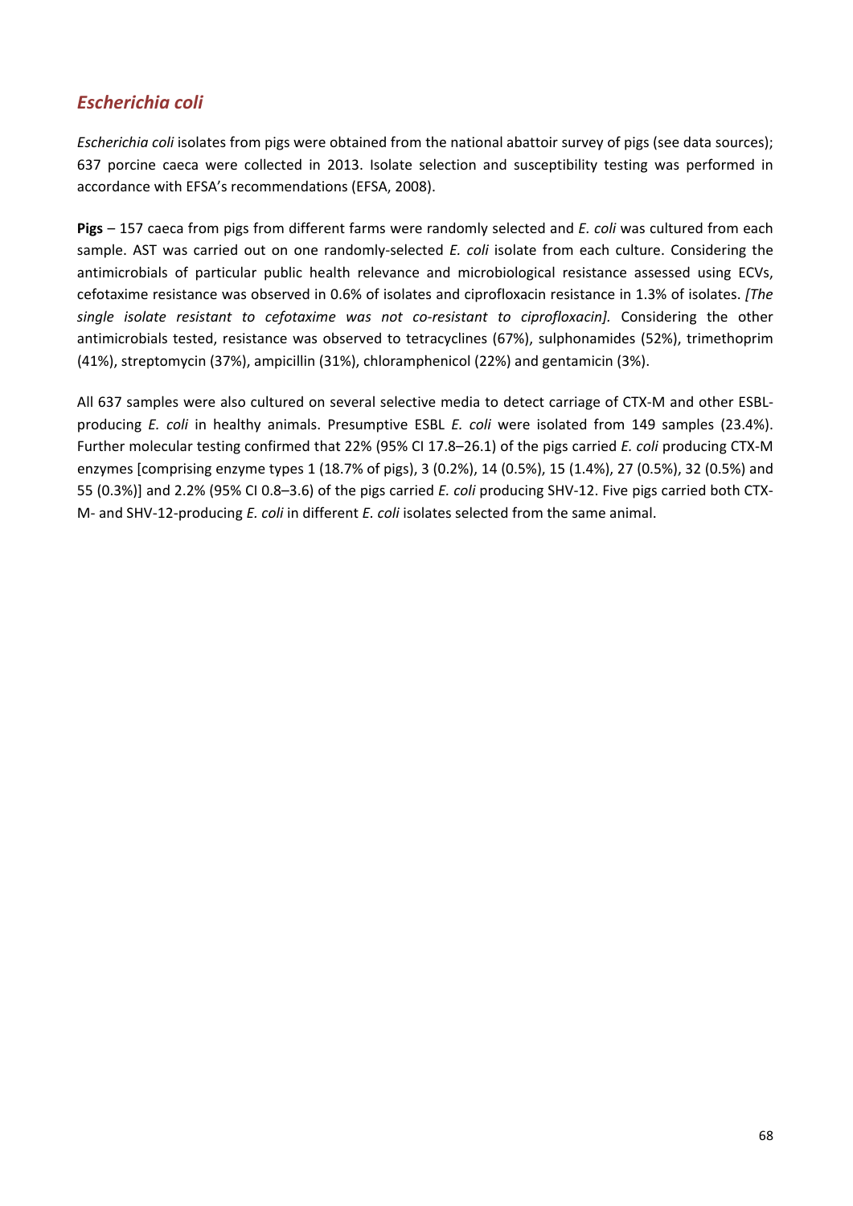## *Escherichia coli*

*Escherichia coli* isolates from pigs were obtained from the national abattoir survey of pigs (see data sources); 637 porcine caeca were collected in 2013. Isolate selection and susceptibility testing was performed in accordance with EFSA's recommendations (EFSA, 2008).

**Pigs** – 157 caeca from pigs from different farms were randomly selected and *E. coli* was cultured from each sample. AST was carried out on one randomly-selected *E. coli* isolate from each culture. Considering the antimicrobials of particular public health relevance and microbiological resistance assessed using ECVs, cefotaxime resistance was observed in 0.6% of isolates and ciprofloxacin resistance in 1.3% of isolates. *[The single isolate resistant to cefotaxime was not co-resistant to ciprofloxacin].* Considering the other antimicrobials tested, resistance was observed to tetracyclines (67%), sulphonamides (52%), trimethoprim (41%), streptomycin (37%), ampicillin (31%), chloramphenicol (22%) and gentamicin (3%).

All 637 samples were also cultured on several selective media to detect carriage of CTX-M and other ESBL-producing *E. coli* in healthy animals. Presumptive ESBL *E. coli* were isolated from 149 samples (23.4%). Further molecular testing confirmed that 22% (95% CI 17.8–26.1) of the pigs carried *E. coli* producing CTX-M enzymes [comprising enzyme types 1 (18.7% of pigs), 3 (0.2%), 14 (0.5%), 15 (1.4%), 27 (0.5%), 32 (0.5%) and 55 (0.3%)] and 2.2% (95% CI 0.8–3.6) of the pigs carried *E. coli* producing SHV-12. Five pigs carried both CTX-M- and SHV-12-producing *E. coli* in different *E. coli* isolates selected from the same animal.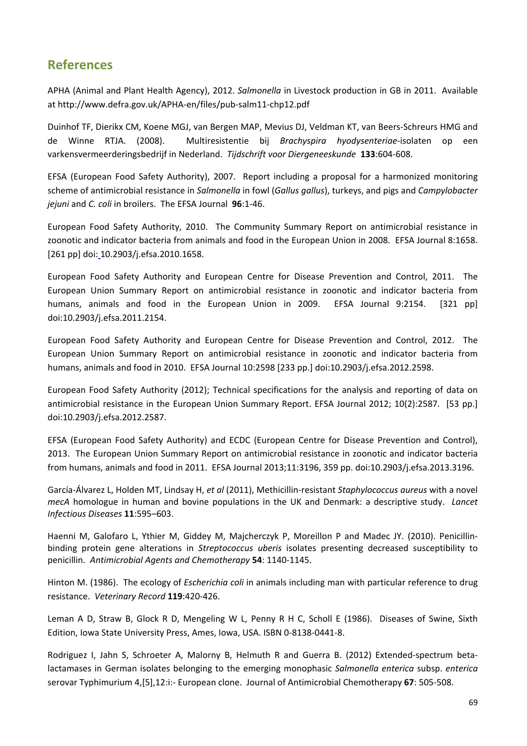## References

APHA (Animal and Plant Health Agency), 2012. *Salmonella* in Livestock production in GB in 2011. Available at http://www.defra.gov.uk/APHA-en/files/pub-salm11-chp12.pdf

Duinhof TF, Dierikx CM, Koene MGJ, van Bergen MAP, Mevius DJ, Veldman KT, van Beers-Schreurs HMG and de Winne RTJA. (2008). Multiresistentie bij *Brachyspira hyodysenteriae*-isolaten op een varkensvermeerderingsbedrijf in Nederland. *Tijdschrift voor Diergeneeskunde* **133**:604-608.

EFSA (European Food Safety Authority), 2007. Report including a proposal for a harmonized monitoring scheme of antimicrobial resistance in *Salmonella* in fowl (*Gallus gallus*), turkeys, and pigs and *Campylobacter jejuni* and *C. coli* in broilers. The EFSA Journal **96**:1-46.

European Food Safety Authority, 2010. The Community Summary Report on antimicrobial resistance in zoonotic and indicator bacteria from animals and food in the European Union in 2008. EFSA Journal 8:1658. [261 pp] doi: 10.2903/j.efsa.2010.1658.

European Food Safety Authority and European Centre for Disease Prevention and Control, 2011. The European Union Summary Report on antimicrobial resistance in zoonotic and indicator bacteria from humans, animals and food in the European Union in 2009. EFSA Journal 9:2154. [321 pp] doi:10.2903/j.efsa.2011.2154.

European Food Safety Authority and European Centre for Disease Prevention and Control, 2012. The European Union Summary Report on antimicrobial resistance in zoonotic and indicator bacteria from humans, animals and food in 2010. EFSA Journal 10:2598 [233 pp.] doi:10.2903/j.efsa.2012.2598.

European Food Safety Authority (2012); Technical specifications for the analysis and reporting of data on antimicrobial resistance in the European Union Summary Report. EFSA Journal 2012; 10(2):2587. [53 pp.] doi:10.2903/j.efsa.2012.2587.

EFSA (European Food Safety Authority) and ECDC (European Centre for Disease Prevention and Control), 2013. The European Union Summary Report on antimicrobial resistance in zoonotic and indicator bacteria from humans, animals and food in 2011. EFSA Journal 2013;11:3196, 359 pp. doi:10.2903/j.efsa.2013.3196.

García-Álvarez L, Holden MT, Lindsay H, *et al* (2011), Methicillin-resistant *Staphylococcus aureus* with a novel *mecA* homologue in human and bovine populations in the UK and Denmark: a descriptive study. *Lancet Infectious Diseases* **11**:595–603.

Haenni M, Galofaro L, Ythier M, Giddey M, Majcherczyk P, Moreillon P and Madec JY. (2010). Penicillin-binding protein gene alterations in *Streptococcus uberis* isolates presenting decreased susceptibility to penicillin. *Antimicrobial Agents and Chemotherapy* **54**: 1140-1145.

Hinton M. (1986). The ecology of *Escherichia coli* in animals including man with particular reference to drug resistance. *Veterinary Record* **119**:420-426.

Leman A D, Straw B, Glock R D, Mengeling W L, Penny R H C, Scholl E (1986). Diseases of Swine, Sixth Edition, Iowa State University Press, Ames, Iowa, USA. ISBN 0-8138-0441-8.

Rodriguez I, Jahn S, Schroeter A, Malorny B, Helmuth R and Guerra B. (2012) Extended-spectrum beta-lactamases in German isolates belonging to the emerging monophasic *Salmonella enterica* subsp. *enterica* serovar Typhimurium 4,[5],12:i:- European clone. Journal of Antimicrobial Chemotherapy **67**: 505-508.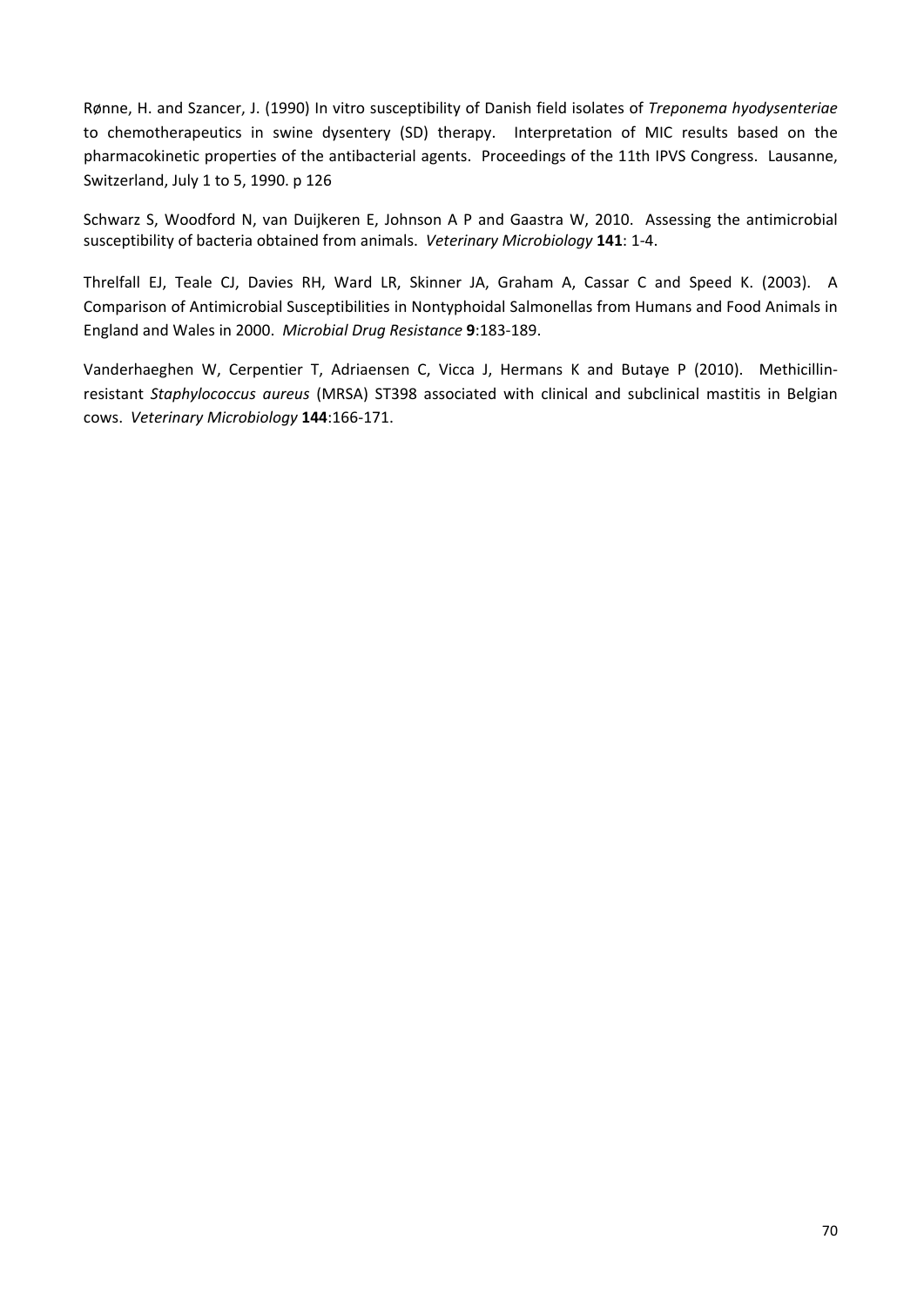Rønne, H. and Szancer, J. (1990) In vitro susceptibility of Danish field isolates of *Treponema hyodysenteriae* to chemotherapeutics in swine dysentery (SD) therapy. Interpretation of MIC results based on the pharmacokinetic properties of the antibacterial agents. Proceedings of the 11th IPVS Congress. Lausanne, Switzerland, July 1 to 5, 1990. p 126

Schwarz S, Woodford N, van Duijkeren E, Johnson A P and Gaastra W, 2010. Assessing the antimicrobial susceptibility of bacteria obtained from animals. *Veterinary Microbiology* **141**: 1-4.

Threlfall EJ, Teale CJ, Davies RH, Ward LR, Skinner JA, Graham A, Cassar C and Speed K. (2003). A Comparison of Antimicrobial Susceptibilities in Nontyphoidal Salmonellas from Humans and Food Animals in England and Wales in 2000. *Microbial Drug Resistance* **9**:183-189.

Vanderhaeghen W, Cerpentier T, Adriaensen C, Vicca J, Hermans K and Butaye P (2010). Methicillin-resistant *Staphylococcus aureus* (MRSA) ST398 associated with clinical and subclinical mastitis in Belgian cows. *Veterinary Microbiology* **144**:166-171.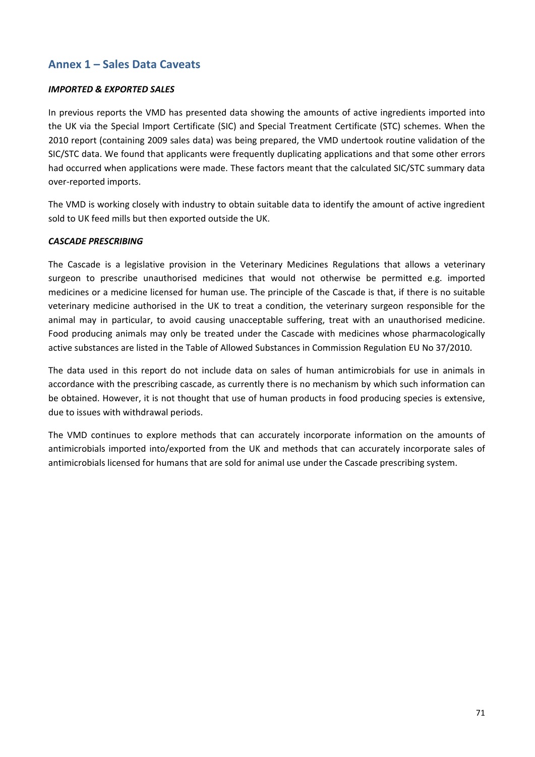## Annex 1 – Sales Data Caveats

***IMPORTED & EXPORTED SALES***

In previous reports the VMD has presented data showing the amounts of active ingredients imported into the UK via the Special Import Certificate (SIC) and Special Treatment Certificate (STC) schemes. When the 2010 report (containing 2009 sales data) was being prepared, the VMD undertook routine validation of the SIC/STC data. We found that applicants were frequently duplicating applications and that some other errors had occurred when applications were made. These factors meant that the calculated SIC/STC summary data over-reported imports.

The VMD is working closely with industry to obtain suitable data to identify the amount of active ingredient sold to UK feed mills but then exported outside the UK.

***CASCADE PRESCRIBING***

The Cascade is a legislative provision in the Veterinary Medicines Regulations that allows a veterinary surgeon to prescribe unauthorised medicines that would not otherwise be permitted e.g. imported medicines or a medicine licensed for human use. The principle of the Cascade is that, if there is no suitable veterinary medicine authorised in the UK to treat a condition, the veterinary surgeon responsible for the animal may in particular, to avoid causing unacceptable suffering, treat with an unauthorised medicine. Food producing animals may only be treated under the Cascade with medicines whose pharmacologically active substances are listed in the Table of Allowed Substances in Commission Regulation EU No 37/2010.

The data used in this report do not include data on sales of human antimicrobials for use in animals in accordance with the prescribing cascade, as currently there is no mechanism by which such information can be obtained. However, it is not thought that use of human products in food producing species is extensive, due to issues with withdrawal periods.

The VMD continues to explore methods that can accurately incorporate information on the amounts of antimicrobials imported into/exported from the UK and methods that can accurately incorporate sales of antimicrobials licensed for humans that are sold for animal use under the Cascade prescribing system.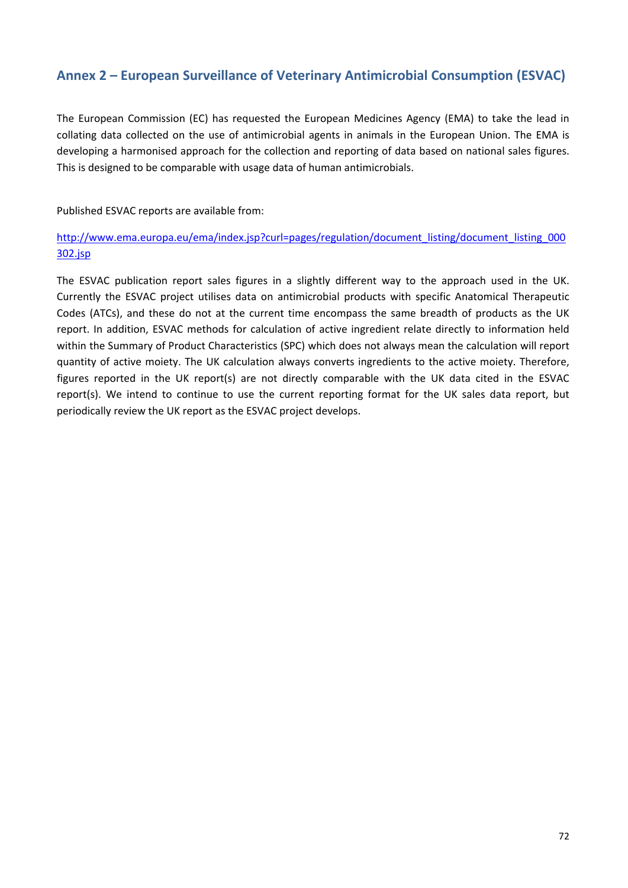## Annex 2 – European Surveillance of Veterinary Antimicrobial Consumption (ESVAC)

The European Commission (EC) has requested the European Medicines Agency (EMA) to take the lead in collating data collected on the use of antimicrobial agents in animals in the European Union. The EMA is developing a harmonised approach for the collection and reporting of data based on national sales figures. This is designed to be comparable with usage data of human antimicrobials.

Published ESVAC reports are available from:

[http://www.ema.europa.eu/ema/index.jsp?curl=pages/regulation/document_listing/document_listing_000302.jsp](http://www.ema.europa.eu/ema/index.jsp?curl=pages/regulation/document_listing/document_listing_000302.jsp)

The ESVAC publication report sales figures in a slightly different way to the approach used in the UK. Currently the ESVAC project utilises data on antimicrobial products with specific Anatomical Therapeutic Codes (ATCs), and these do not at the current time encompass the same breadth of products as the UK report. In addition, ESVAC methods for calculation of active ingredient relate directly to information held within the Summary of Product Characteristics (SPC) which does not always mean the calculation will report quantity of active moiety. The UK calculation always converts ingredients to the active moiety. Therefore, figures reported in the UK report(s) are not directly comparable with the UK data cited in the ESVAC report(s). We intend to continue to use the current reporting format for the UK sales data report, but periodically review the UK report as the ESVAC project develops.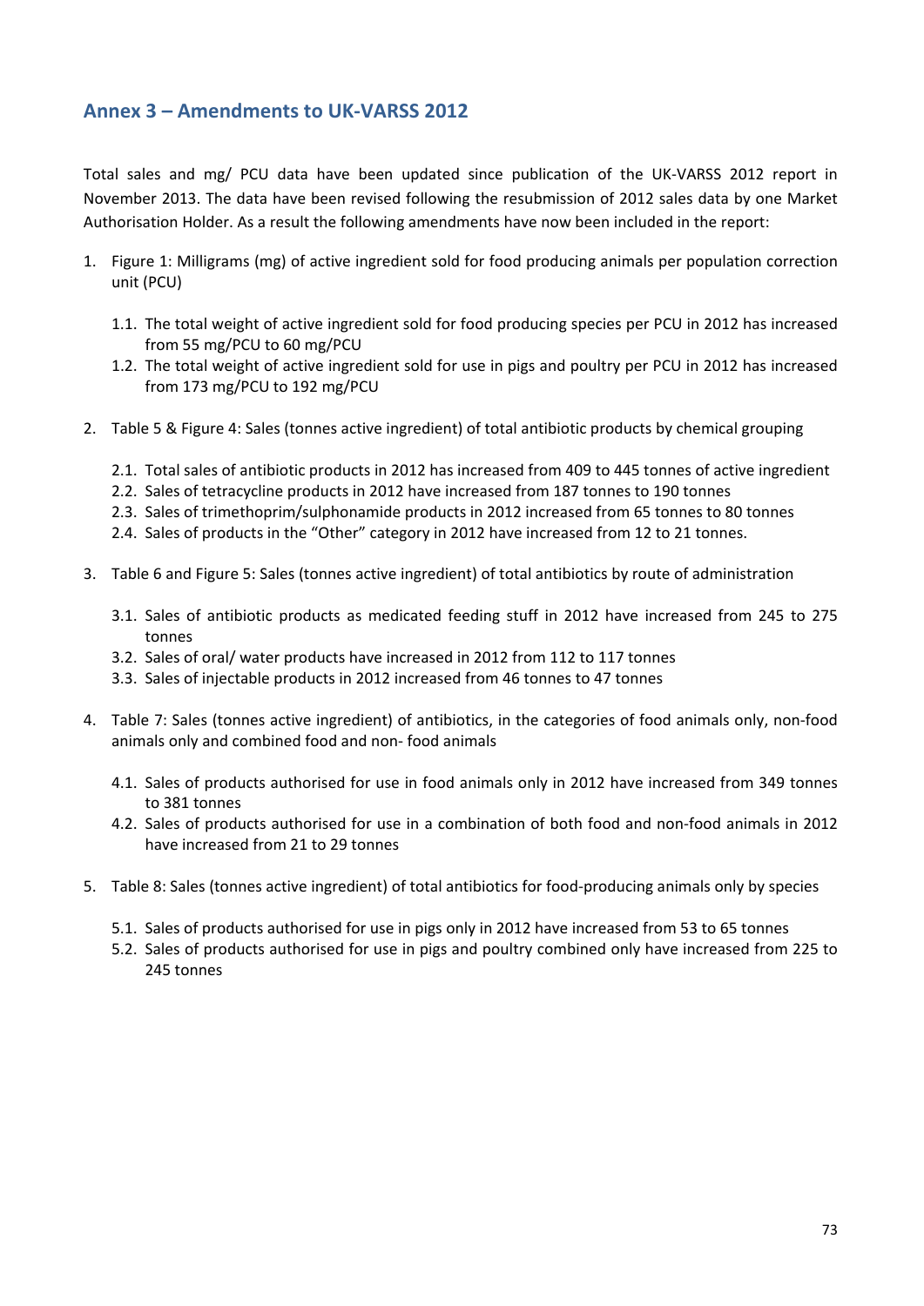## Annex 3 – Amendments to UK-VARSS 2012

Total sales and mg/ PCU data have been updated since publication of the UK-VARSS 2012 report in November 2013. The data have been revised following the resubmission of 2012 sales data by one Market Authorisation Holder. As a result the following amendments have now been included in the report:

1. Figure 1: Milligrams (mg) of active ingredient sold for food producing animals per population correction unit (PCU)

   1.1. The total weight of active ingredient sold for food producing species per PCU in 2012 has increased from 55 mg/PCU to 60 mg/PCU

   1.2. The total weight of active ingredient sold for use in pigs and poultry per PCU in 2012 has increased from 173 mg/PCU to 192 mg/PCU

2. Table 5 & Figure 4: Sales (tonnes active ingredient) of total antibiotic products by chemical grouping

   2.1. Total sales of antibiotic products in 2012 has increased from 409 to 445 tonnes of active ingredient

   2.2. Sales of tetracycline products in 2012 have increased from 187 tonnes to 190 tonnes

   2.3. Sales of trimethoprim/sulphonamide products in 2012 increased from 65 tonnes to 80 tonnes

   2.4. Sales of products in the "Other" category in 2012 have increased from 12 to 21 tonnes.

3. Table 6 and Figure 5: Sales (tonnes active ingredient) of total antibiotics by route of administration

   3.1. Sales of antibiotic products as medicated feeding stuff in 2012 have increased from 245 to 275 tonnes

   3.2. Sales of oral/ water products have increased in 2012 from 112 to 117 tonnes

   3.3. Sales of injectable products in 2012 increased from 46 tonnes to 47 tonnes

4. Table 7: Sales (tonnes active ingredient) of antibiotics, in the categories of food animals only, non-food animals only and combined food and non- food animals

   4.1. Sales of products authorised for use in food animals only in 2012 have increased from 349 tonnes to 381 tonnes

   4.2. Sales of products authorised for use in a combination of both food and non-food animals in 2012 have increased from 21 to 29 tonnes

5. Table 8: Sales (tonnes active ingredient) of total antibiotics for food-producing animals only by species

   5.1. Sales of products authorised for use in pigs only in 2012 have increased from 53 to 65 tonnes

   5.2. Sales of products authorised for use in pigs and poultry combined only have increased from 225 to 245 tonnes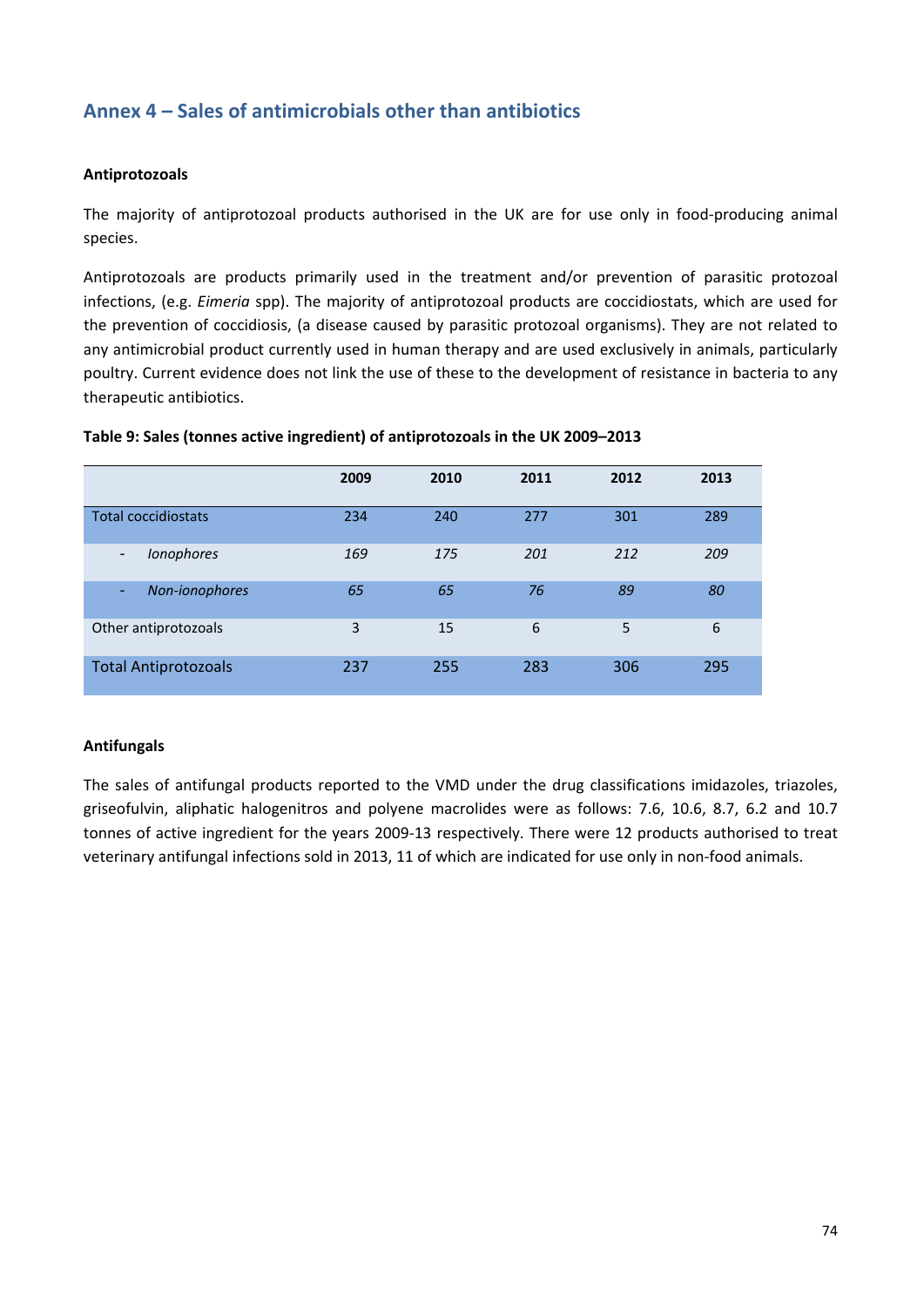## Annex 4 – Sales of antimicrobials other than antibiotics

**Antiprotozoals**

The majority of antiprotozoal products authorised in the UK are for use only in food-producing animal species.

Antiprotozoals are products primarily used in the treatment and/or prevention of parasitic protozoal infections, (e.g. *Eimeria* spp). The majority of antiprotozoal products are coccidiostats, which are used for the prevention of coccidiosis, (a disease caused by parasitic protozoal organisms). They are not related to any antimicrobial product currently used in human therapy and are used exclusively in animals, particularly poultry. Current evidence does not link the use of these to the development of resistance in bacteria to any therapeutic antibiotics.

**Table 9: Sales (tonnes active ingredient) of antiprotozoals in the UK 2009–2013**

| | 2009 | 2010 | 2011 | 2012 | 2013 |
|---|---|---|---|---|---|
| Total coccidiostats | 234 | 240 | 277 | 301 | 289 |
| - *Ionophores* | *169* | *175* | *201* | *212* | *209* |
| - *Non-ionophores* | *65* | *65* | *76* | *89* | *80* |
| Other antiprotozoals | 3 | 15 | 6 | 5 | 6 |
| Total Antiprotozoals | 237 | 255 | 283 | 306 | 295 |

**Antifungals**

The sales of antifungal products reported to the VMD under the drug classifications imidazoles, triazoles, griseofulvin, aliphatic halogenitros and polyene macrolides were as follows: 7.6, 10.6, 8.7, 6.2 and 10.7 tonnes of active ingredient for the years 2009-13 respectively. There were 12 products authorised to treat veterinary antifungal infections sold in 2013, 11 of which are indicated for use only in non-food animals.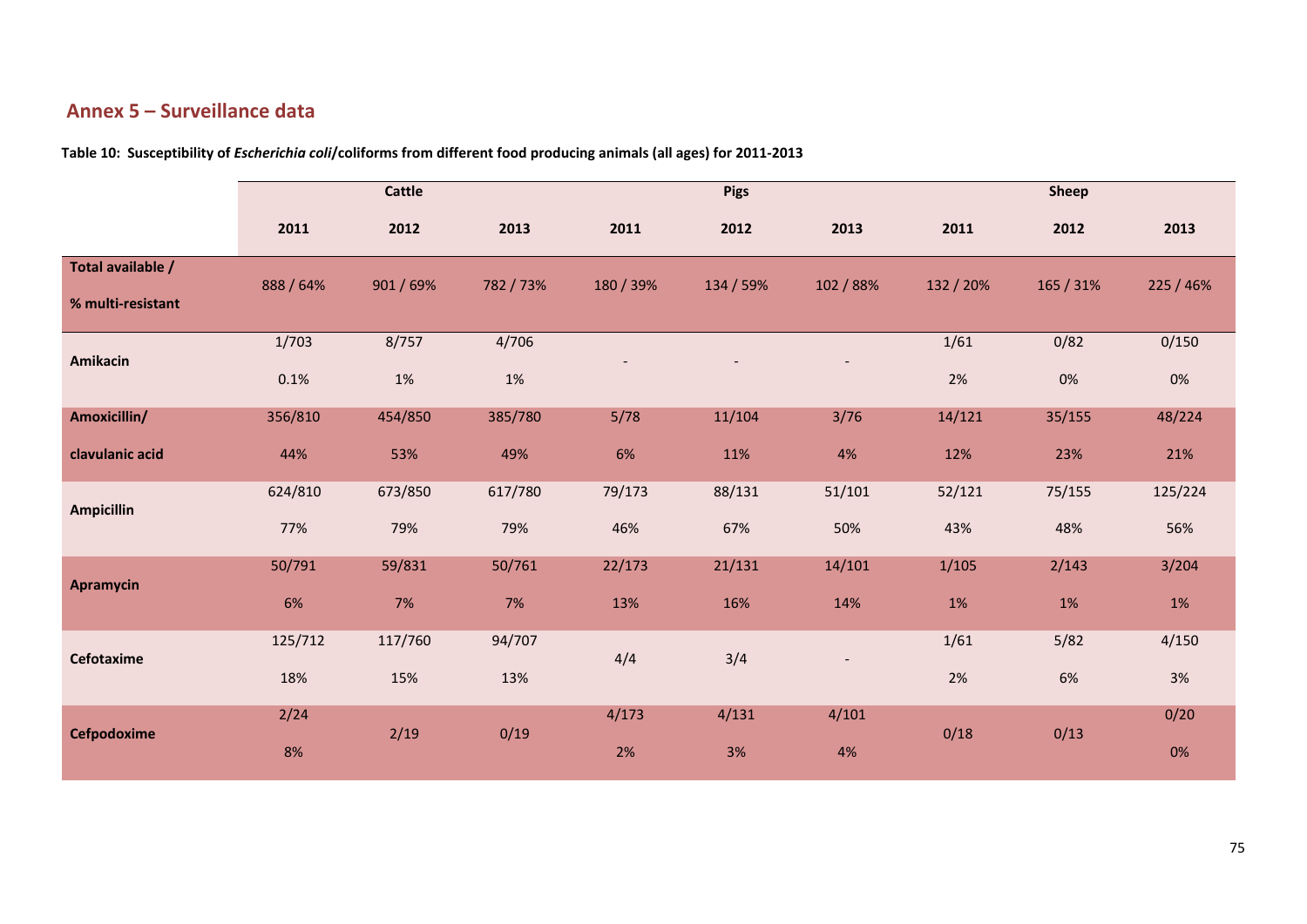## Annex 5 – Surveillance data

**Table 10: Susceptibility of *Escherichia coli*/coliforms from different food producing animals (all ages) for 2011-2013**

| | Cattle | | | Pigs | | | Sheep | | |
|---|---|---|---|---|---|---|---|---|---|
| | 2011 | 2012 | 2013 | 2011 | 2012 | 2013 | 2011 | 2012 | 2013 |
| **Total available / % multi-resistant** | 888 / 64% | 901 / 69% | 782 / 73% | 180 / 39% | 134 / 59% | 102 / 88% | 132 / 20% | 165 / 31% | 225 / 46% |
| **Amikacin** | 1/703 0.1% | 8/757 1% | 4/706 1% | - | - | - | 1/61 2% | 0/82 0% | 0/150 0% |
| **Amoxicillin/ clavulanic acid** | 356/810 44% | 454/850 53% | 385/780 49% | 5/78 6% | 11/104 11% | 3/76 4% | 14/121 12% | 35/155 23% | 48/224 21% |
| **Ampicillin** | 624/810 77% | 673/850 79% | 617/780 79% | 79/173 46% | 88/131 67% | 51/101 50% | 52/121 43% | 75/155 48% | 125/224 56% |
| **Apramycin** | 50/791 6% | 59/831 7% | 50/761 7% | 22/173 13% | 21/131 16% | 14/101 14% | 1/105 1% | 2/143 1% | 3/204 1% |
| **Cefotaxime** | 125/712 18% | 117/760 15% | 94/707 13% | 4/4 | 3/4 | - | 1/61 2% | 5/82 6% | 4/150 3% |
| **Cefpodoxime** | 2/24 8% | 2/19 | 0/19 | 4/173 2% | 4/131 3% | 4/101 4% | 0/18 | 0/13 | 0/20 0% |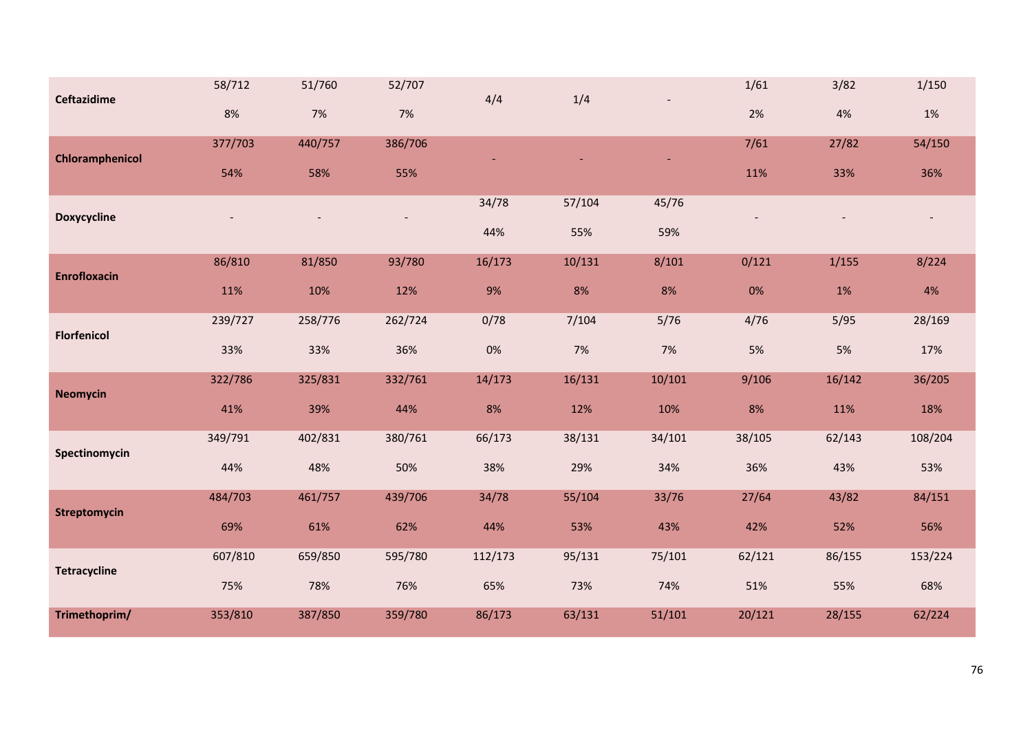| | | | | | | | | | |
|---|---|---|---|---|---|---|---|---|---|
| **Ceftazidime** | 58/712<br>8% | 51/760<br>7% | 52/707<br>7% | 4/4 | 1/4 | - | 1/61<br>2% | 3/82<br>4% | 1/150<br>1% |
| **Chloramphenicol** | 377/703<br>54% | 440/757<br>58% | 386/706<br>55% | - | - | - | 7/61<br>11% | 27/82<br>33% | 54/150<br>36% |
| **Doxycycline** | - | - | - | 34/78<br>44% | 57/104<br>55% | 45/76<br>59% | - | - | - |
| **Enrofloxacin** | 86/810<br>11% | 81/850<br>10% | 93/780<br>12% | 16/173<br>9% | 10/131<br>8% | 8/101<br>8% | 0/121<br>0% | 1/155<br>1% | 8/224<br>4% |
| **Florfenicol** | 239/727<br>33% | 258/776<br>33% | 262/724<br>36% | 0/78<br>0% | 7/104<br>7% | 5/76<br>7% | 4/76<br>5% | 5/95<br>5% | 28/169<br>17% |
| **Neomycin** | 322/786<br>41% | 325/831<br>39% | 332/761<br>44% | 14/173<br>8% | 16/131<br>12% | 10/101<br>10% | 9/106<br>8% | 16/142<br>11% | 36/205<br>18% |
| **Spectinomycin** | 349/791<br>44% | 402/831<br>48% | 380/761<br>50% | 66/173<br>38% | 38/131<br>29% | 34/101<br>34% | 38/105<br>36% | 62/143<br>43% | 108/204<br>53% |
| **Streptomycin** | 484/703<br>69% | 461/757<br>61% | 439/706<br>62% | 34/78<br>44% | 55/104<br>53% | 33/76<br>43% | 27/64<br>42% | 43/82<br>52% | 84/151<br>56% |
| **Tetracycline** | 607/810<br>75% | 659/850<br>78% | 595/780<br>76% | 112/173<br>65% | 95/131<br>73% | 75/101<br>74% | 62/121<br>51% | 86/155<br>55% | 153/224<br>68% |
| **Trimethoprim/** | 353/810 | 387/850 | 359/780 | 86/173 | 63/131 | 51/101 | 20/121 | 28/155 | 62/224 |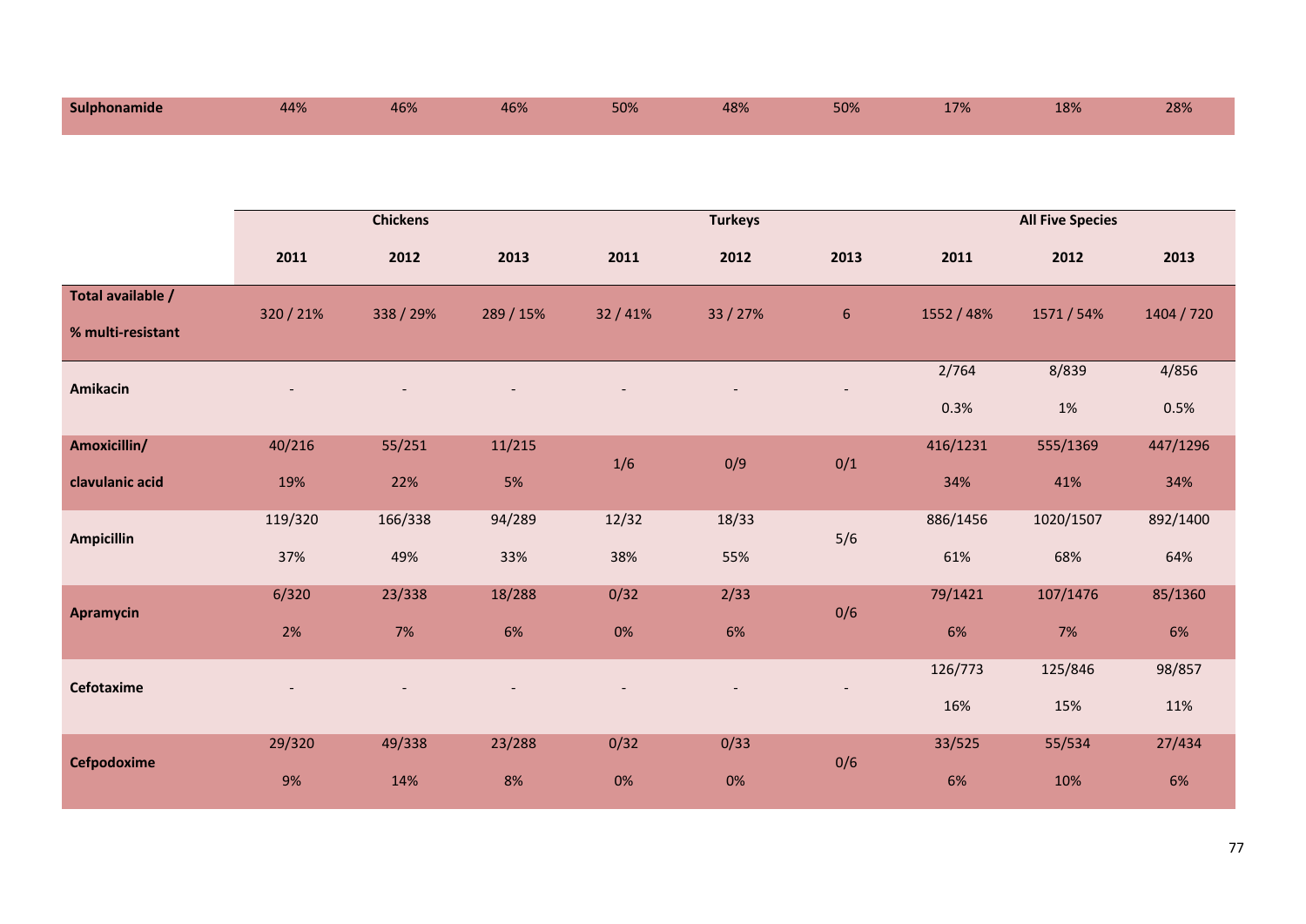| Sulphonamide | 44% | 46% | 46% | 50% | 48% | 50% | 17% | 18% | 28% |
|---|---|---|---|---|---|---|---|---|---|

| | Chickens | | | Turkeys | | | All Five Species | | |
|---|---|---|---|---|---|---|---|---|---|
| | 2011 | 2012 | 2013 | 2011 | 2012 | 2013 | 2011 | 2012 | 2013 |
| Total available / % multi-resistant | 320 / 21% | 338 / 29% | 289 / 15% | 32 / 41% | 33 / 27% | 6 | 1552 / 48% | 1571 / 54% | 1404 / 720 |
| Amikacin | - | - | - | - | - | - | 2/764 0.3% | 8/839 1% | 4/856 0.5% |
| Amoxicillin/ clavulanic acid | 40/216 19% | 55/251 22% | 11/215 5% | 1/6 | 0/9 | 0/1 | 416/1231 34% | 555/1369 41% | 447/1296 34% |
| Ampicillin | 119/320 37% | 166/338 49% | 94/289 33% | 12/32 38% | 18/33 55% | 5/6 | 886/1456 61% | 1020/1507 68% | 892/1400 64% |
| Apramycin | 6/320 2% | 23/338 7% | 18/288 6% | 0/32 0% | 2/33 6% | 0/6 | 79/1421 6% | 107/1476 7% | 85/1360 6% |
| Cefotaxime | - | - | - | - | - | - | 126/773 16% | 125/846 15% | 98/857 11% |
| Cefpodoxime | 29/320 9% | 49/338 14% | 23/288 8% | 0/32 0% | 0/33 0% | 0/6 | 33/525 6% | 55/534 10% | 27/434 6% |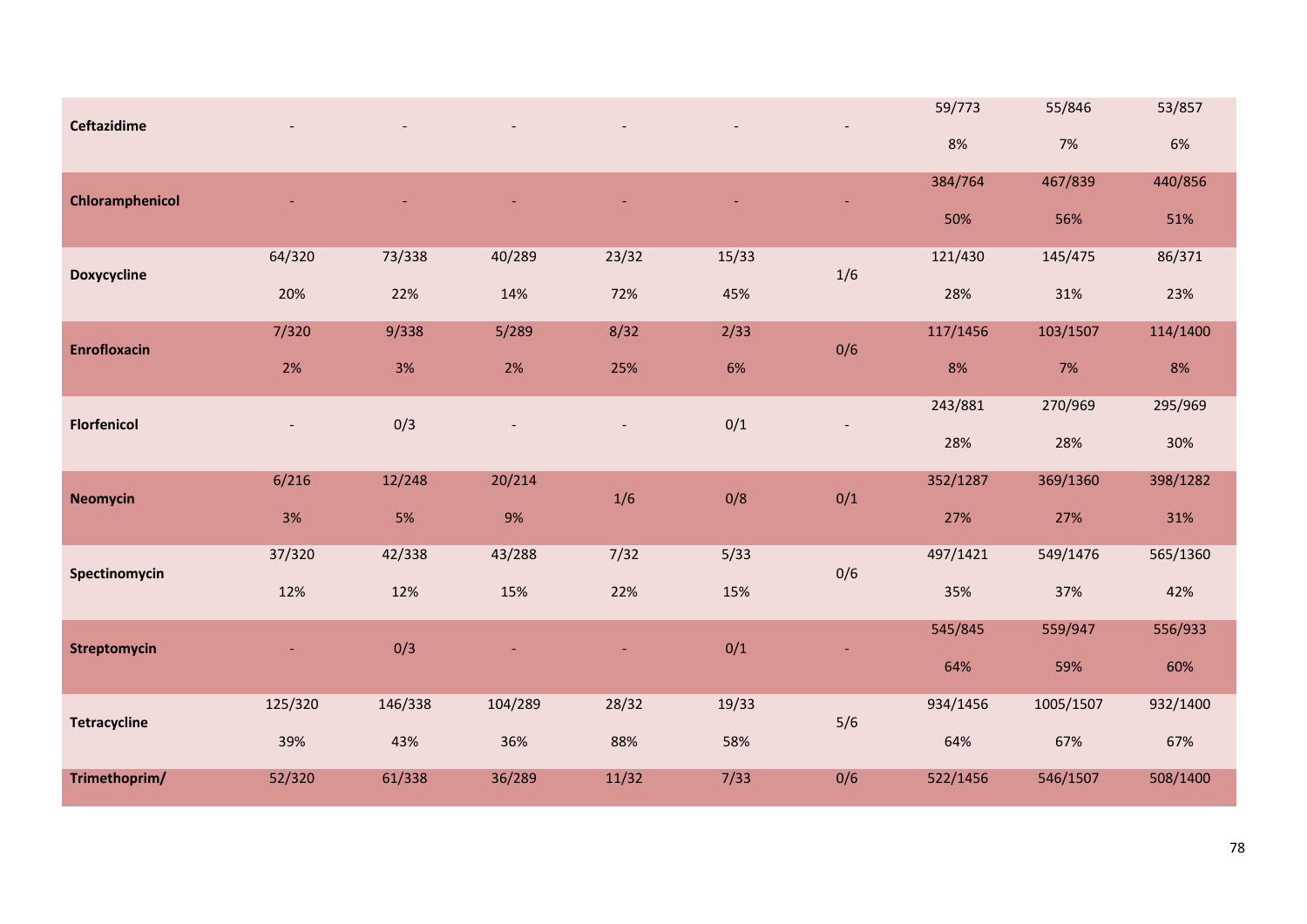| | | | | | | | | | |
|---|---|---|---|---|---|---|---|---|---|
| **Ceftazidime** | - | - | - | - | - | - | 59/773<br>8% | 55/846<br>7% | 53/857<br>6% |
| **Chloramphenicol** | - | - | - | - | - | - | 384/764<br>50% | 467/839<br>56% | 440/856<br>51% |
| **Doxycycline** | 64/320<br>20% | 73/338<br>22% | 40/289<br>14% | 23/32<br>72% | 15/33<br>45% | 1/6 | 121/430<br>28% | 145/475<br>31% | 86/371<br>23% |
| **Enrofloxacin** | 7/320<br>2% | 9/338<br>3% | 5/289<br>2% | 8/32<br>25% | 2/33<br>6% | 0/6 | 117/1456<br>8% | 103/1507<br>7% | 114/1400<br>8% |
| **Florfenicol** | - | 0/3 | - | - | 0/1 | - | 243/881<br>28% | 270/969<br>28% | 295/969<br>30% |
| **Neomycin** | 6/216<br>3% | 12/248<br>5% | 20/214<br>9% | 1/6 | 0/8 | 0/1 | 352/1287<br>27% | 369/1360<br>27% | 398/1282<br>31% |
| **Spectinomycin** | 37/320<br>12% | 42/338<br>12% | 43/288<br>15% | 7/32<br>22% | 5/33<br>15% | 0/6 | 497/1421<br>35% | 549/1476<br>37% | 565/1360<br>42% |
| **Streptomycin** | - | 0/3 | - | - | 0/1 | - | 545/845<br>64% | 559/947<br>59% | 556/933<br>60% |
| **Tetracycline** | 125/320<br>39% | 146/338<br>43% | 104/289<br>36% | 28/32<br>88% | 19/33<br>58% | 5/6 | 934/1456<br>64% | 1005/1507<br>67% | 932/1400<br>67% |
| **Trimethoprim/** | 52/320 | 61/338 | 36/289 | 11/32 | 7/33 | 0/6 | 522/1456 | 546/1507 | 508/1400 |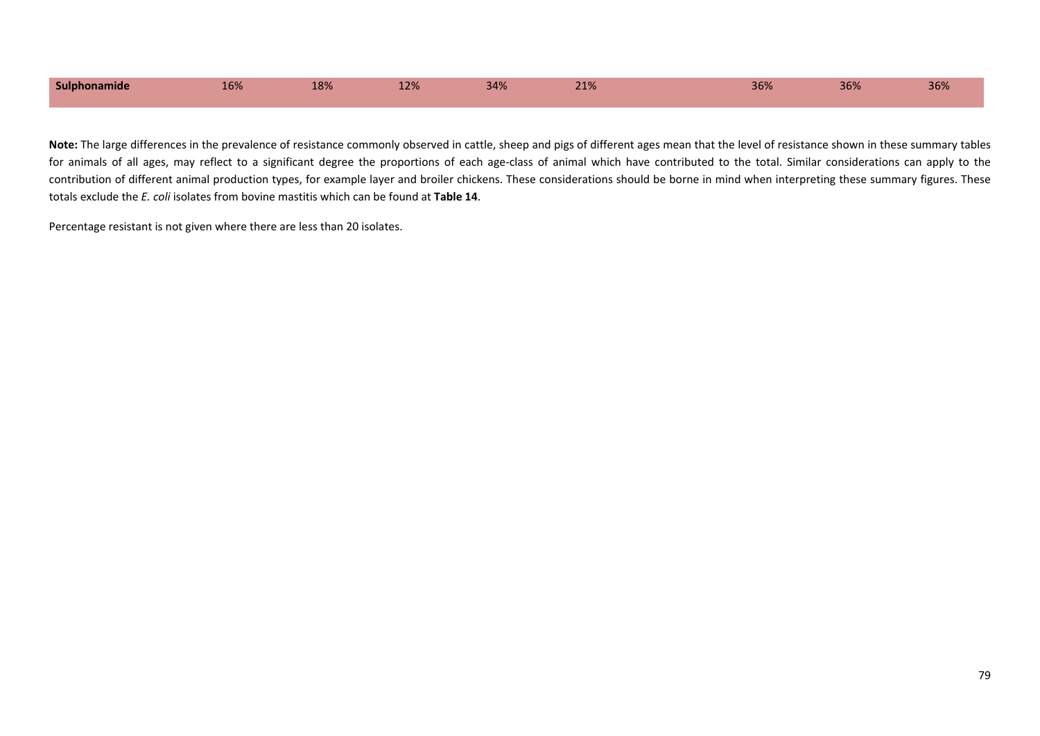| Sulphonamide | 16% | 18% | 12% | 34% | 21% | | 36% | 36% | 36% |
|---|---|---|---|---|---|---|---|---|---|

**Note:** The large differences in the prevalence of resistance commonly observed in cattle, sheep and pigs of different ages mean that the level of resistance shown in these summary tables for animals of all ages, may reflect to a significant degree the proportions of each age-class of animal which have contributed to the total. Similar considerations can apply to the contribution of different animal production types, for example layer and broiler chickens. These considerations should be borne in mind when interpreting these summary figures. These totals exclude the *E. coli* isolates from bovine mastitis which can be found at **Table 14**.

Percentage resistant is not given where there are less than 20 isolates.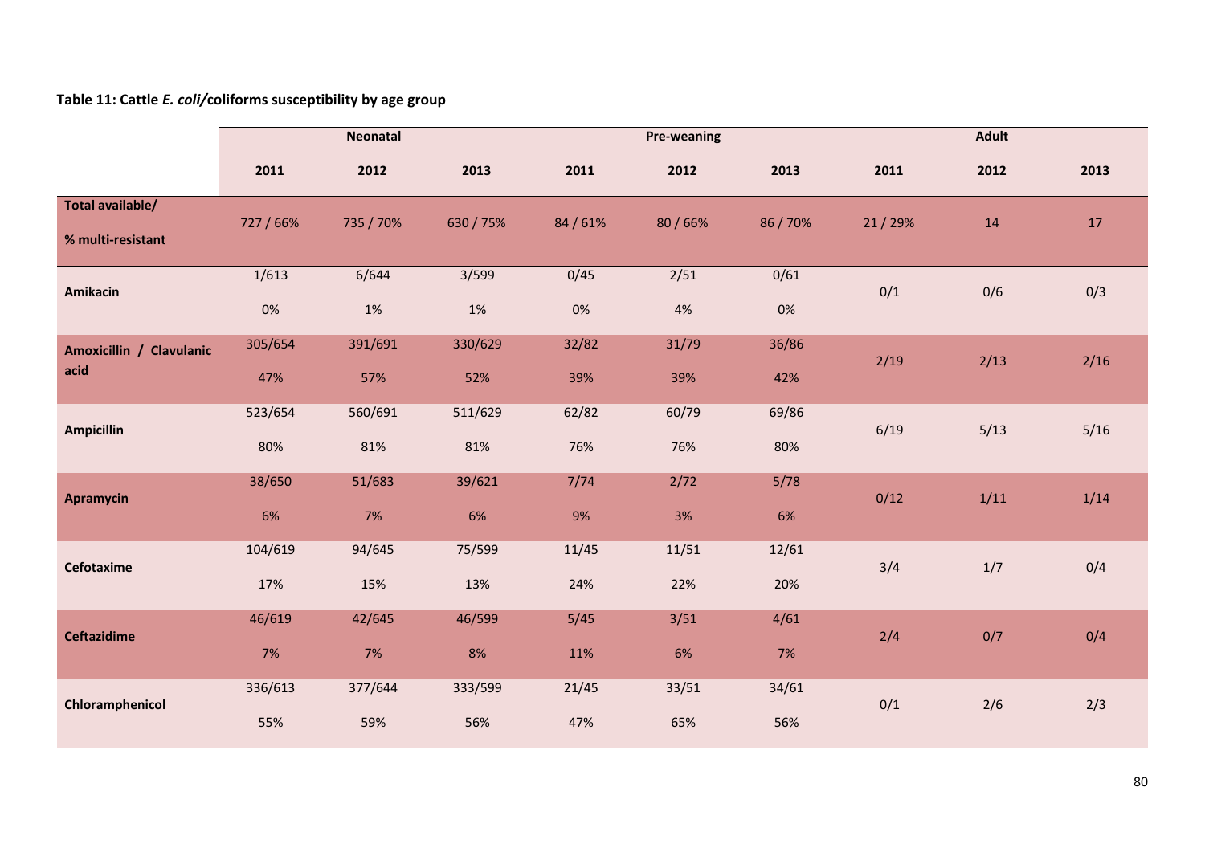**Table 11: Cattle *E. coli/*coliforms susceptibility by age group**

| | Neonatal | | | Pre-weaning | | | Adult | | |
|---|---|---|---|---|---|---|---|---|---|
| | 2011 | 2012 | 2013 | 2011 | 2012 | 2013 | 2011 | 2012 | 2013 |
| **Total available/ % multi-resistant** | 727 / 66% | 735 / 70% | 630 / 75% | 84 / 61% | 80 / 66% | 86 / 70% | 21 / 29% | 14 | 17 |
| **Amikacin** | 1/613 0% | 6/644 1% | 3/599 1% | 0/45 0% | 2/51 4% | 0/61 0% | 0/1 | 0/6 | 0/3 |
| **Amoxicillin / Clavulanic acid** | 305/654 47% | 391/691 57% | 330/629 52% | 32/82 39% | 31/79 39% | 36/86 42% | 2/19 | 2/13 | 2/16 |
| **Ampicillin** | 523/654 80% | 560/691 81% | 511/629 81% | 62/82 76% | 60/79 76% | 69/86 80% | 6/19 | 5/13 | 5/16 |
| **Apramycin** | 38/650 6% | 51/683 7% | 39/621 6% | 7/74 9% | 2/72 3% | 5/78 6% | 0/12 | 1/11 | 1/14 |
| **Cefotaxime** | 104/619 17% | 94/645 15% | 75/599 13% | 11/45 24% | 11/51 22% | 12/61 20% | 3/4 | 1/7 | 0/4 |
| **Ceftazidime** | 46/619 7% | 42/645 7% | 46/599 8% | 5/45 11% | 3/51 6% | 4/61 7% | 2/4 | 0/7 | 0/4 |
| **Chloramphenicol** | 336/613 55% | 377/644 59% | 333/599 56% | 21/45 47% | 33/51 65% | 34/61 56% | 0/1 | 2/6 | 2/3 |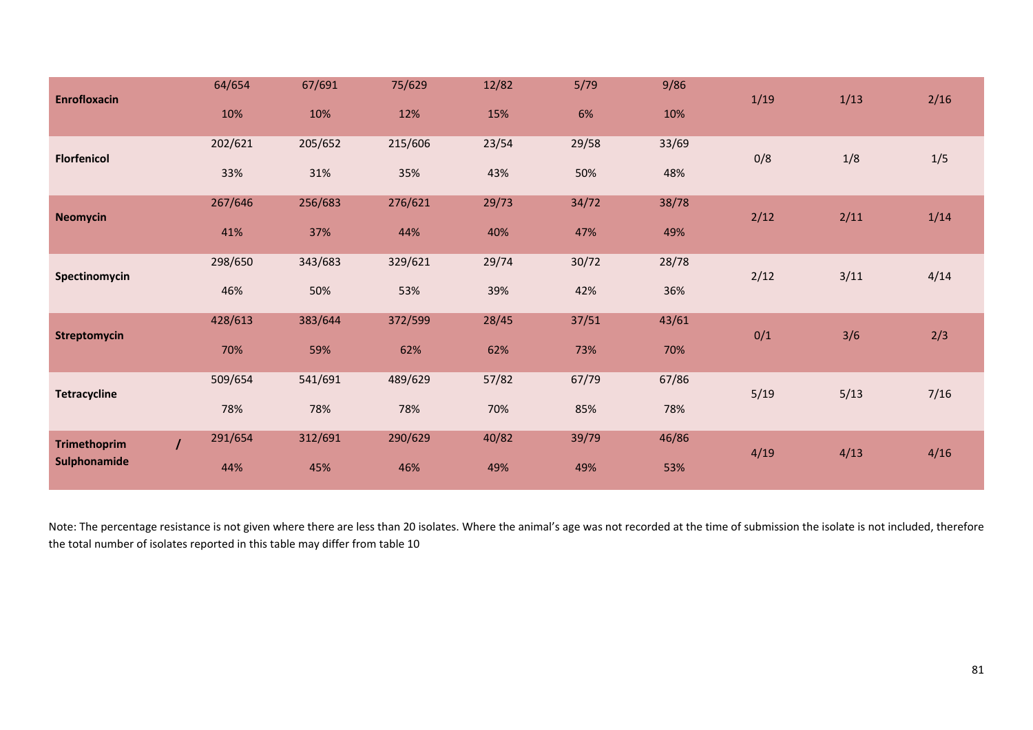| | | | | | | | | | |
|---|---|---|---|---|---|---|---|---|---|
| **Enrofloxacin** | 64/654<br>10% | 67/691<br>10% | 75/629<br>12% | 12/82<br>15% | 5/79<br>6% | 9/86<br>10% | 1/19 | 1/13 | 2/16 |
| **Florfenicol** | 202/621<br>33% | 205/652<br>31% | 215/606<br>35% | 23/54<br>43% | 29/58<br>50% | 33/69<br>48% | 0/8 | 1/8 | 1/5 |
| **Neomycin** | 267/646<br>41% | 256/683<br>37% | 276/621<br>44% | 29/73<br>40% | 34/72<br>47% | 38/78<br>49% | 2/12 | 2/11 | 1/14 |
| **Spectinomycin** | 298/650<br>46% | 343/683<br>50% | 329/621<br>53% | 29/74<br>39% | 30/72<br>42% | 28/78<br>36% | 2/12 | 3/11 | 4/14 |
| **Streptomycin** | 428/613<br>70% | 383/644<br>59% | 372/599<br>62% | 28/45<br>62% | 37/51<br>73% | 43/61<br>70% | 0/1 | 3/6 | 2/3 |
| **Tetracycline** | 509/654<br>78% | 541/691<br>78% | 489/629<br>78% | 57/82<br>70% | 67/79<br>85% | 67/86<br>78% | 5/19 | 5/13 | 7/16 |
| **Trimethoprim / Sulphonamide** | 291/654<br>44% | 312/691<br>45% | 290/629<br>46% | 40/82<br>49% | 39/79<br>49% | 46/86<br>53% | 4/19 | 4/13 | 4/16 |

Note: The percentage resistance is not given where there are less than 20 isolates. Where the animal's age was not recorded at the time of submission the isolate is not included, therefore the total number of isolates reported in this table may differ from table 10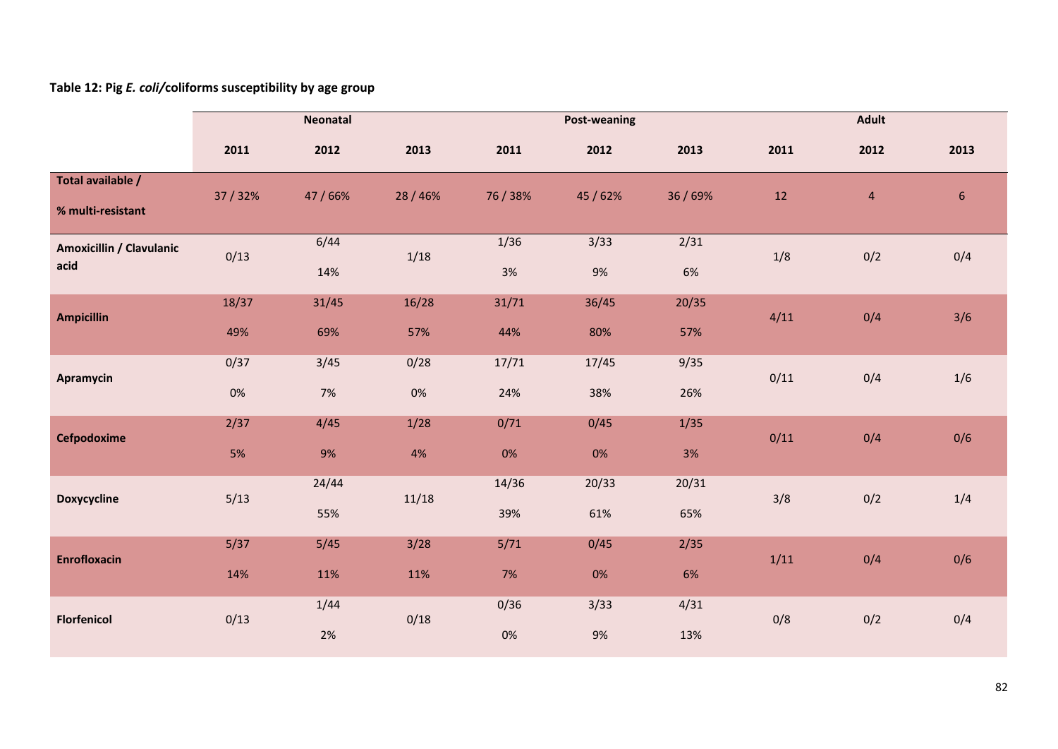**Table 12: Pig *E. coli*/coliforms susceptibility by age group**

| | Neonatal | | | Post-weaning | | | Adult | | |
|---|---|---|---|---|---|---|---|---|---|
| | 2011 | 2012 | 2013 | 2011 | 2012 | 2013 | 2011 | 2012 | 2013 |
| **Total available / % multi-resistant** | 37 / 32% | 47 / 66% | 28 / 46% | 76 / 38% | 45 / 62% | 36 / 69% | 12 | 4 | 6 |
| **Amoxicillin / Clavulanic acid** | 0/13 | 6/44 14% | 1/18 | 1/36 3% | 3/33 9% | 2/31 6% | 1/8 | 0/2 | 0/4 |
| **Ampicillin** | 18/37 49% | 31/45 69% | 16/28 57% | 31/71 44% | 36/45 80% | 20/35 57% | 4/11 | 0/4 | 3/6 |
| **Apramycin** | 0/37 0% | 3/45 7% | 0/28 0% | 17/71 24% | 17/45 38% | 9/35 26% | 0/11 | 0/4 | 1/6 |
| **Cefpodoxime** | 2/37 5% | 4/45 9% | 1/28 4% | 0/71 0% | 0/45 0% | 1/35 3% | 0/11 | 0/4 | 0/6 |
| **Doxycycline** | 5/13 | 24/44 55% | 11/18 | 14/36 39% | 20/33 61% | 20/31 65% | 3/8 | 0/2 | 1/4 |
| **Enrofloxacin** | 5/37 14% | 5/45 11% | 3/28 11% | 5/71 7% | 0/45 0% | 2/35 6% | 1/11 | 0/4 | 0/6 |
| **Florfenicol** | 0/13 | 1/44 2% | 0/18 | 0/36 0% | 3/33 9% | 4/31 13% | 0/8 | 0/2 | 0/4 |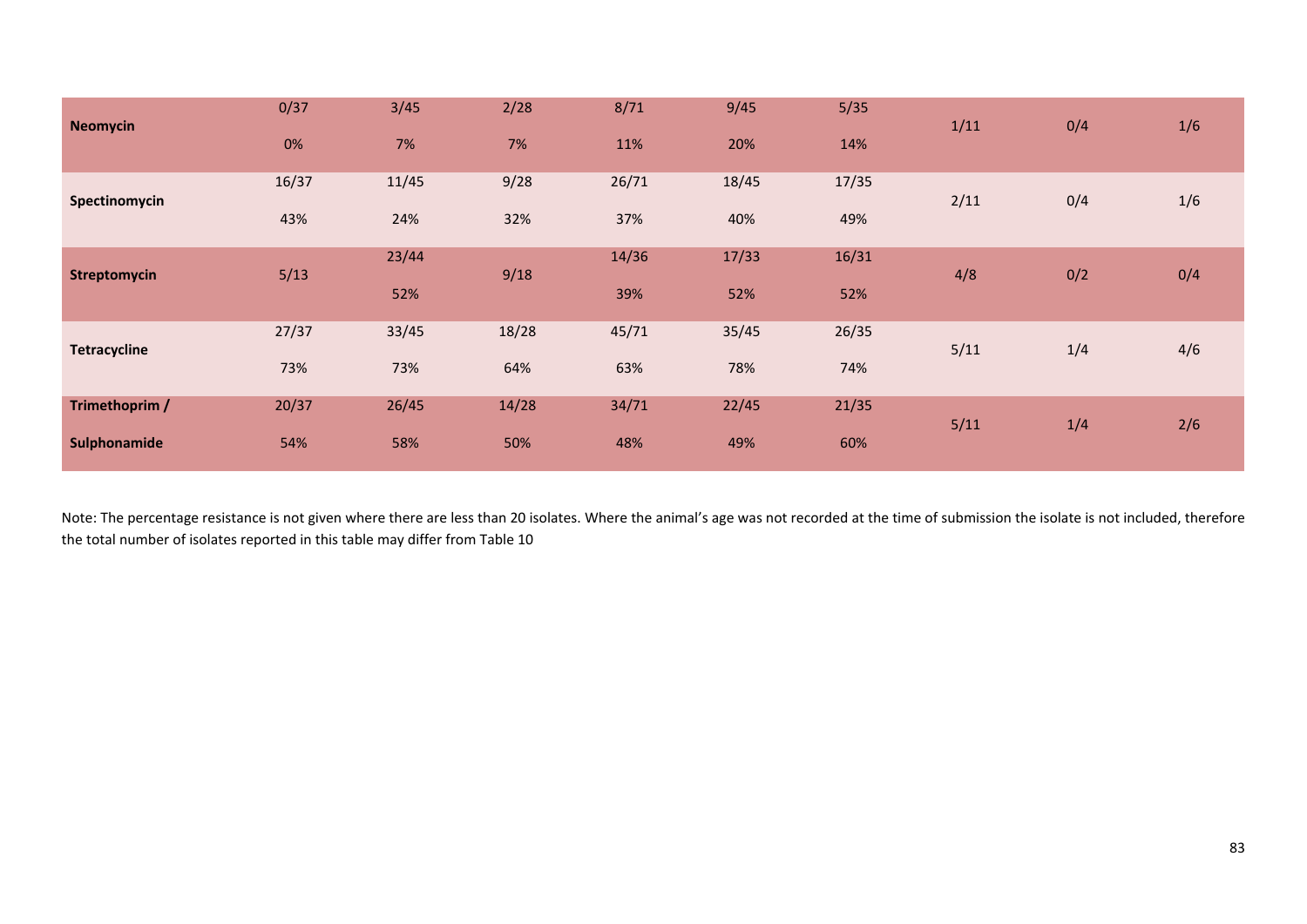| | | | | | | | | | |
|---|---|---|---|---|---|---|---|---|---|
| **Neomycin** | 0/37<br>0% | 3/45<br>7% | 2/28<br>7% | 8/71<br>11% | 9/45<br>20% | 5/35<br>14% | 1/11 | 0/4 | 1/6 |
| **Spectinomycin** | 16/37<br>43% | 11/45<br>24% | 9/28<br>32% | 26/71<br>37% | 18/45<br>40% | 17/35<br>49% | 2/11 | 0/4 | 1/6 |
| **Streptomycin** | 5/13 | 23/44<br>52% | 9/18 | 14/36<br>39% | 17/33<br>52% | 16/31<br>52% | 4/8 | 0/2 | 0/4 |
| **Tetracycline** | 27/37<br>73% | 33/45<br>73% | 18/28<br>64% | 45/71<br>63% | 35/45<br>78% | 26/35<br>74% | 5/11 | 1/4 | 4/6 |
| **Trimethoprim / Sulphonamide** | 20/37<br>54% | 26/45<br>58% | 14/28<br>50% | 34/71<br>48% | 22/45<br>49% | 21/35<br>60% | 5/11 | 1/4 | 2/6 |

Note: The percentage resistance is not given where there are less than 20 isolates. Where the animal's age was not recorded at the time of submission the isolate is not included, therefore the total number of isolates reported in this table may differ from Table 10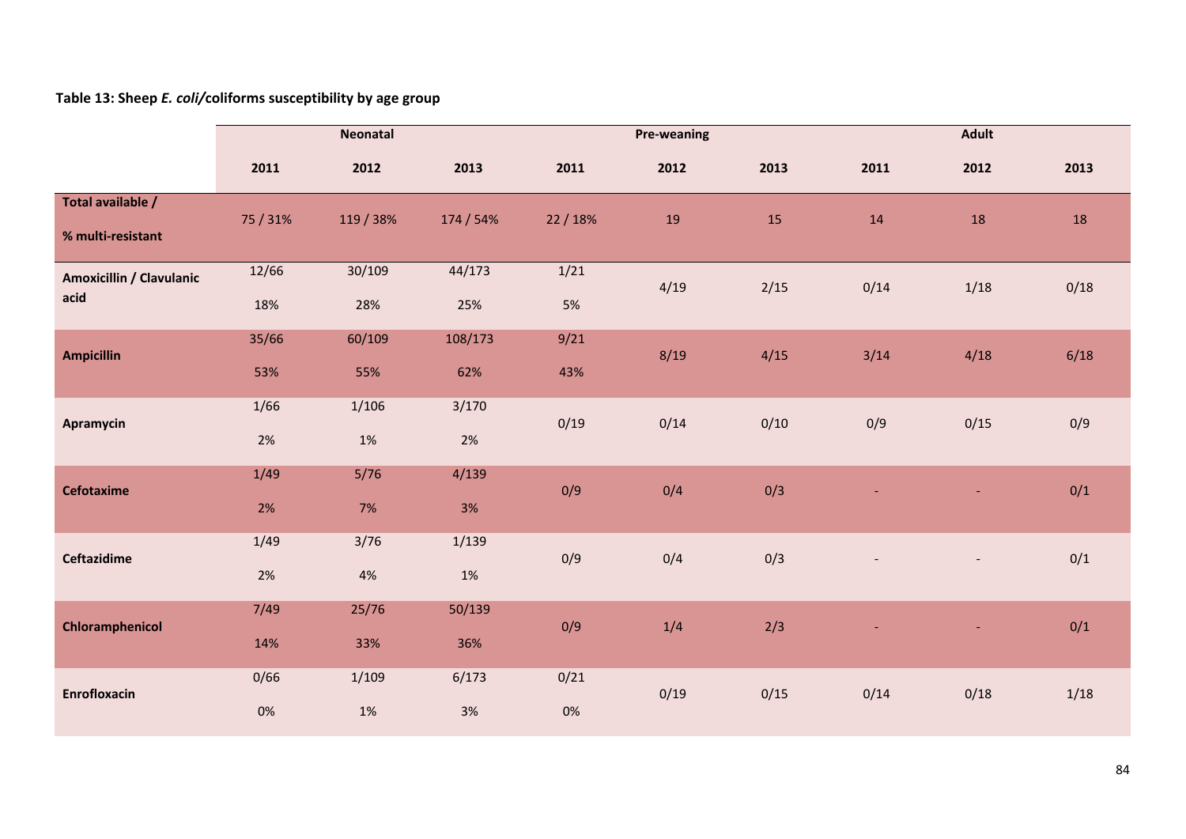**Table 13: Sheep *E. coli/*coliforms susceptibility by age group**

| | Neonatal | | | Pre-weaning | | | Adult | | |
|---|---|---|---|---|---|---|---|---|---|
| | 2011 | 2012 | 2013 | 2011 | 2012 | 2013 | 2011 | 2012 | 2013 |
| **Total available / % multi-resistant** | 75 / 31% | 119 / 38% | 174 / 54% | 22 / 18% | 19 | 15 | 14 | 18 | 18 |
| **Amoxicillin / Clavulanic acid** | 12/66 18% | 30/109 28% | 44/173 25% | 1/21 5% | 4/19 | 2/15 | 0/14 | 1/18 | 0/18 |
| **Ampicillin** | 35/66 53% | 60/109 55% | 108/173 62% | 9/21 43% | 8/19 | 4/15 | 3/14 | 4/18 | 6/18 |
| **Apramycin** | 1/66 2% | 1/106 1% | 3/170 2% | 0/19 | 0/14 | 0/10 | 0/9 | 0/15 | 0/9 |
| **Cefotaxime** | 1/49 2% | 5/76 7% | 4/139 3% | 0/9 | 0/4 | 0/3 | - | - | 0/1 |
| **Ceftazidime** | 1/49 2% | 3/76 4% | 1/139 1% | 0/9 | 0/4 | 0/3 | - | - | 0/1 |
| **Chloramphenicol** | 7/49 14% | 25/76 33% | 50/139 36% | 0/9 | 1/4 | 2/3 | - | - | 0/1 |
| **Enrofloxacin** | 0/66 0% | 1/109 1% | 6/173 3% | 0/21 0% | 0/19 | 0/15 | 0/14 | 0/18 | 1/18 |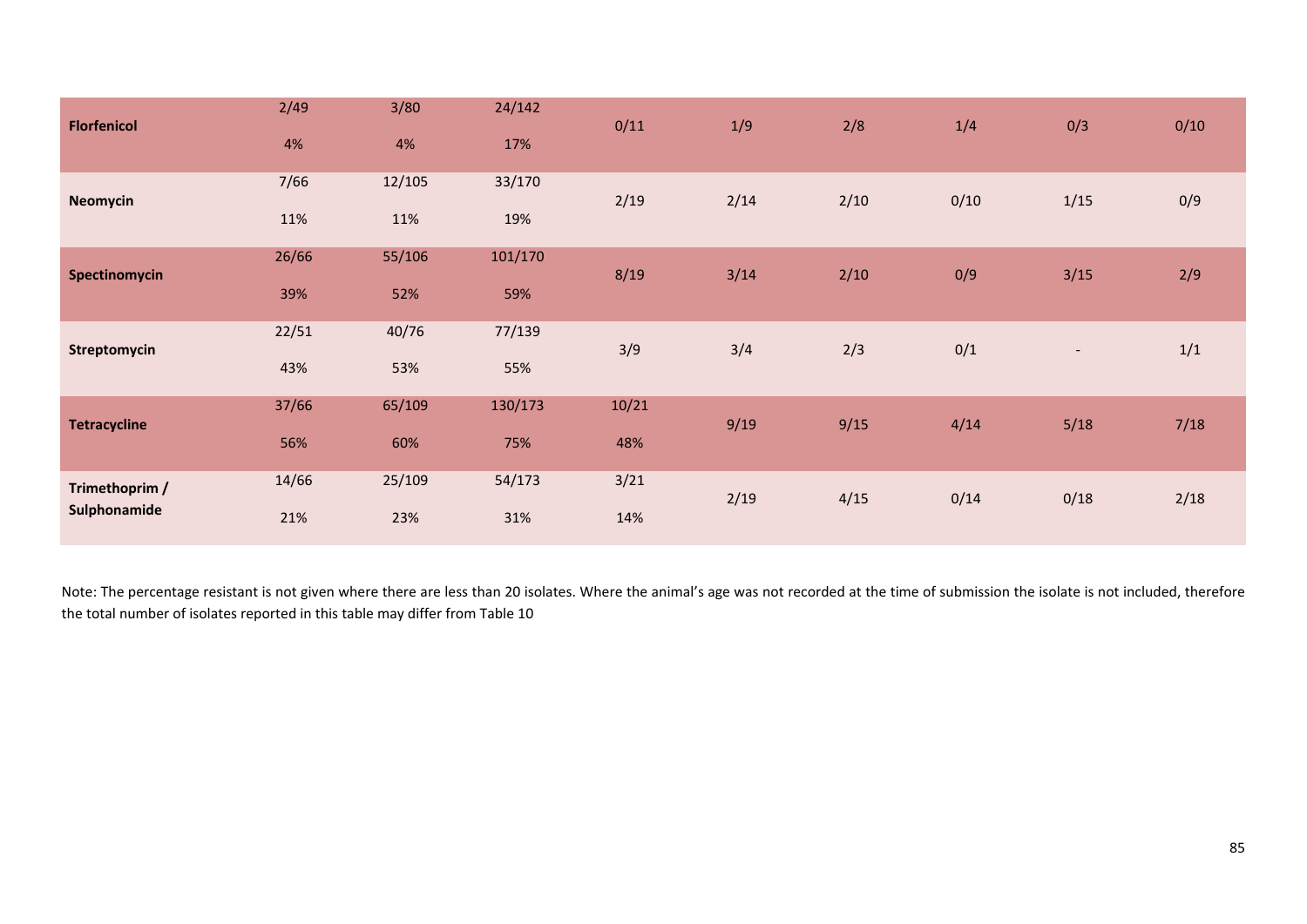| | | | | | | | | | |
|---|---|---|---|---|---|---|---|---|---|
| **Florfenicol** | 2/49<br>4% | 3/80<br>4% | 24/142<br>17% | 0/11 | 1/9 | 2/8 | 1/4 | 0/3 | 0/10 |
| **Neomycin** | 7/66<br>11% | 12/105<br>11% | 33/170<br>19% | 2/19 | 2/14 | 2/10 | 0/10 | 1/15 | 0/9 |
| **Spectinomycin** | 26/66<br>39% | 55/106<br>52% | 101/170<br>59% | 8/19 | 3/14 | 2/10 | 0/9 | 3/15 | 2/9 |
| **Streptomycin** | 22/51<br>43% | 40/76<br>53% | 77/139<br>55% | 3/9 | 3/4 | 2/3 | 0/1 | - | 1/1 |
| **Tetracycline** | 37/66<br>56% | 65/109<br>60% | 130/173<br>75% | 10/21<br>48% | 9/19 | 9/15 | 4/14 | 5/18 | 7/18 |
| **Trimethoprim / Sulphonamide** | 14/66<br>21% | 25/109<br>23% | 54/173<br>31% | 3/21<br>14% | 2/19 | 4/15 | 0/14 | 0/18 | 2/18 |

Note: The percentage resistant is not given where there are less than 20 isolates. Where the animal's age was not recorded at the time of submission the isolate is not included, therefore the total number of isolates reported in this table may differ from Table 10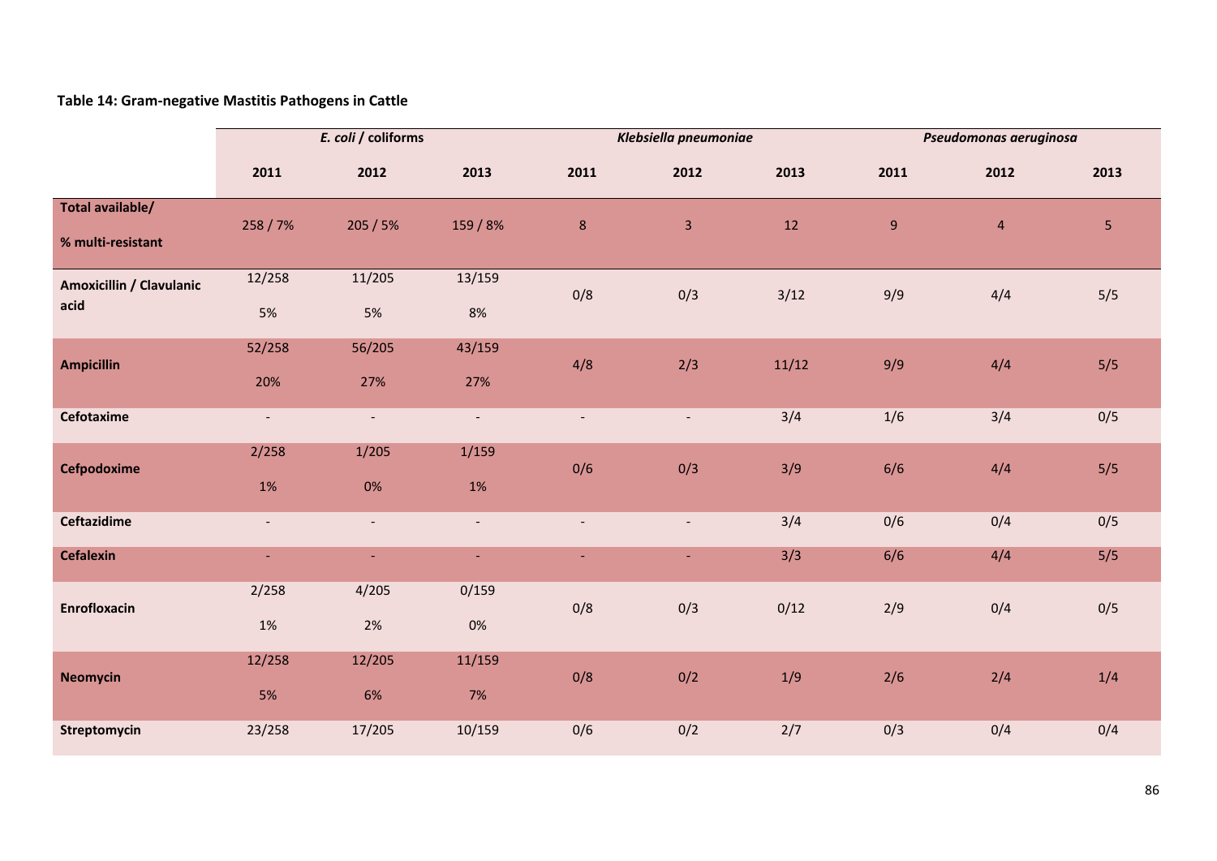**Table 14: Gram-negative Mastitis Pathogens in Cattle**

| | *E. coli* / coliforms | | | *Klebsiella pneumoniae* | | | *Pseudomonas aeruginosa* | | |
|---|---|---|---|---|---|---|---|---|---|
| | 2011 | 2012 | 2013 | 2011 | 2012 | 2013 | 2011 | 2012 | 2013 |
| **Total available/ % multi-resistant** | 258 / 7% | 205 / 5% | 159 / 8% | 8 | 3 | 12 | 9 | 4 | 5 |
| **Amoxicillin / Clavulanic acid** | 12/258 5% | 11/205 5% | 13/159 8% | 0/8 | 0/3 | 3/12 | 9/9 | 4/4 | 5/5 |
| **Ampicillin** | 52/258 20% | 56/205 27% | 43/159 27% | 4/8 | 2/3 | 11/12 | 9/9 | 4/4 | 5/5 |
| **Cefotaxime** | - | - | - | - | - | 3/4 | 1/6 | 3/4 | 0/5 |
| **Cefpodoxime** | 2/258 1% | 1/205 0% | 1/159 1% | 0/6 | 0/3 | 3/9 | 6/6 | 4/4 | 5/5 |
| **Ceftazidime** | - | - | - | - | - | 3/4 | 0/6 | 0/4 | 0/5 |
| **Cefalexin** | - | - | - | - | - | 3/3 | 6/6 | 4/4 | 5/5 |
| **Enrofloxacin** | 2/258 1% | 4/205 2% | 0/159 0% | 0/8 | 0/3 | 0/12 | 2/9 | 0/4 | 0/5 |
| **Neomycin** | 12/258 5% | 12/205 6% | 11/159 7% | 0/8 | 0/2 | 1/9 | 2/6 | 2/4 | 1/4 |
| **Streptomycin** | 23/258 | 17/205 | 10/159 | 0/6 | 0/2 | 2/7 | 0/3 | 0/4 | 0/4 |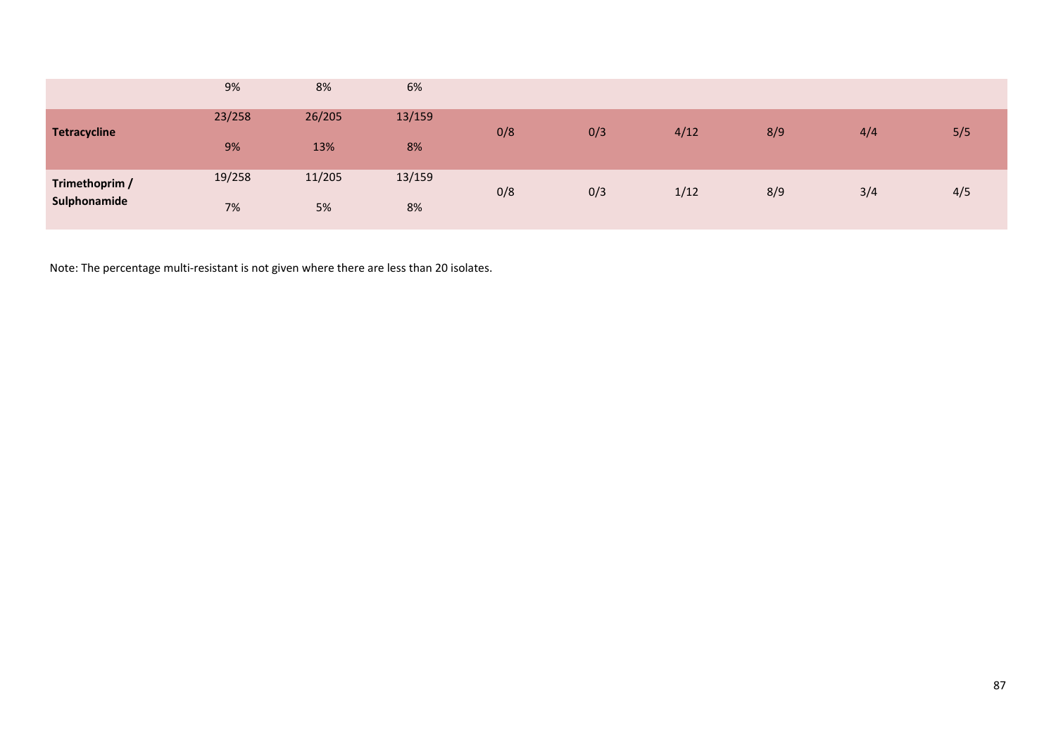| | | | | | | | | | |
|---|---|---|---|---|---|---|---|---|---|
| | 9% | 8% | 6% | | | | | | |
| **Tetracycline** | 23/258<br>9% | 26/205<br>13% | 13/159<br>8% | 0/8 | 0/3 | 4/12 | 8/9 | 4/4 | 5/5 |
| **Trimethoprim / Sulphonamide** | 19/258<br>7% | 11/205<br>5% | 13/159<br>8% | 0/8 | 0/3 | 1/12 | 8/9 | 3/4 | 4/5 |

Note: The percentage multi-resistant is not given where there are less than 20 isolates.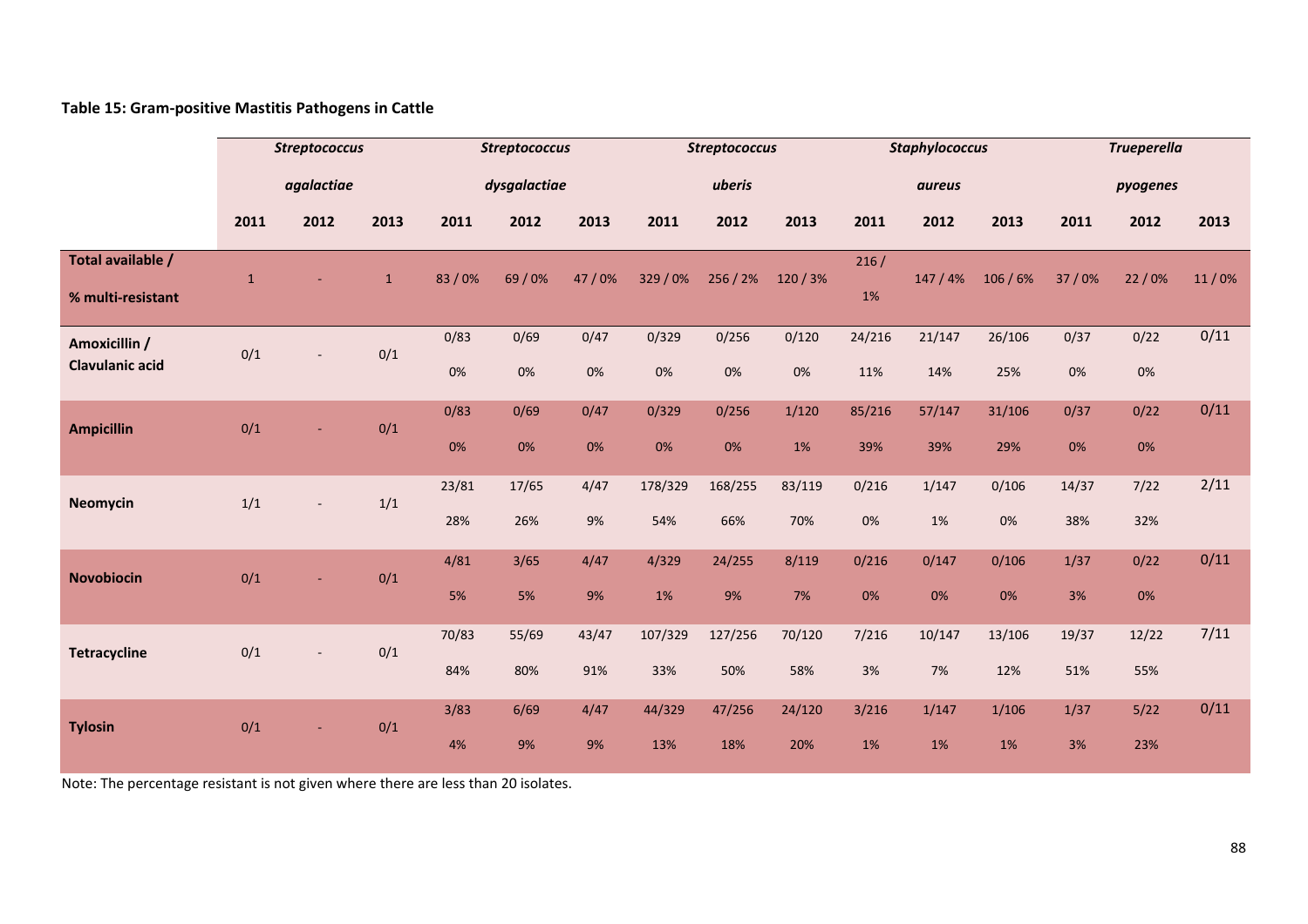**Table 15: Gram-positive Mastitis Pathogens in Cattle**

| | *Streptococcus agalactiae* | | | *Streptococcus dysgalactiae* | | | *Streptococcus uberis* | | | *Staphylococcus aureus* | | | *Trueperella pyogenes* | | |
|---|---|---|---|---|---|---|---|---|---|---|---|---|---|---|---|
| | 2011 | 2012 | 2013 | 2011 | 2012 | 2013 | 2011 | 2012 | 2013 | 2011 | 2012 | 2013 | 2011 | 2012 | 2013 |
| **Total available / % multi-resistant** | 1 | - | 1 | 83 / 0% | 69 / 0% | 47 / 0% | 329 / 0% | 256 / 2% | 120 / 3% | 216 / 1% | 147 / 4% | 106 / 6% | 37 / 0% | 22 / 0% | 11 / 0% |
| **Amoxicillin / Clavulanic acid** | 0/1 | - | 0/1 | 0/83 0% | 0/69 0% | 0/47 0% | 0/329 0% | 0/256 0% | 0/120 0% | 24/216 11% | 21/147 14% | 26/106 25% | 0/37 0% | 0/22 0% | 0/11 |
| **Ampicillin** | 0/1 | - | 0/1 | 0/83 0% | 0/69 0% | 0/47 0% | 0/329 0% | 0/256 0% | 1/120 1% | 85/216 39% | 57/147 39% | 31/106 29% | 0/37 0% | 0/22 0% | 0/11 |
| **Neomycin** | 1/1 | - | 1/1 | 23/81 28% | 17/65 26% | 4/47 9% | 178/329 54% | 168/255 66% | 83/119 70% | 0/216 0% | 1/147 1% | 0/106 0% | 14/37 38% | 7/22 32% | 2/11 |
| **Novobiocin** | 0/1 | - | 0/1 | 4/81 5% | 3/65 5% | 4/47 9% | 4/329 1% | 24/255 9% | 8/119 7% | 0/216 0% | 0/147 0% | 0/106 0% | 1/37 3% | 0/22 0% | 0/11 |
| **Tetracycline** | 0/1 | - | 0/1 | 70/83 84% | 55/69 80% | 43/47 91% | 107/329 33% | 127/256 50% | 70/120 58% | 7/216 3% | 10/147 7% | 13/106 12% | 19/37 51% | 12/22 55% | 7/11 |
| **Tylosin** | 0/1 | - | 0/1 | 3/83 4% | 6/69 9% | 4/47 9% | 44/329 13% | 47/256 18% | 24/120 20% | 3/216 1% | 1/147 1% | 1/106 1% | 1/37 3% | 5/22 23% | 0/11 |

Note: The percentage resistant is not given where there are less than 20 isolates.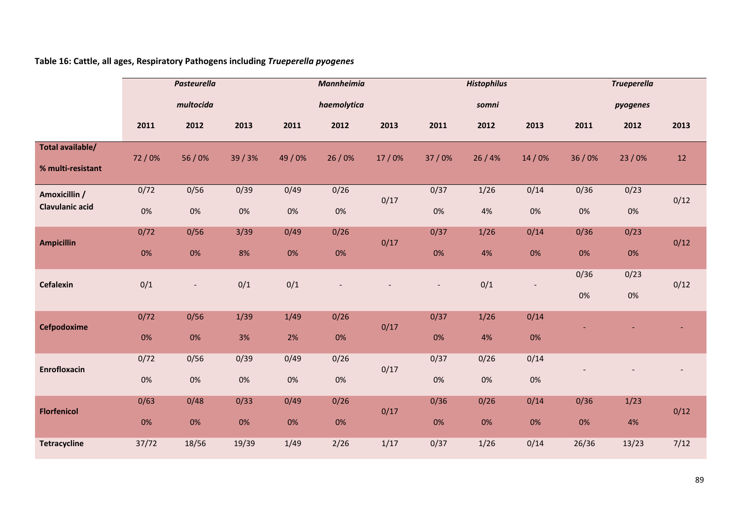**Table 16: Cattle, all ages, Respiratory Pathogens including *Trueperella pyogenes***

| | *Pasteurella multocida* | | | *Mannheimia haemolytica* | | | *Histophilus somni* | | | *Trueperella pyogenes* | | |
|---|---|---|---|---|---|---|---|---|---|---|---|---|
| | 2011 | 2012 | 2013 | 2011 | 2012 | 2013 | 2011 | 2012 | 2013 | 2011 | 2012 | 2013 |
| **Total available/ % multi-resistant** | 72 / 0% | 56 / 0% | 39 / 3% | 49 / 0% | 26 / 0% | 17 / 0% | 37 / 0% | 26 / 4% | 14 / 0% | 36 / 0% | 23 / 0% | 12 |
| **Amoxicillin / Clavulanic acid** | 0/72 0% | 0/56 0% | 0/39 0% | 0/49 0% | 0/26 0% | 0/17 | 0/37 0% | 1/26 4% | 0/14 0% | 0/36 0% | 0/23 0% | 0/12 |
| **Ampicillin** | 0/72 0% | 0/56 0% | 3/39 8% | 0/49 0% | 0/26 0% | 0/17 | 0/37 0% | 1/26 4% | 0/14 0% | 0/36 0% | 0/23 0% | 0/12 |
| **Cefalexin** | 0/1 | - | 0/1 | 0/1 | - | - | - | 0/1 | - | 0/36 0% | 0/23 0% | 0/12 |
| **Cefpodoxime** | 0/72 0% | 0/56 0% | 1/39 3% | 1/49 2% | 0/26 0% | 0/17 | 0/37 0% | 1/26 4% | 0/14 0% | - | - | - |
| **Enrofloxacin** | 0/72 0% | 0/56 0% | 0/39 0% | 0/49 0% | 0/26 0% | 0/17 | 0/37 0% | 0/26 0% | 0/14 0% | - | - | - |
| **Florfenicol** | 0/63 0% | 0/48 0% | 0/33 0% | 0/49 0% | 0/26 0% | 0/17 | 0/36 0% | 0/26 0% | 0/14 0% | 0/36 0% | 1/23 4% | 0/12 |
| **Tetracycline** | 37/72 | 18/56 | 19/39 | 1/49 | 2/26 | 1/17 | 0/37 | 1/26 | 0/14 | 26/36 | 13/23 | 7/12 |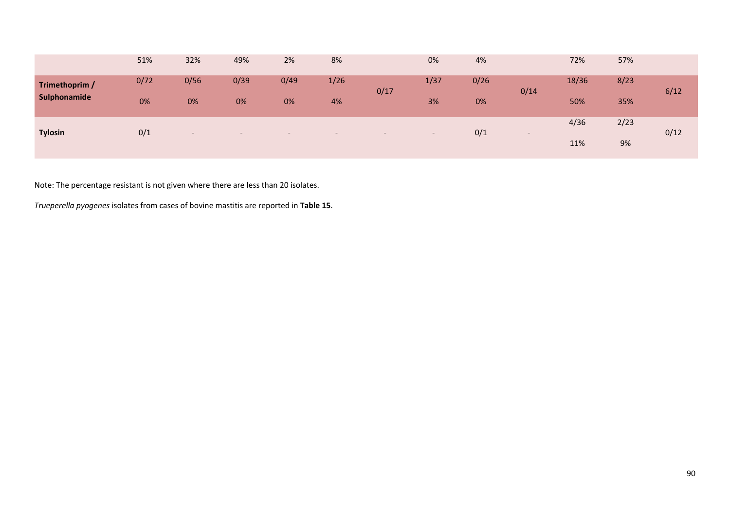| | | | | | | | | | | | | |
|---|---|---|---|---|---|---|---|---|---|---|---|---|
| | 51% | 32% | 49% | 2% | 8% | | 0% | 4% | | 72% | 57% | |
| **Trimethoprim / Sulphonamide** | 0/72<br>0% | 0/56<br>0% | 0/39<br>0% | 0/49<br>0% | 1/26<br>4% | 0/17 | 1/37<br>3% | 0/26<br>0% | 0/14 | 18/36<br>50% | 8/23<br>35% | 6/12 |
| **Tylosin** | 0/1 | - | - | - | - | - | - | 0/1 | - | 4/36<br>11% | 2/23<br>9% | 0/12 |

Note: The percentage resistant is not given where there are less than 20 isolates.

*Trueperella pyogenes* isolates from cases of bovine mastitis are reported in **Table 15**.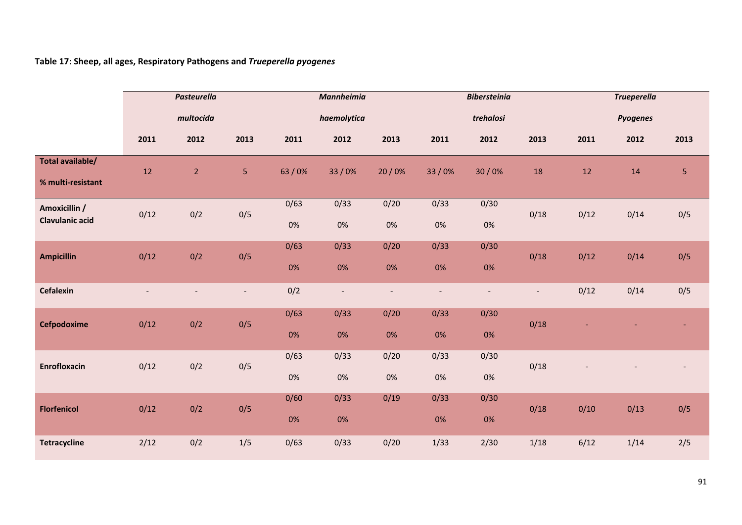**Table 17: Sheep, all ages, Respiratory Pathogens and *Trueperella pyogenes***

| | *Pasteurella multocida* | | | *Mannheimia haemolytica* | | | *Bibersteinia trehalosi* | | | *Trueperella Pyogenes* | | |
|---|---|---|---|---|---|---|---|---|---|---|---|---|
| | 2011 | 2012 | 2013 | 2011 | 2012 | 2013 | 2011 | 2012 | 2013 | 2011 | 2012 | 2013 |
| **Total available/ % multi-resistant** | 12 | 2 | 5 | 63 / 0% | 33 / 0% | 20 / 0% | 33 / 0% | 30 / 0% | 18 | 12 | 14 | 5 |
| **Amoxicillin / Clavulanic acid** | 0/12 | 0/2 | 0/5 | 0/63 0% | 0/33 0% | 0/20 0% | 0/33 0% | 0/30 0% | 0/18 | 0/12 | 0/14 | 0/5 |
| **Ampicillin** | 0/12 | 0/2 | 0/5 | 0/63 0% | 0/33 0% | 0/20 0% | 0/33 0% | 0/30 0% | 0/18 | 0/12 | 0/14 | 0/5 |
| **Cefalexin** | - | - | - | 0/2 | - | - | - | - | - | 0/12 | 0/14 | 0/5 |
| **Cefpodoxime** | 0/12 | 0/2 | 0/5 | 0/63 0% | 0/33 0% | 0/20 0% | 0/33 0% | 0/30 0% | 0/18 | - | - | - |
| **Enrofloxacin** | 0/12 | 0/2 | 0/5 | 0/63 0% | 0/33 0% | 0/20 0% | 0/33 0% | 0/30 0% | 0/18 | - | - | - |
| **Florfenicol** | 0/12 | 0/2 | 0/5 | 0/60 0% | 0/33 0% | 0/19 | 0/33 0% | 0/30 0% | 0/18 | 0/10 | 0/13 | 0/5 |
| **Tetracycline** | 2/12 | 0/2 | 1/5 | 0/63 | 0/33 | 0/20 | 1/33 | 2/30 | 1/18 | 6/12 | 1/14 | 2/5 |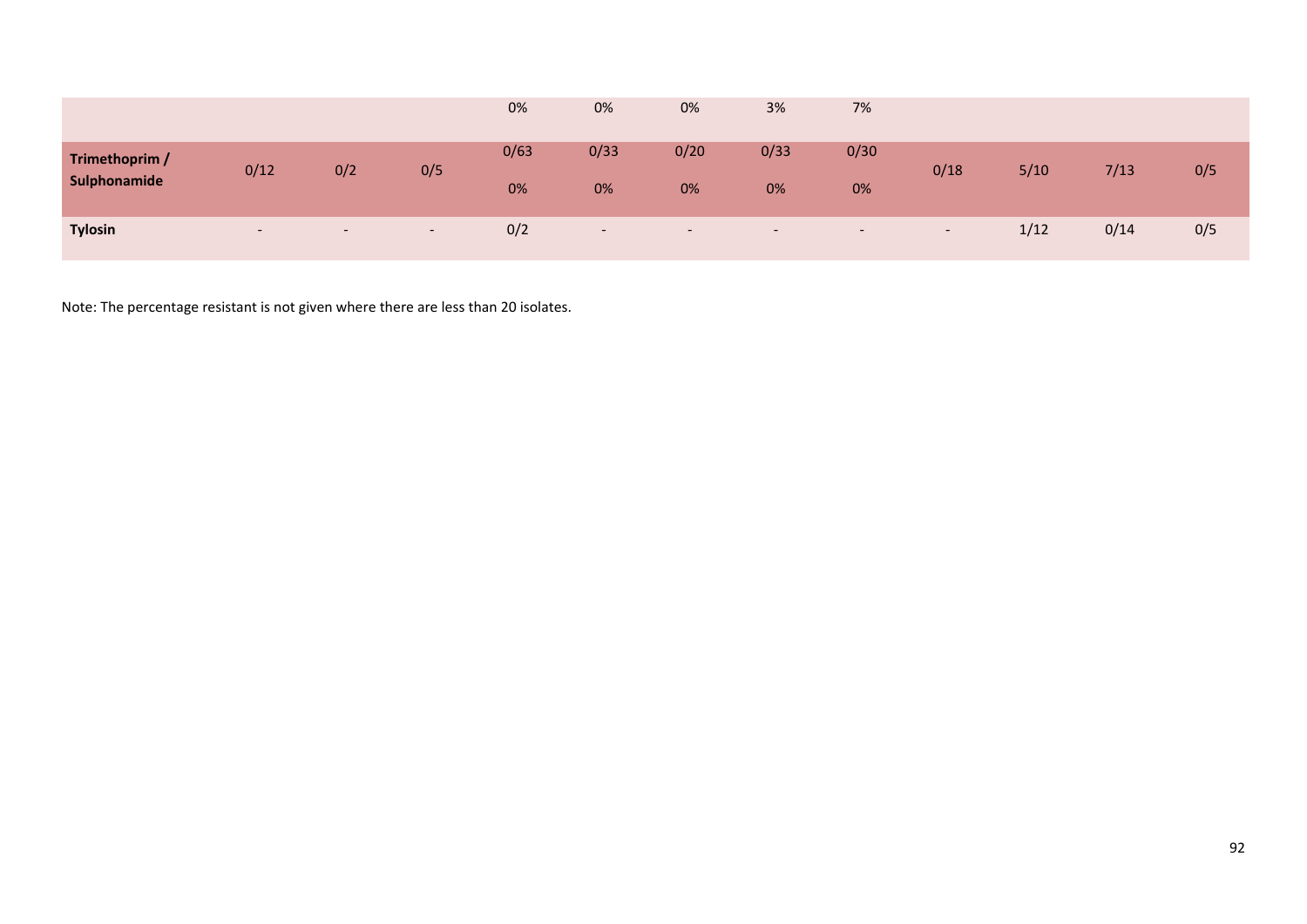| | | | | | | | | | | | | |
|---|---|---|---|---|---|---|---|---|---|---|---|---|
| | | | | 0% | 0% | 0% | 3% | 7% | | | | |
| **Trimethoprim / Sulphonamide** | 0/12 | 0/2 | 0/5 | 0/63<br>0% | 0/33<br>0% | 0/20<br>0% | 0/33<br>0% | 0/30<br>0% | 0/18 | 5/10 | 7/13 | 0/5 |
| **Tylosin** | - | - | - | 0/2 | - | - | - | - | - | 1/12 | 0/14 | 0/5 |

Note: The percentage resistant is not given where there are less than 20 isolates.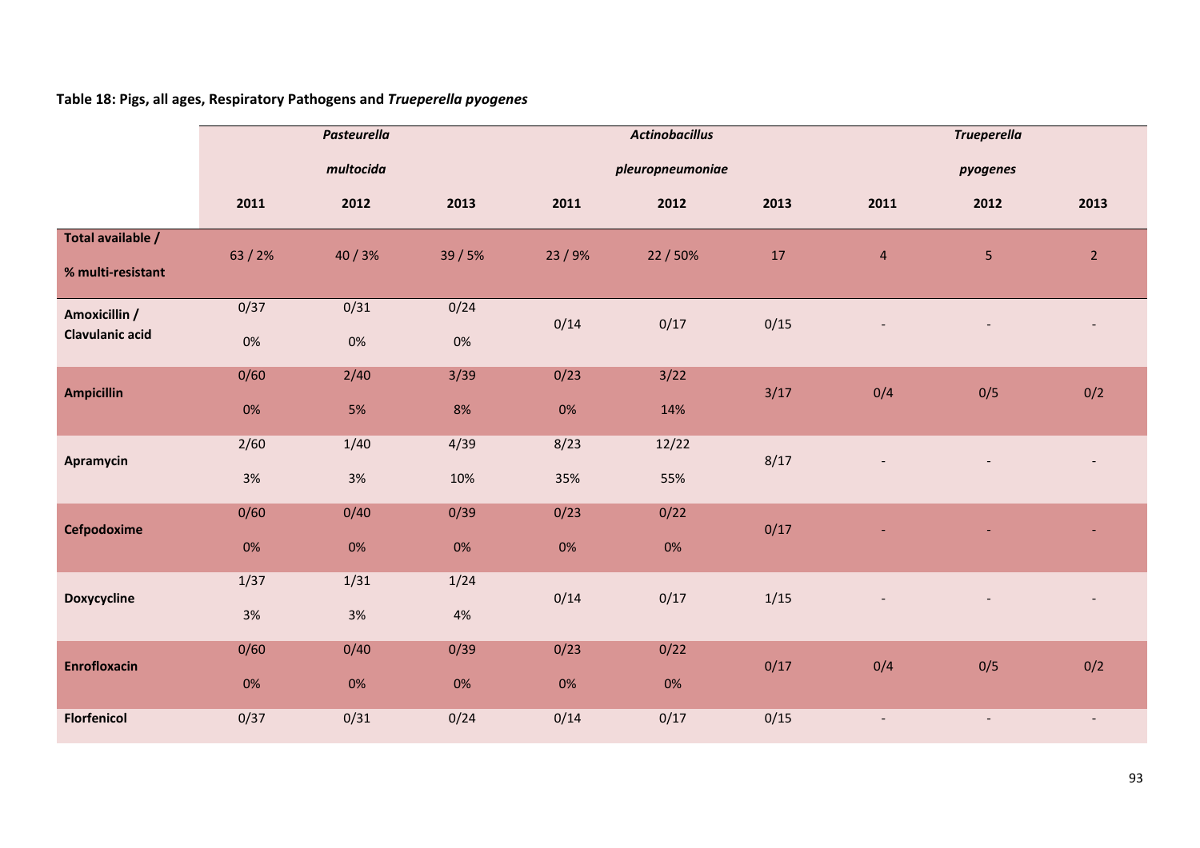**Table 18: Pigs, all ages, Respiratory Pathogens and *Trueperella pyogenes***

| | *Pasteurella multocida* | | | *Actinobacillus pleuropneumoniae* | | | *Trueperella pyogenes* | | |
|---|---|---|---|---|---|---|---|---|---|
| | 2011 | 2012 | 2013 | 2011 | 2012 | 2013 | 2011 | 2012 | 2013 |
| **Total available / % multi-resistant** | 63 / 2% | 40 / 3% | 39 / 5% | 23 / 9% | 22 / 50% | 17 | 4 | 5 | 2 |
| **Amoxicillin / Clavulanic acid** | 0/37 0% | 0/31 0% | 0/24 0% | 0/14 | 0/17 | 0/15 | - | - | - |
| **Ampicillin** | 0/60 0% | 2/40 5% | 3/39 8% | 0/23 0% | 3/22 14% | 3/17 | 0/4 | 0/5 | 0/2 |
| **Apramycin** | 2/60 3% | 1/40 3% | 4/39 10% | 8/23 35% | 12/22 55% | 8/17 | - | - | - |
| **Cefpodoxime** | 0/60 0% | 0/40 0% | 0/39 0% | 0/23 0% | 0/22 0% | 0/17 | - | - | - |
| **Doxycycline** | 1/37 3% | 1/31 3% | 1/24 4% | 0/14 | 0/17 | 1/15 | - | - | - |
| **Enrofloxacin** | 0/60 0% | 0/40 0% | 0/39 0% | 0/23 0% | 0/22 0% | 0/17 | 0/4 | 0/5 | 0/2 |
| **Florfenicol** | 0/37 | 0/31 | 0/24 | 0/14 | 0/17 | 0/15 | - | - | - |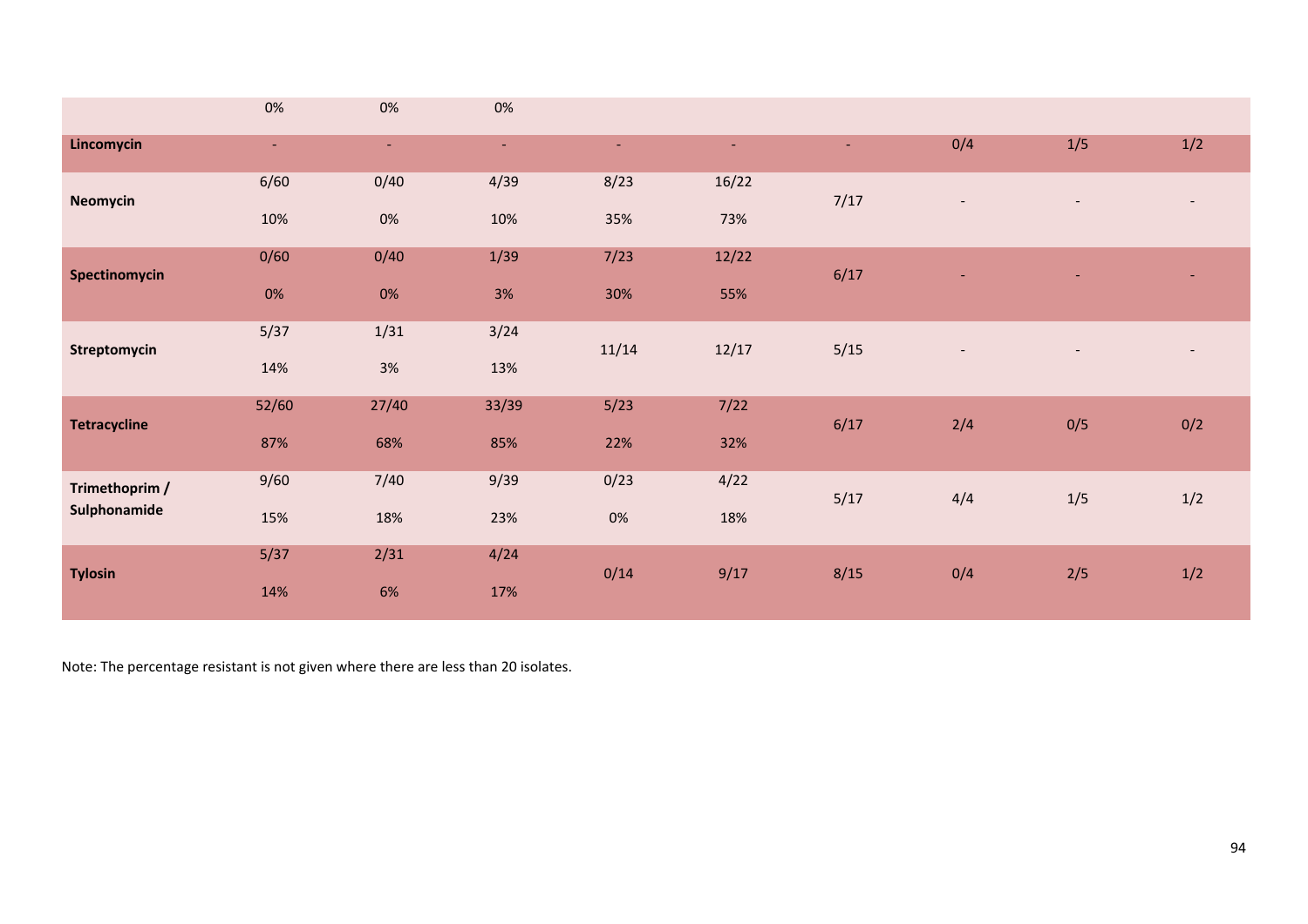| | | | | | | | | | |
|---|---|---|---|---|---|---|---|---|---|
| | 0% | 0% | 0% | | | | | | |
| **Lincomycin** | - | - | - | - | - | - | 0/4 | 1/5 | 1/2 |
| **Neomycin** | 6/60<br>10% | 0/40<br>0% | 4/39<br>10% | 8/23<br>35% | 16/22<br>73% | 7/17 | - | - | - |
| **Spectinomycin** | 0/60<br>0% | 0/40<br>0% | 1/39<br>3% | 7/23<br>30% | 12/22<br>55% | 6/17 | - | - | - |
| **Streptomycin** | 5/37<br>14% | 1/31<br>3% | 3/24<br>13% | 11/14 | 12/17 | 5/15 | - | - | - |
| **Tetracycline** | 52/60<br>87% | 27/40<br>68% | 33/39<br>85% | 5/23<br>22% | 7/22<br>32% | 6/17 | 2/4 | 0/5 | 0/2 |
| **Trimethoprim / Sulphonamide** | 9/60<br>15% | 7/40<br>18% | 9/39<br>23% | 0/23<br>0% | 4/22<br>18% | 5/17 | 4/4 | 1/5 | 1/2 |
| **Tylosin** | 5/37<br>14% | 2/31<br>6% | 4/24<br>17% | 0/14 | 9/17 | 8/15 | 0/4 | 2/5 | 1/2 |

Note: The percentage resistant is not given where there are less than 20 isolates.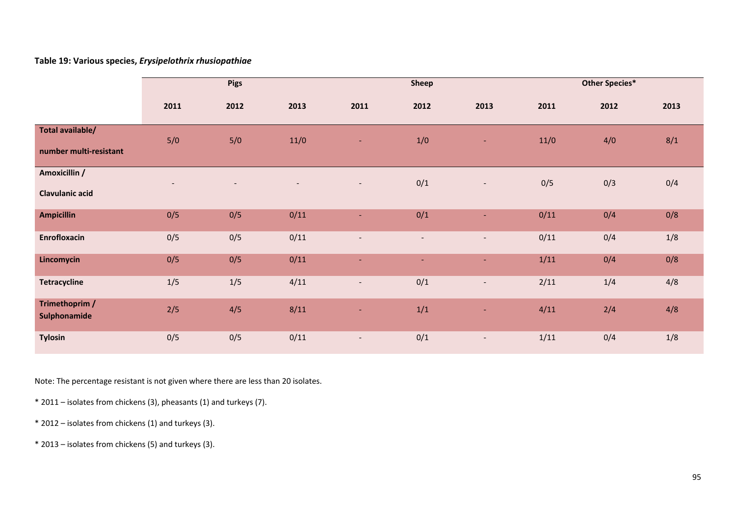**Table 19: Various species, *Erysipelothrix rhusiopathiae***

| | Pigs | | | Sheep | | | Other Species* | | |
|---|---|---|---|---|---|---|---|---|---|
| | 2011 | 2012 | 2013 | 2011 | 2012 | 2013 | 2011 | 2012 | 2013 |
| **Total available/ number multi-resistant** | 5/0 | 5/0 | 11/0 | - | 1/0 | - | 11/0 | 4/0 | 8/1 |
| **Amoxicillin / Clavulanic acid** | - | - | - | - | 0/1 | - | 0/5 | 0/3 | 0/4 |
| **Ampicillin** | 0/5 | 0/5 | 0/11 | - | 0/1 | - | 0/11 | 0/4 | 0/8 |
| **Enrofloxacin** | 0/5 | 0/5 | 0/11 | - | - | - | 0/11 | 0/4 | 1/8 |
| **Lincomycin** | 0/5 | 0/5 | 0/11 | - | - | - | 1/11 | 0/4 | 0/8 |
| **Tetracycline** | 1/5 | 1/5 | 4/11 | - | 0/1 | - | 2/11 | 1/4 | 4/8 |
| **Trimethoprim / Sulphonamide** | 2/5 | 4/5 | 8/11 | - | 1/1 | - | 4/11 | 2/4 | 4/8 |
| **Tylosin** | 0/5 | 0/5 | 0/11 | - | 0/1 | - | 1/11 | 0/4 | 1/8 |

Note: The percentage resistant is not given where there are less than 20 isolates.

* 2011 – isolates from chickens (3), pheasants (1) and turkeys (7).

* 2012 – isolates from chickens (1) and turkeys (3).

* 2013 – isolates from chickens (5) and turkeys (3).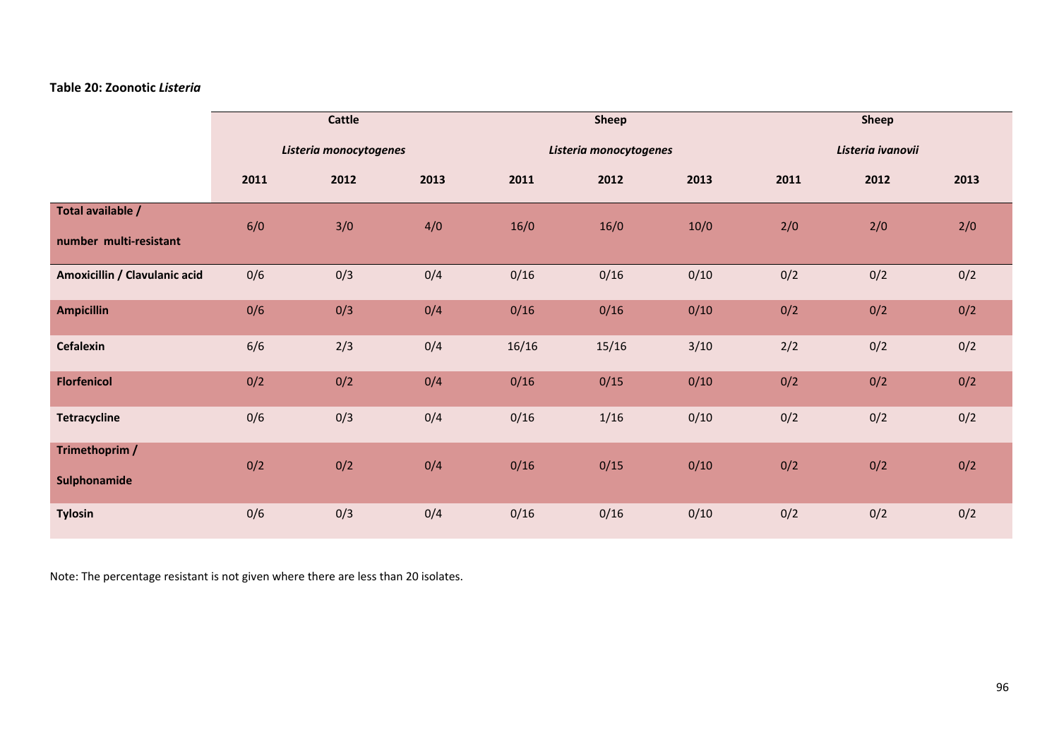**Table 20: Zoonotic *Listeria***

| | Cattle | | | Sheep | | | Sheep | | |
|---|---|---|---|---|---|---|---|---|---|
| | *Listeria monocytogenes* | | | *Listeria monocytogenes* | | | *Listeria ivanovii* | | |
| | **2011** | **2012** | **2013** | **2011** | **2012** | **2013** | **2011** | **2012** | **2013** |
| **Total available / number multi-resistant** | 6/0 | 3/0 | 4/0 | 16/0 | 16/0 | 10/0 | 2/0 | 2/0 | 2/0 |
| **Amoxicillin / Clavulanic acid** | 0/6 | 0/3 | 0/4 | 0/16 | 0/16 | 0/10 | 0/2 | 0/2 | 0/2 |
| **Ampicillin** | 0/6 | 0/3 | 0/4 | 0/16 | 0/16 | 0/10 | 0/2 | 0/2 | 0/2 |
| **Cefalexin** | 6/6 | 2/3 | 0/4 | 16/16 | 15/16 | 3/10 | 2/2 | 0/2 | 0/2 |
| **Florfenicol** | 0/2 | 0/2 | 0/4 | 0/16 | 0/15 | 0/10 | 0/2 | 0/2 | 0/2 |
| **Tetracycline** | 0/6 | 0/3 | 0/4 | 0/16 | 1/16 | 0/10 | 0/2 | 0/2 | 0/2 |
| **Trimethoprim / Sulphonamide** | 0/2 | 0/2 | 0/4 | 0/16 | 0/15 | 0/10 | 0/2 | 0/2 | 0/2 |
| **Tylosin** | 0/6 | 0/3 | 0/4 | 0/16 | 0/16 | 0/10 | 0/2 | 0/2 | 0/2 |

Note: The percentage resistant is not given where there are less than 20 isolates.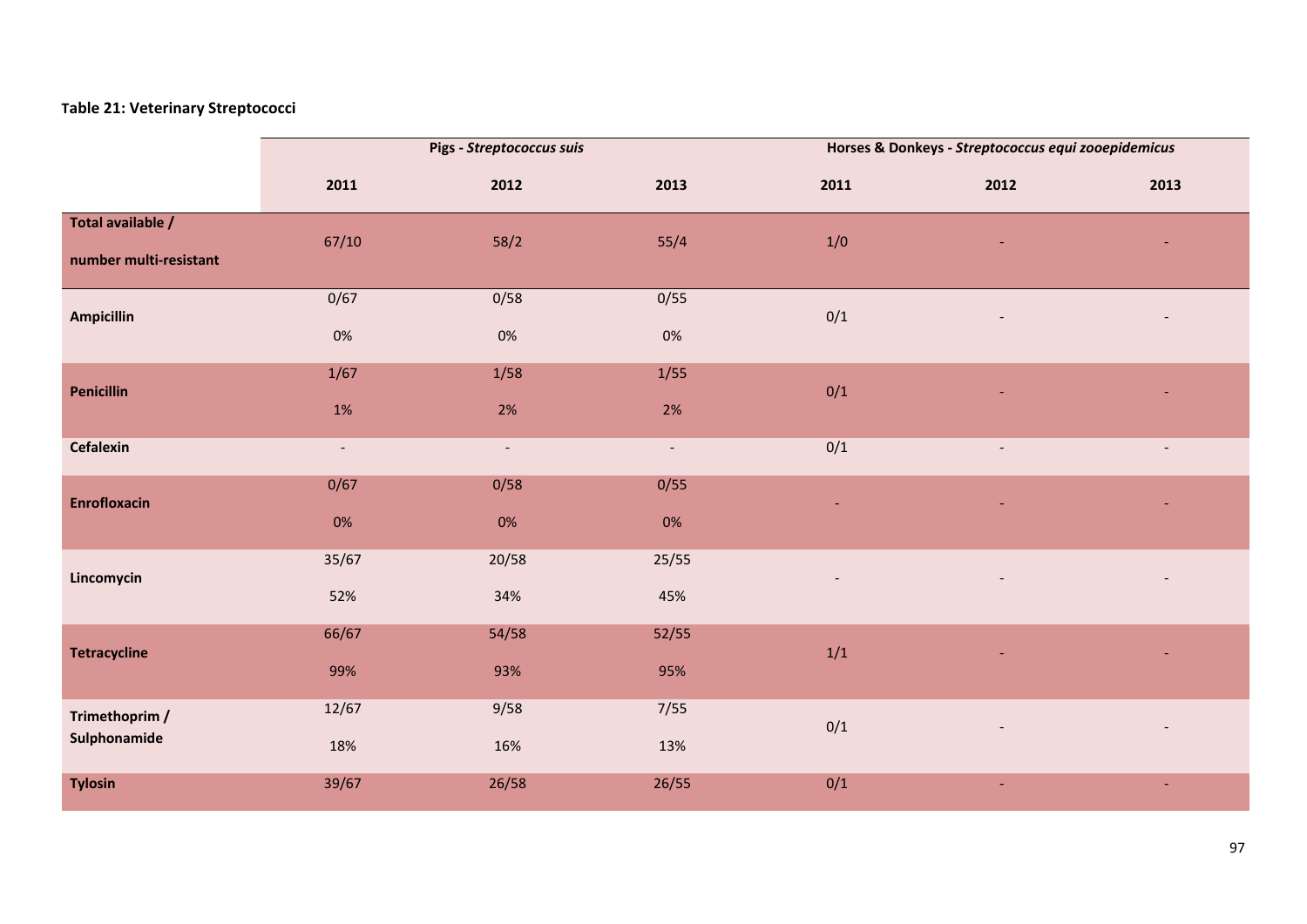**Table 21: Veterinary Streptococci**

| | Pigs - *Streptococcus suis* | | | Horses & Donkeys - *Streptococcus equi zooepidemicus* | | |
|---|---|---|---|---|---|---|
| | 2011 | 2012 | 2013 | 2011 | 2012 | 2013 |
| **Total available / number multi-resistant** | 67/10 | 58/2 | 55/4 | 1/0 | - | - |
| **Ampicillin** | 0/67<br>0% | 0/58<br>0% | 0/55<br>0% | 0/1 | - | - |
| **Penicillin** | 1/67<br>1% | 1/58<br>2% | 1/55<br>2% | 0/1 | - | - |
| **Cefalexin** | - | - | - | 0/1 | - | - |
| **Enrofloxacin** | 0/67<br>0% | 0/58<br>0% | 0/55<br>0% | - | - | - |
| **Lincomycin** | 35/67<br>52% | 20/58<br>34% | 25/55<br>45% | - | - | - |
| **Tetracycline** | 66/67<br>99% | 54/58<br>93% | 52/55<br>95% | 1/1 | - | - |
| **Trimethoprim / Sulphonamide** | 12/67<br>18% | 9/58<br>16% | 7/55<br>13% | 0/1 | - | - |
| **Tylosin** | 39/67 | 26/58 | 26/55 | 0/1 | - | - |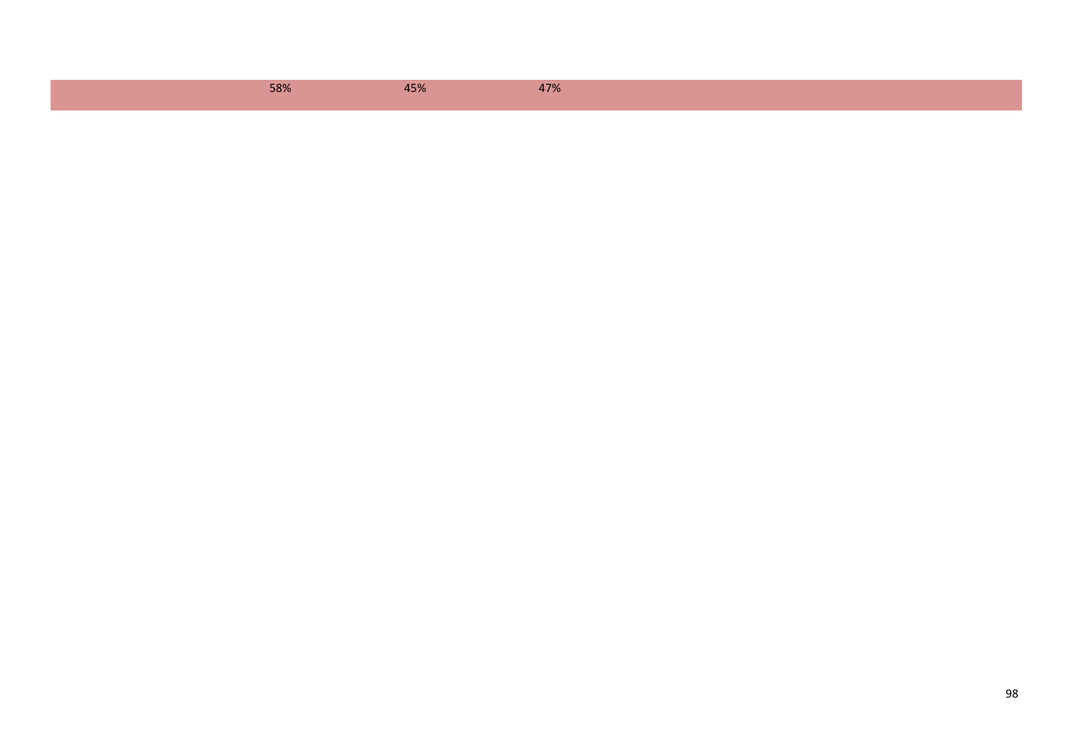| | | | | |
|---|---|---|---|---|
| | 58% | 45% | 47% | |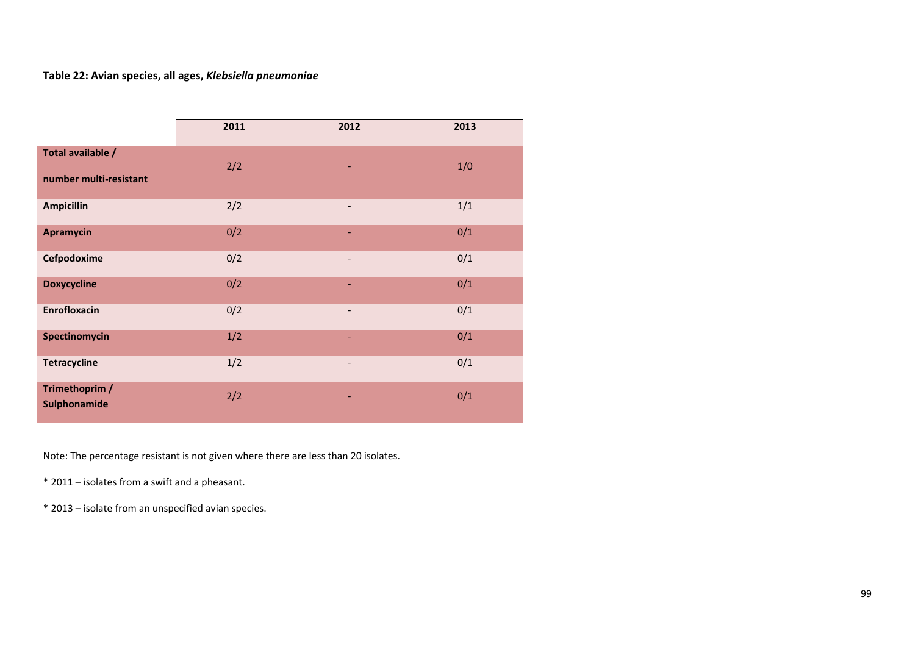**Table 22: Avian species, all ages, *Klebsiella pneumoniae***

| | 2011 | 2012 | 2013 |
|---|---|---|---|
| **Total available / number multi-resistant** | 2/2 | - | 1/0 |
| **Ampicillin** | 2/2 | - | 1/1 |
| **Apramycin** | 0/2 | - | 0/1 |
| **Cefpodoxime** | 0/2 | - | 0/1 |
| **Doxycycline** | 0/2 | - | 0/1 |
| **Enrofloxacin** | 0/2 | - | 0/1 |
| **Spectinomycin** | 1/2 | - | 0/1 |
| **Tetracycline** | 1/2 | - | 0/1 |
| **Trimethoprim / Sulphonamide** | 2/2 | - | 0/1 |

Note: The percentage resistant is not given where there are less than 20 isolates.

* 2011 – isolates from a swift and a pheasant.

* 2013 – isolate from an unspecified avian species.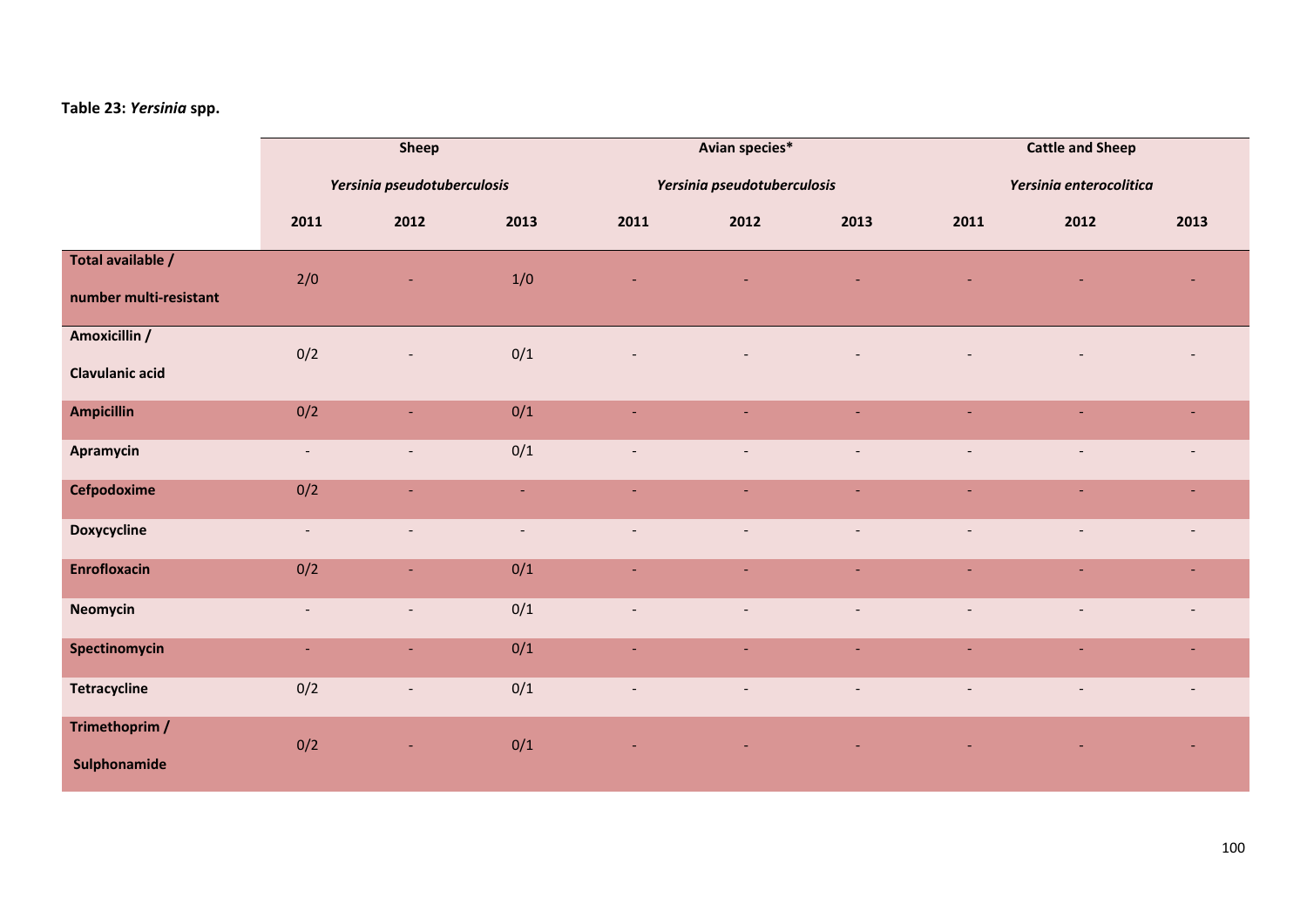**Table 23:** ***Yersinia*** **spp.**

| | Sheep | | | Avian species* | | | Cattle and Sheep | | |
|---|---|---|---|---|---|---|---|---|---|
| | *Yersinia pseudotuberculosis* | | | *Yersinia pseudotuberculosis* | | | *Yersinia enterocolitica* | | |
| | **2011** | **2012** | **2013** | **2011** | **2012** | **2013** | **2011** | **2012** | **2013** |
| **Total available / number multi-resistant** | 2/0 | - | 1/0 | - | - | - | - | - | - |
| **Amoxicillin / Clavulanic acid** | 0/2 | - | 0/1 | - | - | - | - | - | - |
| **Ampicillin** | 0/2 | - | 0/1 | - | - | - | - | - | - |
| **Apramycin** | - | - | 0/1 | - | - | - | - | - | - |
| **Cefpodoxime** | 0/2 | - | - | - | - | - | - | - | - |
| **Doxycycline** | - | - | - | - | - | - | - | - | - |
| **Enrofloxacin** | 0/2 | - | 0/1 | - | - | - | - | - | - |
| **Neomycin** | - | - | 0/1 | - | - | - | - | - | - |
| **Spectinomycin** | - | - | 0/1 | - | - | - | - | - | - |
| **Tetracycline** | 0/2 | - | 0/1 | - | - | - | - | - | - |
| **Trimethoprim / Sulphonamide** | 0/2 | - | 0/1 | - | - | - | - | - | - |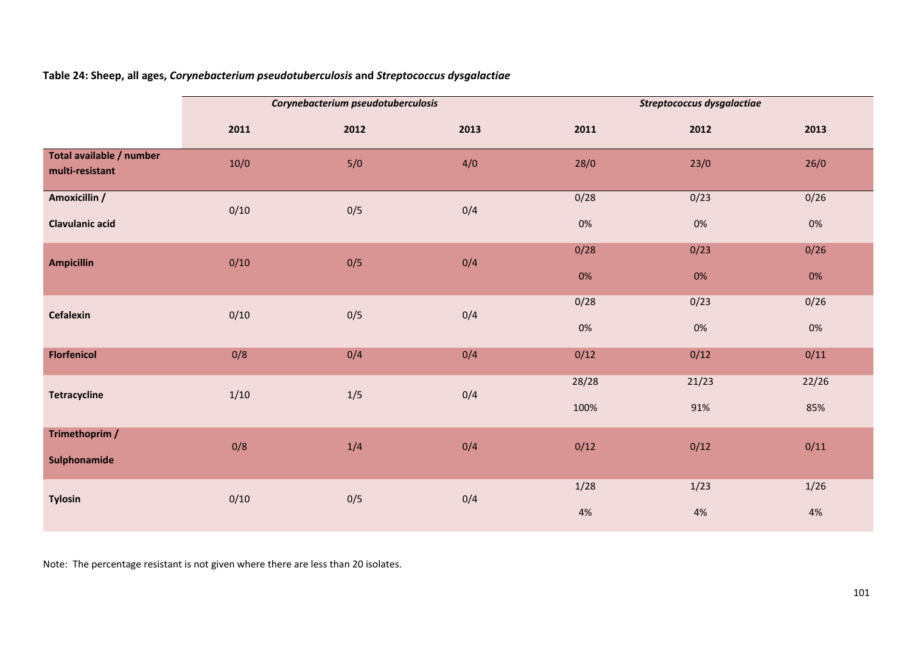**Table 24: Sheep, all ages, *Corynebacterium pseudotuberculosis* and *Streptococcus dysgalactiae***

| | *Corynebacterium pseudotuberculosis* | | | *Streptococcus dysgalactiae* | | |
|---|---|---|---|---|---|---|
| | **2011** | **2012** | **2013** | **2011** | **2012** | **2013** |
| **Total available / number multi-resistant** | 10/0 | 5/0 | 4/0 | 28/0 | 23/0 | 26/0 |
| **Amoxicillin / Clavulanic acid** | 0/10 | 0/5 | 0/4 | 0/28 0% | 0/23 0% | 0/26 0% |
| **Ampicillin** | 0/10 | 0/5 | 0/4 | 0/28 0% | 0/23 0% | 0/26 0% |
| **Cefalexin** | 0/10 | 0/5 | 0/4 | 0/28 0% | 0/23 0% | 0/26 0% |
| **Florfenicol** | 0/8 | 0/4 | 0/4 | 0/12 | 0/12 | 0/11 |
| **Tetracycline** | 1/10 | 1/5 | 0/4 | 28/28 100% | 21/23 91% | 22/26 85% |
| **Trimethoprim / Sulphonamide** | 0/8 | 1/4 | 0/4 | 0/12 | 0/12 | 0/11 |
| **Tylosin** | 0/10 | 0/5 | 0/4 | 1/28 4% | 1/23 4% | 1/26 4% |

Note: The percentage resistant is not given where there are less than 20 isolates.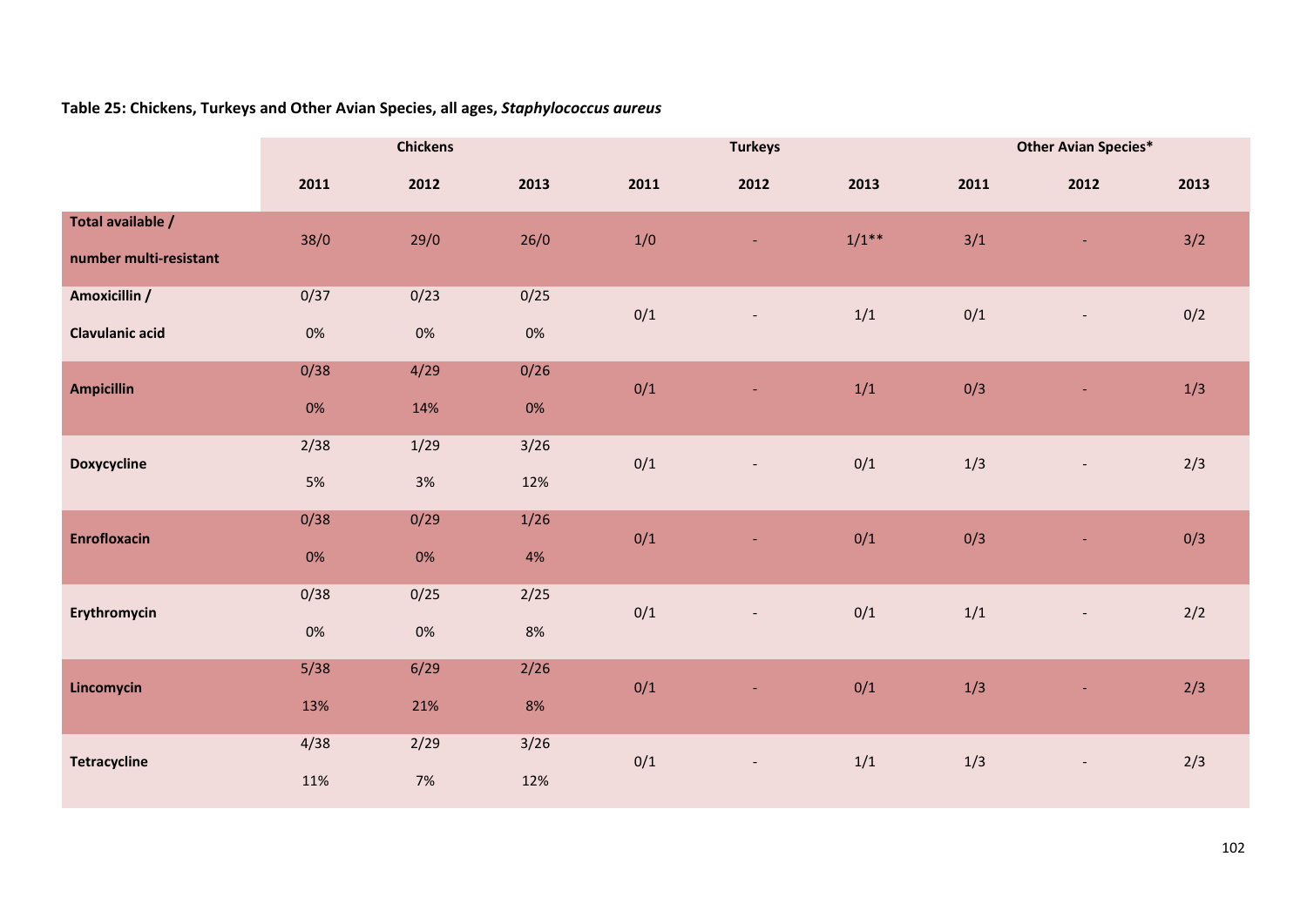**Table 25: Chickens, Turkeys and Other Avian Species, all ages, *Staphylococcus aureus***

| | Chickens | | | Turkeys | | | Other Avian Species* | | |
|---|---|---|---|---|---|---|---|---|---|
| | 2011 | 2012 | 2013 | 2011 | 2012 | 2013 | 2011 | 2012 | 2013 |
| **Total available / number multi-resistant** | 38/0 | 29/0 | 26/0 | 1/0 | - | 1/1** | 3/1 | - | 3/2 |
| **Amoxicillin / Clavulanic acid** | 0/37 0% | 0/23 0% | 0/25 0% | 0/1 | - | 1/1 | 0/1 | - | 0/2 |
| **Ampicillin** | 0/38 0% | 4/29 14% | 0/26 0% | 0/1 | - | 1/1 | 0/3 | - | 1/3 |
| **Doxycycline** | 2/38 5% | 1/29 3% | 3/26 12% | 0/1 | - | 0/1 | 1/3 | - | 2/3 |
| **Enrofloxacin** | 0/38 0% | 0/29 0% | 1/26 4% | 0/1 | - | 0/1 | 0/3 | - | 0/3 |
| **Erythromycin** | 0/38 0% | 0/25 0% | 2/25 8% | 0/1 | - | 0/1 | 1/1 | - | 2/2 |
| **Lincomycin** | 5/38 13% | 6/29 21% | 2/26 8% | 0/1 | - | 0/1 | 1/3 | - | 2/3 |
| **Tetracycline** | 4/38 11% | 2/29 7% | 3/26 12% | 0/1 | - | 1/1 | 1/3 | - | 2/3 |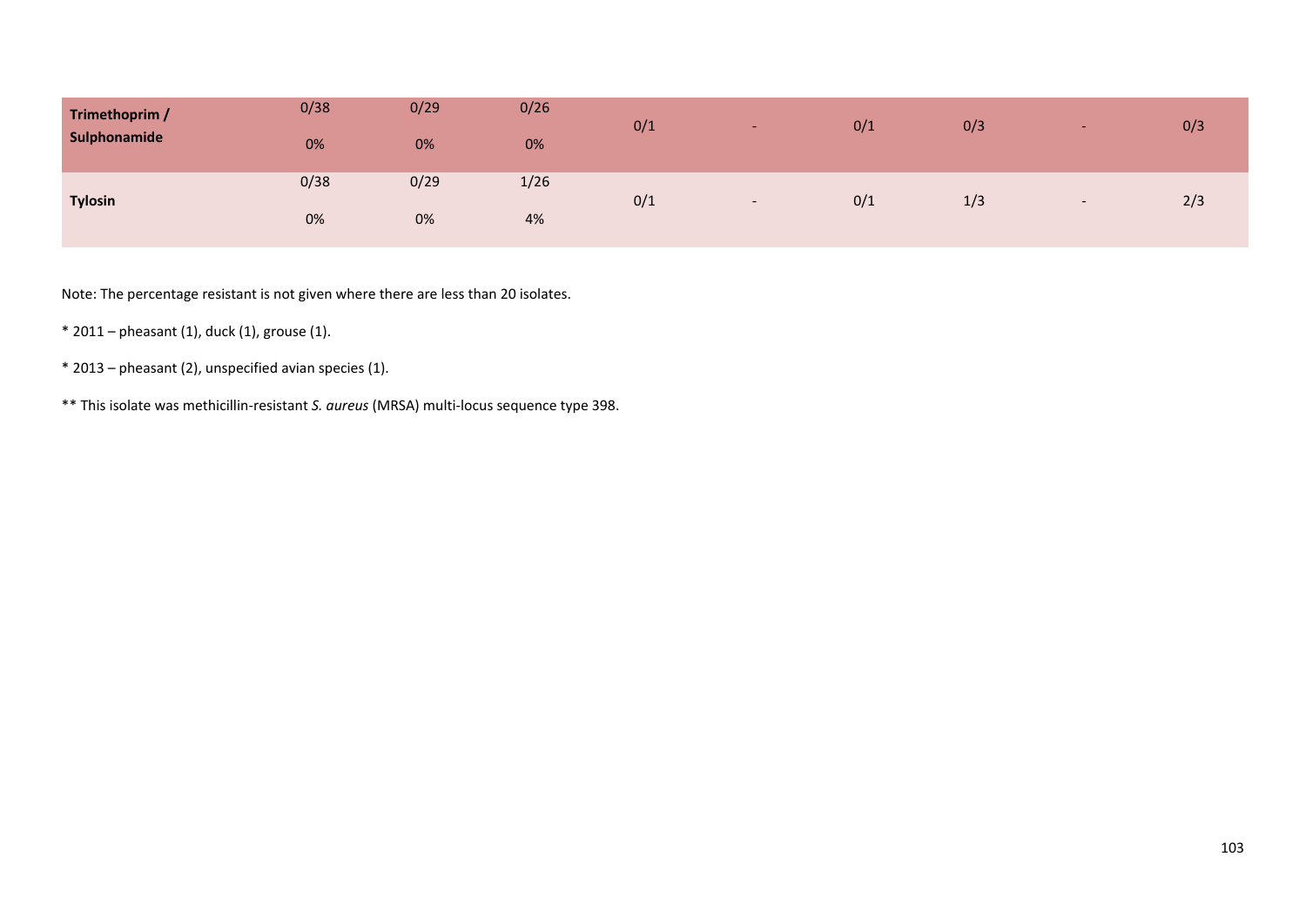| | | | | | | | | | |
|---|---|---|---|---|---|---|---|---|---|
| **Trimethoprim / Sulphonamide** | 0/38<br>0% | 0/29<br>0% | 0/26<br>0% | 0/1 | - | 0/1 | 0/3 | - | 0/3 |
| **Tylosin** | 0/38<br>0% | 0/29<br>0% | 1/26<br>4% | 0/1 | - | 0/1 | 1/3 | - | 2/3 |

Note: The percentage resistant is not given where there are less than 20 isolates.

* 2011 – pheasant (1), duck (1), grouse (1).

* 2013 – pheasant (2), unspecified avian species (1).

** This isolate was methicillin-resistant *S. aureus* (MRSA) multi-locus sequence type 398.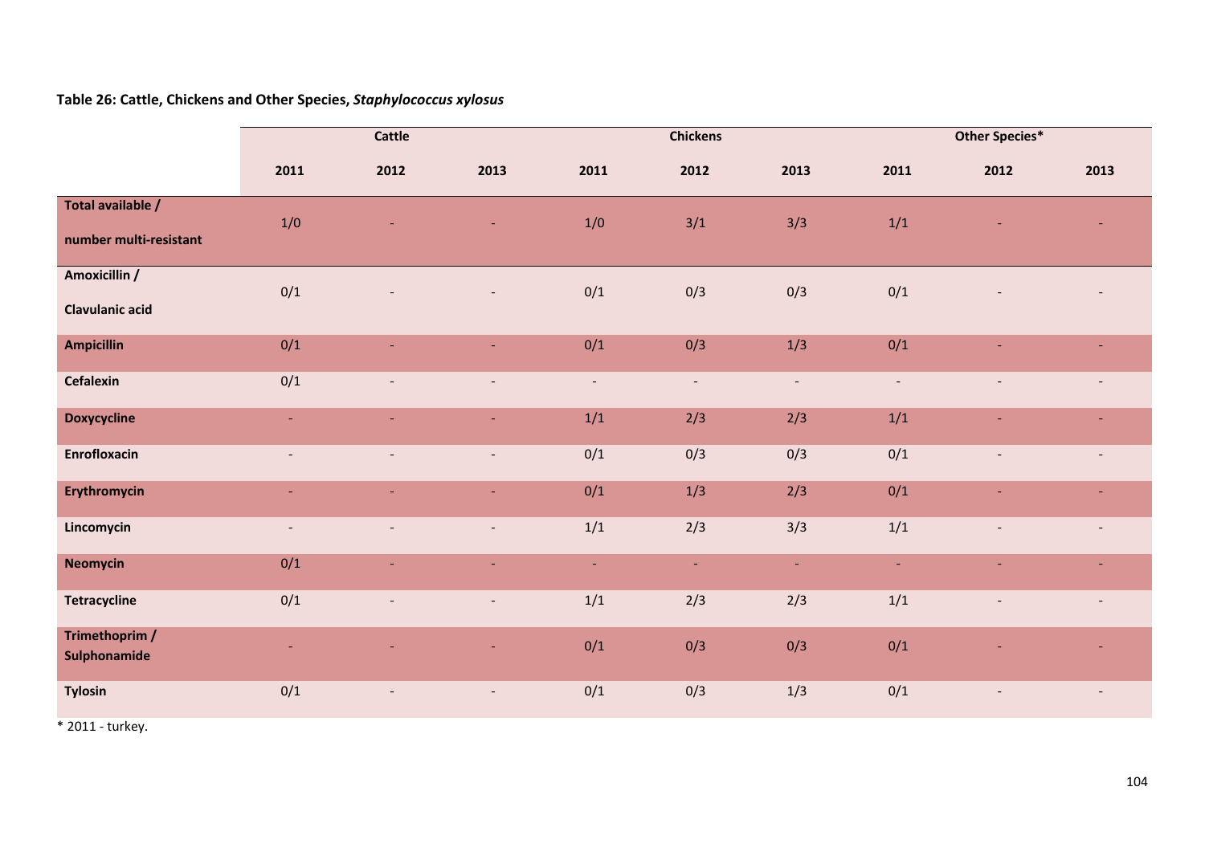**Table 26: Cattle, Chickens and Other Species, *Staphylococcus xylosus***

| | Cattle | | | Chickens | | | Other Species* | | |
|---|---|---|---|---|---|---|---|---|---|
| | 2011 | 2012 | 2013 | 2011 | 2012 | 2013 | 2011 | 2012 | 2013 |
| **Total available / number multi-resistant** | 1/0 | - | - | 1/0 | 3/1 | 3/3 | 1/1 | - | - |
| **Amoxicillin / Clavulanic acid** | 0/1 | - | - | 0/1 | 0/3 | 0/3 | 0/1 | - | - |
| **Ampicillin** | 0/1 | - | - | 0/1 | 0/3 | 1/3 | 0/1 | - | - |
| **Cefalexin** | 0/1 | - | - | - | - | - | - | - | - |
| **Doxycycline** | - | - | - | 1/1 | 2/3 | 2/3 | 1/1 | - | - |
| **Enrofloxacin** | - | - | - | 0/1 | 0/3 | 0/3 | 0/1 | - | - |
| **Erythromycin** | - | - | - | 0/1 | 1/3 | 2/3 | 0/1 | - | - |
| **Lincomycin** | - | - | - | 1/1 | 2/3 | 3/3 | 1/1 | - | - |
| **Neomycin** | 0/1 | - | - | - | - | - | - | - | - |
| **Tetracycline** | 0/1 | - | - | 1/1 | 2/3 | 2/3 | 1/1 | - | - |
| **Trimethoprim / Sulphonamide** | - | - | - | 0/1 | 0/3 | 0/3 | 0/1 | - | - |
| **Tylosin** | 0/1 | - | - | 0/1 | 0/3 | 1/3 | 0/1 | - | - |

* 2011 - turkey.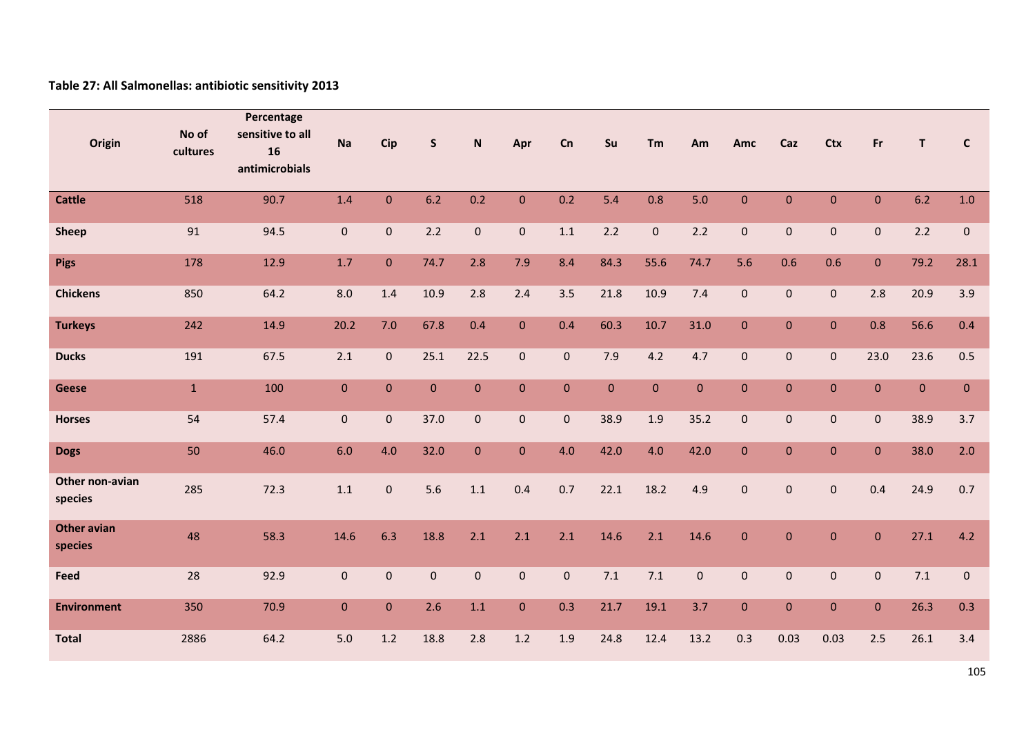**Table 27: All Salmonellas: antibiotic sensitivity 2013**

| Origin | No of cultures | Percentage sensitive to all 16 antimicrobials | Na | Cip | S | N | Apr | Cn | Su | Tm | Am | Amc | Caz | Ctx | Fr | T | C |
|---|---|---|---|---|---|---|---|---|---|---|---|---|---|---|---|---|---|
| **Cattle** | 518 | 90.7 | 1.4 | 0 | 6.2 | 0.2 | 0 | 0.2 | 5.4 | 0.8 | 5.0 | 0 | 0 | 0 | 0 | 6.2 | 1.0 |
| **Sheep** | 91 | 94.5 | 0 | 0 | 2.2 | 0 | 0 | 1.1 | 2.2 | 0 | 2.2 | 0 | 0 | 0 | 0 | 2.2 | 0 |
| **Pigs** | 178 | 12.9 | 1.7 | 0 | 74.7 | 2.8 | 7.9 | 8.4 | 84.3 | 55.6 | 74.7 | 5.6 | 0.6 | 0.6 | 0 | 79.2 | 28.1 |
| **Chickens** | 850 | 64.2 | 8.0 | 1.4 | 10.9 | 2.8 | 2.4 | 3.5 | 21.8 | 10.9 | 7.4 | 0 | 0 | 0 | 2.8 | 20.9 | 3.9 |
| **Turkeys** | 242 | 14.9 | 20.2 | 7.0 | 67.8 | 0.4 | 0 | 0.4 | 60.3 | 10.7 | 31.0 | 0 | 0 | 0 | 0.8 | 56.6 | 0.4 |
| **Ducks** | 191 | 67.5 | 2.1 | 0 | 25.1 | 22.5 | 0 | 0 | 7.9 | 4.2 | 4.7 | 0 | 0 | 0 | 23.0 | 23.6 | 0.5 |
| **Geese** | 1 | 100 | 0 | 0 | 0 | 0 | 0 | 0 | 0 | 0 | 0 | 0 | 0 | 0 | 0 | 0 | 0 |
| **Horses** | 54 | 57.4 | 0 | 0 | 37.0 | 0 | 0 | 0 | 38.9 | 1.9 | 35.2 | 0 | 0 | 0 | 0 | 38.9 | 3.7 |
| **Dogs** | 50 | 46.0 | 6.0 | 4.0 | 32.0 | 0 | 0 | 4.0 | 42.0 | 4.0 | 42.0 | 0 | 0 | 0 | 0 | 38.0 | 2.0 |
| **Other non-avian species** | 285 | 72.3 | 1.1 | 0 | 5.6 | 1.1 | 0.4 | 0.7 | 22.1 | 18.2 | 4.9 | 0 | 0 | 0 | 0.4 | 24.9 | 0.7 |
| **Other avian species** | 48 | 58.3 | 14.6 | 6.3 | 18.8 | 2.1 | 2.1 | 2.1 | 14.6 | 2.1 | 14.6 | 0 | 0 | 0 | 0 | 27.1 | 4.2 |
| **Feed** | 28 | 92.9 | 0 | 0 | 0 | 0 | 0 | 0 | 7.1 | 7.1 | 0 | 0 | 0 | 0 | 0 | 7.1 | 0 |
| **Environment** | 350 | 70.9 | 0 | 0 | 2.6 | 1.1 | 0 | 0.3 | 21.7 | 19.1 | 3.7 | 0 | 0 | 0 | 0 | 26.3 | 0.3 |
| **Total** | 2886 | 64.2 | 5.0 | 1.2 | 18.8 | 2.8 | 1.2 | 1.9 | 24.8 | 12.4 | 13.2 | 0.3 | 0.03 | 0.03 | 2.5 | 26.1 | 3.4 |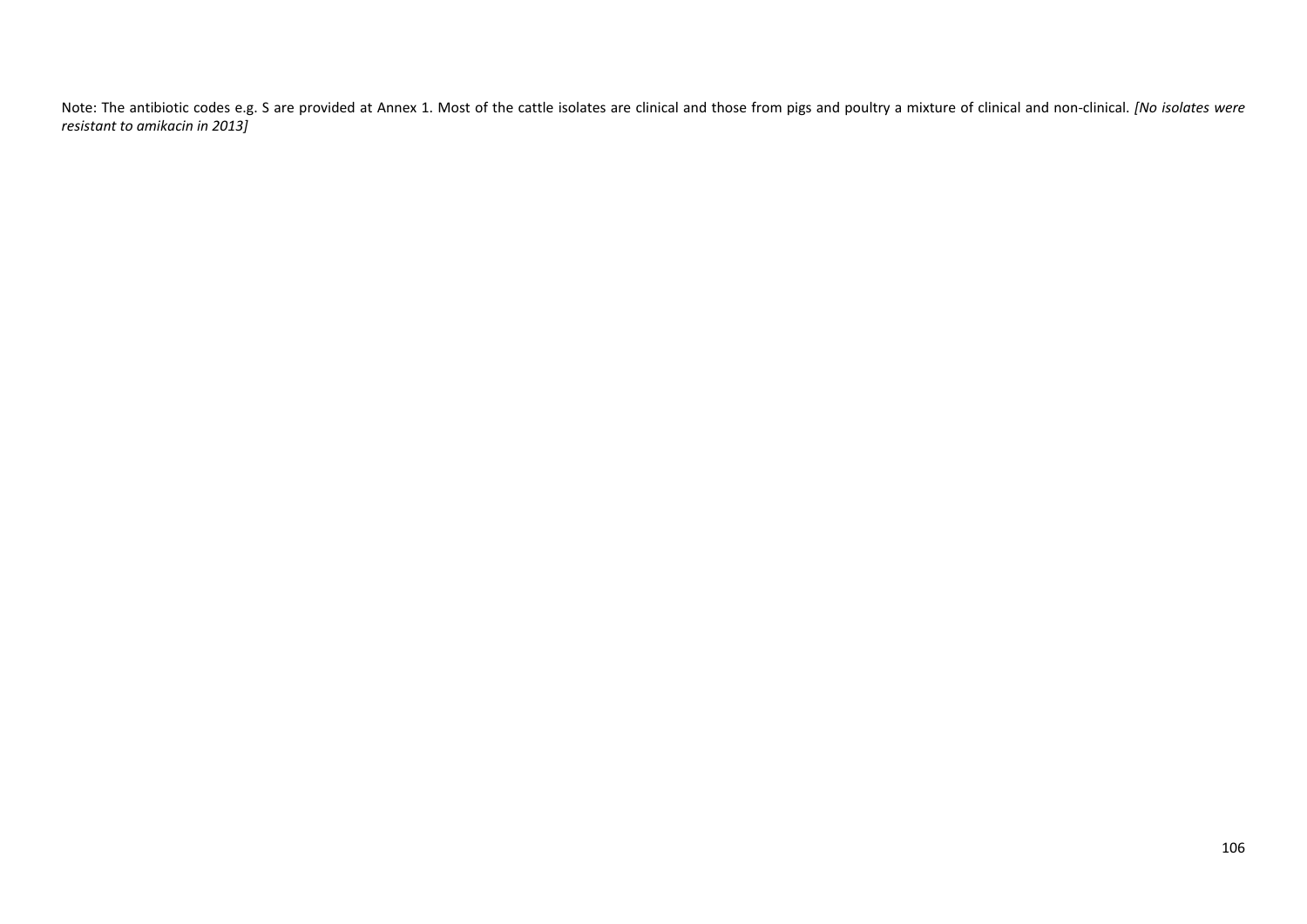Note: The antibiotic codes e.g. S are provided at Annex 1. Most of the cattle isolates are clinical and those from pigs and poultry a mixture of clinical and non-clinical. *[No isolates were resistant to amikacin in 2013]*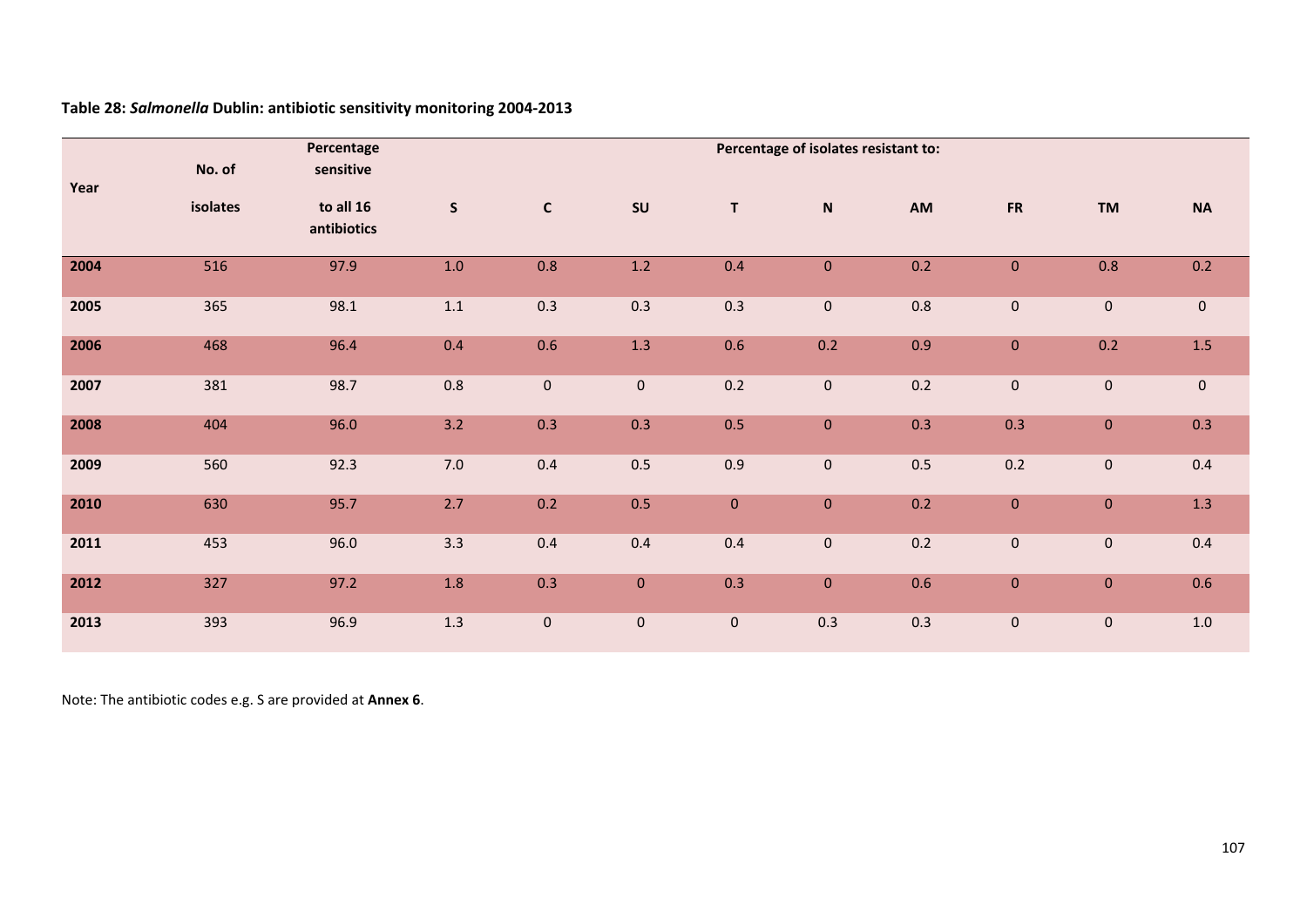**Table 28: *Salmonella* Dublin: antibiotic sensitivity monitoring 2004-2013**

| Year | No. of isolates | Percentage sensitive to all 16 antibiotics | Percentage of isolates resistant to: | | | | | | | | |
|---|---|---|---|---|---|---|---|---|---|---|---|
| | | | S | C | SU | T | N | AM | FR | TM | NA |
| **2004** | 516 | 97.9 | 1.0 | 0.8 | 1.2 | 0.4 | 0 | 0.2 | 0 | 0.8 | 0.2 |
| **2005** | 365 | 98.1 | 1.1 | 0.3 | 0.3 | 0.3 | 0 | 0.8 | 0 | 0 | 0 |
| **2006** | 468 | 96.4 | 0.4 | 0.6 | 1.3 | 0.6 | 0.2 | 0.9 | 0 | 0.2 | 1.5 |
| **2007** | 381 | 98.7 | 0.8 | 0 | 0 | 0.2 | 0 | 0.2 | 0 | 0 | 0 |
| **2008** | 404 | 96.0 | 3.2 | 0.3 | 0.3 | 0.5 | 0 | 0.3 | 0.3 | 0 | 0.3 |
| **2009** | 560 | 92.3 | 7.0 | 0.4 | 0.5 | 0.9 | 0 | 0.5 | 0.2 | 0 | 0.4 |
| **2010** | 630 | 95.7 | 2.7 | 0.2 | 0.5 | 0 | 0 | 0.2 | 0 | 0 | 1.3 |
| **2011** | 453 | 96.0 | 3.3 | 0.4 | 0.4 | 0.4 | 0 | 0.2 | 0 | 0 | 0.4 |
| **2012** | 327 | 97.2 | 1.8 | 0.3 | 0 | 0.3 | 0 | 0.6 | 0 | 0 | 0.6 |
| **2013** | 393 | 96.9 | 1.3 | 0 | 0 | 0 | 0.3 | 0.3 | 0 | 0 | 1.0 |

Note: The antibiotic codes e.g. S are provided at **Annex 6**.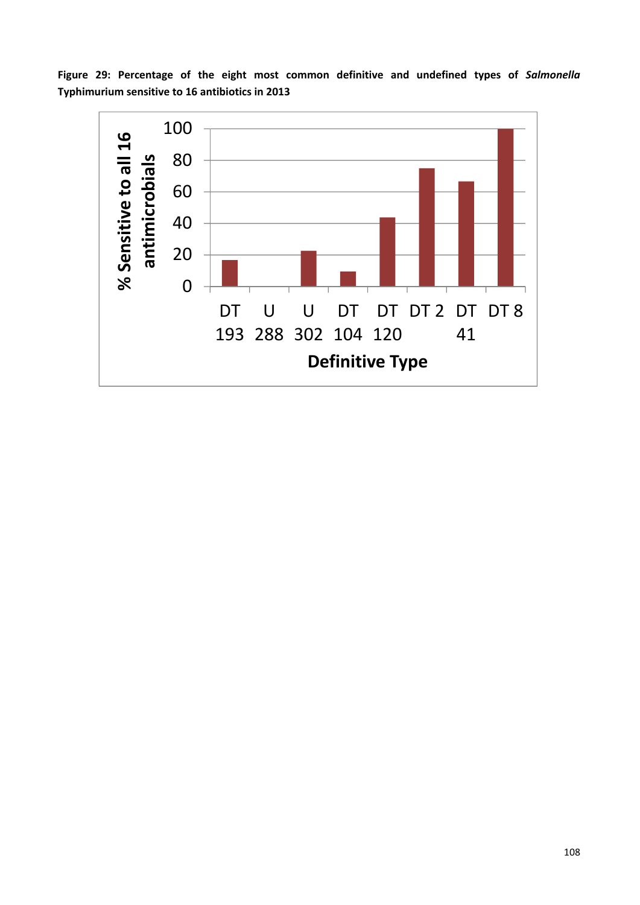**Figure 29: Percentage of the eight most common definitive and undefined types of *Salmonella* Typhimurium sensitive to 16 antibiotics in 2013**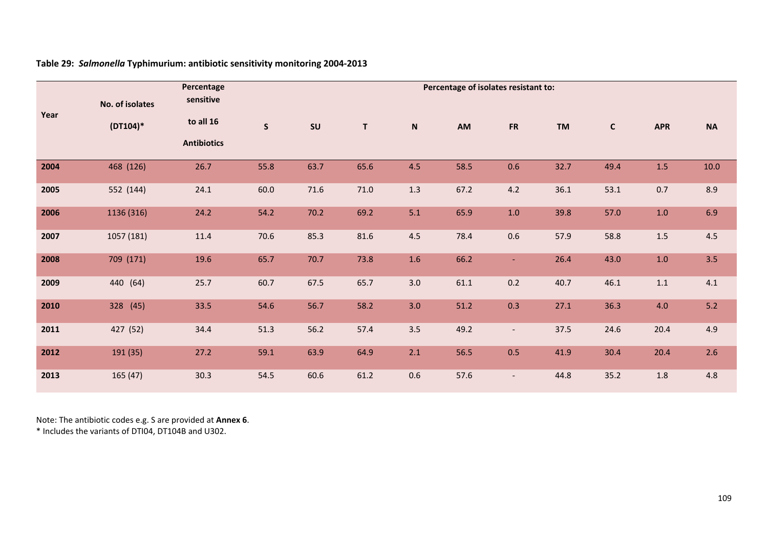**Table 29: *Salmonella* Typhimurium: antibiotic sensitivity monitoring 2004-2013**

| Year | No. of isolates (DT104)* | Percentage sensitive to all 16 Antibiotics | Percentage of isolates resistant to: | | | | | | | | | |
|---|---|---|---|---|---|---|---|---|---|---|---|---|
| | | | S | SU | T | N | AM | FR | TM | C | APR | NA |
| **2004** | 468 (126) | 26.7 | 55.8 | 63.7 | 65.6 | 4.5 | 58.5 | 0.6 | 32.7 | 49.4 | 1.5 | 10.0 |
| **2005** | 552 (144) | 24.1 | 60.0 | 71.6 | 71.0 | 1.3 | 67.2 | 4.2 | 36.1 | 53.1 | 0.7 | 8.9 |
| **2006** | 1136 (316) | 24.2 | 54.2 | 70.2 | 69.2 | 5.1 | 65.9 | 1.0 | 39.8 | 57.0 | 1.0 | 6.9 |
| **2007** | 1057 (181) | 11.4 | 70.6 | 85.3 | 81.6 | 4.5 | 78.4 | 0.6 | 57.9 | 58.8 | 1.5 | 4.5 |
| **2008** | 709 (171) | 19.6 | 65.7 | 70.7 | 73.8 | 1.6 | 66.2 | - | 26.4 | 43.0 | 1.0 | 3.5 |
| **2009** | 440 (64) | 25.7 | 60.7 | 67.5 | 65.7 | 3.0 | 61.1 | 0.2 | 40.7 | 46.1 | 1.1 | 4.1 |
| **2010** | 328 (45) | 33.5 | 54.6 | 56.7 | 58.2 | 3.0 | 51.2 | 0.3 | 27.1 | 36.3 | 4.0 | 5.2 |
| **2011** | 427 (52) | 34.4 | 51.3 | 56.2 | 57.4 | 3.5 | 49.2 | - | 37.5 | 24.6 | 20.4 | 4.9 |
| **2012** | 191 (35) | 27.2 | 59.1 | 63.9 | 64.9 | 2.1 | 56.5 | 0.5 | 41.9 | 30.4 | 20.4 | 2.6 |
| **2013** | 165 (47) | 30.3 | 54.5 | 60.6 | 61.2 | 0.6 | 57.6 | - | 44.8 | 35.2 | 1.8 | 4.8 |

Note: The antibiotic codes e.g. S are provided at **Annex 6**.
* Includes the variants of DTI04, DT104B and U302.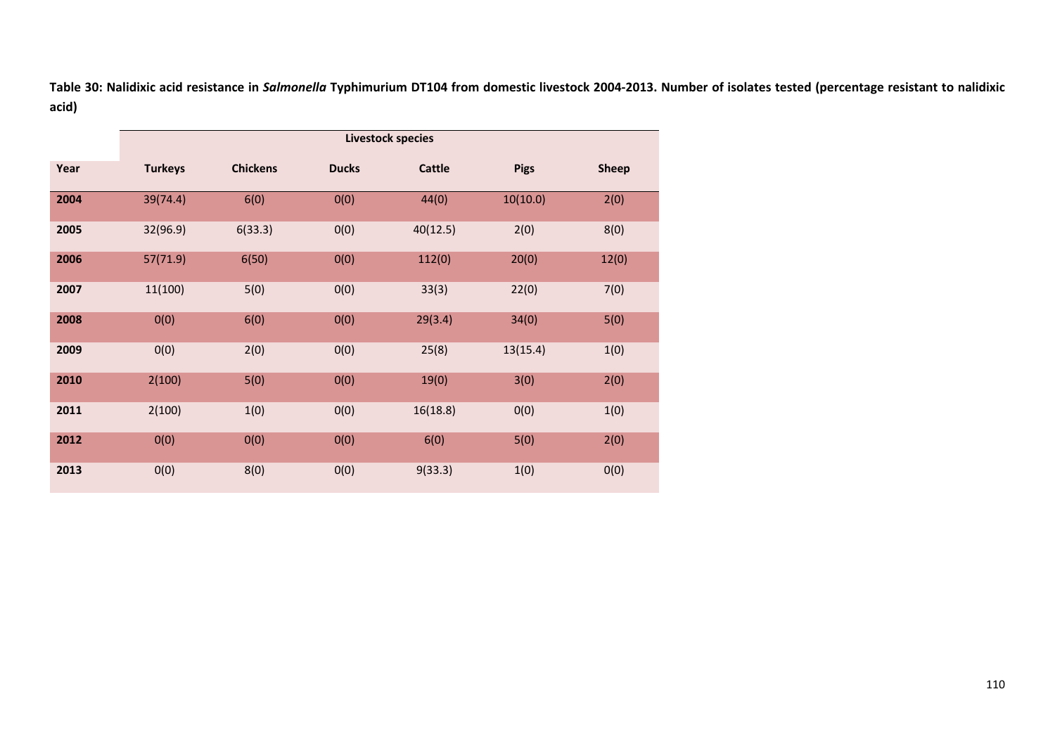**Table 30: Nalidixic acid resistance in *Salmonella* Typhimurium DT104 from domestic livestock 2004-2013. Number of isolates tested (percentage resistant to nalidixic acid)**

| | Livestock species | | | | | |
|---|---|---|---|---|---|---|
| **Year** | **Turkeys** | **Chickens** | **Ducks** | **Cattle** | **Pigs** | **Sheep** |
| **2004** | 39(74.4) | 6(0) | 0(0) | 44(0) | 10(10.0) | 2(0) |
| **2005** | 32(96.9) | 6(33.3) | 0(0) | 40(12.5) | 2(0) | 8(0) |
| **2006** | 57(71.9) | 6(50) | 0(0) | 112(0) | 20(0) | 12(0) |
| **2007** | 11(100) | 5(0) | 0(0) | 33(3) | 22(0) | 7(0) |
| **2008** | 0(0) | 6(0) | 0(0) | 29(3.4) | 34(0) | 5(0) |
| **2009** | 0(0) | 2(0) | 0(0) | 25(8) | 13(15.4) | 1(0) |
| **2010** | 2(100) | 5(0) | 0(0) | 19(0) | 3(0) | 2(0) |
| **2011** | 2(100) | 1(0) | 0(0) | 16(18.8) | 0(0) | 1(0) |
| **2012** | 0(0) | 0(0) | 0(0) | 6(0) | 5(0) | 2(0) |
| **2013** | 0(0) | 8(0) | 0(0) | 9(33.3) | 1(0) | 0(0) |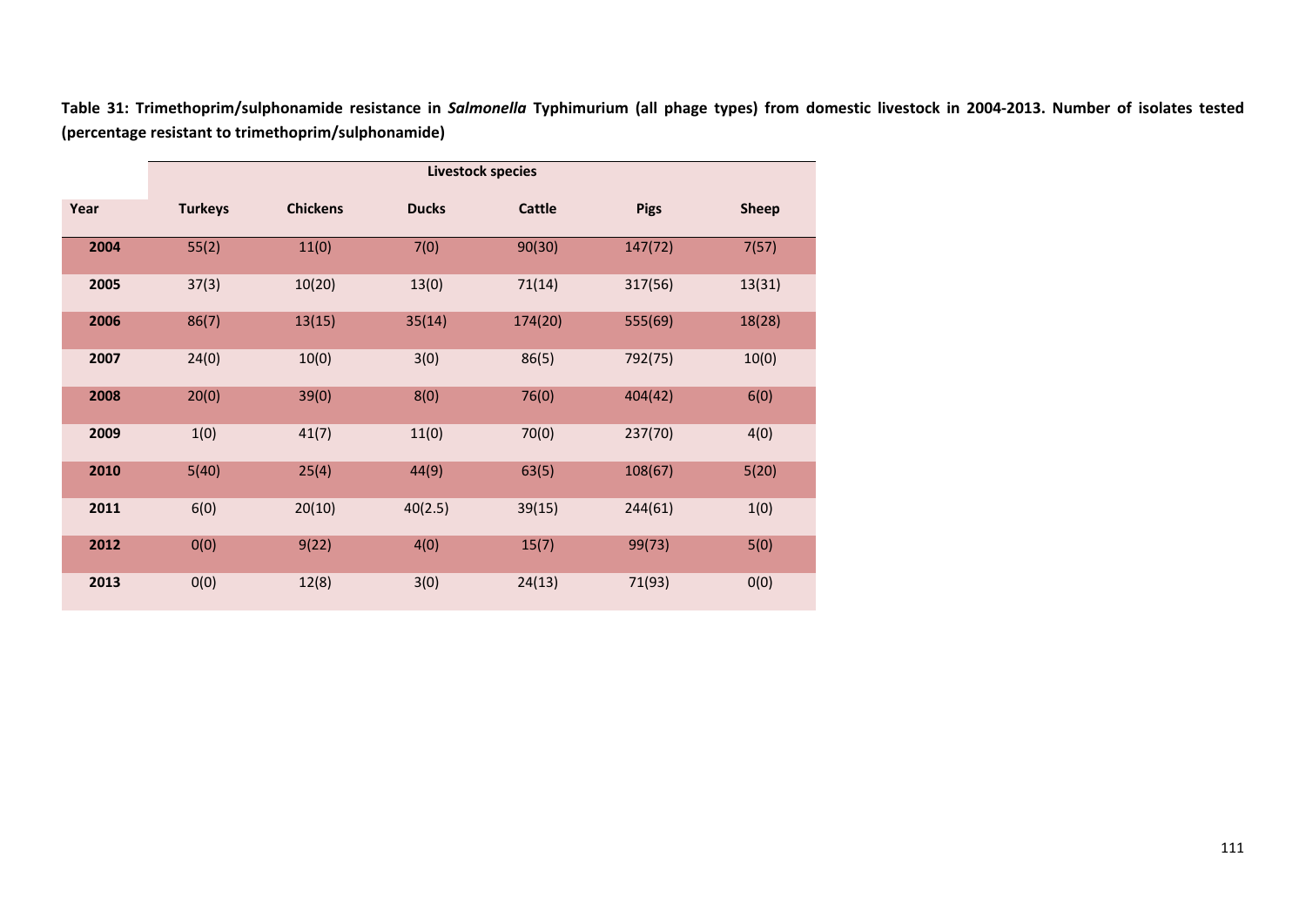**Table 31: Trimethoprim/sulphonamide resistance in *Salmonella* Typhimurium (all phage types) from domestic livestock in 2004-2013. Number of isolates tested (percentage resistant to trimethoprim/sulphonamide)**

| | Livestock species | | | | | |
|---|---|---|---|---|---|---|
| **Year** | **Turkeys** | **Chickens** | **Ducks** | **Cattle** | **Pigs** | **Sheep** |
| **2004** | 55(2) | 11(0) | 7(0) | 90(30) | 147(72) | 7(57) |
| **2005** | 37(3) | 10(20) | 13(0) | 71(14) | 317(56) | 13(31) |
| **2006** | 86(7) | 13(15) | 35(14) | 174(20) | 555(69) | 18(28) |
| **2007** | 24(0) | 10(0) | 3(0) | 86(5) | 792(75) | 10(0) |
| **2008** | 20(0) | 39(0) | 8(0) | 76(0) | 404(42) | 6(0) |
| **2009** | 1(0) | 41(7) | 11(0) | 70(0) | 237(70) | 4(0) |
| **2010** | 5(40) | 25(4) | 44(9) | 63(5) | 108(67) | 5(20) |
| **2011** | 6(0) | 20(10) | 40(2.5) | 39(15) | 244(61) | 1(0) |
| **2012** | 0(0) | 9(22) | 4(0) | 15(7) | 99(73) | 5(0) |
| **2013** | 0(0) | 12(8) | 3(0) | 24(13) | 71(93) | 0(0) |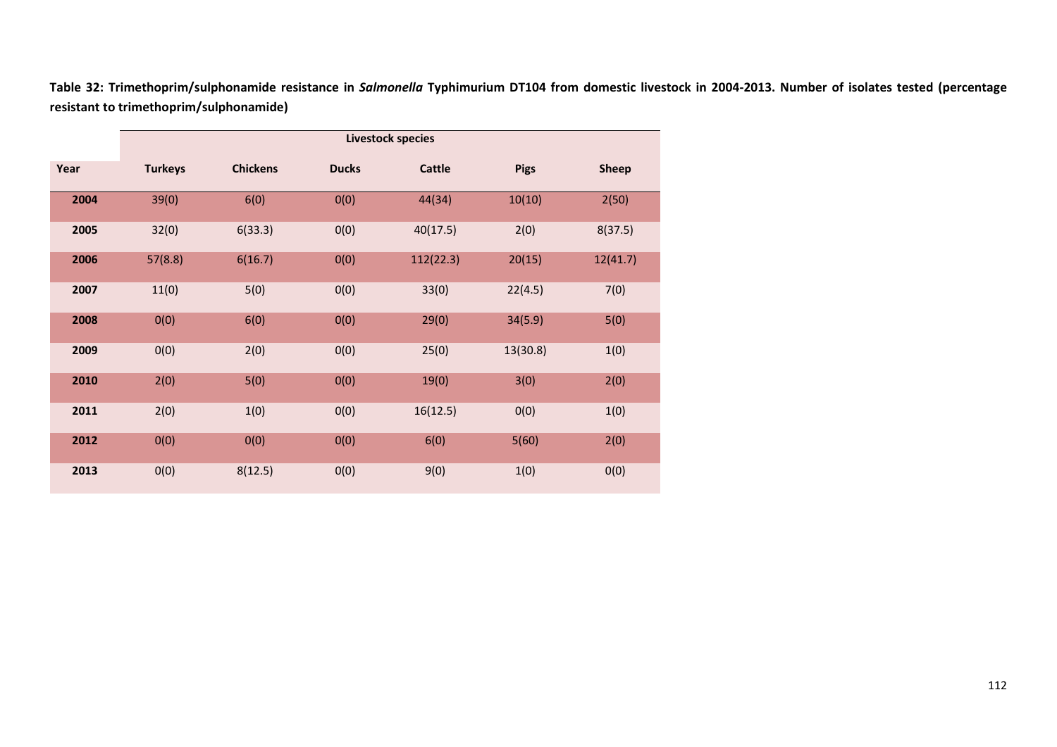**Table 32: Trimethoprim/sulphonamide resistance in *Salmonella* Typhimurium DT104 from domestic livestock in 2004-2013. Number of isolates tested (percentage resistant to trimethoprim/sulphonamide)**

| | Livestock species | | | | | |
|---|---|---|---|---|---|---|
| **Year** | **Turkeys** | **Chickens** | **Ducks** | **Cattle** | **Pigs** | **Sheep** |
| **2004** | 39(0) | 6(0) | 0(0) | 44(34) | 10(10) | 2(50) |
| **2005** | 32(0) | 6(33.3) | 0(0) | 40(17.5) | 2(0) | 8(37.5) |
| **2006** | 57(8.8) | 6(16.7) | 0(0) | 112(22.3) | 20(15) | 12(41.7) |
| **2007** | 11(0) | 5(0) | 0(0) | 33(0) | 22(4.5) | 7(0) |
| **2008** | 0(0) | 6(0) | 0(0) | 29(0) | 34(5.9) | 5(0) |
| **2009** | 0(0) | 2(0) | 0(0) | 25(0) | 13(30.8) | 1(0) |
| **2010** | 2(0) | 5(0) | 0(0) | 19(0) | 3(0) | 2(0) |
| **2011** | 2(0) | 1(0) | 0(0) | 16(12.5) | 0(0) | 1(0) |
| **2012** | 0(0) | 0(0) | 0(0) | 6(0) | 5(60) | 2(0) |
| **2013** | 0(0) | 8(12.5) | 0(0) | 9(0) | 1(0) | 0(0) |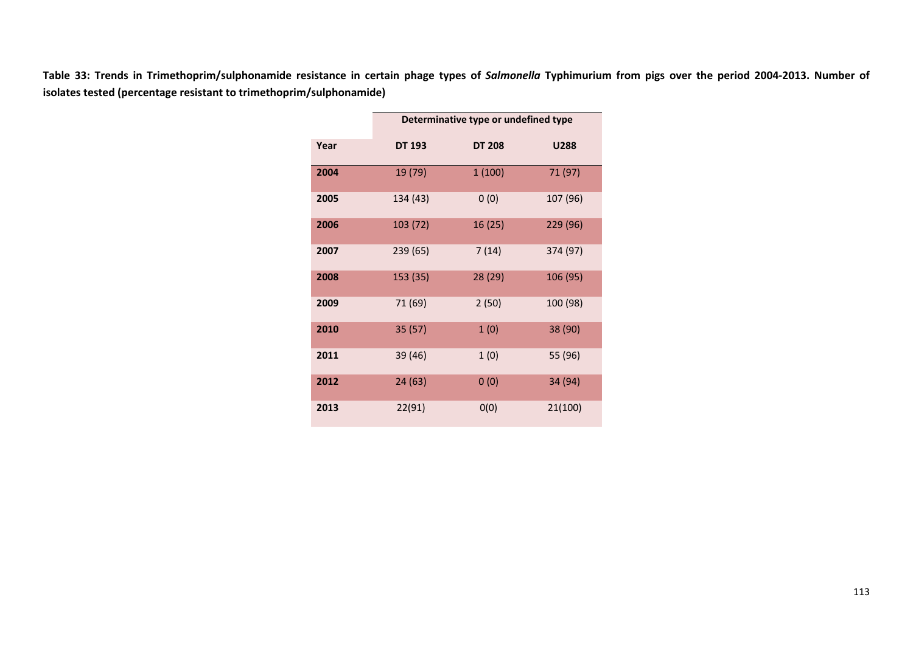**Table 33: Trends in Trimethoprim/sulphonamide resistance in certain phage types of *Salmonella* Typhimurium from pigs over the period 2004-2013. Number of isolates tested (percentage resistant to trimethoprim/sulphonamide)**

| | Determinative type or undefined type | | |
|---|---|---|---|
| **Year** | **DT 193** | **DT 208** | **U288** |
| **2004** | 19 (79) | 1 (100) | 71 (97) |
| **2005** | 134 (43) | 0 (0) | 107 (96) |
| **2006** | 103 (72) | 16 (25) | 229 (96) |
| **2007** | 239 (65) | 7 (14) | 374 (97) |
| **2008** | 153 (35) | 28 (29) | 106 (95) |
| **2009** | 71 (69) | 2 (50) | 100 (98) |
| **2010** | 35 (57) | 1 (0) | 38 (90) |
| **2011** | 39 (46) | 1 (0) | 55 (96) |
| **2012** | 24 (63) | 0 (0) | 34 (94) |
| **2013** | 22(91) | 0(0) | 21(100) |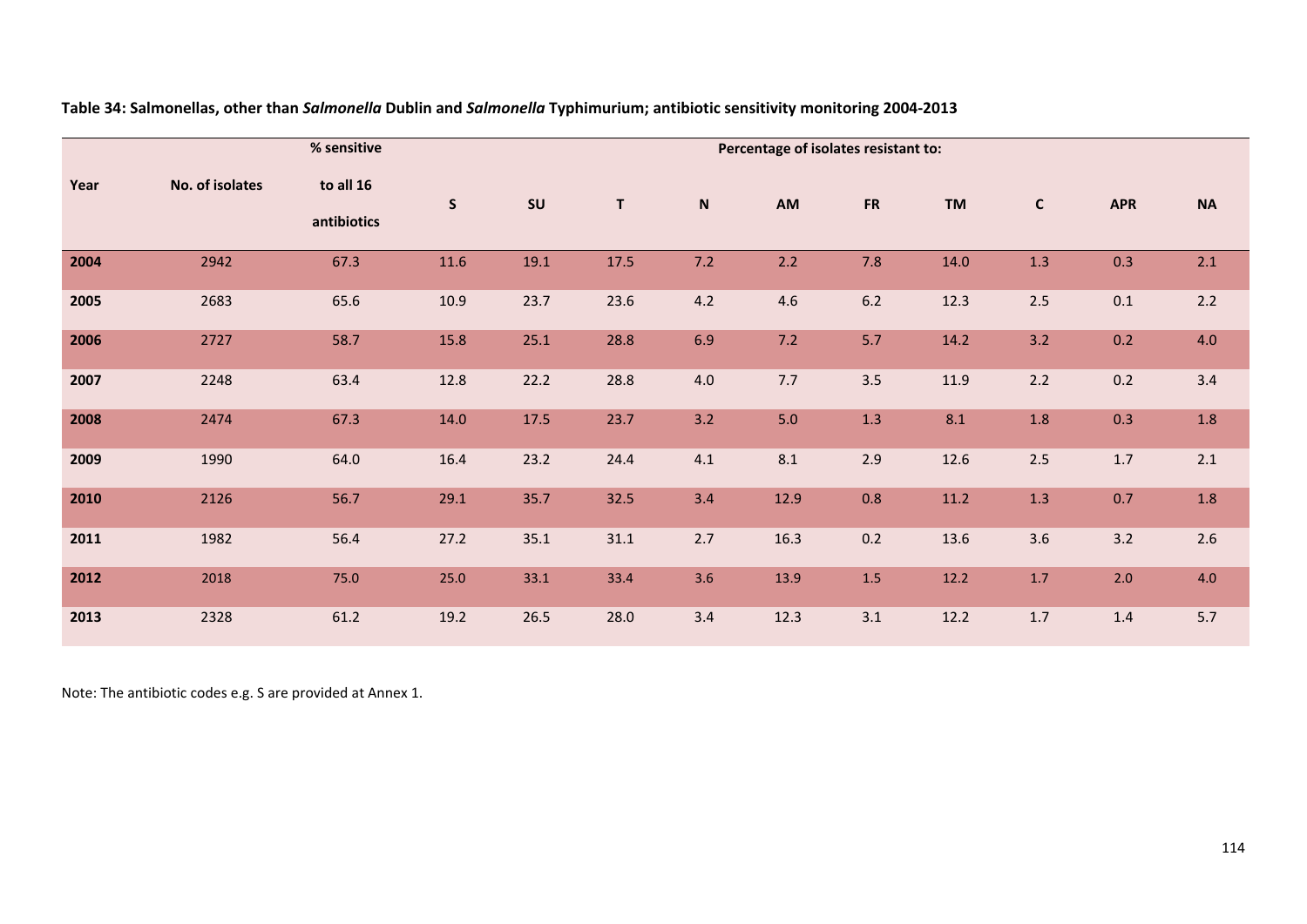**Table 34: Salmonellas, other than *Salmonella* Dublin and *Salmonella* Typhimurium; antibiotic sensitivity monitoring 2004-2013**

| Year | No. of isolates | % sensitive to all 16 antibiotics | Percentage of isolates resistant to: | | | | | | | | | |
|---|---|---|---|---|---|---|---|---|---|---|---|---|
| | | | S | SU | T | N | AM | FR | TM | C | APR | NA |
| **2004** | 2942 | 67.3 | 11.6 | 19.1 | 17.5 | 7.2 | 2.2 | 7.8 | 14.0 | 1.3 | 0.3 | 2.1 |
| **2005** | 2683 | 65.6 | 10.9 | 23.7 | 23.6 | 4.2 | 4.6 | 6.2 | 12.3 | 2.5 | 0.1 | 2.2 |
| **2006** | 2727 | 58.7 | 15.8 | 25.1 | 28.8 | 6.9 | 7.2 | 5.7 | 14.2 | 3.2 | 0.2 | 4.0 |
| **2007** | 2248 | 63.4 | 12.8 | 22.2 | 28.8 | 4.0 | 7.7 | 3.5 | 11.9 | 2.2 | 0.2 | 3.4 |
| **2008** | 2474 | 67.3 | 14.0 | 17.5 | 23.7 | 3.2 | 5.0 | 1.3 | 8.1 | 1.8 | 0.3 | 1.8 |
| **2009** | 1990 | 64.0 | 16.4 | 23.2 | 24.4 | 4.1 | 8.1 | 2.9 | 12.6 | 2.5 | 1.7 | 2.1 |
| **2010** | 2126 | 56.7 | 29.1 | 35.7 | 32.5 | 3.4 | 12.9 | 0.8 | 11.2 | 1.3 | 0.7 | 1.8 |
| **2011** | 1982 | 56.4 | 27.2 | 35.1 | 31.1 | 2.7 | 16.3 | 0.2 | 13.6 | 3.6 | 3.2 | 2.6 |
| **2012** | 2018 | 75.0 | 25.0 | 33.1 | 33.4 | 3.6 | 13.9 | 1.5 | 12.2 | 1.7 | 2.0 | 4.0 |
| **2013** | 2328 | 61.2 | 19.2 | 26.5 | 28.0 | 3.4 | 12.3 | 3.1 | 12.2 | 1.7 | 1.4 | 5.7 |

Note: The antibiotic codes e.g. S are provided at Annex 1.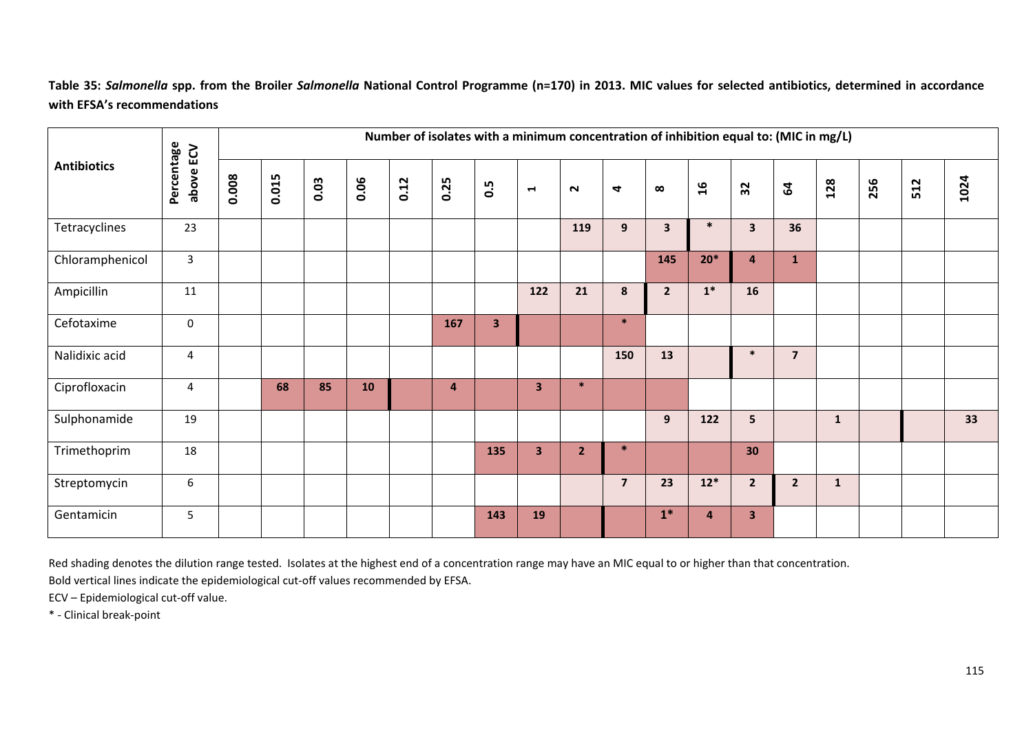**Table 35: *Salmonella* spp. from the Broiler *Salmonella* National Control Programme (n=170) in 2013. MIC values for selected antibiotics, determined in accordance with EFSA's recommendations**

| Antibiotics | Percentage above ECV | Number of isolates with a minimum concentration of inhibition equal to: (MIC in mg/L) | | | | | | | | | | | | | | | | | |
|---|---|---|---|---|---|---|---|---|---|---|---|---|---|---|---|---|---|---|---|
| | | 0.008 | 0.015 | 0.03 | 0.06 | 0.12 | 0.25 | 0.5 | 1 | 2 | 4 | 8 | 16 | 32 | 64 | 128 | 256 | 512 | 1024 |
| Tetracyclines | 23 | | | | | | | | | **119** | **9** | **3** | * | **3** | **36** | | | | |
| Chloramphenicol | 3 | | | | | | | | | | | **145** | **20*** | **4** | **1** | | | | |
| Ampicillin | 11 | | | | | | | | **122** | **21** | **8** | **2** | **1*** | **16** | | | | | |
| Cefotaxime | 0 | | | | | | **167** | **3** | | | * | | | | | | | | |
| Nalidixic acid | 4 | | | | | | | | | | **150** | **13** | | * | **7** | | | | |
| Ciprofloxacin | 4 | | **68** | **85** | **10** | | **4** | | **3** | * | | | | | | | | | |
| Sulphonamide | 19 | | | | | | | | | | | **9** | **122** | **5** | | **1** | | | **33** |
| Trimethoprim | 18 | | | | | | | **135** | **3** | **2** | * | | | **30** | | | | | |
| Streptomycin | 6 | | | | | | | | | | **7** | **23** | **12*** | **2** | **2** | **1** | | | |
| Gentamicin | 5 | | | | | | | **143** | **19** | | | **1*** | **4** | **3** | | | | | |

Red shading denotes the dilution range tested. Isolates at the highest end of a concentration range may have an MIC equal to or higher than that concentration.

Bold vertical lines indicate the epidemiological cut-off values recommended by EFSA.

ECV – Epidemiological cut-off value.

* - Clinical break-point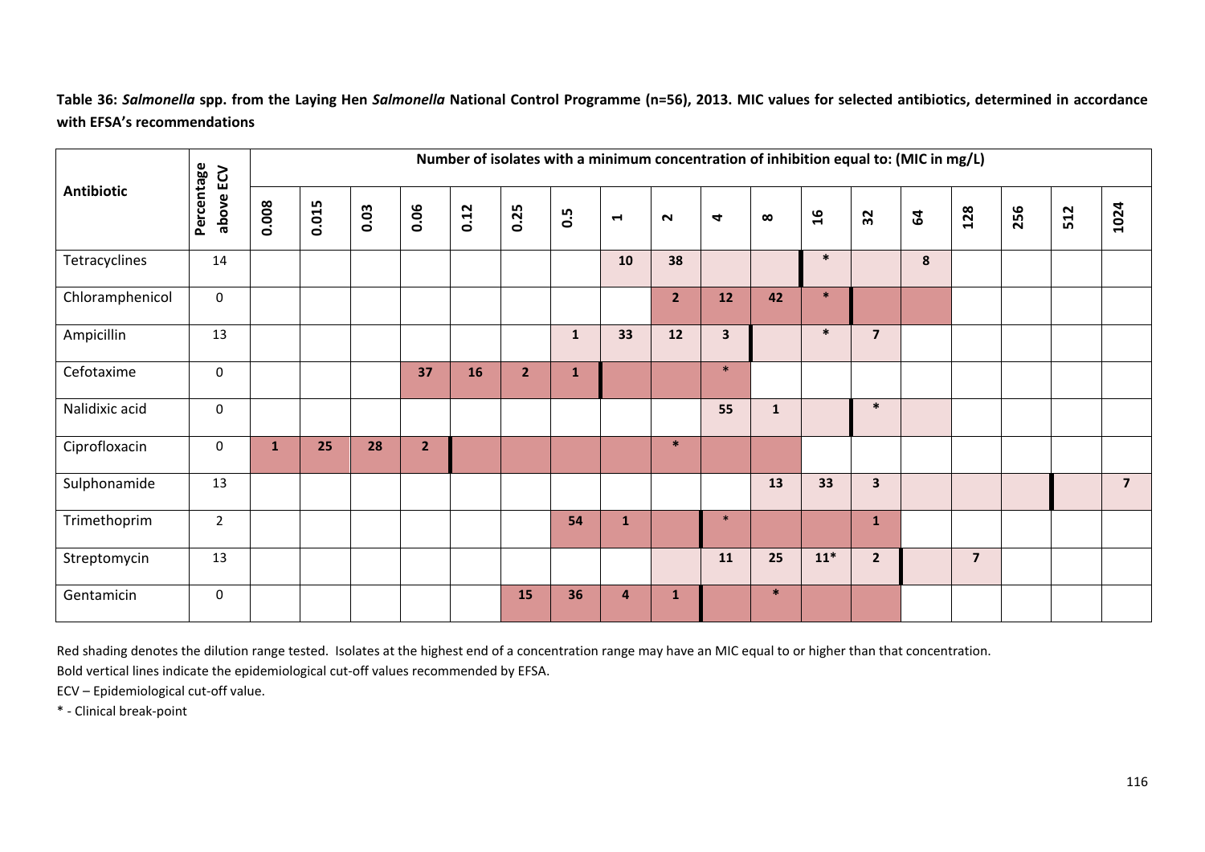**Table 36: *Salmonella* spp. from the Laying Hen *Salmonella* National Control Programme (n=56), 2013. MIC values for selected antibiotics, determined in accordance with EFSA's recommendations**

| Antibiotic | Percentage above ECV | Number of isolates with a minimum concentration of inhibition equal to: (MIC in mg/L) | | | | | | | | | | | | | | | | | |
|---|---|---|---|---|---|---|---|---|---|---|---|---|---|---|---|---|---|---|---|
| | | 0.008 | 0.015 | 0.03 | 0.06 | 0.12 | 0.25 | 0.5 | 1 | 2 | 4 | 8 | 16 | 32 | 64 | 128 | 256 | 512 | 1024 |
| Tetracyclines | 14 | | | | | | | | 10 | 38 | | | * | | 8 | | | | |
| Chloramphenicol | 0 | | | | | | | | | 2 | 12 | 42 | * | | | | | | |
| Ampicillin | 13 | | | | | | | 1 | 33 | 12 | 3 | | * | 7 | | | | | |
| Cefotaxime | 0 | | | | 37 | 16 | 2 | 1 | | | * | | | | | | | | |
| Nalidixic acid | 0 | | | | | | | | | | 55 | 1 | | * | | | | | |
| Ciprofloxacin | 0 | 1 | 25 | 28 | 2 | | | | | * | | | | | | | | | |
| Sulphonamide | 13 | | | | | | | | | | | 13 | 33 | 3 | | | | | 7 |
| Trimethoprim | 2 | | | | | | | 54 | 1 | | * | | | 1 | | | | | |
| Streptomycin | 13 | | | | | | | | | | 11 | 25 | 11* | 2 | | 7 | | | |
| Gentamicin | 0 | | | | | | 15 | 36 | 4 | 1 | | * | | | | | | | |

Red shading denotes the dilution range tested. Isolates at the highest end of a concentration range may have an MIC equal to or higher than that concentration.

Bold vertical lines indicate the epidemiological cut-off values recommended by EFSA.

ECV – Epidemiological cut-off value.

* - Clinical break-point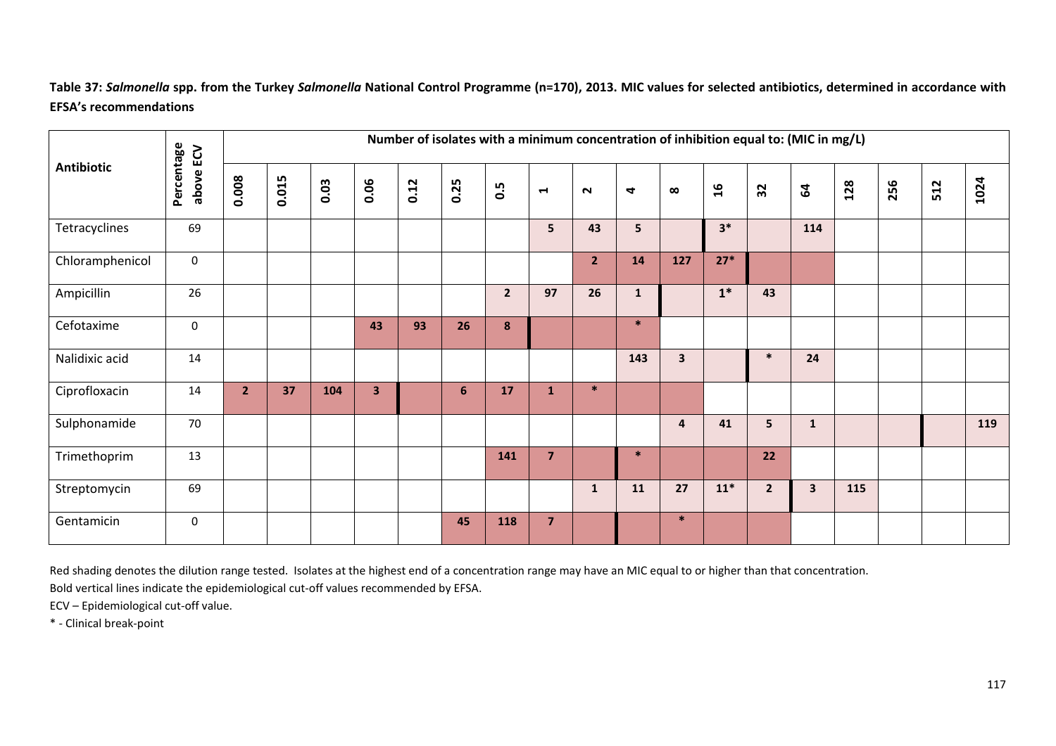**Table 37: *Salmonella* spp. from the Turkey *Salmonella* National Control Programme (n=170), 2013. MIC values for selected antibiotics, determined in accordance with EFSA's recommendations**

| Antibiotic | Percentage above ECV | Number of isolates with a minimum concentration of inhibition equal to: (MIC in mg/L) | | | | | | | | | | | | | | | | | |
|---|---|---|---|---|---|---|---|---|---|---|---|---|---|---|---|---|---|---|---|
| | | 0.008 | 0.015 | 0.03 | 0.06 | 0.12 | 0.25 | 0.5 | 1 | 2 | 4 | 8 | 16 | 32 | 64 | 128 | 256 | 512 | 1024 |
| Tetracyclines | 69 | | | | | | | | 5 | 43 | 5 | | 3* | | 114 | | | | |
| Chloramphenicol | 0 | | | | | | | | | 2 | 14 | 127 | 27* | | | | | | |
| Ampicillin | 26 | | | | | | | 2 | 97 | 26 | 1 | | 1* | 43 | | | | | |
| Cefotaxime | 0 | | | | 43 | 93 | 26 | 8 | | | * | | | | | | | | |
| Nalidixic acid | 14 | | | | | | | | | | 143 | 3 | | * | 24 | | | | |
| Ciprofloxacin | 14 | 2 | 37 | 104 | 3 | | 6 | 17 | 1 | * | | | | | | | | | |
| Sulphonamide | 70 | | | | | | | | | | | 4 | 41 | 5 | 1 | | | | 119 |
| Trimethoprim | 13 | | | | | | | 141 | 7 | | * | | | 22 | | | | | |
| Streptomycin | 69 | | | | | | | | | 1 | 11 | 27 | 11* | 2 | 3 | 115 | | | |
| Gentamicin | 0 | | | | | | 45 | 118 | 7 | | | * | | | | | | | |

Red shading denotes the dilution range tested. Isolates at the highest end of a concentration range may have an MIC equal to or higher than that concentration.

Bold vertical lines indicate the epidemiological cut-off values recommended by EFSA.

ECV – Epidemiological cut-off value.

\* - Clinical break-point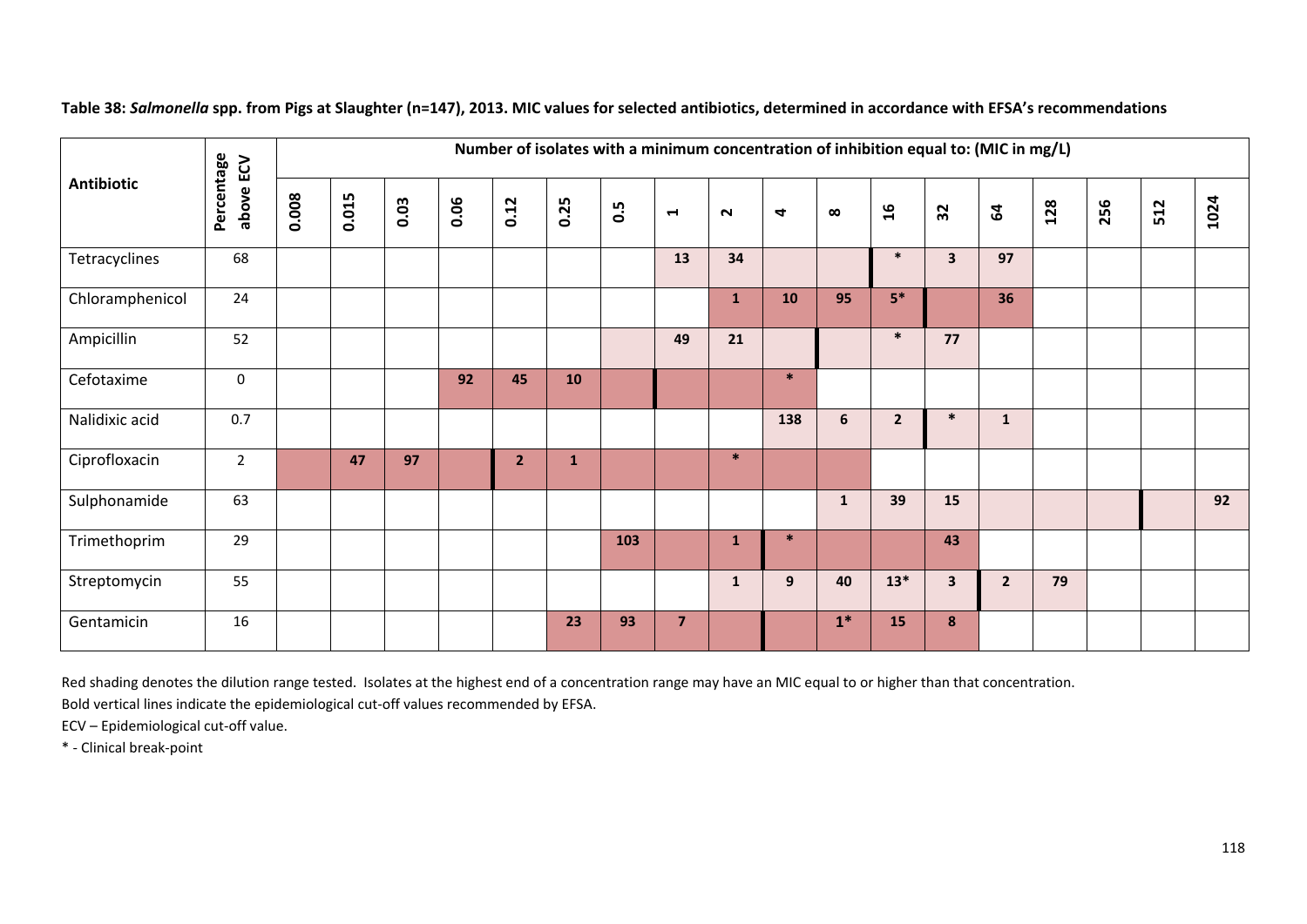**Table 38: *Salmonella* spp. from Pigs at Slaughter (n=147), 2013. MIC values for selected antibiotics, determined in accordance with EFSA's recommendations**

| Antibiotic | Percentage above ECV | Number of isolates with a minimum concentration of inhibition equal to: (MIC in mg/L) | | | | | | | | | | | | | | | | | |
|---|---|---|---|---|---|---|---|---|---|---|---|---|---|---|---|---|---|---|---|
| | | 0.008 | 0.015 | 0.03 | 0.06 | 0.12 | 0.25 | 0.5 | 1 | 2 | 4 | 8 | 16 | 32 | 64 | 128 | 256 | 512 | 1024 |
| Tetracyclines | 68 | | | | | | | | 13 | 34 | | | * | 3 | 97 | | | | |
| Chloramphenicol | 24 | | | | | | | | | 1 | 10 | 95 | 5* | | 36 | | | | |
| Ampicillin | 52 | | | | | | | | 49 | 21 | | | * | 77 | | | | | |
| Cefotaxime | 0 | | | | 92 | 45 | 10 | | | | * | | | | | | | | |
| Nalidixic acid | 0.7 | | | | | | | | | | 138 | 6 | 2 | * | 1 | | | | |
| Ciprofloxacin | 2 | | 47 | 97 | | 2 | 1 | | | * | | | | | | | | | |
| Sulphonamide | 63 | | | | | | | | | | | 1 | 39 | 15 | | | | | 92 |
| Trimethoprim | 29 | | | | | | | 103 | | 1 | * | | | 43 | | | | | |
| Streptomycin | 55 | | | | | | | | | 1 | 9 | 40 | 13* | 3 | 2 | 79 | | | |
| Gentamicin | 16 | | | | | | 23 | 93 | 7 | | | 1* | 15 | 8 | | | | | |

Red shading denotes the dilution range tested. Isolates at the highest end of a concentration range may have an MIC equal to or higher than that concentration.

Bold vertical lines indicate the epidemiological cut-off values recommended by EFSA.

ECV – Epidemiological cut-off value.

* - Clinical break-point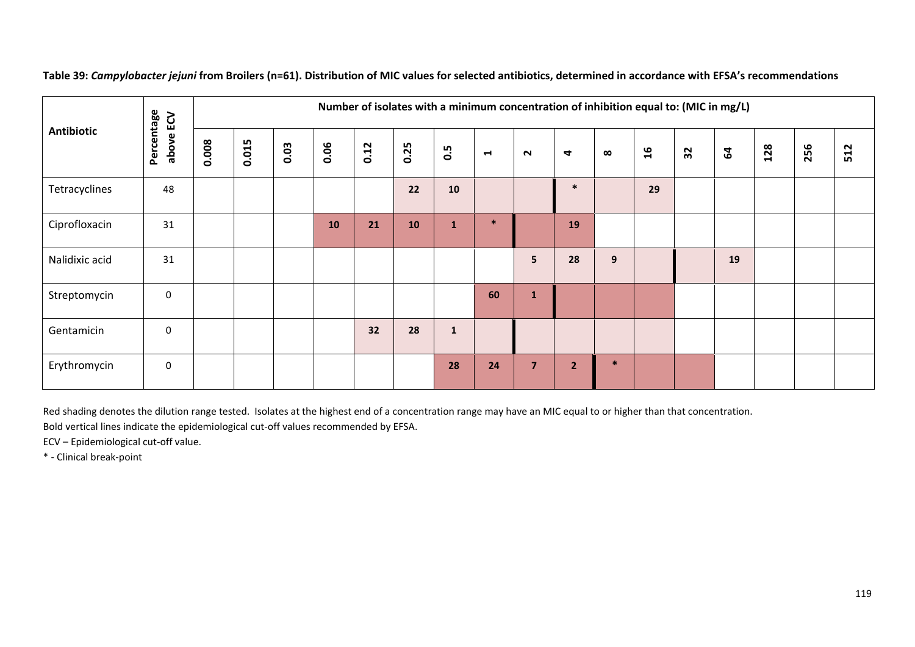**Table 39:** ***Campylobacter jejuni*** **from Broilers (n=61). Distribution of MIC values for selected antibiotics, determined in accordance with EFSA's recommendations**

| Antibiotic | Percentage above ECV | Number of isolates with a minimum concentration of inhibition equal to: (MIC in mg/L) | | | | | | | | | | | | | | | | |
|---|---|---|---|---|---|---|---|---|---|---|---|---|---|---|---|---|---|---|
| | | 0.008 | 0.015 | 0.03 | 0.06 | 0.12 | 0.25 | 0.5 | 1 | 2 | 4 | 8 | 16 | 32 | 64 | 128 | 256 | 512 |
| Tetracyclines | 48 | | | | | | 22 | 10 | | | * | | 29 | | | | | |
| Ciprofloxacin | 31 | | | | 10 | 21 | 10 | 1 | * | | 19 | | | | | | | |
| Nalidixic acid | 31 | | | | | | | | | 5 | 28 | 9 | | | 19 | | | |
| Streptomycin | 0 | | | | | | | | 60 | 1 | | | | | | | | |
| Gentamicin | 0 | | | | | 32 | 28 | 1 | | | | | | | | | | |
| Erythromycin | 0 | | | | | | | 28 | 24 | 7 | 2 | * | | | | | | |

Red shading denotes the dilution range tested. Isolates at the highest end of a concentration range may have an MIC equal to or higher than that concentration.

Bold vertical lines indicate the epidemiological cut-off values recommended by EFSA.

ECV – Epidemiological cut-off value.

* - Clinical break-point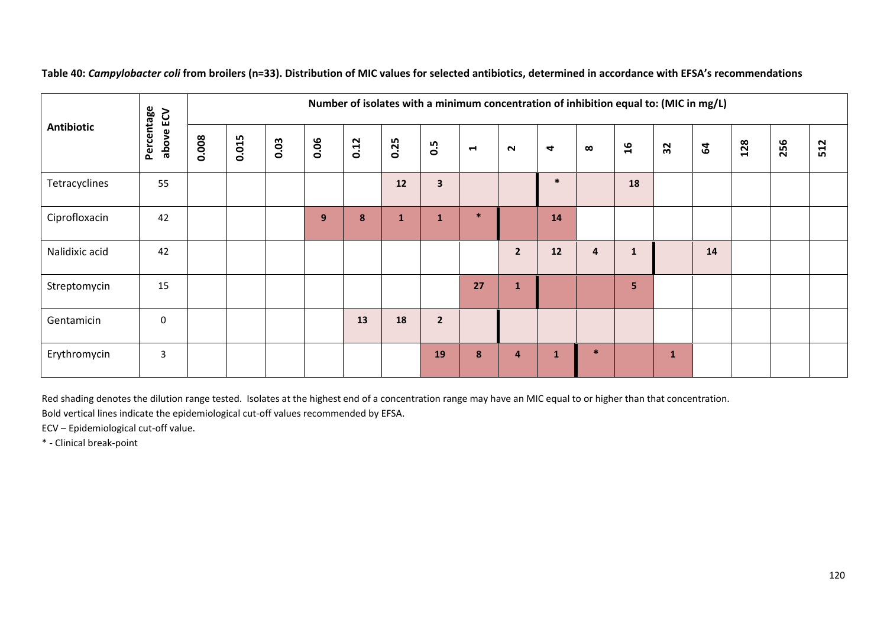**Table 40:** ***Campylobacter coli*** **from broilers (n=33). Distribution of MIC values for selected antibiotics, determined in accordance with EFSA's recommendations**

| Antibiotic | Percentage above ECV | Number of isolates with a minimum concentration of inhibition equal to: (MIC in mg/L) | | | | | | | | | | | | | | | | |
|---|---|---|---|---|---|---|---|---|---|---|---|---|---|---|---|---|---|---|
| | | 0.008 | 0.015 | 0.03 | 0.06 | 0.12 | 0.25 | 0.5 | 1 | 2 | 4 | 8 | 16 | 32 | 64 | 128 | 256 | 512 |
| Tetracyclines | 55 | | | | | | 12 | 3 | | | * | | 18 | | | | | |
| Ciprofloxacin | 42 | | | | 9 | 8 | 1 | 1 | * | | 14 | | | | | | | |
| Nalidixic acid | 42 | | | | | | | | | 2 | 12 | 4 | 1 | | 14 | | | |
| Streptomycin | 15 | | | | | | | | 27 | 1 | | | 5 | | | | | |
| Gentamicin | 0 | | | | | 13 | 18 | 2 | | | | | | | | | | |
| Erythromycin | 3 | | | | | | | 19 | 8 | 4 | 1 | * | | 1 | | | | |

Red shading denotes the dilution range tested. Isolates at the highest end of a concentration range may have an MIC equal to or higher than that concentration.

Bold vertical lines indicate the epidemiological cut-off values recommended by EFSA.

ECV – Epidemiological cut-off value.

* - Clinical break-point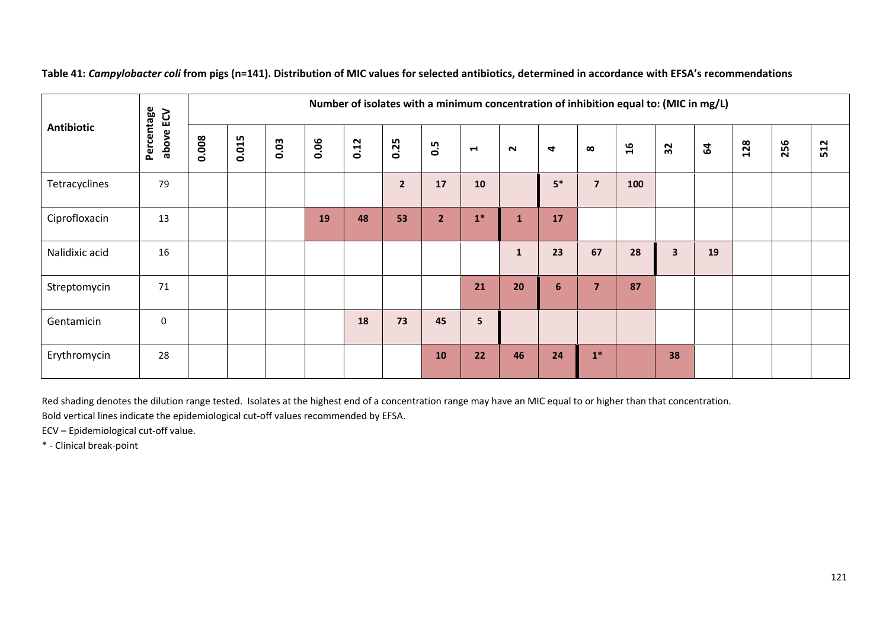**Table 41:** ***Campylobacter coli*** **from pigs (n=141). Distribution of MIC values for selected antibiotics, determined in accordance with EFSA's recommendations**

| Antibiotic | Percentage above ECV | Number of isolates with a minimum concentration of inhibition equal to: (MIC in mg/L) | | | | | | | | | | | | | | | | |
|---|---|---|---|---|---|---|---|---|---|---|---|---|---|---|---|---|---|---|
| | | 0.008 | 0.015 | 0.03 | 0.06 | 0.12 | 0.25 | 0.5 | 1 | 2 | 4 | 8 | 16 | 32 | 64 | 128 | 256 | 512 |
| Tetracyclines | 79 | | | | | | 2 | 17 | 10 | | 5* | 7 | 100 | | | | | |
| Ciprofloxacin | 13 | | | | 19 | 48 | 53 | 2 | 1* | 1 | 17 | | | | | | | |
| Nalidixic acid | 16 | | | | | | | | | 1 | 23 | 67 | 28 | 3 | 19 | | | |
| Streptomycin | 71 | | | | | | | | 21 | 20 | 6 | 7 | 87 | | | | | |
| Gentamicin | 0 | | | | | 18 | 73 | 45 | 5 | | | | | | | | | |
| Erythromycin | 28 | | | | | | | 10 | 22 | 46 | 24 | 1* | | 38 | | | | |

Red shading denotes the dilution range tested. Isolates at the highest end of a concentration range may have an MIC equal to or higher than that concentration.

Bold vertical lines indicate the epidemiological cut-off values recommended by EFSA.

ECV – Epidemiological cut-off value.

* - Clinical break-point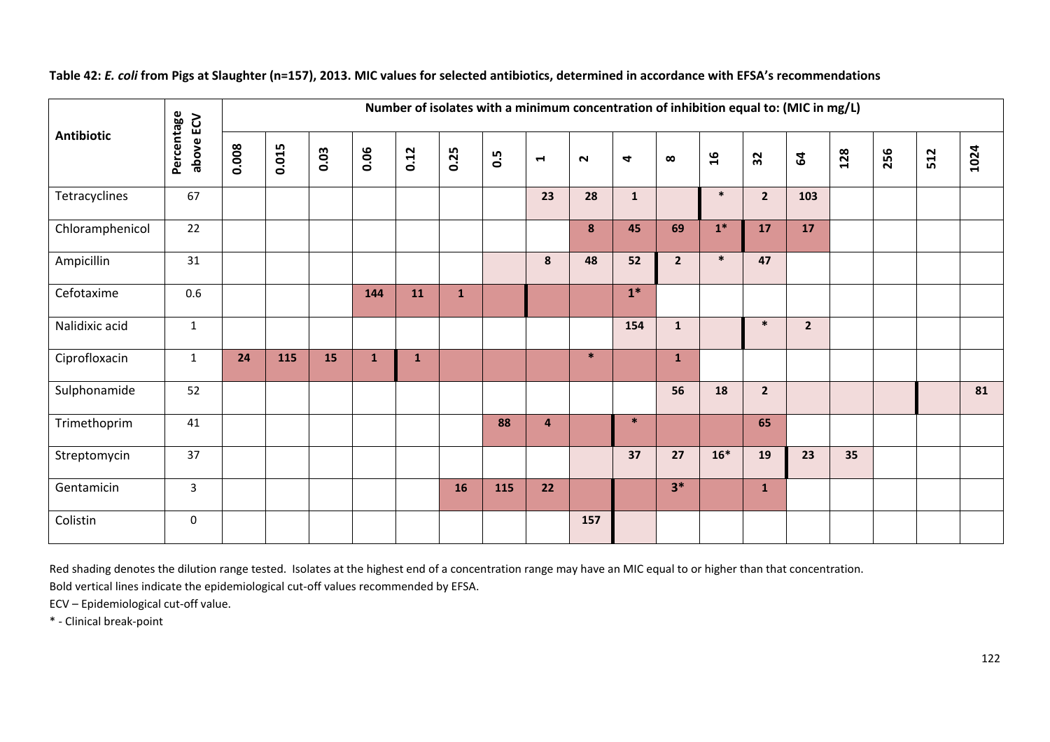**Table 42: *E. coli* from Pigs at Slaughter (n=157), 2013. MIC values for selected antibiotics, determined in accordance with EFSA's recommendations**

| Antibiotic | Percentage above ECV | Number of isolates with a minimum concentration of inhibition equal to: (MIC in mg/L) | | | | | | | | | | | | | | | | | |
|---|---|---|---|---|---|---|---|---|---|---|---|---|---|---|---|---|---|---|---|
| | | 0.008 | 0.015 | 0.03 | 0.06 | 0.12 | 0.25 | 0.5 | 1 | 2 | 4 | 8 | 16 | 32 | 64 | 128 | 256 | 512 | 1024 |
| Tetracyclines | 67 | | | | | | | | 23 | 28 | 1 | | * | 2 | 103 | | | | |
| Chloramphenicol | 22 | | | | | | | | | 8 | 45 | 69 | 1* | 17 | 17 | | | | |
| Ampicillin | 31 | | | | | | | | 8 | 48 | 52 | 2 | * | 47 | | | | | |
| Cefotaxime | 0.6 | | | | 144 | 11 | 1 | | | | 1* | | | | | | | | |
| Nalidixic acid | 1 | | | | | | | | | | 154 | 1 | | * | 2 | | | | |
| Ciprofloxacin | 1 | 24 | 115 | 15 | 1 | 1 | | | | * | | 1 | | | | | | | |
| Sulphonamide | 52 | | | | | | | | | | | 56 | 18 | 2 | | | | | 81 |
| Trimethoprim | 41 | | | | | | | 88 | 4 | | * | | | 65 | | | | | |
| Streptomycin | 37 | | | | | | | | | | 37 | 27 | 16* | 19 | 23 | 35 | | | |
| Gentamicin | 3 | | | | | | 16 | 115 | 22 | | | 3* | | 1 | | | | | |
| Colistin | 0 | | | | | | | | | 157 | | | | | | | | | |

Red shading denotes the dilution range tested. Isolates at the highest end of a concentration range may have an MIC equal to or higher than that concentration.

Bold vertical lines indicate the epidemiological cut-off values recommended by EFSA.

ECV – Epidemiological cut-off value.

* - Clinical break-point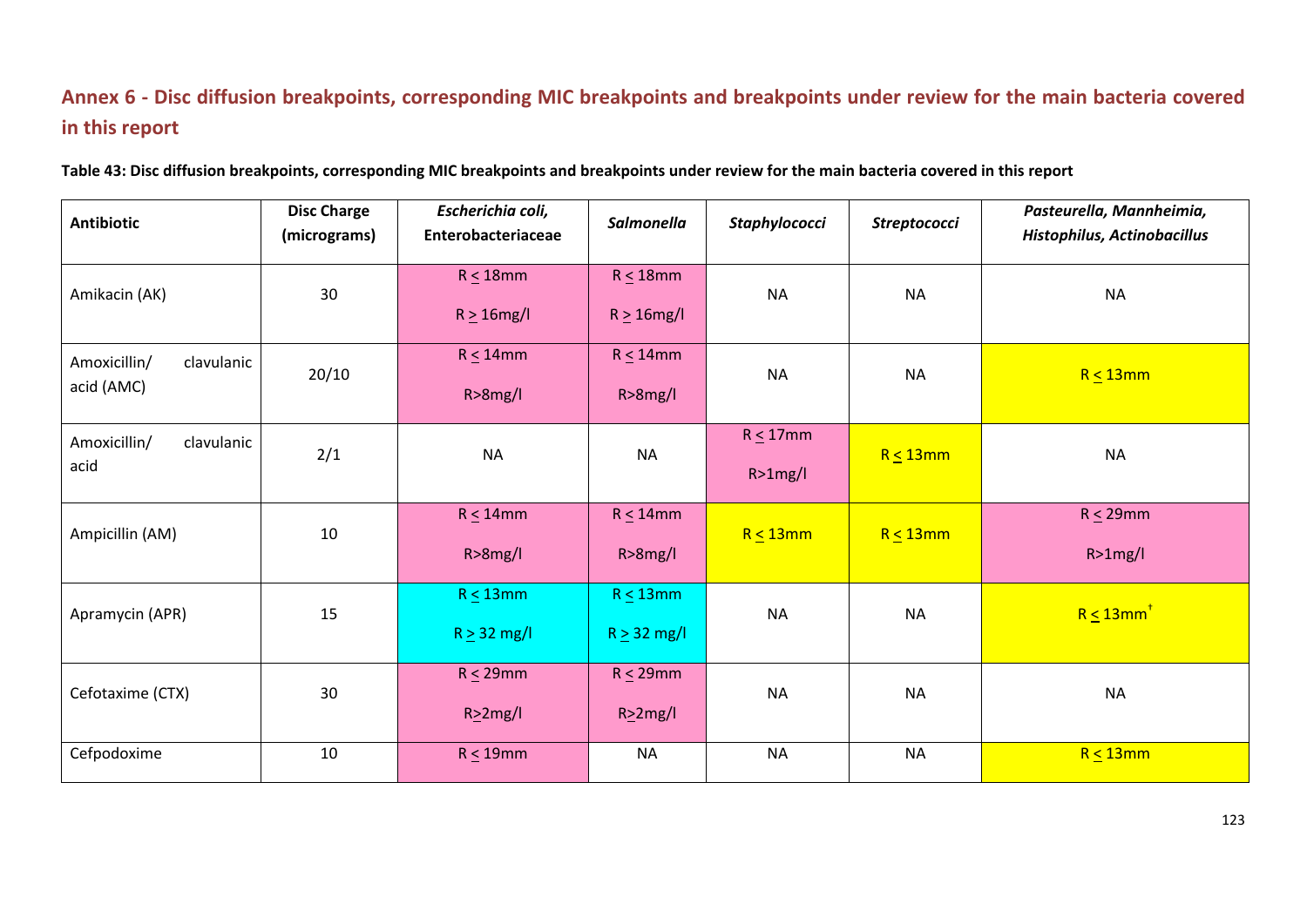## Annex 6 - Disc diffusion breakpoints, corresponding MIC breakpoints and breakpoints under review for the main bacteria covered in this report

**Table 43: Disc diffusion breakpoints, corresponding MIC breakpoints and breakpoints under review for the main bacteria covered in this report**

| Antibiotic | Disc Charge (micrograms) | *Escherichia coli,* Enterobacteriaceae | *Salmonella* | *Staphylococci* | *Streptococci* | *Pasteurella, Mannheimia, Histophilus, Actinobacillus* |
|---|---|---|---|---|---|---|
| Amikacin (AK) | 30 | R ≤ 18mm<br>R ≥ 16mg/l | R ≤ 18mm<br>R ≥ 16mg/l | NA | NA | NA |
| Amoxicillin/ clavulanic acid (AMC) | 20/10 | R ≤ 14mm<br>R>8mg/l | R ≤ 14mm<br>R>8mg/l | NA | NA | R ≤ 13mm |
| Amoxicillin/ clavulanic acid | 2/1 | NA | NA | R ≤ 17mm<br>R>1mg/l | R ≤ 13mm | NA |
| Ampicillin (AM) | 10 | R ≤ 14mm<br>R>8mg/l | R ≤ 14mm<br>R>8mg/l | R ≤ 13mm | R ≤ 13mm | R ≤ 29mm<br>R>1mg/l |
| Apramycin (APR) | 15 | R ≤ 13mm<br>R ≥ 32 mg/l | R ≤ 13mm<br>R ≥ 32 mg/l | NA | NA | R ≤ 13mm[†] |
| Cefotaxime (CTX) | 30 | R ≤ 29mm<br>R≥2mg/l | R ≤ 29mm<br>R≥2mg/l | NA | NA | NA |
| Cefpodoxime | 10 | R ≤ 19mm | NA | NA | NA | R ≤ 13mm |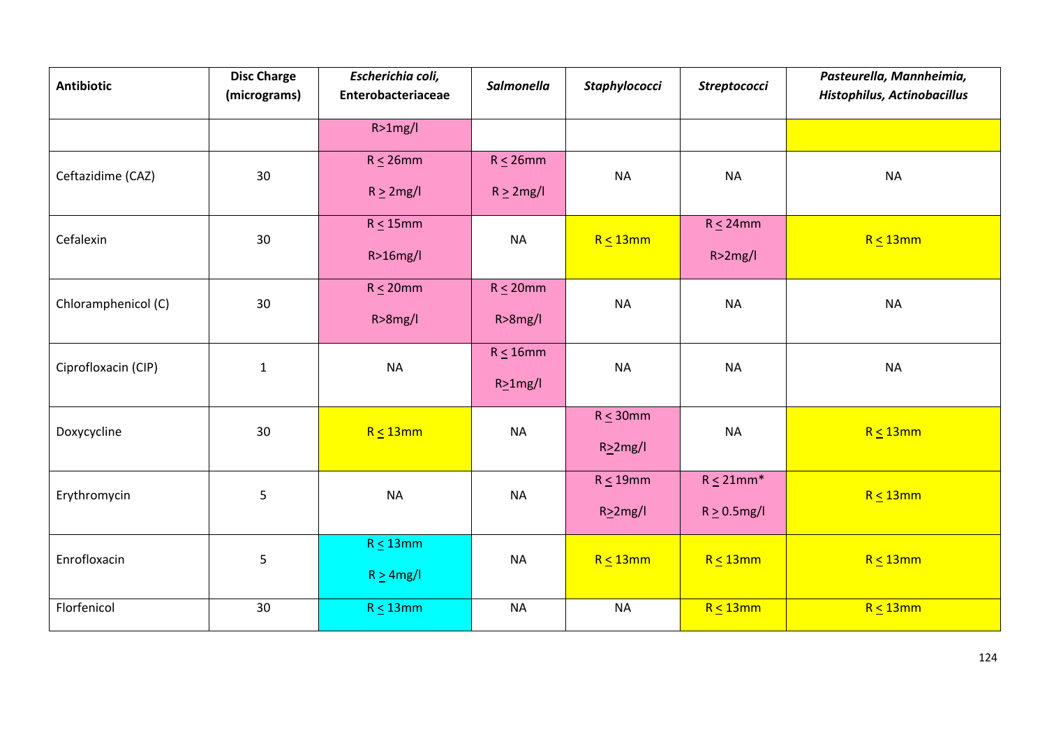| Antibiotic | Disc Charge (micrograms) | *Escherichia coli,* Enterobacteriaceae | *Salmonella* | *Staphylococci* | *Streptococci* | *Pasteurella, Mannheimia, Histophilus, Actinobacillus* |
|---|---|---|---|---|---|---|
| | | R>1mg/l | | | | |
| Ceftazidime (CAZ) | 30 | R ≤ 26mm<br>R ≥ 2mg/l | R ≤ 26mm<br>R ≥ 2mg/l | NA | NA | NA |
| Cefalexin | 30 | R ≤ 15mm<br>R>16mg/l | NA | R ≤ 13mm | R ≤ 24mm<br>R>2mg/l | R ≤ 13mm |
| Chloramphenicol (C) | 30 | R ≤ 20mm<br>R>8mg/l | R ≤ 20mm<br>R>8mg/l | NA | NA | NA |
| Ciprofloxacin (CIP) | 1 | NA | R ≤ 16mm<br>R≥1mg/l | NA | NA | NA |
| Doxycycline | 30 | R ≤ 13mm | NA | R ≤ 30mm<br>R≥2mg/l | NA | R ≤ 13mm |
| Erythromycin | 5 | NA | NA | R ≤ 19mm<br>R≥2mg/l | R ≤ 21mm*<br>R ≥ 0.5mg/l | R ≤ 13mm |
| Enrofloxacin | 5 | R ≤ 13mm<br>R ≥ 4mg/l | NA | R ≤ 13mm | R ≤ 13mm | R ≤ 13mm |
| Florfenicol | 30 | R ≤ 13mm | NA | NA | R ≤ 13mm | R ≤ 13mm |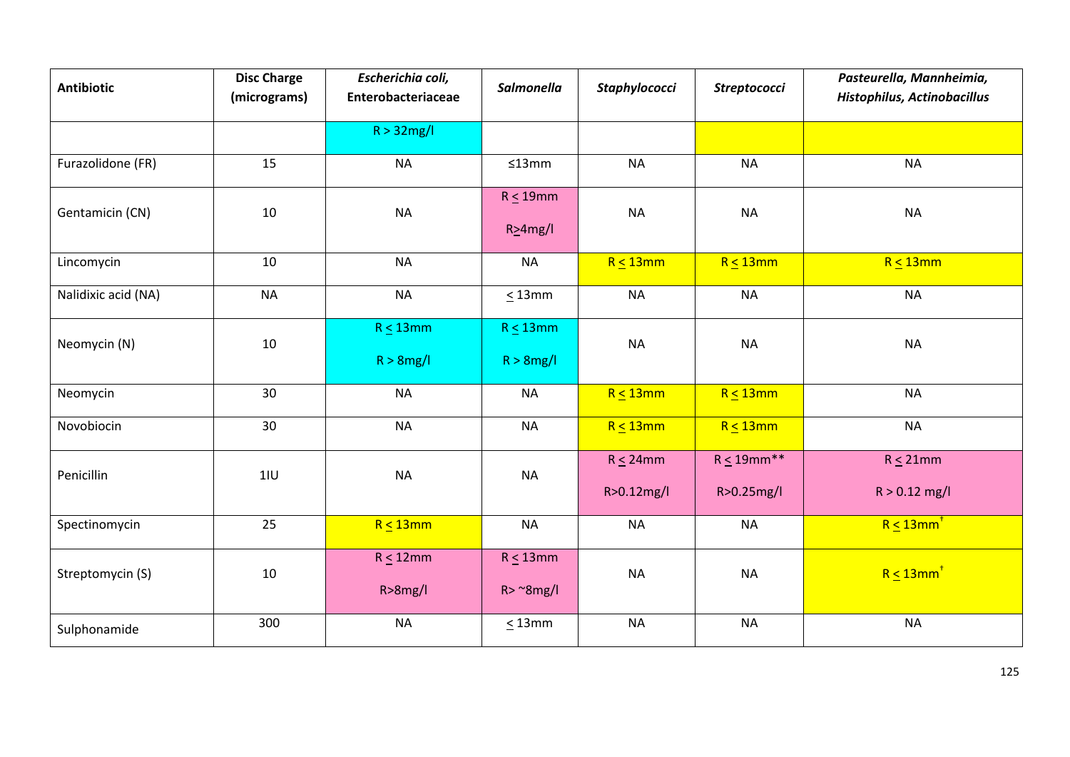| Antibiotic | Disc Charge (micrograms) | *Escherichia coli*, Enterobacteriaceae | *Salmonella* | *Staphylococci* | *Streptococci* | *Pasteurella, Mannheimia, Histophilus, Actinobacillus* |
|---|---|---|---|---|---|---|
| | | R > 32mg/l | | | | |
| Furazolidone (FR) | 15 | NA | ≤13mm | NA | NA | NA |
| Gentamicin (CN) | 10 | NA | R ≤ 19mm R≥4mg/l | NA | NA | NA |
| Lincomycin | 10 | NA | NA | R ≤ 13mm | R ≤ 13mm | R ≤ 13mm |
| Nalidixic acid (NA) | NA | NA | ≤ 13mm | NA | NA | NA |
| Neomycin (N) | 10 | R ≤ 13mm R > 8mg/l | R ≤ 13mm R > 8mg/l | NA | NA | NA |
| Neomycin | 30 | NA | NA | R ≤ 13mm | R ≤ 13mm | NA |
| Novobiocin | 30 | NA | NA | R ≤ 13mm | R ≤ 13mm | NA |
| Penicillin | 1IU | NA | NA | R ≤ 24mm R>0.12mg/l | R ≤ 19mm** R>0.25mg/l | R ≤ 21mm R > 0.12 mg/l |
| Spectinomycin | 25 | R ≤ 13mm | NA | NA | NA | R ≤ 13mm[†] |
| Streptomycin (S) | 10 | R ≤ 12mm R>8mg/l | R ≤ 13mm R> ~8mg/l | NA | NA | R ≤ 13mm[†] |
| Sulphonamide | 300 | NA | ≤ 13mm | NA | NA | NA |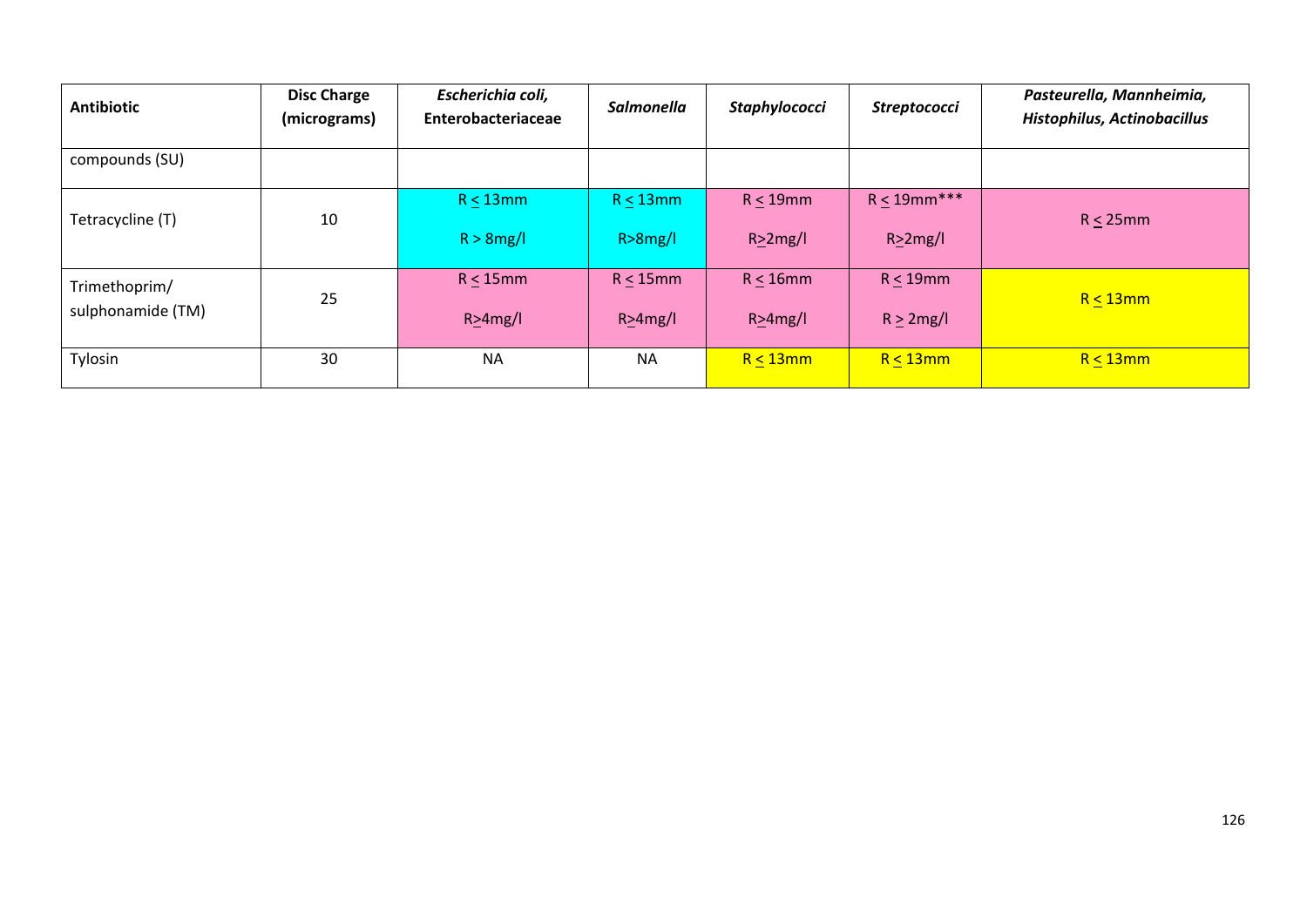| Antibiotic | Disc Charge (micrograms) | *Escherichia coli*, Enterobacteriaceae | *Salmonella* | *Staphylococci* | *Streptococci* | *Pasteurella, Mannheimia, Histophilus, Actinobacillus* |
|---|---|---|---|---|---|---|
| compounds (SU) | | | | | | |
| Tetracycline (T) | 10 | R ≤ 13mm<br>R > 8mg/l | R ≤ 13mm<br>R>8mg/l | R ≤ 19mm<br>R≥2mg/l | R ≤ 19mm***<br>R≥2mg/l | R ≤ 25mm |
| Trimethoprim/ sulphonamide (TM) | 25 | R ≤ 15mm<br>R≥4mg/l | R ≤ 15mm<br>R≥4mg/l | R ≤ 16mm<br>R≥4mg/l | R ≤ 19mm<br>R ≥ 2mg/l | R ≤ 13mm |
| Tylosin | 30 | NA | NA | R ≤ 13mm | R ≤ 13mm | R ≤ 13mm |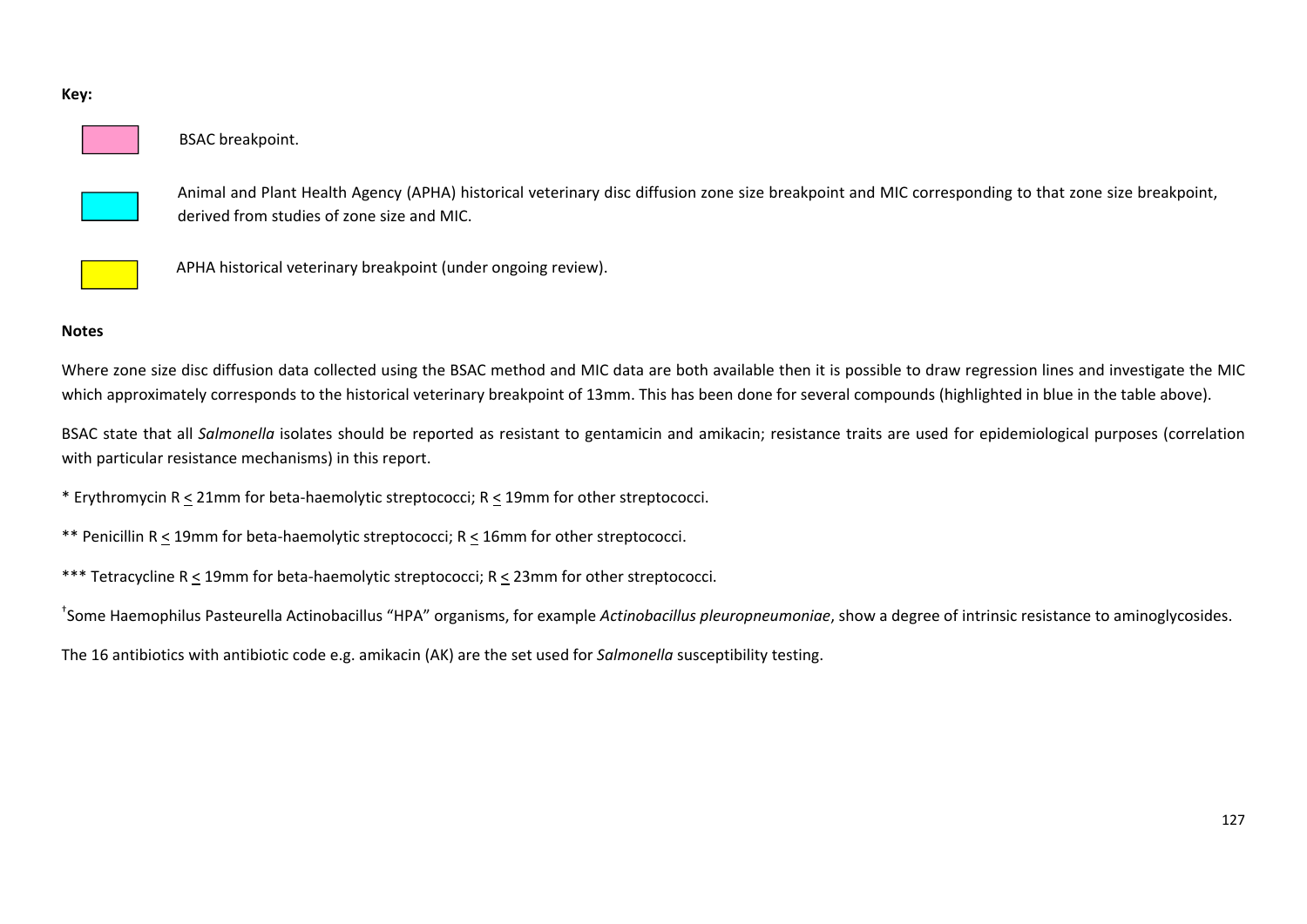**Key:**

BSAC breakpoint.

Animal and Plant Health Agency (APHA) historical veterinary disc diffusion zone size breakpoint and MIC corresponding to that zone size breakpoint, derived from studies of zone size and MIC.

APHA historical veterinary breakpoint (under ongoing review).

**Notes**

Where zone size disc diffusion data collected using the BSAC method and MIC data are both available then it is possible to draw regression lines and investigate the MIC which approximately corresponds to the historical veterinary breakpoint of 13mm. This has been done for several compounds (highlighted in blue in the table above).

BSAC state that all *Salmonella* isolates should be reported as resistant to gentamicin and amikacin; resistance traits are used for epidemiological purposes (correlation with particular resistance mechanisms) in this report.

\* Erythromycin R ≤ 21mm for beta-haemolytic streptococci; R ≤ 19mm for other streptococci.

\** Penicillin R ≤ 19mm for beta-haemolytic streptococci; R ≤ 16mm for other streptococci.

\*** Tetracycline R ≤ 19mm for beta-haemolytic streptococci; R ≤ 23mm for other streptococci.

†Some Haemophilus Pasteurella Actinobacillus "HPA" organisms, for example *Actinobacillus pleuropneumoniae*, show a degree of intrinsic resistance to aminoglycosides.

The 16 antibiotics with antibiotic code e.g. amikacin (AK) are the set used for *Salmonella* susceptibility testing.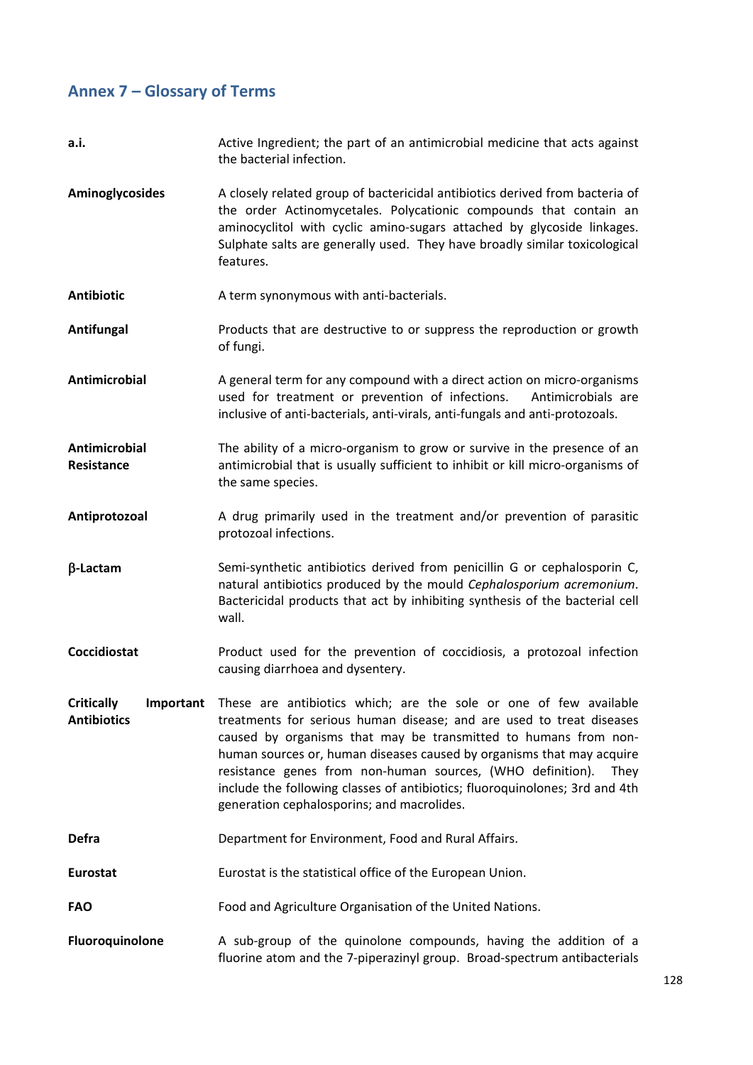## Annex 7 – Glossary of Terms

**a.i.** Active Ingredient; the part of an antimicrobial medicine that acts against the bacterial infection.

**Aminoglycosides** A closely related group of bactericidal antibiotics derived from bacteria of the order Actinomycetales. Polycationic compounds that contain an aminocyclitol with cyclic amino-sugars attached by glycoside linkages. Sulphate salts are generally used. They have broadly similar toxicological features.

**Antibiotic** A term synonymous with anti-bacterials.

**Antifungal** Products that are destructive to or suppress the reproduction or growth of fungi.

**Antimicrobial** A general term for any compound with a direct action on micro-organisms used for treatment or prevention of infections. Antimicrobials are inclusive of anti-bacterials, anti-virals, anti-fungals and anti-protozoals.

**Antimicrobial Resistance** The ability of a micro-organism to grow or survive in the presence of an antimicrobial that is usually sufficient to inhibit or kill micro-organisms of the same species.

**Antiprotozoal** A drug primarily used in the treatment and/or prevention of parasitic protozoal infections.

**β-Lactam** Semi-synthetic antibiotics derived from penicillin G or cephalosporin C, natural antibiotics produced by the mould *Cephalosporium acremonium*. Bactericidal products that act by inhibiting synthesis of the bacterial cell wall.

**Coccidiostat** Product used for the prevention of coccidiosis, a protozoal infection causing diarrhoea and dysentery.

**Critically Important Antibiotics** These are antibiotics which; are the sole or one of few available treatments for serious human disease; and are used to treat diseases caused by organisms that may be transmitted to humans from non-human sources or, human diseases caused by organisms that may acquire resistance genes from non-human sources, (WHO definition). They include the following classes of antibiotics; fluoroquinolones; 3rd and 4th generation cephalosporins; and macrolides.

**Defra** Department for Environment, Food and Rural Affairs.

**Eurostat** Eurostat is the statistical office of the European Union.

**FAO** Food and Agriculture Organisation of the United Nations.

**Fluoroquinolone** A sub-group of the quinolone compounds, having the addition of a fluorine atom and the 7-piperazinyl group. Broad-spectrum antibacterials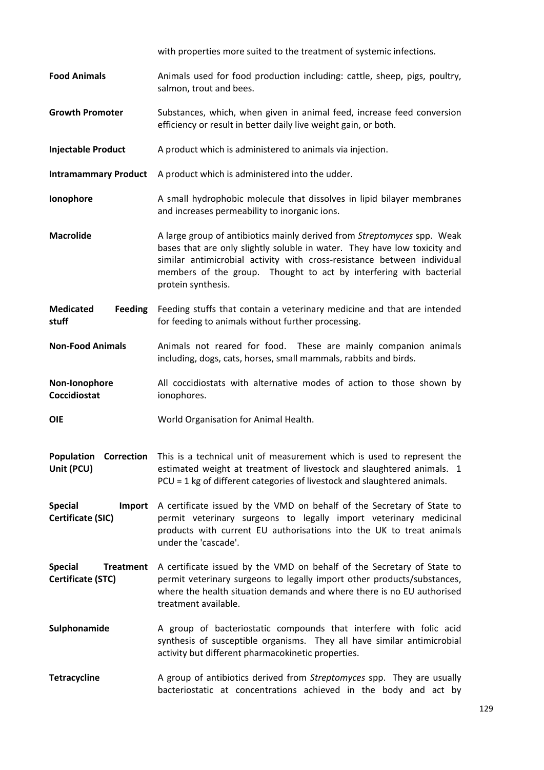with properties more suited to the treatment of systemic infections.

**Food Animals** Animals used for food production including: cattle, sheep, pigs, poultry, salmon, trout and bees.

**Growth Promoter** Substances, which, when given in animal feed, increase feed conversion efficiency or result in better daily live weight gain, or both.

**Injectable Product** A product which is administered to animals via injection.

**Intramammary Product** A product which is administered into the udder.

**Ionophore** A small hydrophobic molecule that dissolves in lipid bilayer membranes and increases permeability to inorganic ions.

**Macrolide** A large group of antibiotics mainly derived from *Streptomyces* spp. Weak bases that are only slightly soluble in water. They have low toxicity and similar antimicrobial activity with cross-resistance between individual members of the group. Thought to act by interfering with bacterial protein synthesis.

**Medicated Feeding stuff** Feeding stuffs that contain a veterinary medicine and that are intended for feeding to animals without further processing.

**Non-Food Animals** Animals not reared for food. These are mainly companion animals including, dogs, cats, horses, small mammals, rabbits and birds.

**Non-Ionophore Coccidiostat** All coccidiostats with alternative modes of action to those shown by ionophores.

**OIE** World Organisation for Animal Health.

**Population Correction Unit (PCU)** This is a technical unit of measurement which is used to represent the estimated weight at treatment of livestock and slaughtered animals. 1 PCU = 1 kg of different categories of livestock and slaughtered animals.

**Special Import Certificate (SIC)** A certificate issued by the VMD on behalf of the Secretary of State to permit veterinary surgeons to legally import veterinary medicinal products with current EU authorisations into the UK to treat animals under the 'cascade'.

**Special Treatment Certificate (STC)** A certificate issued by the VMD on behalf of the Secretary of State to permit veterinary surgeons to legally import other products/substances, where the health situation demands and where there is no EU authorised treatment available.

**Sulphonamide** A group of bacteriostatic compounds that interfere with folic acid synthesis of susceptible organisms. They all have similar antimicrobial activity but different pharmacokinetic properties.

**Tetracycline** A group of antibiotics derived from *Streptomyces* spp. They are usually bacteriostatic at concentrations achieved in the body and act by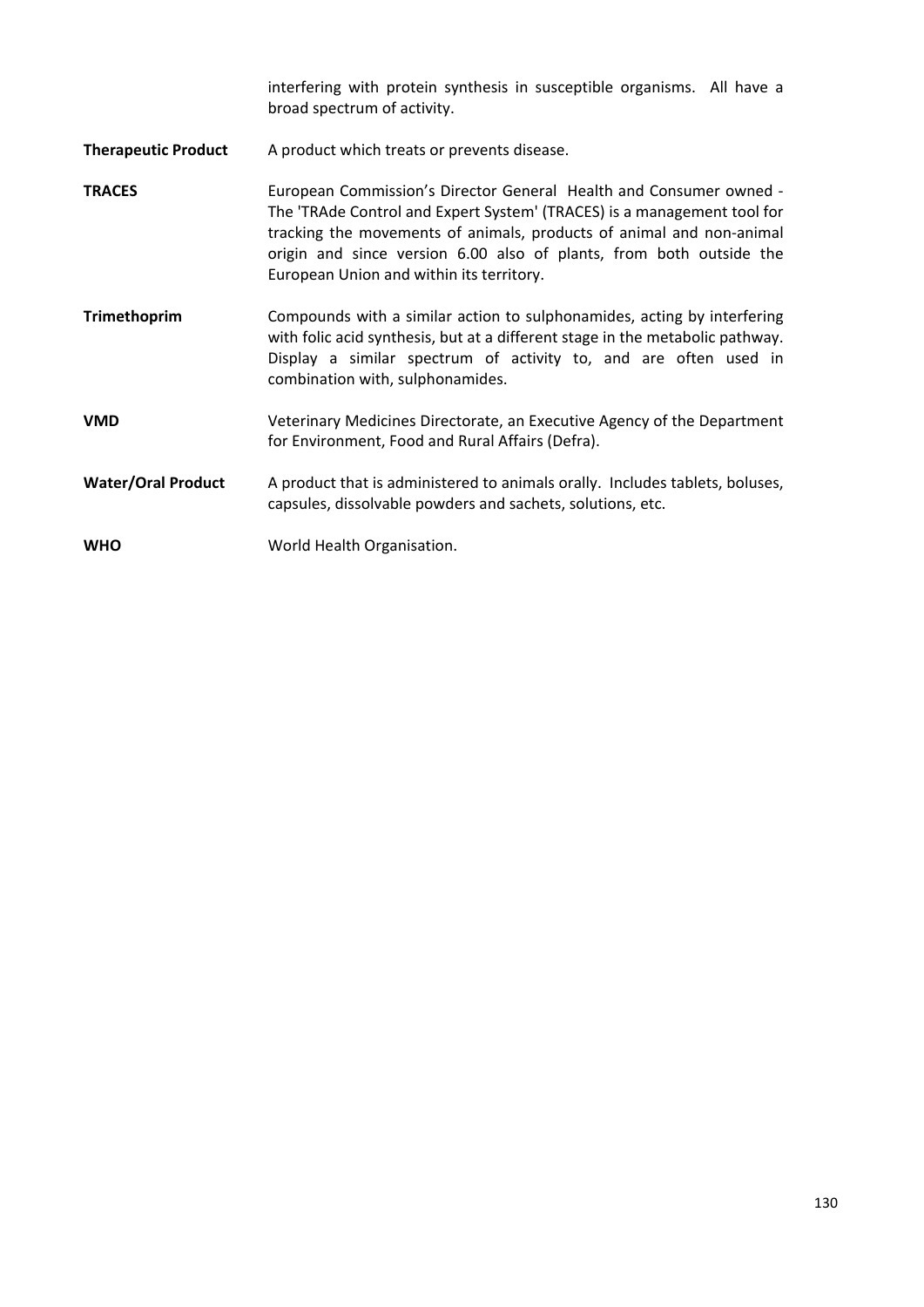interfering with protein synthesis in susceptible organisms. All have a broad spectrum of activity.

**Therapeutic Product** A product which treats or prevents disease.

**TRACES** European Commission's Director General Health and Consumer owned - The 'TRAde Control and Expert System' (TRACES) is a management tool for tracking the movements of animals, products of animal and non-animal origin and since version 6.00 also of plants, from both outside the European Union and within its territory.

**Trimethoprim** Compounds with a similar action to sulphonamides, acting by interfering with folic acid synthesis, but at a different stage in the metabolic pathway. Display a similar spectrum of activity to, and are often used in combination with, sulphonamides.

**VMD** Veterinary Medicines Directorate, an Executive Agency of the Department for Environment, Food and Rural Affairs (Defra).

**Water/Oral Product** A product that is administered to animals orally. Includes tablets, boluses, capsules, dissolvable powders and sachets, solutions, etc.

**WHO** World Health Organisation.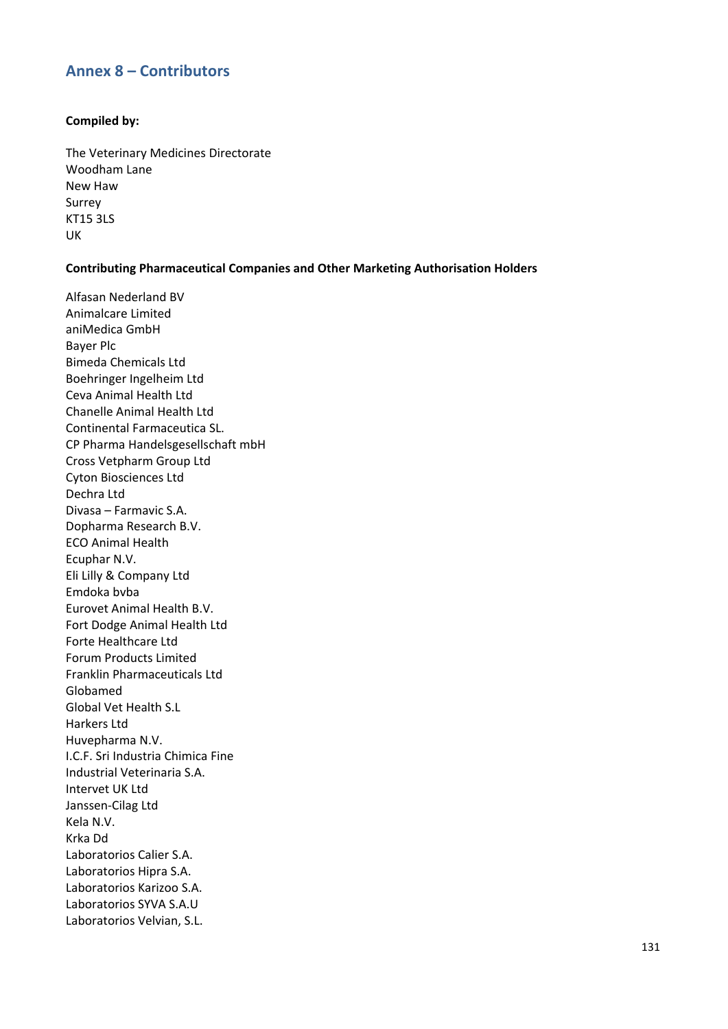## Annex 8 – Contributors

**Compiled by:**

The Veterinary Medicines Directorate
Woodham Lane
New Haw
Surrey
KT15 3LS
UK

**Contributing Pharmaceutical Companies and Other Marketing Authorisation Holders**

Alfasan Nederland BV
Animalcare Limited
aniMedica GmbH
Bayer Plc
Bimeda Chemicals Ltd
Boehringer Ingelheim Ltd
Ceva Animal Health Ltd
Chanelle Animal Health Ltd
Continental Farmaceutica SL.
CP Pharma Handelsgesellschaft mbH
Cross Vetpharm Group Ltd
Cyton Biosciences Ltd
Dechra Ltd
Divasa – Farmavic S.A.
Dopharma Research B.V.
ECO Animal Health
Ecuphar N.V.
Eli Lilly & Company Ltd
Emdoka bvba
Eurovet Animal Health B.V.
Fort Dodge Animal Health Ltd
Forte Healthcare Ltd
Forum Products Limited
Franklin Pharmaceuticals Ltd
Globamed
Global Vet Health S.L
Harkers Ltd
Huvepharma N.V.
I.C.F. Sri Industria Chimica Fine
Industrial Veterinaria S.A.
Intervet UK Ltd
Janssen-Cilag Ltd
Kela N.V.
Krka Dd
Laboratorios Calier S.A.
Laboratorios Hipra S.A.
Laboratorios Karizoo S.A.
Laboratorios SYVA S.A.U
Laboratorios Velvian, S.L.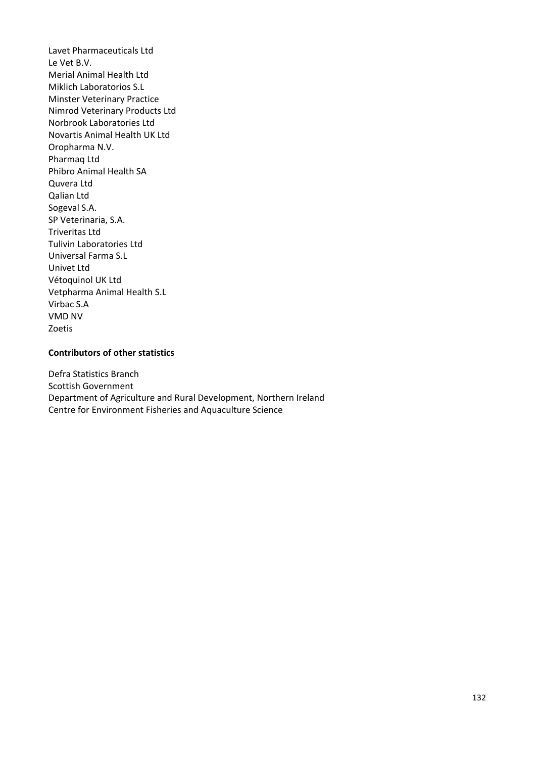Lavet Pharmaceuticals Ltd
Le Vet B.V.
Merial Animal Health Ltd
Miklich Laboratorios S.L
Minster Veterinary Practice
Nimrod Veterinary Products Ltd
Norbrook Laboratories Ltd
Novartis Animal Health UK Ltd
Oropharma N.V.
Pharmaq Ltd
Phibro Animal Health SA
Quvera Ltd
Qalian Ltd
Sogeval S.A.
SP Veterinaria, S.A.
Triveritas Ltd
Tulivin Laboratories Ltd
Universal Farma S.L
Univet Ltd
Vétoquinol UK Ltd
Vetpharma Animal Health S.L
Virbac S.A
VMD NV
Zoetis

**Contributors of other statistics**

Defra Statistics Branch
Scottish Government
Department of Agriculture and Rural Development, Northern Ireland
Centre for Environment Fisheries and Aquaculture Science